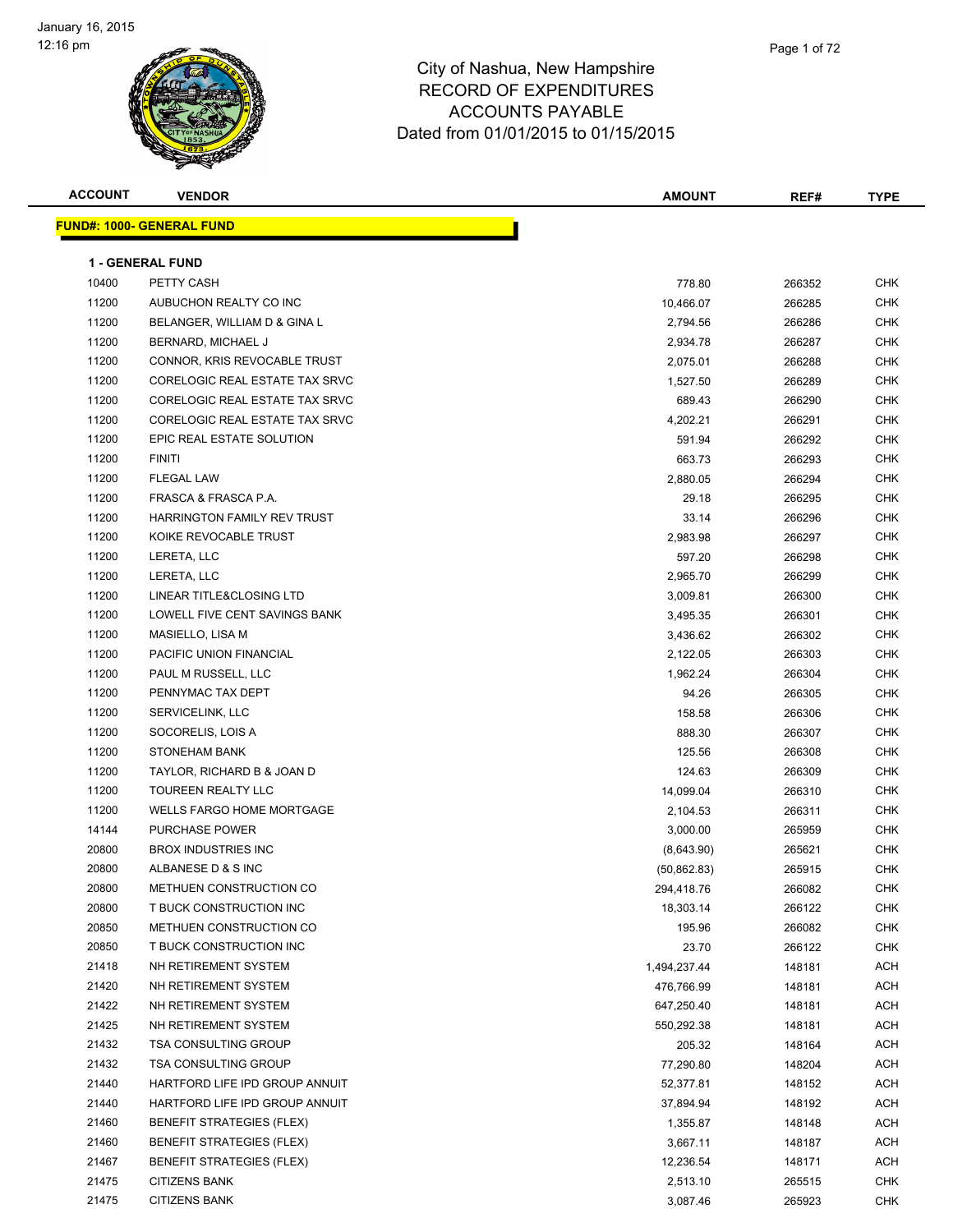January 16, 2015
12:16 pm

# City of Nashua, New Hampshire
## RECORD OF EXPENDITURES
## ACCOUNTS PAYABLE
### Dated from 01/01/2015 to 01/15/2015

**FUND#: 1000- GENERAL FUND**

**1 - GENERAL FUND**

| ACCOUNT | VENDOR | AMOUNT | REF# | TYPE |
|---|---|---|---|---|
| 10400 | PETTY CASH | 778.80 | 266352 | CHK |
| 11200 | AUBUCHON REALTY CO INC | 10,466.07 | 266285 | CHK |
| 11200 | BELANGER, WILLIAM D & GINA L | 2,794.56 | 266286 | CHK |
| 11200 | BERNARD, MICHAEL J | 2,934.78 | 266287 | CHK |
| 11200 | CONNOR, KRIS REVOCABLE TRUST | 2,075.01 | 266288 | CHK |
| 11200 | CORELOGIC REAL ESTATE TAX SRVC | 1,527.50 | 266289 | CHK |
| 11200 | CORELOGIC REAL ESTATE TAX SRVC | 689.43 | 266290 | CHK |
| 11200 | CORELOGIC REAL ESTATE TAX SRVC | 4,202.21 | 266291 | CHK |
| 11200 | EPIC REAL ESTATE SOLUTION | 591.94 | 266292 | CHK |
| 11200 | FINITI | 663.73 | 266293 | CHK |
| 11200 | FLEGAL LAW | 2,880.05 | 266294 | CHK |
| 11200 | FRASCA & FRASCA P.A. | 29.18 | 266295 | CHK |
| 11200 | HARRINGTON FAMILY REV TRUST | 33.14 | 266296 | CHK |
| 11200 | KOIKE REVOCABLE TRUST | 2,983.98 | 266297 | CHK |
| 11200 | LERETA, LLC | 597.20 | 266298 | CHK |
| 11200 | LERETA, LLC | 2,965.70 | 266299 | CHK |
| 11200 | LINEAR TITLE&CLOSING LTD | 3,009.81 | 266300 | CHK |
| 11200 | LOWELL FIVE CENT SAVINGS BANK | 3,495.35 | 266301 | CHK |
| 11200 | MASIELLO, LISA M | 3,436.62 | 266302 | CHK |
| 11200 | PACIFIC UNION FINANCIAL | 2,122.05 | 266303 | CHK |
| 11200 | PAUL M RUSSELL, LLC | 1,962.24 | 266304 | CHK |
| 11200 | PENNYMAC TAX DEPT | 94.26 | 266305 | CHK |
| 11200 | SERVICELINK, LLC | 158.58 | 266306 | CHK |
| 11200 | SOCORELIS, LOIS A | 888.30 | 266307 | CHK |
| 11200 | STONEHAM BANK | 125.56 | 266308 | CHK |
| 11200 | TAYLOR, RICHARD B & JOAN D | 124.63 | 266309 | CHK |
| 11200 | TOUREEN REALTY LLC | 14,099.04 | 266310 | CHK |
| 11200 | WELLS FARGO HOME MORTGAGE | 2,104.53 | 266311 | CHK |
| 14144 | PURCHASE POWER | 3,000.00 | 265959 | CHK |
| 20800 | BROX INDUSTRIES INC | (8,643.90) | 265621 | CHK |
| 20800 | ALBANESE D & S INC | (50,862.83) | 265915 | CHK |
| 20800 | METHUEN CONSTRUCTION CO | 294,418.76 | 266082 | CHK |
| 20800 | T BUCK CONSTRUCTION INC | 18,303.14 | 266122 | CHK |
| 20850 | METHUEN CONSTRUCTION CO | 195.96 | 266082 | CHK |
| 20850 | T BUCK CONSTRUCTION INC | 23.70 | 266122 | CHK |
| 21418 | NH RETIREMENT SYSTEM | 1,494,237.44 | 148181 | ACH |
| 21420 | NH RETIREMENT SYSTEM | 476,766.99 | 148181 | ACH |
| 21422 | NH RETIREMENT SYSTEM | 647,250.40 | 148181 | ACH |
| 21425 | NH RETIREMENT SYSTEM | 550,292.38 | 148181 | ACH |
| 21432 | TSA CONSULTING GROUP | 205.32 | 148164 | ACH |
| 21432 | TSA CONSULTING GROUP | 77,290.80 | 148204 | ACH |
| 21440 | HARTFORD LIFE IPD GROUP ANNUIT | 52,377.81 | 148152 | ACH |
| 21440 | HARTFORD LIFE IPD GROUP ANNUIT | 37,894.94 | 148192 | ACH |
| 21460 | BENEFIT STRATEGIES (FLEX) | 1,355.87 | 148148 | ACH |
| 21460 | BENEFIT STRATEGIES (FLEX) | 3,667.11 | 148187 | ACH |
| 21467 | BENEFIT STRATEGIES (FLEX) | 12,236.54 | 148171 | ACH |
| 21475 | CITIZENS BANK | 2,513.10 | 265515 | CHK |
| 21475 | CITIZENS BANK | 3,087.46 | 265923 | CHK |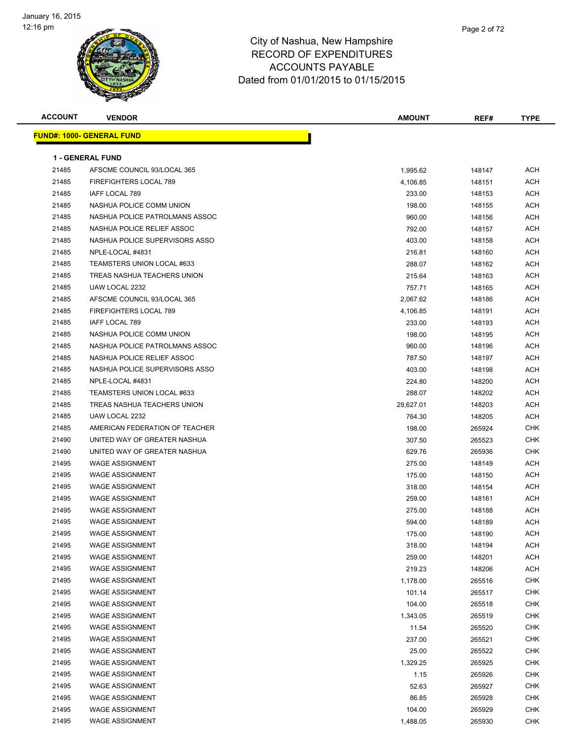# City of Nashua, New Hampshire
## RECORD OF EXPENDITURES
## ACCOUNTS PAYABLE
## Dated from 01/01/2015 to 01/15/2015

January 16, 2015
12:16 pm

| ACCOUNT | VENDOR | AMOUNT | REF# | TYPE |
|---|---|---|---|---|

**FUND#: 1000- GENERAL FUND**

**1 - GENERAL FUND**

| ACCOUNT | VENDOR | AMOUNT | REF# | TYPE |
|---|---|---|---|---|
| 21485 | AFSCME COUNCIL 93/LOCAL 365 | 1,995.62 | 148147 | ACH |
| 21485 | FIREFIGHTERS LOCAL 789 | 4,106.85 | 148151 | ACH |
| 21485 | IAFF LOCAL 789 | 233.00 | 148153 | ACH |
| 21485 | NASHUA POLICE COMM UNION | 198.00 | 148155 | ACH |
| 21485 | NASHUA POLICE PATROLMANS ASSOC | 960.00 | 148156 | ACH |
| 21485 | NASHUA POLICE RELIEF ASSOC | 792.00 | 148157 | ACH |
| 21485 | NASHUA POLICE SUPERVISORS ASSO | 403.00 | 148158 | ACH |
| 21485 | NPLE-LOCAL #4831 | 216.81 | 148160 | ACH |
| 21485 | TEAMSTERS UNION LOCAL #633 | 288.07 | 148162 | ACH |
| 21485 | TREAS NASHUA TEACHERS UNION | 215.64 | 148163 | ACH |
| 21485 | UAW LOCAL 2232 | 757.71 | 148165 | ACH |
| 21485 | AFSCME COUNCIL 93/LOCAL 365 | 2,067.62 | 148186 | ACH |
| 21485 | FIREFIGHTERS LOCAL 789 | 4,106.85 | 148191 | ACH |
| 21485 | IAFF LOCAL 789 | 233.00 | 148193 | ACH |
| 21485 | NASHUA POLICE COMM UNION | 198.00 | 148195 | ACH |
| 21485 | NASHUA POLICE PATROLMANS ASSOC | 960.00 | 148196 | ACH |
| 21485 | NASHUA POLICE RELIEF ASSOC | 787.50 | 148197 | ACH |
| 21485 | NASHUA POLICE SUPERVISORS ASSO | 403.00 | 148198 | ACH |
| 21485 | NPLE-LOCAL #4831 | 224.80 | 148200 | ACH |
| 21485 | TEAMSTERS UNION LOCAL #633 | 288.07 | 148202 | ACH |
| 21485 | TREAS NASHUA TEACHERS UNION | 29,627.01 | 148203 | ACH |
| 21485 | UAW LOCAL 2232 | 764.30 | 148205 | ACH |
| 21485 | AMERICAN FEDERATION OF TEACHER | 198.00 | 265924 | CHK |
| 21490 | UNITED WAY OF GREATER NASHUA | 307.50 | 265523 | CHK |
| 21490 | UNITED WAY OF GREATER NASHUA | 629.76 | 265936 | CHK |
| 21495 | WAGE ASSIGNMENT | 275.00 | 148149 | ACH |
| 21495 | WAGE ASSIGNMENT | 175.00 | 148150 | ACH |
| 21495 | WAGE ASSIGNMENT | 318.00 | 148154 | ACH |
| 21495 | WAGE ASSIGNMENT | 259.00 | 148161 | ACH |
| 21495 | WAGE ASSIGNMENT | 275.00 | 148188 | ACH |
| 21495 | WAGE ASSIGNMENT | 594.00 | 148189 | ACH |
| 21495 | WAGE ASSIGNMENT | 175.00 | 148190 | ACH |
| 21495 | WAGE ASSIGNMENT | 318.00 | 148194 | ACH |
| 21495 | WAGE ASSIGNMENT | 259.00 | 148201 | ACH |
| 21495 | WAGE ASSIGNMENT | 219.23 | 148206 | ACH |
| 21495 | WAGE ASSIGNMENT | 1,178.00 | 265516 | CHK |
| 21495 | WAGE ASSIGNMENT | 101.14 | 265517 | CHK |
| 21495 | WAGE ASSIGNMENT | 104.00 | 265518 | CHK |
| 21495 | WAGE ASSIGNMENT | 1,343.05 | 265519 | CHK |
| 21495 | WAGE ASSIGNMENT | 11.54 | 265520 | CHK |
| 21495 | WAGE ASSIGNMENT | 237.00 | 265521 | CHK |
| 21495 | WAGE ASSIGNMENT | 25.00 | 265522 | CHK |
| 21495 | WAGE ASSIGNMENT | 1,329.25 | 265925 | CHK |
| 21495 | WAGE ASSIGNMENT | 1.15 | 265926 | CHK |
| 21495 | WAGE ASSIGNMENT | 52.63 | 265927 | CHK |
| 21495 | WAGE ASSIGNMENT | 86.85 | 265928 | CHK |
| 21495 | WAGE ASSIGNMENT | 104.00 | 265929 | CHK |
| 21495 | WAGE ASSIGNMENT | 1,488.05 | 265930 | CHK |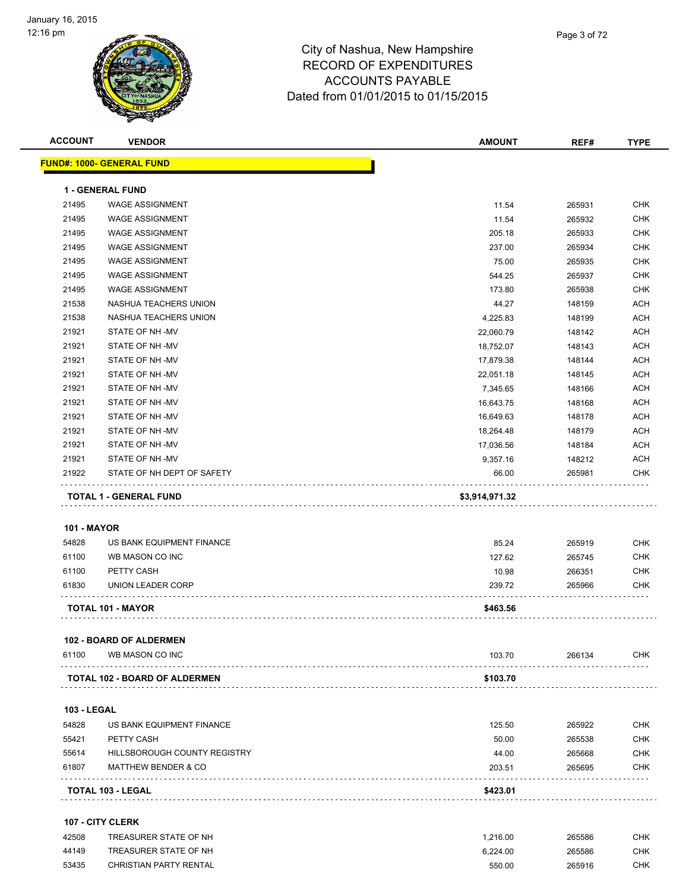City of Nashua, New Hampshire
RECORD OF EXPENDITURES
ACCOUNTS PAYABLE
Dated from 01/01/2015 to 01/15/2015

January 16, 2015
12:16 pm

| ACCOUNT | VENDOR | AMOUNT | REF# | TYPE |
|---|---|---|---|---|
| **FUND#: 1000- GENERAL FUND** | | | | |
| **1 - GENERAL FUND** | | | | |
| 21495 | WAGE ASSIGNMENT | 11.54 | 265931 | CHK |
| 21495 | WAGE ASSIGNMENT | 11.54 | 265932 | CHK |
| 21495 | WAGE ASSIGNMENT | 205.18 | 265933 | CHK |
| 21495 | WAGE ASSIGNMENT | 237.00 | 265934 | CHK |
| 21495 | WAGE ASSIGNMENT | 75.00 | 265935 | CHK |
| 21495 | WAGE ASSIGNMENT | 544.25 | 265937 | CHK |
| 21495 | WAGE ASSIGNMENT | 173.80 | 265938 | CHK |
| 21538 | NASHUA TEACHERS UNION | 44.27 | 148159 | ACH |
| 21538 | NASHUA TEACHERS UNION | 4,225.83 | 148199 | ACH |
| 21921 | STATE OF NH -MV | 22,060.79 | 148142 | ACH |
| 21921 | STATE OF NH -MV | 18,752.07 | 148143 | ACH |
| 21921 | STATE OF NH -MV | 17,879.38 | 148144 | ACH |
| 21921 | STATE OF NH -MV | 22,051.18 | 148145 | ACH |
| 21921 | STATE OF NH -MV | 7,345.65 | 148166 | ACH |
| 21921 | STATE OF NH -MV | 16,643.75 | 148168 | ACH |
| 21921 | STATE OF NH -MV | 16,649.63 | 148178 | ACH |
| 21921 | STATE OF NH -MV | 18,264.48 | 148179 | ACH |
| 21921 | STATE OF NH -MV | 17,036.56 | 148184 | ACH |
| 21921 | STATE OF NH -MV | 9,357.16 | 148212 | ACH |
| 21922 | STATE OF NH DEPT OF SAFETY | 66.00 | 265981 | CHK |
| **TOTAL 1 - GENERAL FUND** | | **$3,914,971.32** | | |
| **101 - MAYOR** | | | | |
| 54828 | US BANK EQUIPMENT FINANCE | 85.24 | 265919 | CHK |
| 61100 | WB MASON CO INC | 127.62 | 265745 | CHK |
| 61100 | PETTY CASH | 10.98 | 266351 | CHK |
| 61830 | UNION LEADER CORP | 239.72 | 265966 | CHK |
| **TOTAL 101 - MAYOR** | | **$463.56** | | |
| **102 - BOARD OF ALDERMEN** | | | | |
| 61100 | WB MASON CO INC | 103.70 | 266134 | CHK |
| **TOTAL 102 - BOARD OF ALDERMEN** | | **$103.70** | | |
| **103 - LEGAL** | | | | |
| 54828 | US BANK EQUIPMENT FINANCE | 125.50 | 265922 | CHK |
| 55421 | PETTY CASH | 50.00 | 265538 | CHK |
| 55614 | HILLSBOROUGH COUNTY REGISTRY | 44.00 | 265668 | CHK |
| 61807 | MATTHEW BENDER & CO | 203.51 | 265695 | CHK |
| **TOTAL 103 - LEGAL** | | **$423.01** | | |
| **107 - CITY CLERK** | | | | |
| 42508 | TREASURER STATE OF NH | 1,216.00 | 265586 | CHK |
| 44149 | TREASURER STATE OF NH | 6,224.00 | 265586 | CHK |
| 53435 | CHRISTIAN PARTY RENTAL | 550.00 | 265916 | CHK |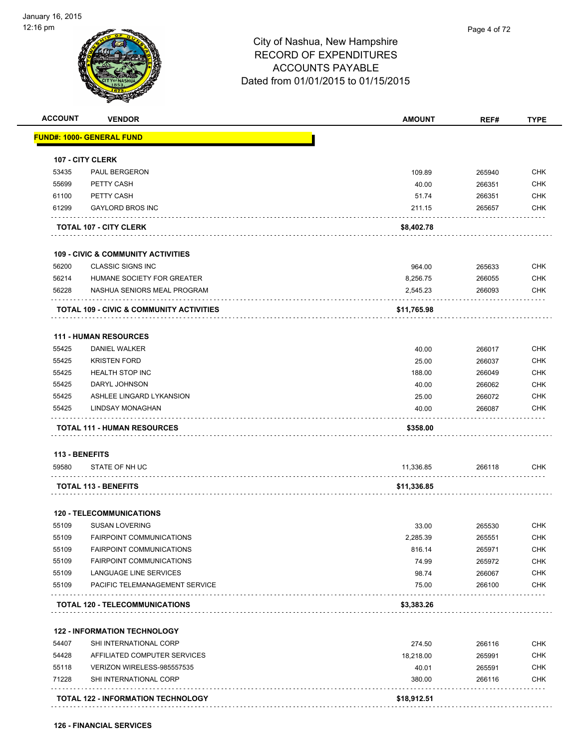City of Nashua, New Hampshire
RECORD OF EXPENDITURES
ACCOUNTS PAYABLE
Dated from 01/01/2015 to 01/15/2015

| ACCOUNT | VENDOR | AMOUNT | REF# | TYPE |
|---|---|---|---|---|
| **FUND#: 1000- GENERAL FUND** | | | | |
| **107 - CITY CLERK** | | | | |
| 53435 | PAUL BERGERON | 109.89 | 265940 | CHK |
| 55699 | PETTY CASH | 40.00 | 266351 | CHK |
| 61100 | PETTY CASH | 51.74 | 266351 | CHK |
| 61299 | GAYLORD BROS INC | 211.15 | 265657 | CHK |
| | **TOTAL 107 - CITY CLERK** | **$8,402.78** | | |
| **109 - CIVIC & COMMUNITY ACTIVITIES** | | | | |
| 56200 | CLASSIC SIGNS INC | 964.00 | 265633 | CHK |
| 56214 | HUMANE SOCIETY FOR GREATER | 8,256.75 | 266055 | CHK |
| 56228 | NASHUA SENIORS MEAL PROGRAM | 2,545.23 | 266093 | CHK |
| | **TOTAL 109 - CIVIC & COMMUNITY ACTIVITIES** | **$11,765.98** | | |
| **111 - HUMAN RESOURCES** | | | | |
| 55425 | DANIEL WALKER | 40.00 | 266017 | CHK |
| 55425 | KRISTEN FORD | 25.00 | 266037 | CHK |
| 55425 | HEALTH STOP INC | 188.00 | 266049 | CHK |
| 55425 | DARYL JOHNSON | 40.00 | 266062 | CHK |
| 55425 | ASHLEE LINGARD LYKANSION | 25.00 | 266072 | CHK |
| 55425 | LINDSAY MONAGHAN | 40.00 | 266087 | CHK |
| | **TOTAL 111 - HUMAN RESOURCES** | **$358.00** | | |
| **113 - BENEFITS** | | | | |
| 59580 | STATE OF NH UC | 11,336.85 | 266118 | CHK |
| | **TOTAL 113 - BENEFITS** | **$11,336.85** | | |
| **120 - TELECOMMUNICATIONS** | | | | |
| 55109 | SUSAN LOVERING | 33.00 | 265530 | CHK |
| 55109 | FAIRPOINT COMMUNICATIONS | 2,285.39 | 265551 | CHK |
| 55109 | FAIRPOINT COMMUNICATIONS | 816.14 | 265971 | CHK |
| 55109 | FAIRPOINT COMMUNICATIONS | 74.99 | 265972 | CHK |
| 55109 | LANGUAGE LINE SERVICES | 98.74 | 266067 | CHK |
| 55109 | PACIFIC TELEMANAGEMENT SERVICE | 75.00 | 266100 | CHK |
| | **TOTAL 120 - TELECOMMUNICATIONS** | **$3,383.26** | | |
| **122 - INFORMATION TECHNOLOGY** | | | | |
| 54407 | SHI INTERNATIONAL CORP | 274.50 | 266116 | CHK |
| 54428 | AFFILIATED COMPUTER SERVICES | 18,218.00 | 265991 | CHK |
| 55118 | VERIZON WIRELESS-985557535 | 40.01 | 265591 | CHK |
| 71228 | SHI INTERNATIONAL CORP | 380.00 | 266116 | CHK |
| | **TOTAL 122 - INFORMATION TECHNOLOGY** | **$18,912.51** | | |
| **126 - FINANCIAL SERVICES** | | | | |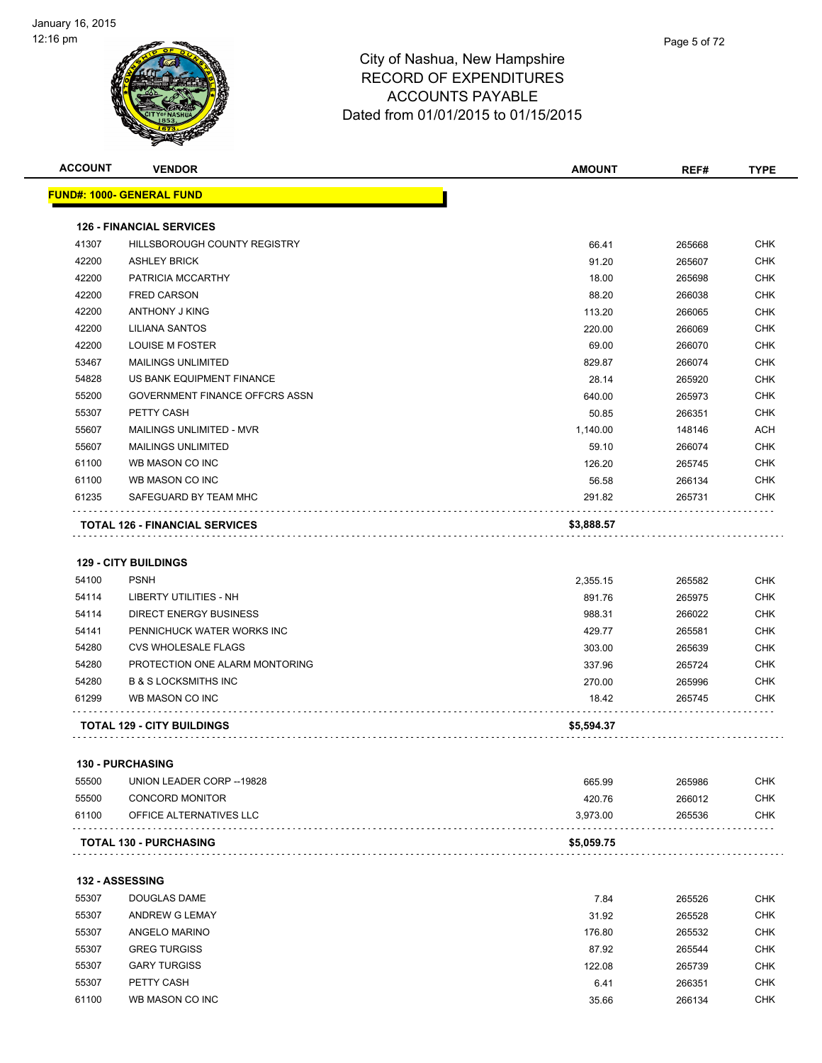# City of Nashua, New Hampshire
# RECORD OF EXPENDITURES
# ACCOUNTS PAYABLE
# Dated from 01/01/2015 to 01/15/2015

| ACCOUNT | VENDOR | AMOUNT | REF# | TYPE |
|---|---|---|---|---|
| **FUND#: 1000- GENERAL FUND** | | | | |
| **126 - FINANCIAL SERVICES** | | | | |
| 41307 | HILLSBOROUGH COUNTY REGISTRY | 66.41 | 265668 | CHK |
| 42200 | ASHLEY BRICK | 91.20 | 265607 | CHK |
| 42200 | PATRICIA MCCARTHY | 18.00 | 265698 | CHK |
| 42200 | FRED CARSON | 88.20 | 266038 | CHK |
| 42200 | ANTHONY J KING | 113.20 | 266065 | CHK |
| 42200 | LILIANA SANTOS | 220.00 | 266069 | CHK |
| 42200 | LOUISE M FOSTER | 69.00 | 266070 | CHK |
| 53467 | MAILINGS UNLIMITED | 829.87 | 266074 | CHK |
| 54828 | US BANK EQUIPMENT FINANCE | 28.14 | 265920 | CHK |
| 55200 | GOVERNMENT FINANCE OFFCRS ASSN | 640.00 | 265973 | CHK |
| 55307 | PETTY CASH | 50.85 | 266351 | CHK |
| 55607 | MAILINGS UNLIMITED - MVR | 1,140.00 | 148146 | ACH |
| 55607 | MAILINGS UNLIMITED | 59.10 | 266074 | CHK |
| 61100 | WB MASON CO INC | 126.20 | 265745 | CHK |
| 61100 | WB MASON CO INC | 56.58 | 266134 | CHK |
| 61235 | SAFEGUARD BY TEAM MHC | 291.82 | 265731 | CHK |
| **TOTAL 126 - FINANCIAL SERVICES** | | **$3,888.57** | | |
| **129 - CITY BUILDINGS** | | | | |
| 54100 | PSNH | 2,355.15 | 265582 | CHK |
| 54114 | LIBERTY UTILITIES - NH | 891.76 | 265975 | CHK |
| 54114 | DIRECT ENERGY BUSINESS | 988.31 | 266022 | CHK |
| 54141 | PENNICHUCK WATER WORKS INC | 429.77 | 265581 | CHK |
| 54280 | CVS WHOLESALE FLAGS | 303.00 | 265639 | CHK |
| 54280 | PROTECTION ONE ALARM MONTORING | 337.96 | 265724 | CHK |
| 54280 | B & S LOCKSMITHS INC | 270.00 | 265996 | CHK |
| 61299 | WB MASON CO INC | 18.42 | 265745 | CHK |
| **TOTAL 129 - CITY BUILDINGS** | | **$5,594.37** | | |
| **130 - PURCHASING** | | | | |
| 55500 | UNION LEADER CORP --19828 | 665.99 | 265986 | CHK |
| 55500 | CONCORD MONITOR | 420.76 | 266012 | CHK |
| 61100 | OFFICE ALTERNATIVES LLC | 3,973.00 | 265536 | CHK |
| **TOTAL 130 - PURCHASING** | | **$5,059.75** | | |
| **132 - ASSESSING** | | | | |
| 55307 | DOUGLAS DAME | 7.84 | 265526 | CHK |
| 55307 | ANDREW G LEMAY | 31.92 | 265528 | CHK |
| 55307 | ANGELO MARINO | 176.80 | 265532 | CHK |
| 55307 | GREG TURGISS | 87.92 | 265544 | CHK |
| 55307 | GARY TURGISS | 122.08 | 265739 | CHK |
| 55307 | PETTY CASH | 6.41 | 266351 | CHK |
| 61100 | WB MASON CO INC | 35.66 | 266134 | CHK |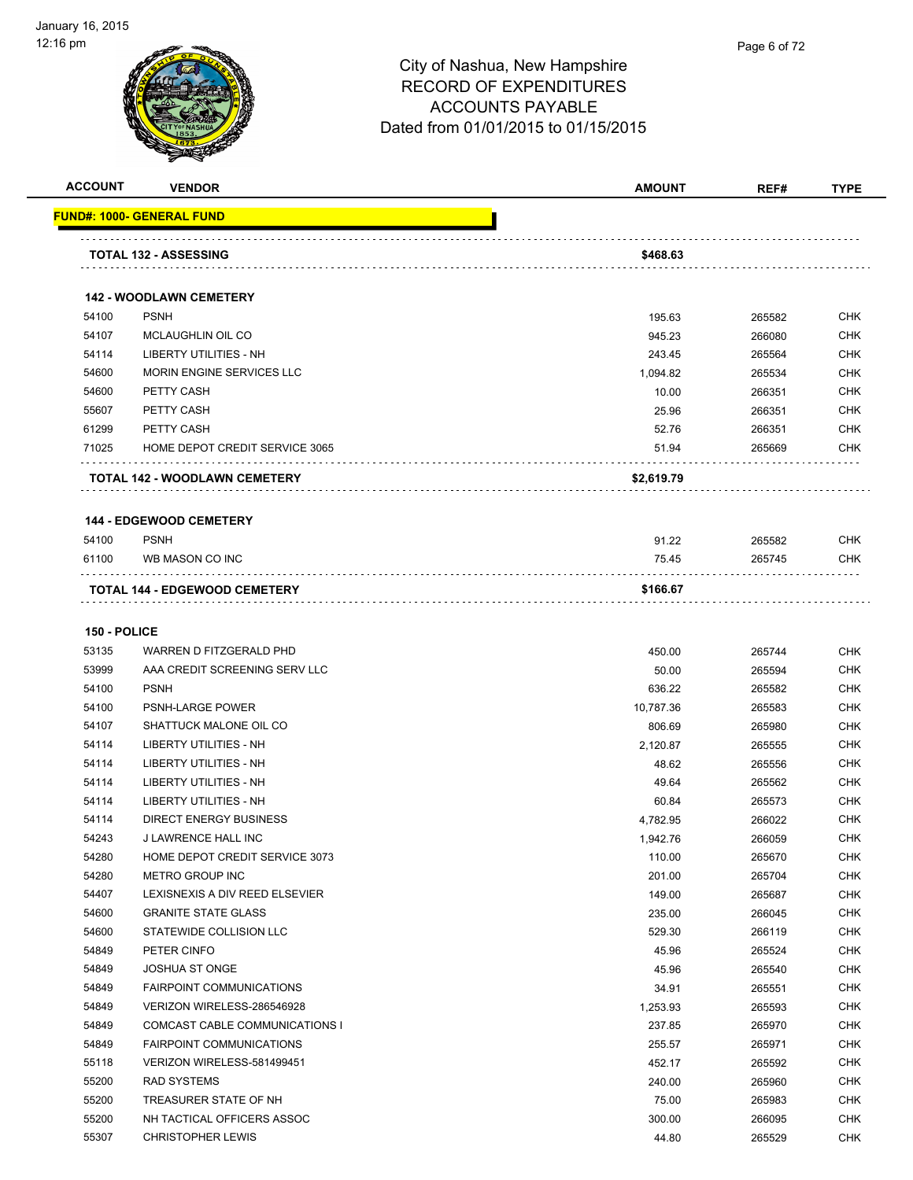City of Nashua, New Hampshire
RECORD OF EXPENDITURES
ACCOUNTS PAYABLE
Dated from 01/01/2015 to 01/15/2015

| ACCOUNT | VENDOR | AMOUNT | REF# | TYPE |
|---|---|---|---|---|
| **FUND#: 1000- GENERAL FUND** | | | | |
| | **TOTAL 132 - ASSESSING** | **$468.63** | | |
| **142 - WOODLAWN CEMETERY** | | | | |
| 54100 | PSNH | 195.63 | 265582 | CHK |
| 54107 | MCLAUGHLIN OIL CO | 945.23 | 266080 | CHK |
| 54114 | LIBERTY UTILITIES - NH | 243.45 | 265564 | CHK |
| 54600 | MORIN ENGINE SERVICES LLC | 1,094.82 | 265534 | CHK |
| 54600 | PETTY CASH | 10.00 | 266351 | CHK |
| 55607 | PETTY CASH | 25.96 | 266351 | CHK |
| 61299 | PETTY CASH | 52.76 | 266351 | CHK |
| 71025 | HOME DEPOT CREDIT SERVICE 3065 | 51.94 | 265669 | CHK |
| | **TOTAL 142 - WOODLAWN CEMETERY** | **$2,619.79** | | |
| **144 - EDGEWOOD CEMETERY** | | | | |
| 54100 | PSNH | 91.22 | 265582 | CHK |
| 61100 | WB MASON CO INC | 75.45 | 265745 | CHK |
| | **TOTAL 144 - EDGEWOOD CEMETERY** | **$166.67** | | |
| **150 - POLICE** | | | | |
| 53135 | WARREN D FITZGERALD PHD | 450.00 | 265744 | CHK |
| 53999 | AAA CREDIT SCREENING SERV LLC | 50.00 | 265594 | CHK |
| 54100 | PSNH | 636.22 | 265582 | CHK |
| 54100 | PSNH-LARGE POWER | 10,787.36 | 265583 | CHK |
| 54107 | SHATTUCK MALONE OIL CO | 806.69 | 265980 | CHK |
| 54114 | LIBERTY UTILITIES - NH | 2,120.87 | 265555 | CHK |
| 54114 | LIBERTY UTILITIES - NH | 48.62 | 265556 | CHK |
| 54114 | LIBERTY UTILITIES - NH | 49.64 | 265562 | CHK |
| 54114 | LIBERTY UTILITIES - NH | 60.84 | 265573 | CHK |
| 54114 | DIRECT ENERGY BUSINESS | 4,782.95 | 266022 | CHK |
| 54243 | J LAWRENCE HALL INC | 1,942.76 | 266059 | CHK |
| 54280 | HOME DEPOT CREDIT SERVICE 3073 | 110.00 | 265670 | CHK |
| 54280 | METRO GROUP INC | 201.00 | 265704 | CHK |
| 54407 | LEXISNEXIS A DIV REED ELSEVIER | 149.00 | 265687 | CHK |
| 54600 | GRANITE STATE GLASS | 235.00 | 266045 | CHK |
| 54600 | STATEWIDE COLLISION LLC | 529.30 | 266119 | CHK |
| 54849 | PETER CINFO | 45.96 | 265524 | CHK |
| 54849 | JOSHUA ST ONGE | 45.96 | 265540 | CHK |
| 54849 | FAIRPOINT COMMUNICATIONS | 34.91 | 265551 | CHK |
| 54849 | VERIZON WIRELESS-286546928 | 1,253.93 | 265593 | CHK |
| 54849 | COMCAST CABLE COMMUNICATIONS I | 237.85 | 265970 | CHK |
| 54849 | FAIRPOINT COMMUNICATIONS | 255.57 | 265971 | CHK |
| 55118 | VERIZON WIRELESS-581499451 | 452.17 | 265592 | CHK |
| 55200 | RAD SYSTEMS | 240.00 | 265960 | CHK |
| 55200 | TREASURER STATE OF NH | 75.00 | 265983 | CHK |
| 55200 | NH TACTICAL OFFICERS ASSOC | 300.00 | 266095 | CHK |
| 55307 | CHRISTOPHER LEWIS | 44.80 | 265529 | CHK |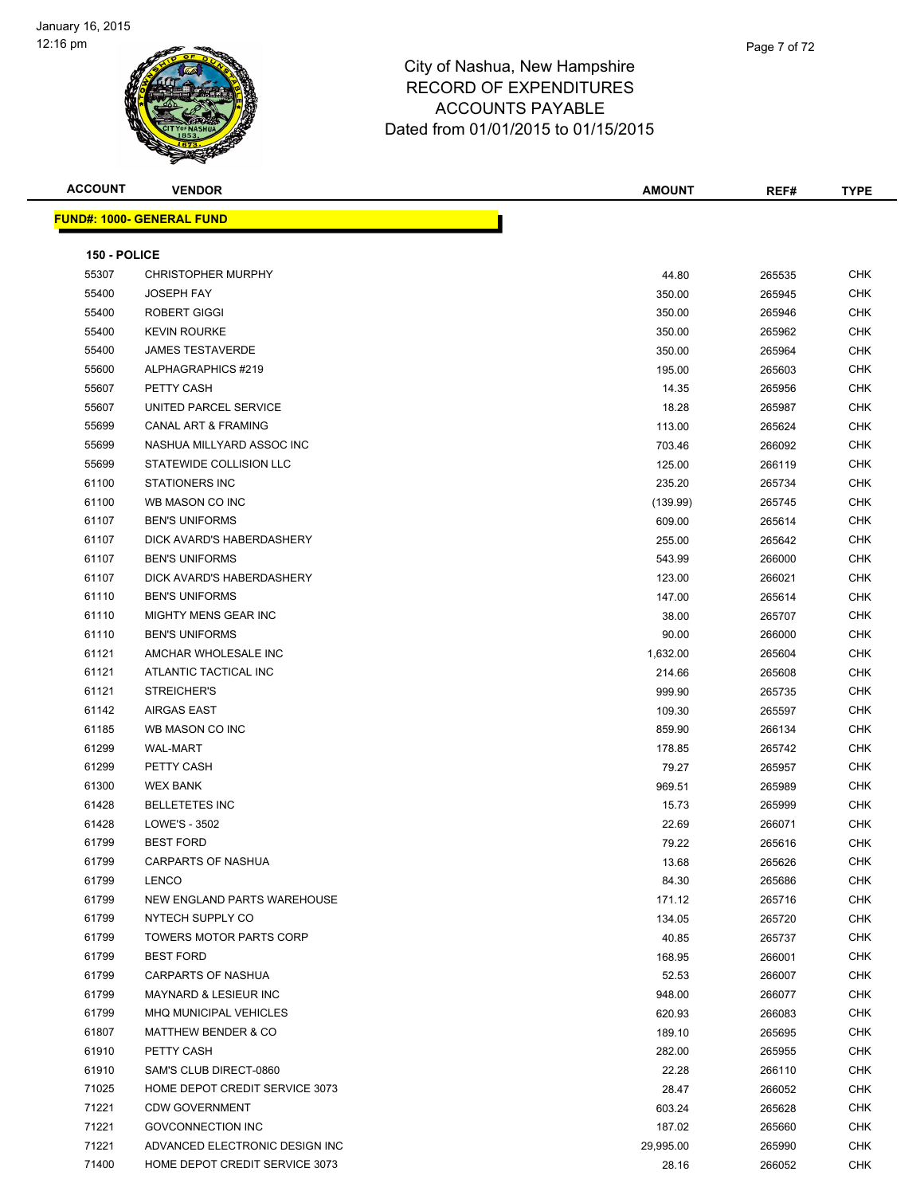City of Nashua, New Hampshire
RECORD OF EXPENDITURES
ACCOUNTS PAYABLE
Dated from 01/01/2015 to 01/15/2015

| ACCOUNT | VENDOR | AMOUNT | REF# | TYPE |
|---|---|---|---|---|

**FUND#: 1000- GENERAL FUND**

**150 - POLICE**

| ACCOUNT | VENDOR | AMOUNT | REF# | TYPE |
|---|---|---|---|---|
| 55307 | CHRISTOPHER MURPHY | 44.80 | 265535 | CHK |
| 55400 | JOSEPH FAY | 350.00 | 265945 | CHK |
| 55400 | ROBERT GIGGI | 350.00 | 265946 | CHK |
| 55400 | KEVIN ROURKE | 350.00 | 265962 | CHK |
| 55400 | JAMES TESTAVERDE | 350.00 | 265964 | CHK |
| 55600 | ALPHAGRAPHICS #219 | 195.00 | 265603 | CHK |
| 55607 | PETTY CASH | 14.35 | 265956 | CHK |
| 55607 | UNITED PARCEL SERVICE | 18.28 | 265987 | CHK |
| 55699 | CANAL ART & FRAMING | 113.00 | 265624 | CHK |
| 55699 | NASHUA MILLYARD ASSOC INC | 703.46 | 266092 | CHK |
| 55699 | STATEWIDE COLLISION LLC | 125.00 | 266119 | CHK |
| 61100 | STATIONERS INC | 235.20 | 265734 | CHK |
| 61100 | WB MASON CO INC | (139.99) | 265745 | CHK |
| 61107 | BEN'S UNIFORMS | 609.00 | 265614 | CHK |
| 61107 | DICK AVARD'S HABERDASHERY | 255.00 | 265642 | CHK |
| 61107 | BEN'S UNIFORMS | 543.99 | 266000 | CHK |
| 61107 | DICK AVARD'S HABERDASHERY | 123.00 | 266021 | CHK |
| 61110 | BEN'S UNIFORMS | 147.00 | 265614 | CHK |
| 61110 | MIGHTY MENS GEAR INC | 38.00 | 265707 | CHK |
| 61110 | BEN'S UNIFORMS | 90.00 | 266000 | CHK |
| 61121 | AMCHAR WHOLESALE INC | 1,632.00 | 265604 | CHK |
| 61121 | ATLANTIC TACTICAL INC | 214.66 | 265608 | CHK |
| 61121 | STREICHER'S | 999.90 | 265735 | CHK |
| 61142 | AIRGAS EAST | 109.30 | 265597 | CHK |
| 61185 | WB MASON CO INC | 859.90 | 266134 | CHK |
| 61299 | WAL-MART | 178.85 | 265742 | CHK |
| 61299 | PETTY CASH | 79.27 | 265957 | CHK |
| 61300 | WEX BANK | 969.51 | 265989 | CHK |
| 61428 | BELLETETES INC | 15.73 | 265999 | CHK |
| 61428 | LOWE'S - 3502 | 22.69 | 266071 | CHK |
| 61799 | BEST FORD | 79.22 | 265616 | CHK |
| 61799 | CARPARTS OF NASHUA | 13.68 | 265626 | CHK |
| 61799 | LENCO | 84.30 | 265686 | CHK |
| 61799 | NEW ENGLAND PARTS WAREHOUSE | 171.12 | 265716 | CHK |
| 61799 | NYTECH SUPPLY CO | 134.05 | 265720 | CHK |
| 61799 | TOWERS MOTOR PARTS CORP | 40.85 | 265737 | CHK |
| 61799 | BEST FORD | 168.95 | 266001 | CHK |
| 61799 | CARPARTS OF NASHUA | 52.53 | 266007 | CHK |
| 61799 | MAYNARD & LESIEUR INC | 948.00 | 266077 | CHK |
| 61799 | MHQ MUNICIPAL VEHICLES | 620.93 | 266083 | CHK |
| 61807 | MATTHEW BENDER & CO | 189.10 | 265695 | CHK |
| 61910 | PETTY CASH | 282.00 | 265955 | CHK |
| 61910 | SAM'S CLUB DIRECT-0860 | 22.28 | 266110 | CHK |
| 71025 | HOME DEPOT CREDIT SERVICE 3073 | 28.47 | 266052 | CHK |
| 71221 | CDW GOVERNMENT | 603.24 | 265628 | CHK |
| 71221 | GOVCONNECTION INC | 187.02 | 265660 | CHK |
| 71221 | ADVANCED ELECTRONIC DESIGN INC | 29,995.00 | 265990 | CHK |
| 71400 | HOME DEPOT CREDIT SERVICE 3073 | 28.16 | 266052 | CHK |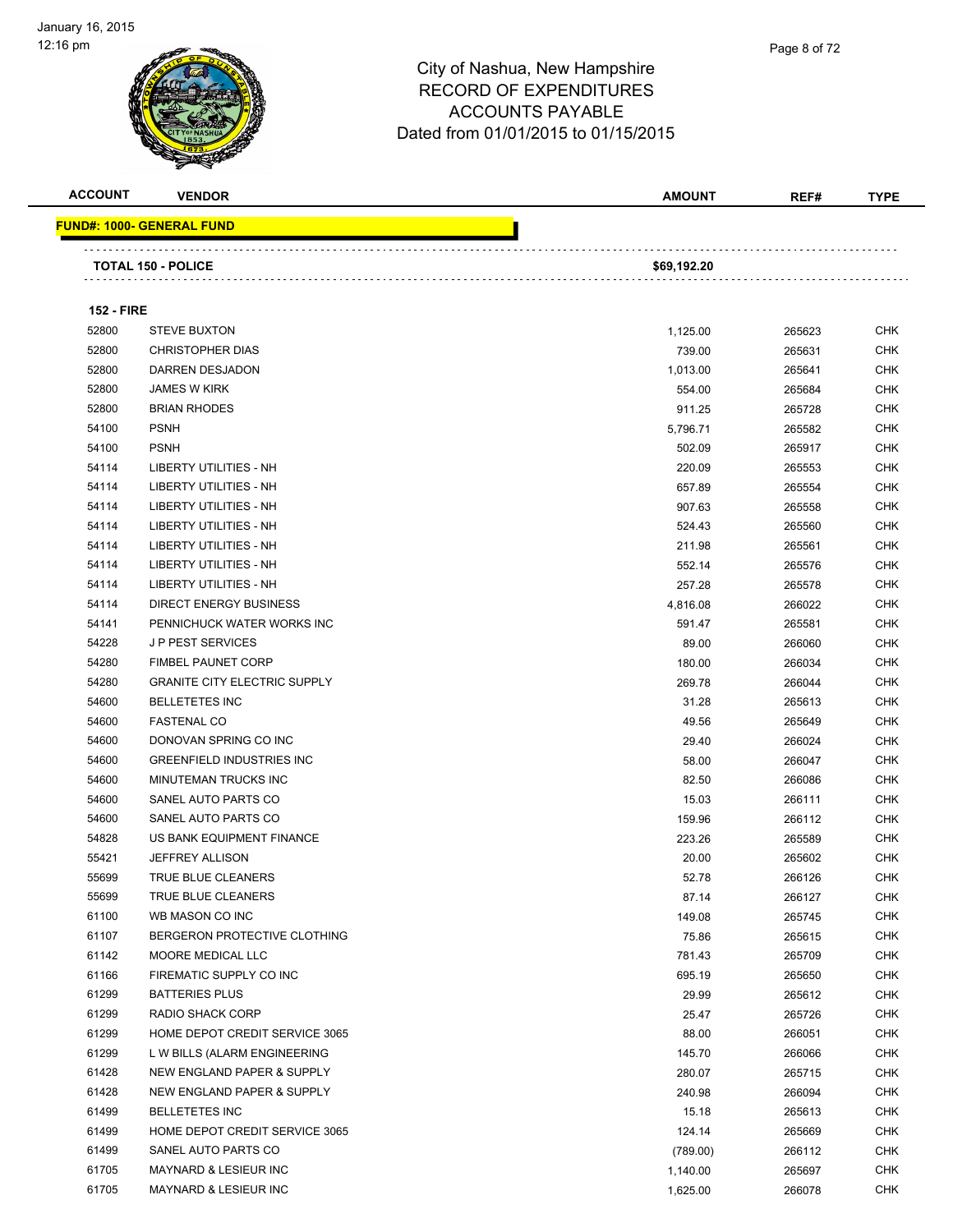# City of Nashua, New Hampshire
## RECORD OF EXPENDITURES
## ACCOUNTS PAYABLE
### Dated from 01/01/2015 to 01/15/2015

| ACCOUNT | VENDOR | AMOUNT | REF# | TYPE |
|---|---|---|---|---|
| **FUND#: 1000- GENERAL FUND** | | | | |
| | **TOTAL 150 - POLICE** | **$69,192.20** | | |
| **152 - FIRE** | | | | |
| 52800 | STEVE BUXTON | 1,125.00 | 265623 | CHK |
| 52800 | CHRISTOPHER DIAS | 739.00 | 265631 | CHK |
| 52800 | DARREN DESJADON | 1,013.00 | 265641 | CHK |
| 52800 | JAMES W KIRK | 554.00 | 265684 | CHK |
| 52800 | BRIAN RHODES | 911.25 | 265728 | CHK |
| 54100 | PSNH | 5,796.71 | 265582 | CHK |
| 54100 | PSNH | 502.09 | 265917 | CHK |
| 54114 | LIBERTY UTILITIES - NH | 220.09 | 265553 | CHK |
| 54114 | LIBERTY UTILITIES - NH | 657.89 | 265554 | CHK |
| 54114 | LIBERTY UTILITIES - NH | 907.63 | 265558 | CHK |
| 54114 | LIBERTY UTILITIES - NH | 524.43 | 265560 | CHK |
| 54114 | LIBERTY UTILITIES - NH | 211.98 | 265561 | CHK |
| 54114 | LIBERTY UTILITIES - NH | 552.14 | 265576 | CHK |
| 54114 | LIBERTY UTILITIES - NH | 257.28 | 265578 | CHK |
| 54114 | DIRECT ENERGY BUSINESS | 4,816.08 | 266022 | CHK |
| 54141 | PENNICHUCK WATER WORKS INC | 591.47 | 265581 | CHK |
| 54228 | J P PEST SERVICES | 89.00 | 266060 | CHK |
| 54280 | FIMBEL PAUNET CORP | 180.00 | 266034 | CHK |
| 54280 | GRANITE CITY ELECTRIC SUPPLY | 269.78 | 266044 | CHK |
| 54600 | BELLETETES INC | 31.28 | 265613 | CHK |
| 54600 | FASTENAL CO | 49.56 | 265649 | CHK |
| 54600 | DONOVAN SPRING CO INC | 29.40 | 266024 | CHK |
| 54600 | GREENFIELD INDUSTRIES INC | 58.00 | 266047 | CHK |
| 54600 | MINUTEMAN TRUCKS INC | 82.50 | 266086 | CHK |
| 54600 | SANEL AUTO PARTS CO | 15.03 | 266111 | CHK |
| 54600 | SANEL AUTO PARTS CO | 159.96 | 266112 | CHK |
| 54828 | US BANK EQUIPMENT FINANCE | 223.26 | 265589 | CHK |
| 55421 | JEFFREY ALLISON | 20.00 | 265602 | CHK |
| 55699 | TRUE BLUE CLEANERS | 52.78 | 266126 | CHK |
| 55699 | TRUE BLUE CLEANERS | 87.14 | 266127 | CHK |
| 61100 | WB MASON CO INC | 149.08 | 265745 | CHK |
| 61107 | BERGERON PROTECTIVE CLOTHING | 75.86 | 265615 | CHK |
| 61142 | MOORE MEDICAL LLC | 781.43 | 265709 | CHK |
| 61166 | FIREMATIC SUPPLY CO INC | 695.19 | 265650 | CHK |
| 61299 | BATTERIES PLUS | 29.99 | 265612 | CHK |
| 61299 | RADIO SHACK CORP | 25.47 | 265726 | CHK |
| 61299 | HOME DEPOT CREDIT SERVICE 3065 | 88.00 | 266051 | CHK |
| 61299 | L W BILLS (ALARM ENGINEERING | 145.70 | 266066 | CHK |
| 61428 | NEW ENGLAND PAPER & SUPPLY | 280.07 | 265715 | CHK |
| 61428 | NEW ENGLAND PAPER & SUPPLY | 240.98 | 266094 | CHK |
| 61499 | BELLETETES INC | 15.18 | 265613 | CHK |
| 61499 | HOME DEPOT CREDIT SERVICE 3065 | 124.14 | 265669 | CHK |
| 61499 | SANEL AUTO PARTS CO | (789.00) | 266112 | CHK |
| 61705 | MAYNARD & LESIEUR INC | 1,140.00 | 265697 | CHK |
| 61705 | MAYNARD & LESIEUR INC | 1,625.00 | 266078 | CHK |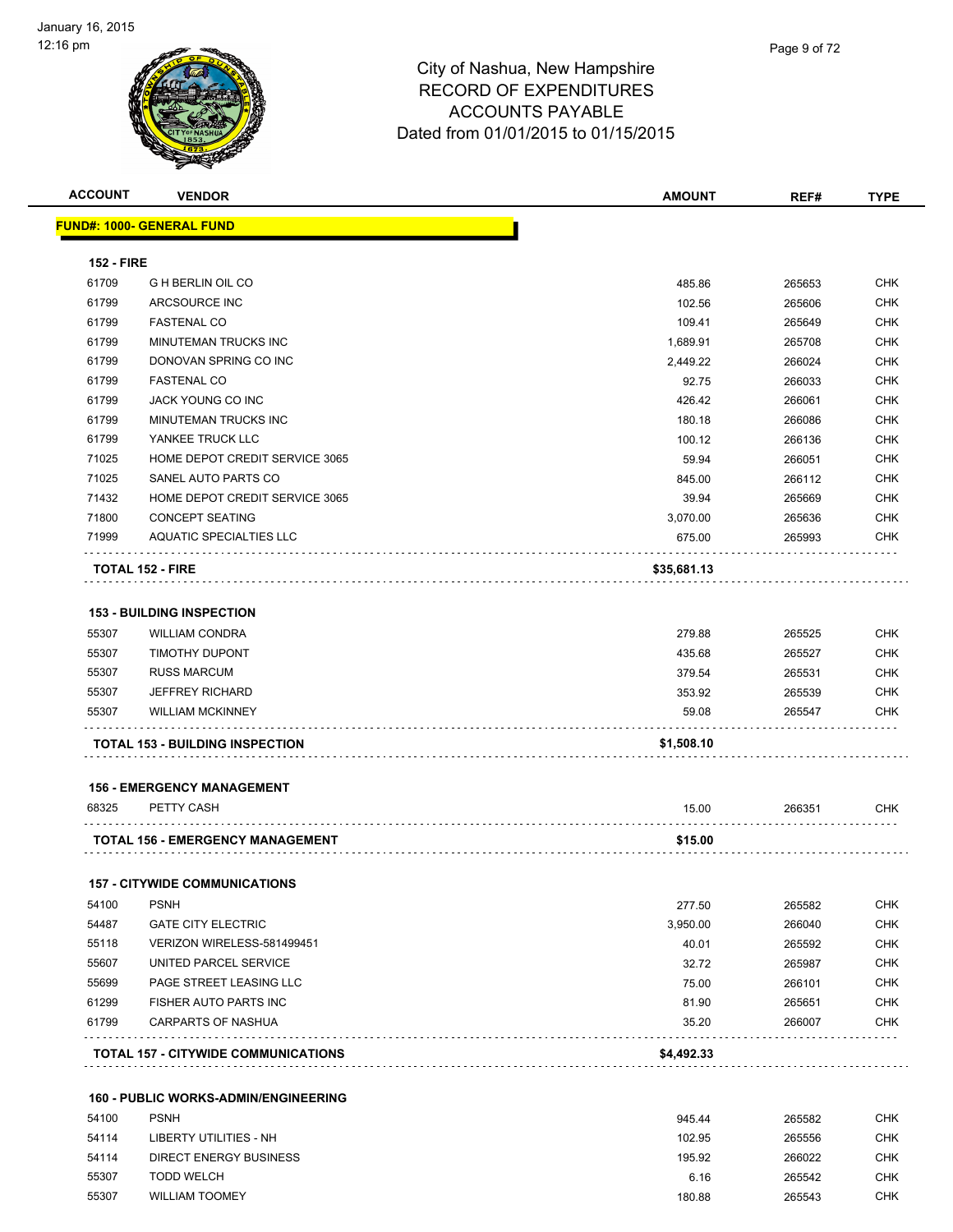# City of Nashua, New Hampshire
## RECORD OF EXPENDITURES
## ACCOUNTS PAYABLE
### Dated from 01/01/2015 to 01/15/2015

| ACCOUNT | VENDOR | AMOUNT | REF# | TYPE |
|---|---|---|---|---|
| **FUND#: 1000- GENERAL FUND** | | | | |
| **152 - FIRE** | | | | |
| 61709 | G H BERLIN OIL CO | 485.86 | 265653 | CHK |
| 61799 | ARCSOURCE INC | 102.56 | 265606 | CHK |
| 61799 | FASTENAL CO | 109.41 | 265649 | CHK |
| 61799 | MINUTEMAN TRUCKS INC | 1,689.91 | 265708 | CHK |
| 61799 | DONOVAN SPRING CO INC | 2,449.22 | 266024 | CHK |
| 61799 | FASTENAL CO | 92.75 | 266033 | CHK |
| 61799 | JACK YOUNG CO INC | 426.42 | 266061 | CHK |
| 61799 | MINUTEMAN TRUCKS INC | 180.18 | 266086 | CHK |
| 61799 | YANKEE TRUCK LLC | 100.12 | 266136 | CHK |
| 71025 | HOME DEPOT CREDIT SERVICE 3065 | 59.94 | 266051 | CHK |
| 71025 | SANEL AUTO PARTS CO | 845.00 | 266112 | CHK |
| 71432 | HOME DEPOT CREDIT SERVICE 3065 | 39.94 | 265669 | CHK |
| 71800 | CONCEPT SEATING | 3,070.00 | 265636 | CHK |
| 71999 | AQUATIC SPECIALTIES LLC | 675.00 | 265993 | CHK |
| **TOTAL 152 - FIRE** | | **$35,681.13** | | |
| **153 - BUILDING INSPECTION** | | | | |
| 55307 | WILLIAM CONDRA | 279.88 | 265525 | CHK |
| 55307 | TIMOTHY DUPONT | 435.68 | 265527 | CHK |
| 55307 | RUSS MARCUM | 379.54 | 265531 | CHK |
| 55307 | JEFFREY RICHARD | 353.92 | 265539 | CHK |
| 55307 | WILLIAM MCKINNEY | 59.08 | 265547 | CHK |
| **TOTAL 153 - BUILDING INSPECTION** | | **$1,508.10** | | |
| **156 - EMERGENCY MANAGEMENT** | | | | |
| 68325 | PETTY CASH | 15.00 | 266351 | CHK |
| **TOTAL 156 - EMERGENCY MANAGEMENT** | | **$15.00** | | |
| **157 - CITYWIDE COMMUNICATIONS** | | | | |
| 54100 | PSNH | 277.50 | 265582 | CHK |
| 54487 | GATE CITY ELECTRIC | 3,950.00 | 266040 | CHK |
| 55118 | VERIZON WIRELESS-581499451 | 40.01 | 265592 | CHK |
| 55607 | UNITED PARCEL SERVICE | 32.72 | 265987 | CHK |
| 55699 | PAGE STREET LEASING LLC | 75.00 | 266101 | CHK |
| 61299 | FISHER AUTO PARTS INC | 81.90 | 265651 | CHK |
| 61799 | CARPARTS OF NASHUA | 35.20 | 266007 | CHK |
| **TOTAL 157 - CITYWIDE COMMUNICATIONS** | | **$4,492.33** | | |
| **160 - PUBLIC WORKS-ADMIN/ENGINEERING** | | | | |
| 54100 | PSNH | 945.44 | 265582 | CHK |
| 54114 | LIBERTY UTILITIES - NH | 102.95 | 265556 | CHK |
| 54114 | DIRECT ENERGY BUSINESS | 195.92 | 266022 | CHK |
| 55307 | TODD WELCH | 6.16 | 265542 | CHK |
| 55307 | WILLIAM TOOMEY | 180.88 | 265543 | CHK |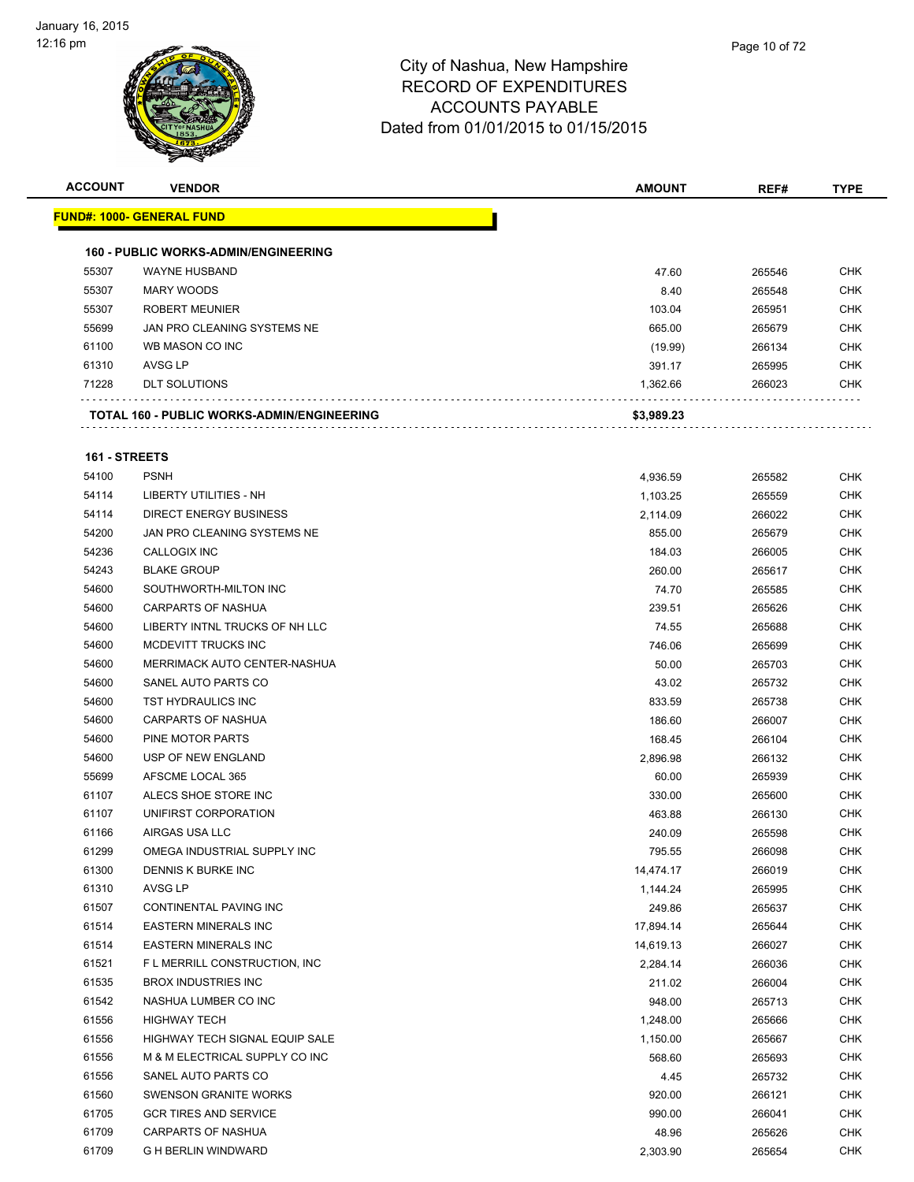# City of Nashua, New Hampshire
## RECORD OF EXPENDITURES
## ACCOUNTS PAYABLE
## Dated from 01/01/2015 to 01/15/2015

January 16, 2015
12:16 pm

| ACCOUNT | VENDOR | AMOUNT | REF# | TYPE |
|---|---|---|---|---|
| **FUND#: 1000- GENERAL FUND** | | | | |
| **160 - PUBLIC WORKS-ADMIN/ENGINEERING** | | | | |
| 55307 | WAYNE HUSBAND | 47.60 | 265546 | CHK |
| 55307 | MARY WOODS | 8.40 | 265548 | CHK |
| 55307 | ROBERT MEUNIER | 103.04 | 265951 | CHK |
| 55699 | JAN PRO CLEANING SYSTEMS NE | 665.00 | 265679 | CHK |
| 61100 | WB MASON CO INC | (19.99) | 266134 | CHK |
| 61310 | AVSG LP | 391.17 | 265995 | CHK |
| 71228 | DLT SOLUTIONS | 1,362.66 | 266023 | CHK |
| **TOTAL 160 - PUBLIC WORKS-ADMIN/ENGINEERING** | | **$3,989.23** | | |
| **161 - STREETS** | | | | |
| 54100 | PSNH | 4,936.59 | 265582 | CHK |
| 54114 | LIBERTY UTILITIES - NH | 1,103.25 | 265559 | CHK |
| 54114 | DIRECT ENERGY BUSINESS | 2,114.09 | 266022 | CHK |
| 54200 | JAN PRO CLEANING SYSTEMS NE | 855.00 | 265679 | CHK |
| 54236 | CALLOGIX INC | 184.03 | 266005 | CHK |
| 54243 | BLAKE GROUP | 260.00 | 265617 | CHK |
| 54600 | SOUTHWORTH-MILTON INC | 74.70 | 265585 | CHK |
| 54600 | CARPARTS OF NASHUA | 239.51 | 265626 | CHK |
| 54600 | LIBERTY INTNL TRUCKS OF NH LLC | 74.55 | 265688 | CHK |
| 54600 | MCDEVITT TRUCKS INC | 746.06 | 265699 | CHK |
| 54600 | MERRIMACK AUTO CENTER-NASHUA | 50.00 | 265703 | CHK |
| 54600 | SANEL AUTO PARTS CO | 43.02 | 265732 | CHK |
| 54600 | TST HYDRAULICS INC | 833.59 | 265738 | CHK |
| 54600 | CARPARTS OF NASHUA | 186.60 | 266007 | CHK |
| 54600 | PINE MOTOR PARTS | 168.45 | 266104 | CHK |
| 54600 | USP OF NEW ENGLAND | 2,896.98 | 266132 | CHK |
| 55699 | AFSCME LOCAL 365 | 60.00 | 265939 | CHK |
| 61107 | ALECS SHOE STORE INC | 330.00 | 265600 | CHK |
| 61107 | UNIFIRST CORPORATION | 463.88 | 266130 | CHK |
| 61166 | AIRGAS USA LLC | 240.09 | 265598 | CHK |
| 61299 | OMEGA INDUSTRIAL SUPPLY INC | 795.55 | 266098 | CHK |
| 61300 | DENNIS K BURKE INC | 14,474.17 | 266019 | CHK |
| 61310 | AVSG LP | 1,144.24 | 265995 | CHK |
| 61507 | CONTINENTAL PAVING INC | 249.86 | 265637 | CHK |
| 61514 | EASTERN MINERALS INC | 17,894.14 | 265644 | CHK |
| 61514 | EASTERN MINERALS INC | 14,619.13 | 266027 | CHK |
| 61521 | F L MERRILL CONSTRUCTION, INC | 2,284.14 | 266036 | CHK |
| 61535 | BROX INDUSTRIES INC | 211.02 | 266004 | CHK |
| 61542 | NASHUA LUMBER CO INC | 948.00 | 265713 | CHK |
| 61556 | HIGHWAY TECH | 1,248.00 | 265666 | CHK |
| 61556 | HIGHWAY TECH SIGNAL EQUIP SALE | 1,150.00 | 265667 | CHK |
| 61556 | M & M ELECTRICAL SUPPLY CO INC | 568.60 | 265693 | CHK |
| 61556 | SANEL AUTO PARTS CO | 4.45 | 265732 | CHK |
| 61560 | SWENSON GRANITE WORKS | 920.00 | 266121 | CHK |
| 61705 | GCR TIRES AND SERVICE | 990.00 | 266041 | CHK |
| 61709 | CARPARTS OF NASHUA | 48.96 | 265626 | CHK |
| 61709 | G H BERLIN WINDWARD | 2,303.90 | 265654 | CHK |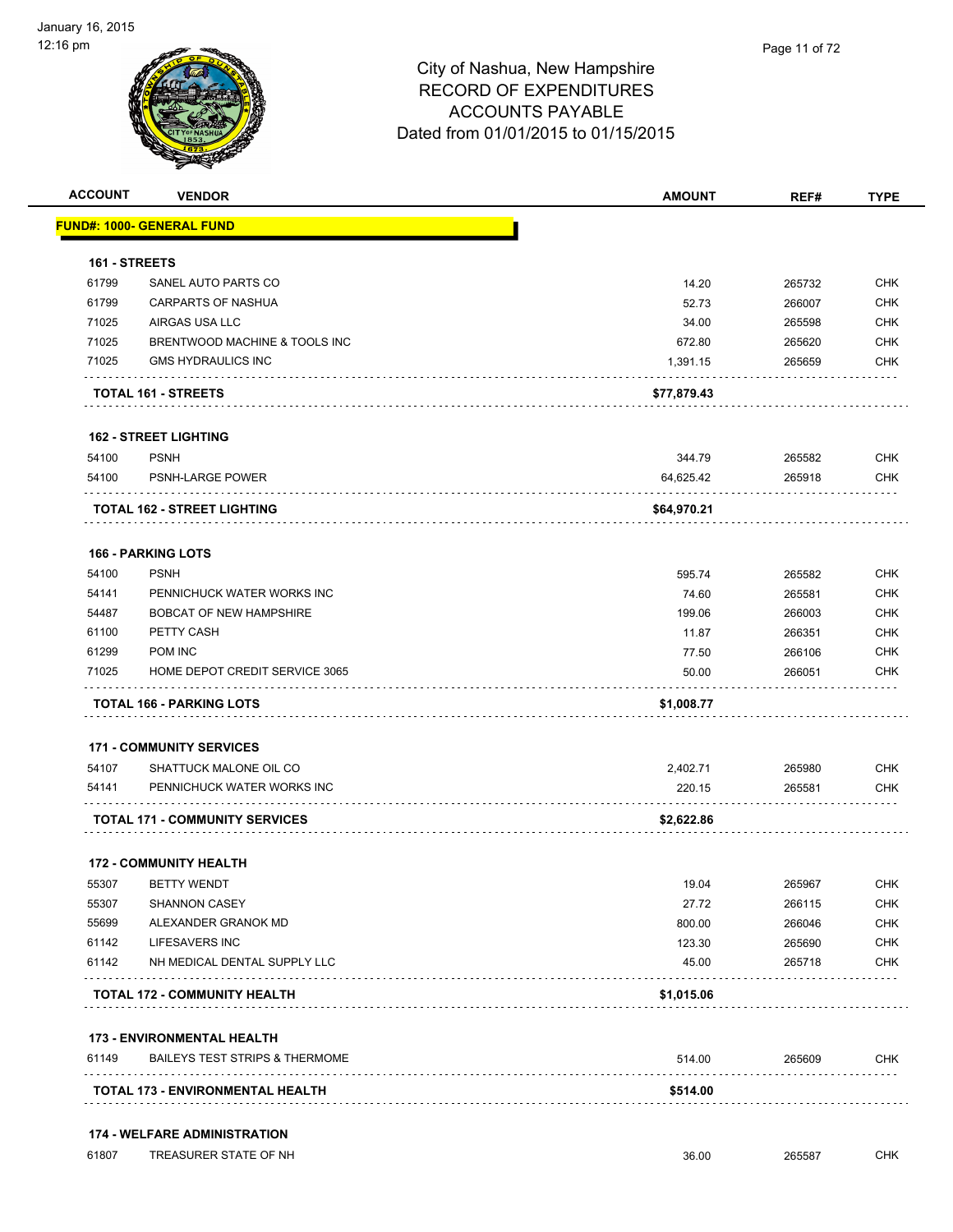City of Nashua, New Hampshire
RECORD OF EXPENDITURES
ACCOUNTS PAYABLE
Dated from 01/01/2015 to 01/15/2015

| ACCOUNT | VENDOR | AMOUNT | REF# | TYPE |
|---|---|---|---|---|
| **FUND#: 1000- GENERAL FUND** | | | | |
| **161 - STREETS** | | | | |
| 61799 | SANEL AUTO PARTS CO | 14.20 | 265732 | CHK |
| 61799 | CARPARTS OF NASHUA | 52.73 | 266007 | CHK |
| 71025 | AIRGAS USA LLC | 34.00 | 265598 | CHK |
| 71025 | BRENTWOOD MACHINE & TOOLS INC | 672.80 | 265620 | CHK |
| 71025 | GMS HYDRAULICS INC | 1,391.15 | 265659 | CHK |
| | **TOTAL 161 - STREETS** | **$77,879.43** | | |
| **162 - STREET LIGHTING** | | | | |
| 54100 | PSNH | 344.79 | 265582 | CHK |
| 54100 | PSNH-LARGE POWER | 64,625.42 | 265918 | CHK |
| | **TOTAL 162 - STREET LIGHTING** | **$64,970.21** | | |
| **166 - PARKING LOTS** | | | | |
| 54100 | PSNH | 595.74 | 265582 | CHK |
| 54141 | PENNICHUCK WATER WORKS INC | 74.60 | 265581 | CHK |
| 54487 | BOBCAT OF NEW HAMPSHIRE | 199.06 | 266003 | CHK |
| 61100 | PETTY CASH | 11.87 | 266351 | CHK |
| 61299 | POM INC | 77.50 | 266106 | CHK |
| 71025 | HOME DEPOT CREDIT SERVICE 3065 | 50.00 | 266051 | CHK |
| | **TOTAL 166 - PARKING LOTS** | **$1,008.77** | | |
| **171 - COMMUNITY SERVICES** | | | | |
| 54107 | SHATTUCK MALONE OIL CO | 2,402.71 | 265980 | CHK |
| 54141 | PENNICHUCK WATER WORKS INC | 220.15 | 265581 | CHK |
| | **TOTAL 171 - COMMUNITY SERVICES** | **$2,622.86** | | |
| **172 - COMMUNITY HEALTH** | | | | |
| 55307 | BETTY WENDT | 19.04 | 265967 | CHK |
| 55307 | SHANNON CASEY | 27.72 | 266115 | CHK |
| 55699 | ALEXANDER GRANOK MD | 800.00 | 266046 | CHK |
| 61142 | LIFESAVERS INC | 123.30 | 265690 | CHK |
| 61142 | NH MEDICAL DENTAL SUPPLY LLC | 45.00 | 265718 | CHK |
| | **TOTAL 172 - COMMUNITY HEALTH** | **$1,015.06** | | |
| **173 - ENVIRONMENTAL HEALTH** | | | | |
| 61149 | BAILEYS TEST STRIPS & THERMOME | 514.00 | 265609 | CHK |
| | **TOTAL 173 - ENVIRONMENTAL HEALTH** | **$514.00** | | |
| **174 - WELFARE ADMINISTRATION** | | | | |
| 61807 | TREASURER STATE OF NH | 36.00 | 265587 | CHK |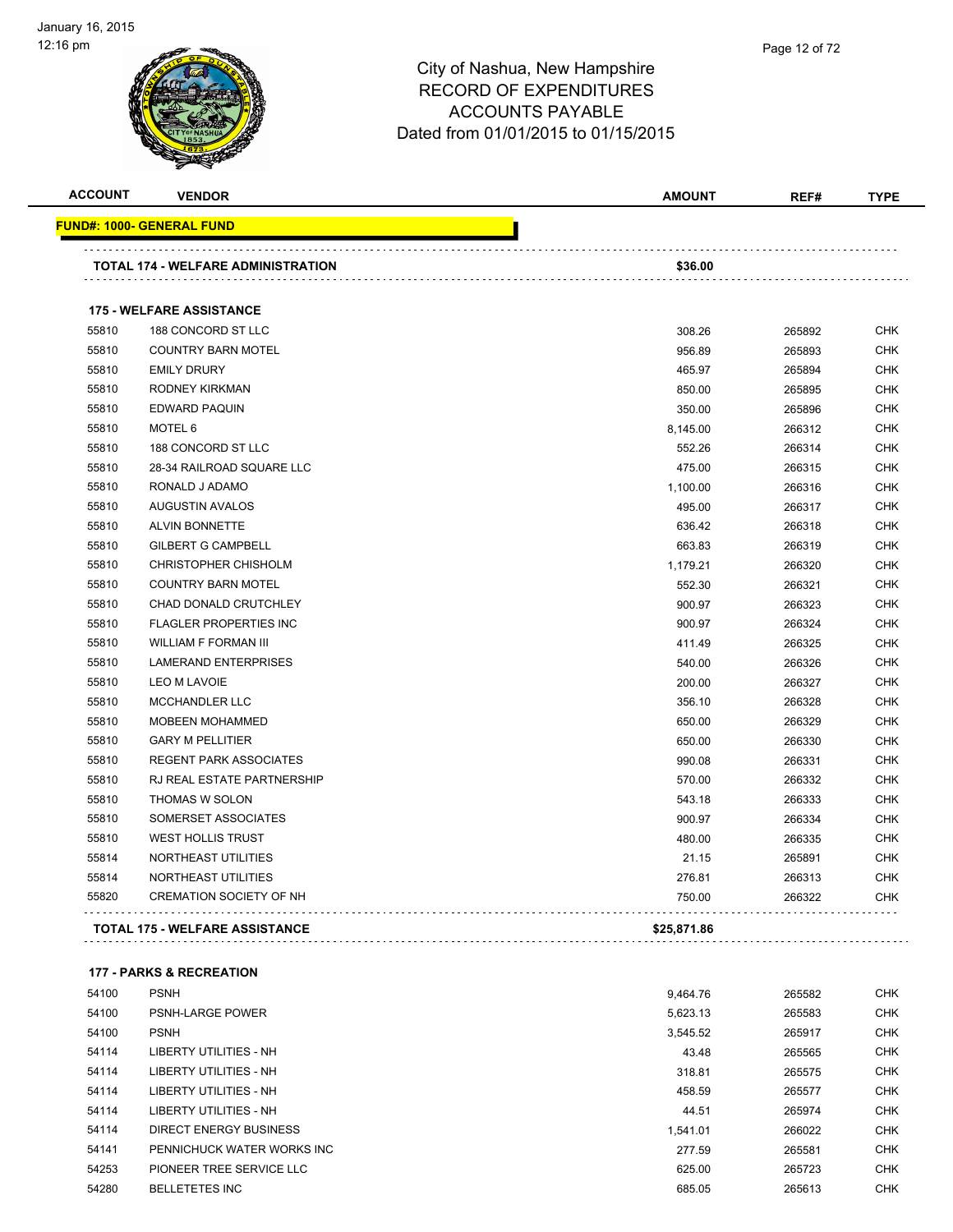# City of Nashua, New Hampshire
## RECORD OF EXPENDITURES
## ACCOUNTS PAYABLE
## Dated from 01/01/2015 to 01/15/2015

| ACCOUNT | VENDOR | AMOUNT | REF# | TYPE |
|---|---|---|---|---|
| **FUND#: 1000- GENERAL FUND** | | | | |
| | **TOTAL 174 - WELFARE ADMINISTRATION** | **$36.00** | | |
| | **175 - WELFARE ASSISTANCE** | | | |
| 55810 | 188 CONCORD ST LLC | 308.26 | 265892 | CHK |
| 55810 | COUNTRY BARN MOTEL | 956.89 | 265893 | CHK |
| 55810 | EMILY DRURY | 465.97 | 265894 | CHK |
| 55810 | RODNEY KIRKMAN | 850.00 | 265895 | CHK |
| 55810 | EDWARD PAQUIN | 350.00 | 265896 | CHK |
| 55810 | MOTEL 6 | 8,145.00 | 266312 | CHK |
| 55810 | 188 CONCORD ST LLC | 552.26 | 266314 | CHK |
| 55810 | 28-34 RAILROAD SQUARE LLC | 475.00 | 266315 | CHK |
| 55810 | RONALD J ADAMO | 1,100.00 | 266316 | CHK |
| 55810 | AUGUSTIN AVALOS | 495.00 | 266317 | CHK |
| 55810 | ALVIN BONNETTE | 636.42 | 266318 | CHK |
| 55810 | GILBERT G CAMPBELL | 663.83 | 266319 | CHK |
| 55810 | CHRISTOPHER CHISHOLM | 1,179.21 | 266320 | CHK |
| 55810 | COUNTRY BARN MOTEL | 552.30 | 266321 | CHK |
| 55810 | CHAD DONALD CRUTCHLEY | 900.97 | 266323 | CHK |
| 55810 | FLAGLER PROPERTIES INC | 900.97 | 266324 | CHK |
| 55810 | WILLIAM F FORMAN III | 411.49 | 266325 | CHK |
| 55810 | LAMERAND ENTERPRISES | 540.00 | 266326 | CHK |
| 55810 | LEO M LAVOIE | 200.00 | 266327 | CHK |
| 55810 | MCCHANDLER LLC | 356.10 | 266328 | CHK |
| 55810 | MOBEEN MOHAMMED | 650.00 | 266329 | CHK |
| 55810 | GARY M PELLITIER | 650.00 | 266330 | CHK |
| 55810 | REGENT PARK ASSOCIATES | 990.08 | 266331 | CHK |
| 55810 | RJ REAL ESTATE PARTNERSHIP | 570.00 | 266332 | CHK |
| 55810 | THOMAS W SOLON | 543.18 | 266333 | CHK |
| 55810 | SOMERSET ASSOCIATES | 900.97 | 266334 | CHK |
| 55810 | WEST HOLLIS TRUST | 480.00 | 266335 | CHK |
| 55814 | NORTHEAST UTILITIES | 21.15 | 265891 | CHK |
| 55814 | NORTHEAST UTILITIES | 276.81 | 266313 | CHK |
| 55820 | CREMATION SOCIETY OF NH | 750.00 | 266322 | CHK |
| | **TOTAL 175 - WELFARE ASSISTANCE** | **$25,871.86** | | |
| | **177 - PARKS & RECREATION** | | | |
| 54100 | PSNH | 9,464.76 | 265582 | CHK |
| 54100 | PSNH-LARGE POWER | 5,623.13 | 265583 | CHK |
| 54100 | PSNH | 3,545.52 | 265917 | CHK |
| 54114 | LIBERTY UTILITIES - NH | 43.48 | 265565 | CHK |
| 54114 | LIBERTY UTILITIES - NH | 318.81 | 265575 | CHK |
| 54114 | LIBERTY UTILITIES - NH | 458.59 | 265577 | CHK |
| 54114 | LIBERTY UTILITIES - NH | 44.51 | 265974 | CHK |
| 54114 | DIRECT ENERGY BUSINESS | 1,541.01 | 266022 | CHK |
| 54141 | PENNICHUCK WATER WORKS INC | 277.59 | 265581 | CHK |
| 54253 | PIONEER TREE SERVICE LLC | 625.00 | 265723 | CHK |
| 54280 | BELLETETES INC | 685.05 | 265613 | CHK |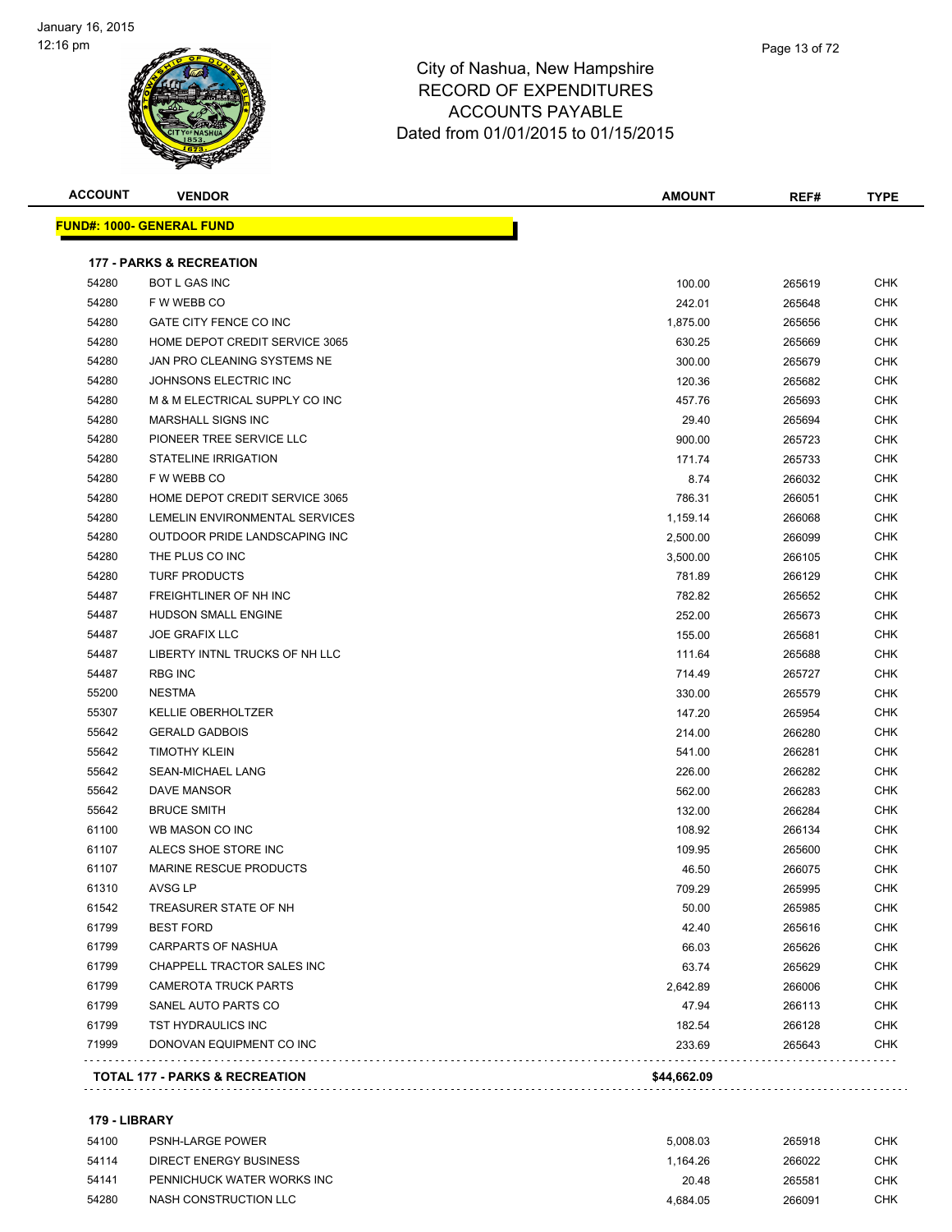City of Nashua, New Hampshire
RECORD OF EXPENDITURES
ACCOUNTS PAYABLE
Dated from 01/01/2015 to 01/15/2015

| ACCOUNT | VENDOR | AMOUNT | REF# | TYPE |
|---|---|---|---|---|
| **FUND#: 1000- GENERAL FUND** | | | | |
| **177 - PARKS & RECREATION** | | | | |
| 54280 | BOT L GAS INC | 100.00 | 265619 | CHK |
| 54280 | F W WEBB CO | 242.01 | 265648 | CHK |
| 54280 | GATE CITY FENCE CO INC | 1,875.00 | 265656 | CHK |
| 54280 | HOME DEPOT CREDIT SERVICE 3065 | 630.25 | 265669 | CHK |
| 54280 | JAN PRO CLEANING SYSTEMS NE | 300.00 | 265679 | CHK |
| 54280 | JOHNSONS ELECTRIC INC | 120.36 | 265682 | CHK |
| 54280 | M & M ELECTRICAL SUPPLY CO INC | 457.76 | 265693 | CHK |
| 54280 | MARSHALL SIGNS INC | 29.40 | 265694 | CHK |
| 54280 | PIONEER TREE SERVICE LLC | 900.00 | 265723 | CHK |
| 54280 | STATELINE IRRIGATION | 171.74 | 265733 | CHK |
| 54280 | F W WEBB CO | 8.74 | 266032 | CHK |
| 54280 | HOME DEPOT CREDIT SERVICE 3065 | 786.31 | 266051 | CHK |
| 54280 | LEMELIN ENVIRONMENTAL SERVICES | 1,159.14 | 266068 | CHK |
| 54280 | OUTDOOR PRIDE LANDSCAPING INC | 2,500.00 | 266099 | CHK |
| 54280 | THE PLUS CO INC | 3,500.00 | 266105 | CHK |
| 54280 | TURF PRODUCTS | 781.89 | 266129 | CHK |
| 54487 | FREIGHTLINER OF NH INC | 782.82 | 265652 | CHK |
| 54487 | HUDSON SMALL ENGINE | 252.00 | 265673 | CHK |
| 54487 | JOE GRAFIX LLC | 155.00 | 265681 | CHK |
| 54487 | LIBERTY INTNL TRUCKS OF NH LLC | 111.64 | 265688 | CHK |
| 54487 | RBG INC | 714.49 | 265727 | CHK |
| 55200 | NESTMA | 330.00 | 265579 | CHK |
| 55307 | KELLIE OBERHOLTZER | 147.20 | 265954 | CHK |
| 55642 | GERALD GADBOIS | 214.00 | 266280 | CHK |
| 55642 | TIMOTHY KLEIN | 541.00 | 266281 | CHK |
| 55642 | SEAN-MICHAEL LANG | 226.00 | 266282 | CHK |
| 55642 | DAVE MANSOR | 562.00 | 266283 | CHK |
| 55642 | BRUCE SMITH | 132.00 | 266284 | CHK |
| 61100 | WB MASON CO INC | 108.92 | 266134 | CHK |
| 61107 | ALECS SHOE STORE INC | 109.95 | 265600 | CHK |
| 61107 | MARINE RESCUE PRODUCTS | 46.50 | 266075 | CHK |
| 61310 | AVSG LP | 709.29 | 265995 | CHK |
| 61542 | TREASURER STATE OF NH | 50.00 | 265985 | CHK |
| 61799 | BEST FORD | 42.40 | 265616 | CHK |
| 61799 | CARPARTS OF NASHUA | 66.03 | 265626 | CHK |
| 61799 | CHAPPELL TRACTOR SALES INC | 63.74 | 265629 | CHK |
| 61799 | CAMEROTA TRUCK PARTS | 2,642.89 | 266006 | CHK |
| 61799 | SANEL AUTO PARTS CO | 47.94 | 266113 | CHK |
| 61799 | TST HYDRAULICS INC | 182.54 | 266128 | CHK |
| 71999 | DONOVAN EQUIPMENT CO INC | 233.69 | 265643 | CHK |
| **TOTAL 177 - PARKS & RECREATION** | | **$44,662.09** | | |
| **179 - LIBRARY** | | | | |
| 54100 | PSNH-LARGE POWER | 5,008.03 | 265918 | CHK |
| 54114 | DIRECT ENERGY BUSINESS | 1,164.26 | 266022 | CHK |
| 54141 | PENNICHUCK WATER WORKS INC | 20.48 | 265581 | CHK |
| 54280 | NASH CONSTRUCTION LLC | 4,684.05 | 266091 | CHK |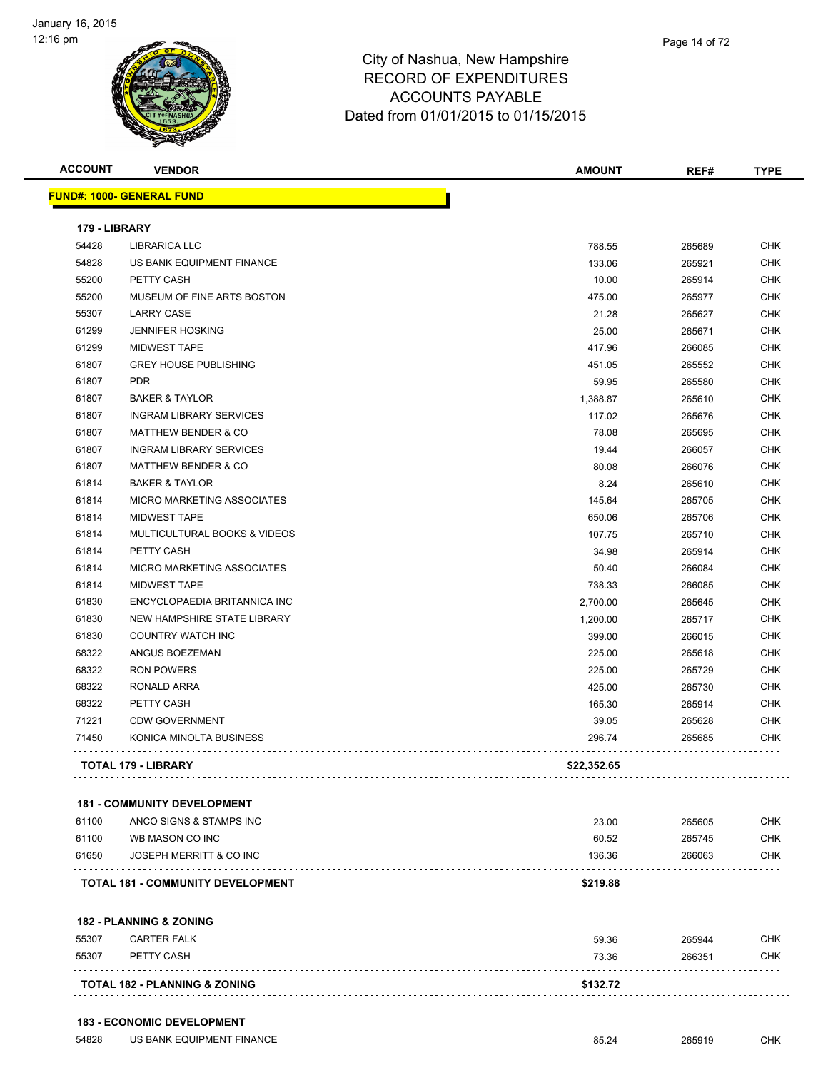# City of Nashua, New Hampshire
## RECORD OF EXPENDITURES
## ACCOUNTS PAYABLE
## Dated from 01/01/2015 to 01/15/2015

| ACCOUNT | VENDOR | AMOUNT | REF# | TYPE |
|---|---|---|---|---|
| **FUND#: 1000- GENERAL FUND** | | | | |
| **179 - LIBRARY** | | | | |
| 54428 | LIBRARICA LLC | 788.55 | 265689 | CHK |
| 54828 | US BANK EQUIPMENT FINANCE | 133.06 | 265921 | CHK |
| 55200 | PETTY CASH | 10.00 | 265914 | CHK |
| 55200 | MUSEUM OF FINE ARTS BOSTON | 475.00 | 265977 | CHK |
| 55307 | LARRY CASE | 21.28 | 265627 | CHK |
| 61299 | JENNIFER HOSKING | 25.00 | 265671 | CHK |
| 61299 | MIDWEST TAPE | 417.96 | 266085 | CHK |
| 61807 | GREY HOUSE PUBLISHING | 451.05 | 265552 | CHK |
| 61807 | PDR | 59.95 | 265580 | CHK |
| 61807 | BAKER & TAYLOR | 1,388.87 | 265610 | CHK |
| 61807 | INGRAM LIBRARY SERVICES | 117.02 | 265676 | CHK |
| 61807 | MATTHEW BENDER & CO | 78.08 | 265695 | CHK |
| 61807 | INGRAM LIBRARY SERVICES | 19.44 | 266057 | CHK |
| 61807 | MATTHEW BENDER & CO | 80.08 | 266076 | CHK |
| 61814 | BAKER & TAYLOR | 8.24 | 265610 | CHK |
| 61814 | MICRO MARKETING ASSOCIATES | 145.64 | 265705 | CHK |
| 61814 | MIDWEST TAPE | 650.06 | 265706 | CHK |
| 61814 | MULTICULTURAL BOOKS & VIDEOS | 107.75 | 265710 | CHK |
| 61814 | PETTY CASH | 34.98 | 265914 | CHK |
| 61814 | MICRO MARKETING ASSOCIATES | 50.40 | 266084 | CHK |
| 61814 | MIDWEST TAPE | 738.33 | 266085 | CHK |
| 61830 | ENCYCLOPAEDIA BRITANNICA INC | 2,700.00 | 265645 | CHK |
| 61830 | NEW HAMPSHIRE STATE LIBRARY | 1,200.00 | 265717 | CHK |
| 61830 | COUNTRY WATCH INC | 399.00 | 266015 | CHK |
| 68322 | ANGUS BOEZEMAN | 225.00 | 265618 | CHK |
| 68322 | RON POWERS | 225.00 | 265729 | CHK |
| 68322 | RONALD ARRA | 425.00 | 265730 | CHK |
| 68322 | PETTY CASH | 165.30 | 265914 | CHK |
| 71221 | CDW GOVERNMENT | 39.05 | 265628 | CHK |
| 71450 | KONICA MINOLTA BUSINESS | 296.74 | 265685 | CHK |
| | **TOTAL 179 - LIBRARY** | **$22,352.65** | | |
| **181 - COMMUNITY DEVELOPMENT** | | | | |
| 61100 | ANCO SIGNS & STAMPS INC | 23.00 | 265605 | CHK |
| 61100 | WB MASON CO INC | 60.52 | 265745 | CHK |
| 61650 | JOSEPH MERRITT & CO INC | 136.36 | 266063 | CHK |
| | **TOTAL 181 - COMMUNITY DEVELOPMENT** | **$219.88** | | |
| **182 - PLANNING & ZONING** | | | | |
| 55307 | CARTER FALK | 59.36 | 265944 | CHK |
| 55307 | PETTY CASH | 73.36 | 266351 | CHK |
| | **TOTAL 182 - PLANNING & ZONING** | **$132.72** | | |
| **183 - ECONOMIC DEVELOPMENT** | | | | |
| 54828 | US BANK EQUIPMENT FINANCE | 85.24 | 265919 | CHK |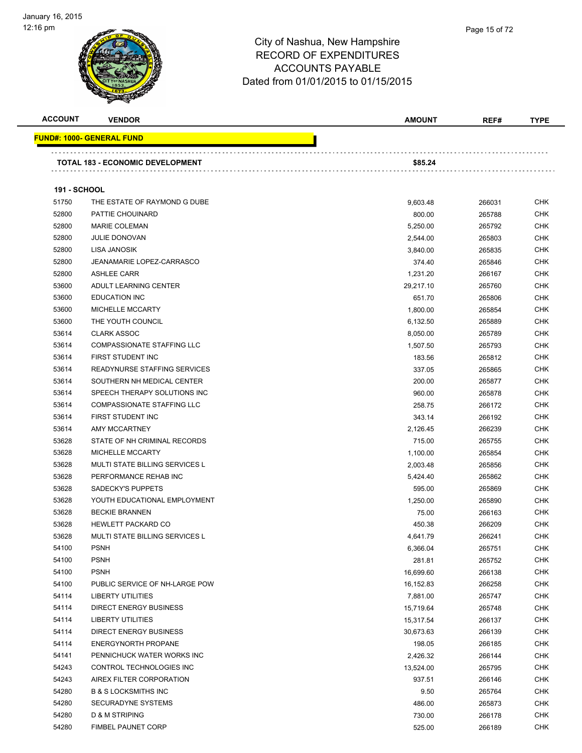# City of Nashua, New Hampshire
## RECORD OF EXPENDITURES
## ACCOUNTS PAYABLE
## Dated from 01/01/2015 to 01/15/2015

| ACCOUNT | VENDOR | AMOUNT | REF# | TYPE |
|---|---|---|---|---|
| **FUND#: 1000- GENERAL FUND** | | | | |
| | **TOTAL 183 - ECONOMIC DEVELOPMENT** | **$85.24** | | |
| **191 - SCHOOL** | | | | |
| 51750 | THE ESTATE OF RAYMOND G DUBE | 9,603.48 | 266031 | CHK |
| 52800 | PATTIE CHOUINARD | 800.00 | 265788 | CHK |
| 52800 | MARIE COLEMAN | 5,250.00 | 265792 | CHK |
| 52800 | JULIE DONOVAN | 2,544.00 | 265803 | CHK |
| 52800 | LISA JANOSIK | 3,840.00 | 265835 | CHK |
| 52800 | JEANAMARIE LOPEZ-CARRASCO | 374.40 | 265846 | CHK |
| 52800 | ASHLEE CARR | 1,231.20 | 266167 | CHK |
| 53600 | ADULT LEARNING CENTER | 29,217.10 | 265760 | CHK |
| 53600 | EDUCATION INC | 651.70 | 265806 | CHK |
| 53600 | MICHELLE MCCARTY | 1,800.00 | 265854 | CHK |
| 53600 | THE YOUTH COUNCIL | 6,132.50 | 265889 | CHK |
| 53614 | CLARK ASSOC | 8,050.00 | 265789 | CHK |
| 53614 | COMPASSIONATE STAFFING LLC | 1,507.50 | 265793 | CHK |
| 53614 | FIRST STUDENT INC | 183.56 | 265812 | CHK |
| 53614 | READYNURSE STAFFING SERVICES | 337.05 | 265865 | CHK |
| 53614 | SOUTHERN NH MEDICAL CENTER | 200.00 | 265877 | CHK |
| 53614 | SPEECH THERAPY SOLUTIONS INC | 960.00 | 265878 | CHK |
| 53614 | COMPASSIONATE STAFFING LLC | 258.75 | 266172 | CHK |
| 53614 | FIRST STUDENT INC | 343.14 | 266192 | CHK |
| 53614 | AMY MCCARTNEY | 2,126.45 | 266239 | CHK |
| 53628 | STATE OF NH CRIMINAL RECORDS | 715.00 | 265755 | CHK |
| 53628 | MICHELLE MCCARTY | 1,100.00 | 265854 | CHK |
| 53628 | MULTI STATE BILLING SERVICES L | 2,003.48 | 265856 | CHK |
| 53628 | PERFORMANCE REHAB INC | 5,424.40 | 265862 | CHK |
| 53628 | SADECKY'S PUPPETS | 595.00 | 265869 | CHK |
| 53628 | YOUTH EDUCATIONAL EMPLOYMENT | 1,250.00 | 265890 | CHK |
| 53628 | BECKIE BRANNEN | 75.00 | 266163 | CHK |
| 53628 | HEWLETT PACKARD CO | 450.38 | 266209 | CHK |
| 53628 | MULTI STATE BILLING SERVICES L | 4,641.79 | 266241 | CHK |
| 54100 | PSNH | 6,366.04 | 265751 | CHK |
| 54100 | PSNH | 281.81 | 265752 | CHK |
| 54100 | PSNH | 16,699.60 | 266138 | CHK |
| 54100 | PUBLIC SERVICE OF NH-LARGE POW | 16,152.83 | 266258 | CHK |
| 54114 | LIBERTY UTILITIES | 7,881.00 | 265747 | CHK |
| 54114 | DIRECT ENERGY BUSINESS | 15,719.64 | 265748 | CHK |
| 54114 | LIBERTY UTILITIES | 15,317.54 | 266137 | CHK |
| 54114 | DIRECT ENERGY BUSINESS | 30,673.63 | 266139 | CHK |
| 54114 | ENERGYNORTH PROPANE | 198.05 | 266185 | CHK |
| 54141 | PENNICHUCK WATER WORKS INC | 2,426.32 | 266144 | CHK |
| 54243 | CONTROL TECHNOLOGIES INC | 13,524.00 | 265795 | CHK |
| 54243 | AIREX FILTER CORPORATION | 937.51 | 266146 | CHK |
| 54280 | B & S LOCKSMITHS INC | 9.50 | 265764 | CHK |
| 54280 | SECURADYNE SYSTEMS | 486.00 | 265873 | CHK |
| 54280 | D & M STRIPING | 730.00 | 266178 | CHK |
| 54280 | FIMBEL PAUNET CORP | 525.00 | 266189 | CHK |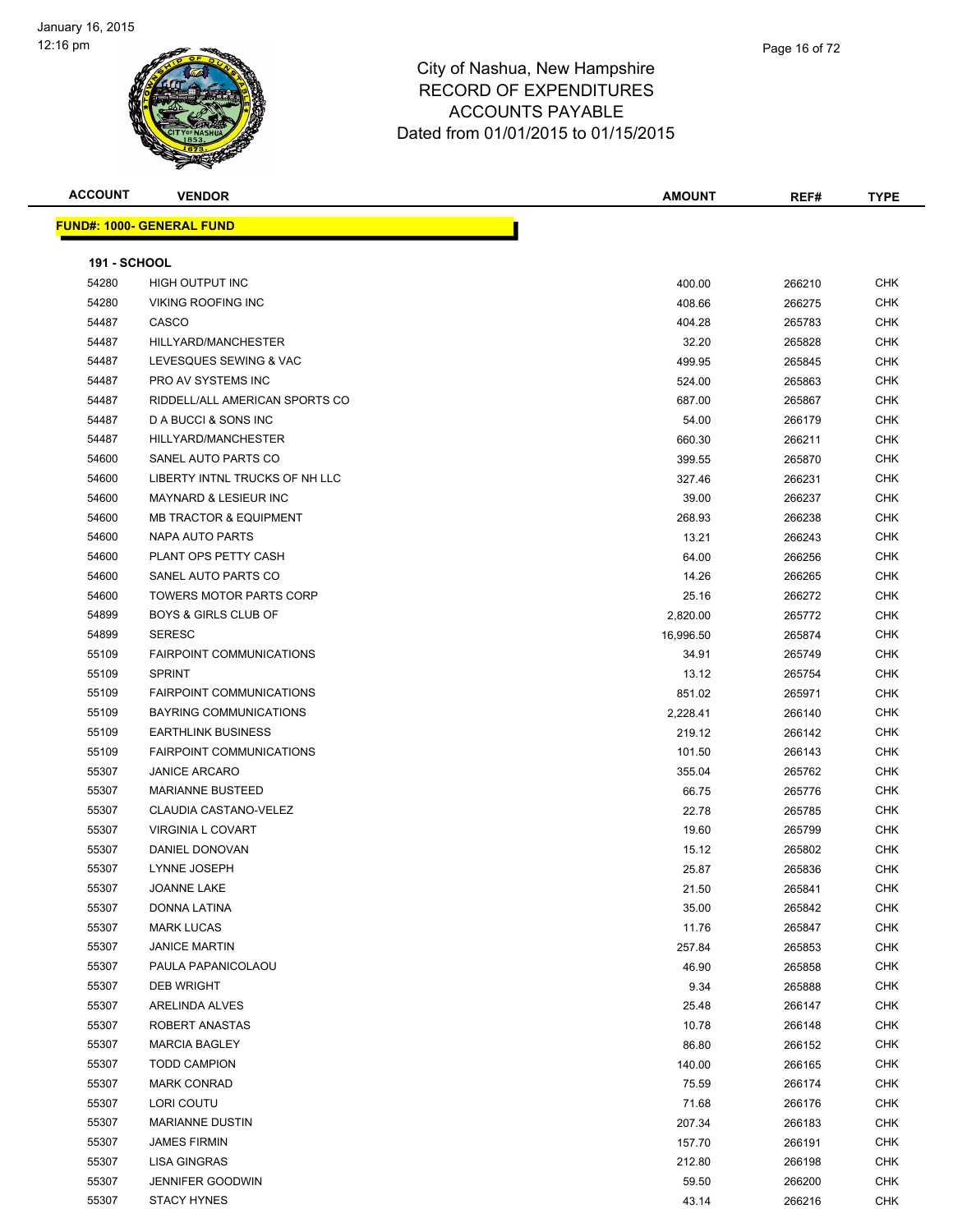# City of Nashua, New Hampshire
## RECORD OF EXPENDITURES
## ACCOUNTS PAYABLE
## Dated from 01/01/2015 to 01/15/2015

**FUND#: 1000- GENERAL FUND**

**191 - SCHOOL**

| ACCOUNT | VENDOR | AMOUNT | REF# | TYPE |
|---|---|---|---|---|
| 54280 | HIGH OUTPUT INC | 400.00 | 266210 | CHK |
| 54280 | VIKING ROOFING INC | 408.66 | 266275 | CHK |
| 54487 | CASCO | 404.28 | 265783 | CHK |
| 54487 | HILLYARD/MANCHESTER | 32.20 | 265828 | CHK |
| 54487 | LEVESQUES SEWING & VAC | 499.95 | 265845 | CHK |
| 54487 | PRO AV SYSTEMS INC | 524.00 | 265863 | CHK |
| 54487 | RIDDELL/ALL AMERICAN SPORTS CO | 687.00 | 265867 | CHK |
| 54487 | D A BUCCI & SONS INC | 54.00 | 266179 | CHK |
| 54487 | HILLYARD/MANCHESTER | 660.30 | 266211 | CHK |
| 54600 | SANEL AUTO PARTS CO | 399.55 | 265870 | CHK |
| 54600 | LIBERTY INTNL TRUCKS OF NH LLC | 327.46 | 266231 | CHK |
| 54600 | MAYNARD & LESIEUR INC | 39.00 | 266237 | CHK |
| 54600 | MB TRACTOR & EQUIPMENT | 268.93 | 266238 | CHK |
| 54600 | NAPA AUTO PARTS | 13.21 | 266243 | CHK |
| 54600 | PLANT OPS PETTY CASH | 64.00 | 266256 | CHK |
| 54600 | SANEL AUTO PARTS CO | 14.26 | 266265 | CHK |
| 54600 | TOWERS MOTOR PARTS CORP | 25.16 | 266272 | CHK |
| 54899 | BOYS & GIRLS CLUB OF | 2,820.00 | 265772 | CHK |
| 54899 | SERESC | 16,996.50 | 265874 | CHK |
| 55109 | FAIRPOINT COMMUNICATIONS | 34.91 | 265749 | CHK |
| 55109 | SPRINT | 13.12 | 265754 | CHK |
| 55109 | FAIRPOINT COMMUNICATIONS | 851.02 | 265971 | CHK |
| 55109 | BAYRING COMMUNICATIONS | 2,228.41 | 266140 | CHK |
| 55109 | EARTHLINK BUSINESS | 219.12 | 266142 | CHK |
| 55109 | FAIRPOINT COMMUNICATIONS | 101.50 | 266143 | CHK |
| 55307 | JANICE ARCARO | 355.04 | 265762 | CHK |
| 55307 | MARIANNE BUSTEED | 66.75 | 265776 | CHK |
| 55307 | CLAUDIA CASTANO-VELEZ | 22.78 | 265785 | CHK |
| 55307 | VIRGINIA L COVART | 19.60 | 265799 | CHK |
| 55307 | DANIEL DONOVAN | 15.12 | 265802 | CHK |
| 55307 | LYNNE JOSEPH | 25.87 | 265836 | CHK |
| 55307 | JOANNE LAKE | 21.50 | 265841 | CHK |
| 55307 | DONNA LATINA | 35.00 | 265842 | CHK |
| 55307 | MARK LUCAS | 11.76 | 265847 | CHK |
| 55307 | JANICE MARTIN | 257.84 | 265853 | CHK |
| 55307 | PAULA PAPANICOLAOU | 46.90 | 265858 | CHK |
| 55307 | DEB WRIGHT | 9.34 | 265888 | CHK |
| 55307 | ARELINDA ALVES | 25.48 | 266147 | CHK |
| 55307 | ROBERT ANASTAS | 10.78 | 266148 | CHK |
| 55307 | MARCIA BAGLEY | 86.80 | 266152 | CHK |
| 55307 | TODD CAMPION | 140.00 | 266165 | CHK |
| 55307 | MARK CONRAD | 75.59 | 266174 | CHK |
| 55307 | LORI COUTU | 71.68 | 266176 | CHK |
| 55307 | MARIANNE DUSTIN | 207.34 | 266183 | CHK |
| 55307 | JAMES FIRMIN | 157.70 | 266191 | CHK |
| 55307 | LISA GINGRAS | 212.80 | 266198 | CHK |
| 55307 | JENNIFER GOODWIN | 59.50 | 266200 | CHK |
| 55307 | STACY HYNES | 43.14 | 266216 | CHK |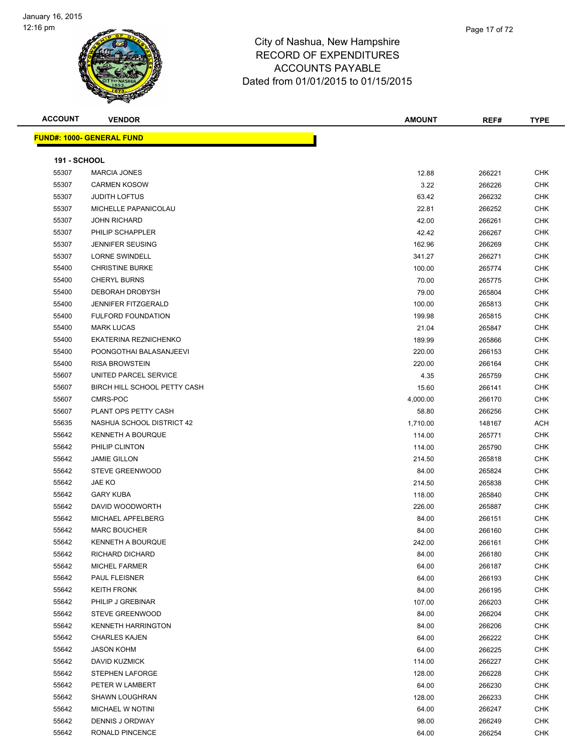# City of Nashua, New Hampshire
## RECORD OF EXPENDITURES
## ACCOUNTS PAYABLE
## Dated from 01/01/2015 to 01/15/2015

| ACCOUNT | VENDOR | AMOUNT | REF# | TYPE |
|---|---|---|---|---|

**FUND#: 1000- GENERAL FUND**

**191 - SCHOOL**

| ACCOUNT | VENDOR | AMOUNT | REF# | TYPE |
|---|---|---|---|---|
| 55307 | MARCIA JONES | 12.88 | 266221 | CHK |
| 55307 | CARMEN KOSOW | 3.22 | 266226 | CHK |
| 55307 | JUDITH LOFTUS | 63.42 | 266232 | CHK |
| 55307 | MICHELLE PAPANICOLAU | 22.81 | 266252 | CHK |
| 55307 | JOHN RICHARD | 42.00 | 266261 | CHK |
| 55307 | PHILIP SCHAPPLER | 42.42 | 266267 | CHK |
| 55307 | JENNIFER SEUSING | 162.96 | 266269 | CHK |
| 55307 | LORNE SWINDELL | 341.27 | 266271 | CHK |
| 55400 | CHRISTINE BURKE | 100.00 | 265774 | CHK |
| 55400 | CHERYL BURNS | 70.00 | 265775 | CHK |
| 55400 | DEBORAH DROBYSH | 79.00 | 265804 | CHK |
| 55400 | JENNIFER FITZGERALD | 100.00 | 265813 | CHK |
| 55400 | FULFORD FOUNDATION | 199.98 | 265815 | CHK |
| 55400 | MARK LUCAS | 21.04 | 265847 | CHK |
| 55400 | EKATERINA REZNICHENKO | 189.99 | 265866 | CHK |
| 55400 | POONGOTHAI BALASANJEEVI | 220.00 | 266153 | CHK |
| 55400 | RISA BROWSTEIN | 220.00 | 266164 | CHK |
| 55607 | UNITED PARCEL SERVICE | 4.35 | 265759 | CHK |
| 55607 | BIRCH HILL SCHOOL PETTY CASH | 15.60 | 266141 | CHK |
| 55607 | CMRS-POC | 4,000.00 | 266170 | CHK |
| 55607 | PLANT OPS PETTY CASH | 58.80 | 266256 | CHK |
| 55635 | NASHUA SCHOOL DISTRICT 42 | 1,710.00 | 148167 | ACH |
| 55642 | KENNETH A BOURQUE | 114.00 | 265771 | CHK |
| 55642 | PHILIP CLINTON | 114.00 | 265790 | CHK |
| 55642 | JAMIE GILLON | 214.50 | 265818 | CHK |
| 55642 | STEVE GREENWOOD | 84.00 | 265824 | CHK |
| 55642 | JAE KO | 214.50 | 265838 | CHK |
| 55642 | GARY KUBA | 118.00 | 265840 | CHK |
| 55642 | DAVID WOODWORTH | 226.00 | 265887 | CHK |
| 55642 | MICHAEL APFELBERG | 84.00 | 266151 | CHK |
| 55642 | MARC BOUCHER | 84.00 | 266160 | CHK |
| 55642 | KENNETH A BOURQUE | 242.00 | 266161 | CHK |
| 55642 | RICHARD DICHARD | 84.00 | 266180 | CHK |
| 55642 | MICHEL FARMER | 64.00 | 266187 | CHK |
| 55642 | PAUL FLEISNER | 64.00 | 266193 | CHK |
| 55642 | KEITH FRONK | 84.00 | 266195 | CHK |
| 55642 | PHILIP J GREBINAR | 107.00 | 266203 | CHK |
| 55642 | STEVE GREENWOOD | 84.00 | 266204 | CHK |
| 55642 | KENNETH HARRINGTON | 84.00 | 266206 | CHK |
| 55642 | CHARLES KAJEN | 64.00 | 266222 | CHK |
| 55642 | JASON KOHM | 64.00 | 266225 | CHK |
| 55642 | DAVID KUZMICK | 114.00 | 266227 | CHK |
| 55642 | STEPHEN LAFORGE | 128.00 | 266228 | CHK |
| 55642 | PETER W LAMBERT | 64.00 | 266230 | CHK |
| 55642 | SHAWN LOUGHRAN | 128.00 | 266233 | CHK |
| 55642 | MICHAEL W NOTINI | 64.00 | 266247 | CHK |
| 55642 | DENNIS J ORDWAY | 98.00 | 266249 | CHK |
| 55642 | RONALD PINCENCE | 64.00 | 266254 | CHK |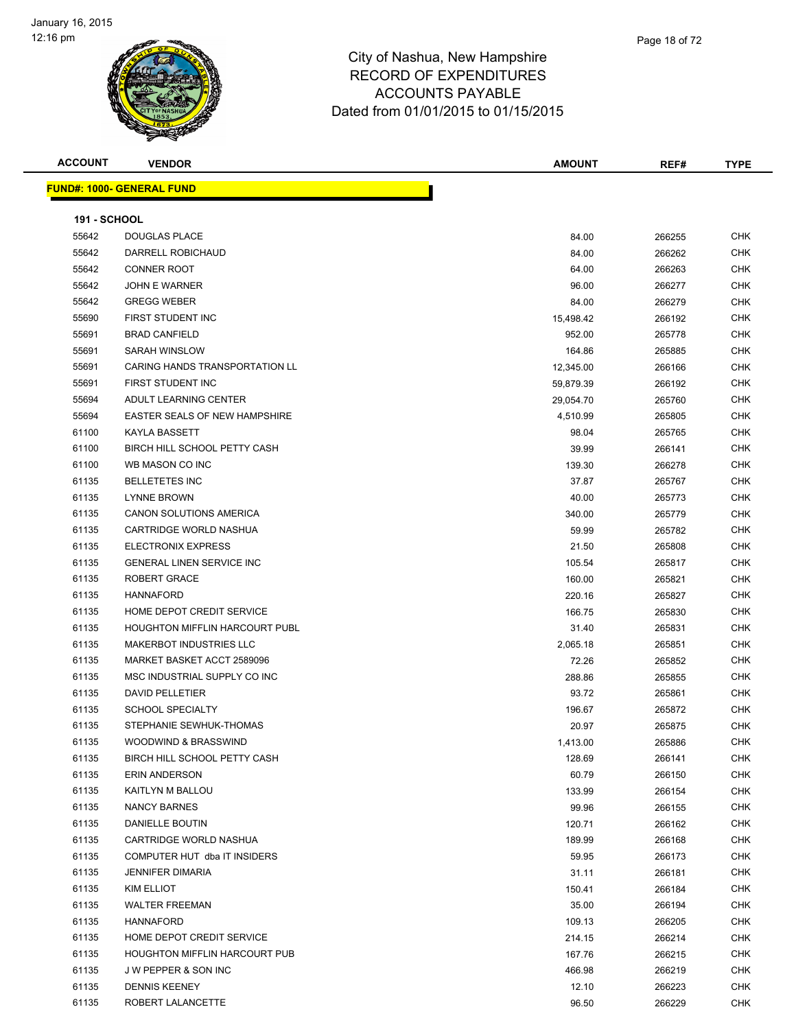# City of Nashua, New Hampshire
## RECORD OF EXPENDITURES
## ACCOUNTS PAYABLE
### Dated from 01/01/2015 to 01/15/2015

| ACCOUNT | VENDOR | AMOUNT | REF# | TYPE |
|---|---|---|---|---|
| **FUND#: 1000- GENERAL FUND** | | | | |
| **191 - SCHOOL** | | | | |
| 55642 | DOUGLAS PLACE | 84.00 | 266255 | CHK |
| 55642 | DARRELL ROBICHAUD | 84.00 | 266262 | CHK |
| 55642 | CONNER ROOT | 64.00 | 266263 | CHK |
| 55642 | JOHN E WARNER | 96.00 | 266277 | CHK |
| 55642 | GREGG WEBER | 84.00 | 266279 | CHK |
| 55690 | FIRST STUDENT INC | 15,498.42 | 266192 | CHK |
| 55691 | BRAD CANFIELD | 952.00 | 265778 | CHK |
| 55691 | SARAH WINSLOW | 164.86 | 265885 | CHK |
| 55691 | CARING HANDS TRANSPORTATION LL | 12,345.00 | 266166 | CHK |
| 55691 | FIRST STUDENT INC | 59,879.39 | 266192 | CHK |
| 55694 | ADULT LEARNING CENTER | 29,054.70 | 265760 | CHK |
| 55694 | EASTER SEALS OF NEW HAMPSHIRE | 4,510.99 | 265805 | CHK |
| 61100 | KAYLA BASSETT | 98.04 | 265765 | CHK |
| 61100 | BIRCH HILL SCHOOL PETTY CASH | 39.99 | 266141 | CHK |
| 61100 | WB MASON CO INC | 139.30 | 266278 | CHK |
| 61135 | BELLETETES INC | 37.87 | 265767 | CHK |
| 61135 | LYNNE BROWN | 40.00 | 265773 | CHK |
| 61135 | CANON SOLUTIONS AMERICA | 340.00 | 265779 | CHK |
| 61135 | CARTRIDGE WORLD NASHUA | 59.99 | 265782 | CHK |
| 61135 | ELECTRONIX EXPRESS | 21.50 | 265808 | CHK |
| 61135 | GENERAL LINEN SERVICE INC | 105.54 | 265817 | CHK |
| 61135 | ROBERT GRACE | 160.00 | 265821 | CHK |
| 61135 | HANNAFORD | 220.16 | 265827 | CHK |
| 61135 | HOME DEPOT CREDIT SERVICE | 166.75 | 265830 | CHK |
| 61135 | HOUGHTON MIFFLIN HARCOURT PUBL | 31.40 | 265831 | CHK |
| 61135 | MAKERBOT INDUSTRIES LLC | 2,065.18 | 265851 | CHK |
| 61135 | MARKET BASKET ACCT 2589096 | 72.26 | 265852 | CHK |
| 61135 | MSC INDUSTRIAL SUPPLY CO INC | 288.86 | 265855 | CHK |
| 61135 | DAVID PELLETIER | 93.72 | 265861 | CHK |
| 61135 | SCHOOL SPECIALTY | 196.67 | 265872 | CHK |
| 61135 | STEPHANIE SEWHUK-THOMAS | 20.97 | 265875 | CHK |
| 61135 | WOODWIND & BRASSWIND | 1,413.00 | 265886 | CHK |
| 61135 | BIRCH HILL SCHOOL PETTY CASH | 128.69 | 266141 | CHK |
| 61135 | ERIN ANDERSON | 60.79 | 266150 | CHK |
| 61135 | KAITLYN M BALLOU | 133.99 | 266154 | CHK |
| 61135 | NANCY BARNES | 99.96 | 266155 | CHK |
| 61135 | DANIELLE BOUTIN | 120.71 | 266162 | CHK |
| 61135 | CARTRIDGE WORLD NASHUA | 189.99 | 266168 | CHK |
| 61135 | COMPUTER HUT dba IT INSIDERS | 59.95 | 266173 | CHK |
| 61135 | JENNIFER DIMARIA | 31.11 | 266181 | CHK |
| 61135 | KIM ELLIOT | 150.41 | 266184 | CHK |
| 61135 | WALTER FREEMAN | 35.00 | 266194 | CHK |
| 61135 | HANNAFORD | 109.13 | 266205 | CHK |
| 61135 | HOME DEPOT CREDIT SERVICE | 214.15 | 266214 | CHK |
| 61135 | HOUGHTON MIFFLIN HARCOURT PUB | 167.76 | 266215 | CHK |
| 61135 | J W PEPPER & SON INC | 466.98 | 266219 | CHK |
| 61135 | DENNIS KEENEY | 12.10 | 266223 | CHK |
| 61135 | ROBERT LALANCETTE | 96.50 | 266229 | CHK |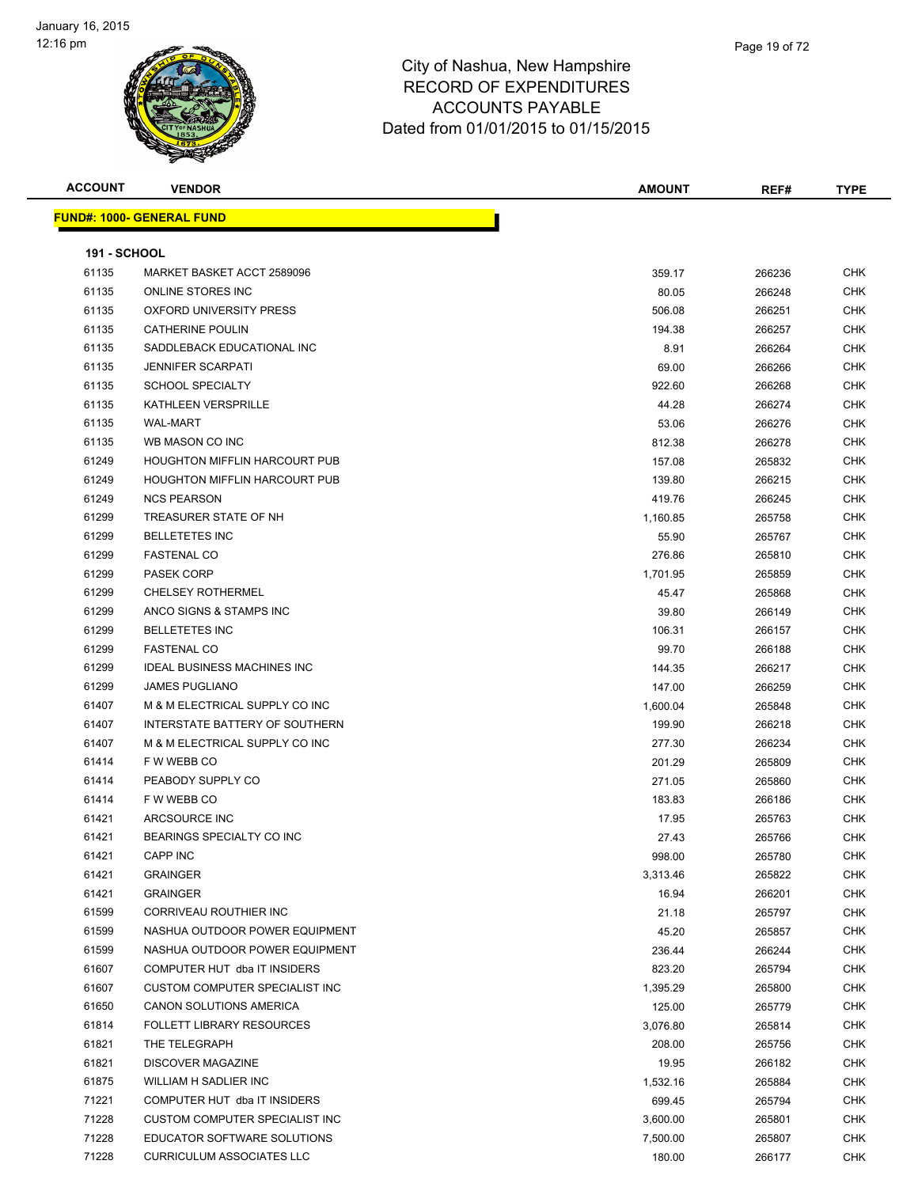# City of Nashua, New Hampshire
# RECORD OF EXPENDITURES
# ACCOUNTS PAYABLE
## Dated from 01/01/2015 to 01/15/2015

January 16, 2015
12:16 pm

| ACCOUNT | VENDOR | AMOUNT | REF# | TYPE |
|---|---|---|---|---|
| **FUND#: 1000- GENERAL FUND** | | | | |
| **191 - SCHOOL** | | | | |
| 61135 | MARKET BASKET ACCT 2589096 | 359.17 | 266236 | CHK |
| 61135 | ONLINE STORES INC | 80.05 | 266248 | CHK |
| 61135 | OXFORD UNIVERSITY PRESS | 506.08 | 266251 | CHK |
| 61135 | CATHERINE POULIN | 194.38 | 266257 | CHK |
| 61135 | SADDLEBACK EDUCATIONAL INC | 8.91 | 266264 | CHK |
| 61135 | JENNIFER SCARPATI | 69.00 | 266266 | CHK |
| 61135 | SCHOOL SPECIALTY | 922.60 | 266268 | CHK |
| 61135 | KATHLEEN VERSPRILLE | 44.28 | 266274 | CHK |
| 61135 | WAL-MART | 53.06 | 266276 | CHK |
| 61135 | WB MASON CO INC | 812.38 | 266278 | CHK |
| 61249 | HOUGHTON MIFFLIN HARCOURT PUB | 157.08 | 265832 | CHK |
| 61249 | HOUGHTON MIFFLIN HARCOURT PUB | 139.80 | 266215 | CHK |
| 61249 | NCS PEARSON | 419.76 | 266245 | CHK |
| 61299 | TREASURER STATE OF NH | 1,160.85 | 265758 | CHK |
| 61299 | BELLETETES INC | 55.90 | 265767 | CHK |
| 61299 | FASTENAL CO | 276.86 | 265810 | CHK |
| 61299 | PASEK CORP | 1,701.95 | 265859 | CHK |
| 61299 | CHELSEY ROTHERMEL | 45.47 | 265868 | CHK |
| 61299 | ANCO SIGNS & STAMPS INC | 39.80 | 266149 | CHK |
| 61299 | BELLETETES INC | 106.31 | 266157 | CHK |
| 61299 | FASTENAL CO | 99.70 | 266188 | CHK |
| 61299 | IDEAL BUSINESS MACHINES INC | 144.35 | 266217 | CHK |
| 61299 | JAMES PUGLIANO | 147.00 | 266259 | CHK |
| 61407 | M & M ELECTRICAL SUPPLY CO INC | 1,600.04 | 265848 | CHK |
| 61407 | INTERSTATE BATTERY OF SOUTHERN | 199.90 | 266218 | CHK |
| 61407 | M & M ELECTRICAL SUPPLY CO INC | 277.30 | 266234 | CHK |
| 61414 | F W WEBB CO | 201.29 | 265809 | CHK |
| 61414 | PEABODY SUPPLY CO | 271.05 | 265860 | CHK |
| 61414 | F W WEBB CO | 183.83 | 266186 | CHK |
| 61421 | ARCSOURCE INC | 17.95 | 265763 | CHK |
| 61421 | BEARINGS SPECIALTY CO INC | 27.43 | 265766 | CHK |
| 61421 | CAPP INC | 998.00 | 265780 | CHK |
| 61421 | GRAINGER | 3,313.46 | 265822 | CHK |
| 61421 | GRAINGER | 16.94 | 266201 | CHK |
| 61599 | CORRIVEAU ROUTHIER INC | 21.18 | 265797 | CHK |
| 61599 | NASHUA OUTDOOR POWER EQUIPMENT | 45.20 | 265857 | CHK |
| 61599 | NASHUA OUTDOOR POWER EQUIPMENT | 236.44 | 266244 | CHK |
| 61607 | COMPUTER HUT dba IT INSIDERS | 823.20 | 265794 | CHK |
| 61607 | CUSTOM COMPUTER SPECIALIST INC | 1,395.29 | 265800 | CHK |
| 61650 | CANON SOLUTIONS AMERICA | 125.00 | 265779 | CHK |
| 61814 | FOLLETT LIBRARY RESOURCES | 3,076.80 | 265814 | CHK |
| 61821 | THE TELEGRAPH | 208.00 | 265756 | CHK |
| 61821 | DISCOVER MAGAZINE | 19.95 | 266182 | CHK |
| 61875 | WILLIAM H SADLIER INC | 1,532.16 | 265884 | CHK |
| 71221 | COMPUTER HUT dba IT INSIDERS | 699.45 | 265794 | CHK |
| 71228 | CUSTOM COMPUTER SPECIALIST INC | 3,600.00 | 265801 | CHK |
| 71228 | EDUCATOR SOFTWARE SOLUTIONS | 7,500.00 | 265807 | CHK |
| 71228 | CURRICULUM ASSOCIATES LLC | 180.00 | 266177 | CHK |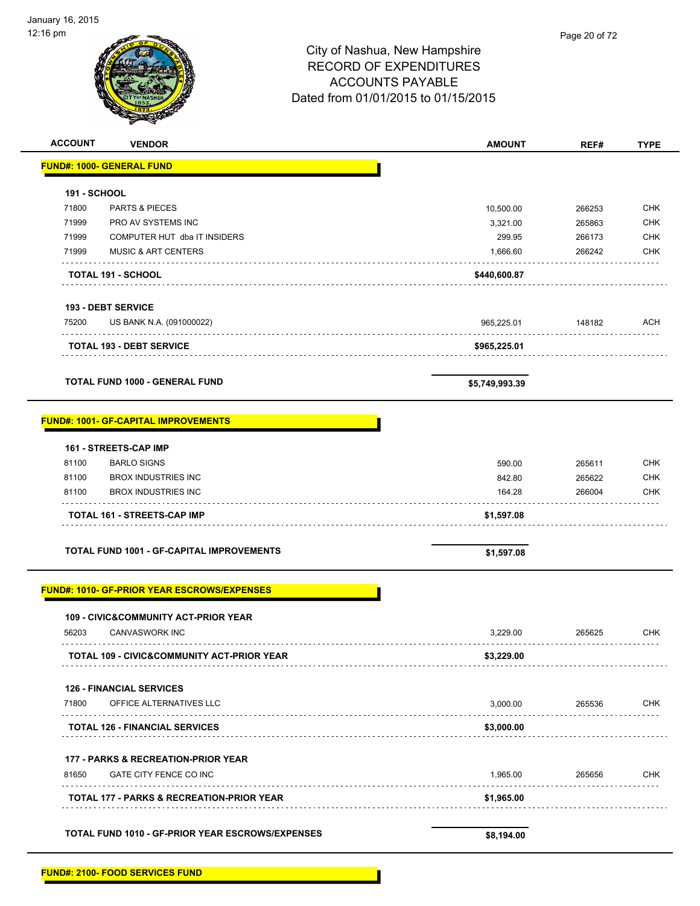City of Nashua, New Hampshire
RECORD OF EXPENDITURES
ACCOUNTS PAYABLE
Dated from 01/01/2015 to 01/15/2015

| ACCOUNT | VENDOR | AMOUNT | REF# | TYPE |
|---|---|---|---|---|
| **FUND#: 1000- GENERAL FUND** | | | | |
| **191 - SCHOOL** | | | | |
| 71800 | PARTS & PIECES | 10,500.00 | 266253 | CHK |
| 71999 | PRO AV SYSTEMS INC | 3,321.00 | 265863 | CHK |
| 71999 | COMPUTER HUT dba IT INSIDERS | 299.95 | 266173 | CHK |
| 71999 | MUSIC & ART CENTERS | 1,666.60 | 266242 | CHK |
| | **TOTAL 191 - SCHOOL** | **$440,600.87** | | |
| **193 - DEBT SERVICE** | | | | |
| 75200 | US BANK N.A. (091000022) | 965,225.01 | 148182 | ACH |
| | **TOTAL 193 - DEBT SERVICE** | **$965,225.01** | | |
| | **TOTAL FUND 1000 - GENERAL FUND** | **$5,749,993.39** | | |
| **FUND#: 1001- GF-CAPITAL IMPROVEMENTS** | | | | |
| **161 - STREETS-CAP IMP** | | | | |
| 81100 | BARLO SIGNS | 590.00 | 265611 | CHK |
| 81100 | BROX INDUSTRIES INC | 842.80 | 265622 | CHK |
| 81100 | BROX INDUSTRIES INC | 164.28 | 266004 | CHK |
| | **TOTAL 161 - STREETS-CAP IMP** | **$1,597.08** | | |
| | **TOTAL FUND 1001 - GF-CAPITAL IMPROVEMENTS** | **$1,597.08** | | |
| **FUND#: 1010- GF-PRIOR YEAR ESCROWS/EXPENSES** | | | | |
| **109 - CIVIC&COMMUNITY ACT-PRIOR YEAR** | | | | |
| 56203 | CANVASWORK INC | 3,229.00 | 265625 | CHK |
| | **TOTAL 109 - CIVIC&COMMUNITY ACT-PRIOR YEAR** | **$3,229.00** | | |
| **126 - FINANCIAL SERVICES** | | | | |
| 71800 | OFFICE ALTERNATIVES LLC | 3,000.00 | 265536 | CHK |
| | **TOTAL 126 - FINANCIAL SERVICES** | **$3,000.00** | | |
| **177 - PARKS & RECREATION-PRIOR YEAR** | | | | |
| 81650 | GATE CITY FENCE CO INC | 1,965.00 | 265656 | CHK |
| | **TOTAL 177 - PARKS & RECREATION-PRIOR YEAR** | **$1,965.00** | | |
| | **TOTAL FUND 1010 - GF-PRIOR YEAR ESCROWS/EXPENSES** | **$8,194.00** | | |
| **FUND#: 2100- FOOD SERVICES FUND** | | | | |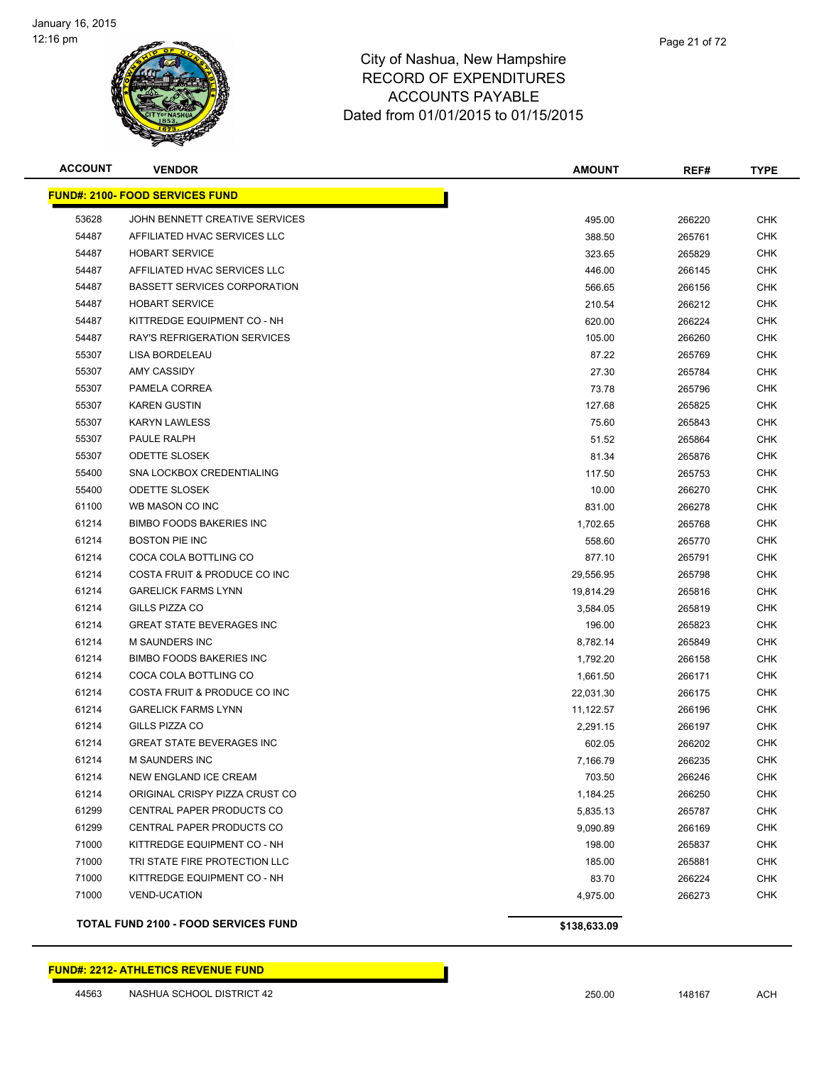City of Nashua, New Hampshire
RECORD OF EXPENDITURES
ACCOUNTS PAYABLE
Dated from 01/01/2015 to 01/15/2015

| ACCOUNT | VENDOR | AMOUNT | REF# | TYPE |
|---|---|---|---|---|
| **FUND#: 2100- FOOD SERVICES FUND** | | | | |
| 53628 | JOHN BENNETT CREATIVE SERVICES | 495.00 | 266220 | CHK |
| 54487 | AFFILIATED HVAC SERVICES LLC | 388.50 | 265761 | CHK |
| 54487 | HOBART SERVICE | 323.65 | 265829 | CHK |
| 54487 | AFFILIATED HVAC SERVICES LLC | 446.00 | 266145 | CHK |
| 54487 | BASSETT SERVICES CORPORATION | 566.65 | 266156 | CHK |
| 54487 | HOBART SERVICE | 210.54 | 266212 | CHK |
| 54487 | KITTREDGE EQUIPMENT CO - NH | 620.00 | 266224 | CHK |
| 54487 | RAY'S REFRIGERATION SERVICES | 105.00 | 266260 | CHK |
| 55307 | LISA BORDELEAU | 87.22 | 265769 | CHK |
| 55307 | AMY CASSIDY | 27.30 | 265784 | CHK |
| 55307 | PAMELA CORREA | 73.78 | 265796 | CHK |
| 55307 | KAREN GUSTIN | 127.68 | 265825 | CHK |
| 55307 | KARYN LAWLESS | 75.60 | 265843 | CHK |
| 55307 | PAULE RALPH | 51.52 | 265864 | CHK |
| 55307 | ODETTE SLOSEK | 81.34 | 265876 | CHK |
| 55400 | SNA LOCKBOX CREDENTIALING | 117.50 | 265753 | CHK |
| 55400 | ODETTE SLOSEK | 10.00 | 266270 | CHK |
| 61100 | WB MASON CO INC | 831.00 | 266278 | CHK |
| 61214 | BIMBO FOODS BAKERIES INC | 1,702.65 | 265768 | CHK |
| 61214 | BOSTON PIE INC | 558.60 | 265770 | CHK |
| 61214 | COCA COLA BOTTLING CO | 877.10 | 265791 | CHK |
| 61214 | COSTA FRUIT & PRODUCE CO INC | 29,556.95 | 265798 | CHK |
| 61214 | GARELICK FARMS LYNN | 19,814.29 | 265816 | CHK |
| 61214 | GILLS PIZZA CO | 3,584.05 | 265819 | CHK |
| 61214 | GREAT STATE BEVERAGES INC | 196.00 | 265823 | CHK |
| 61214 | M SAUNDERS INC | 8,782.14 | 265849 | CHK |
| 61214 | BIMBO FOODS BAKERIES INC | 1,792.20 | 266158 | CHK |
| 61214 | COCA COLA BOTTLING CO | 1,661.50 | 266171 | CHK |
| 61214 | COSTA FRUIT & PRODUCE CO INC | 22,031.30 | 266175 | CHK |
| 61214 | GARELICK FARMS LYNN | 11,122.57 | 266196 | CHK |
| 61214 | GILLS PIZZA CO | 2,291.15 | 266197 | CHK |
| 61214 | GREAT STATE BEVERAGES INC | 602.05 | 266202 | CHK |
| 61214 | M SAUNDERS INC | 7,166.79 | 266235 | CHK |
| 61214 | NEW ENGLAND ICE CREAM | 703.50 | 266246 | CHK |
| 61214 | ORIGINAL CRISPY PIZZA CRUST CO | 1,184.25 | 266250 | CHK |
| 61299 | CENTRAL PAPER PRODUCTS CO | 5,835.13 | 265787 | CHK |
| 61299 | CENTRAL PAPER PRODUCTS CO | 9,090.89 | 266169 | CHK |
| 71000 | KITTREDGE EQUIPMENT CO - NH | 198.00 | 265837 | CHK |
| 71000 | TRI STATE FIRE PROTECTION LLC | 185.00 | 265881 | CHK |
| 71000 | KITTREDGE EQUIPMENT CO - NH | 83.70 | 266224 | CHK |
| 71000 | VEND-UCATION | 4,975.00 | 266273 | CHK |
| **TOTAL FUND 2100 - FOOD SERVICES FUND** | | **$138,633.09** | | |
| **FUND#: 2212- ATHLETICS REVENUE FUND** | | | | |
| 44563 | NASHUA SCHOOL DISTRICT 42 | 250.00 | 148167 | ACH |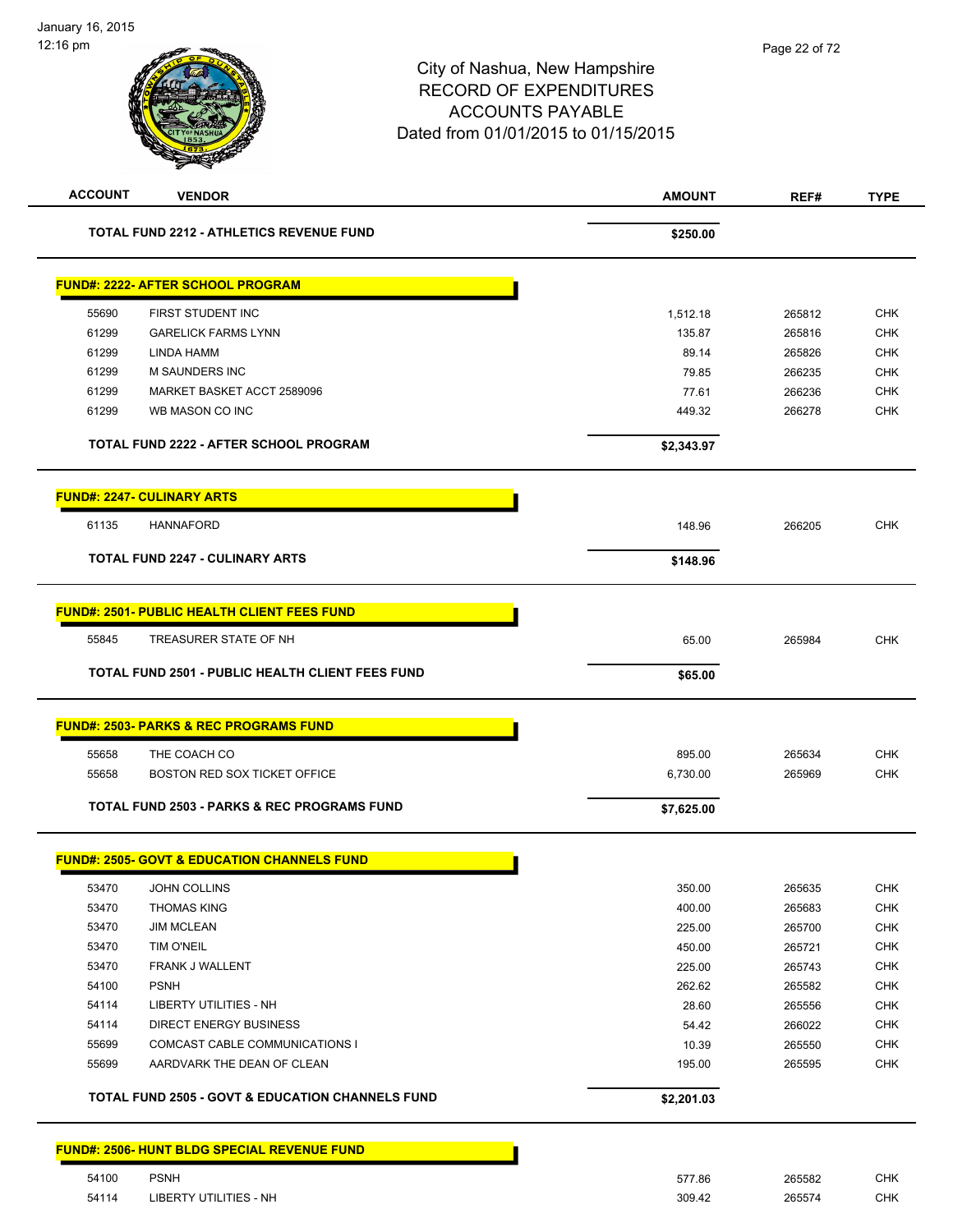# City of Nashua, New Hampshire
## RECORD OF EXPENDITURES
## ACCOUNTS PAYABLE
## Dated from 01/01/2015 to 01/15/2015

| ACCOUNT | VENDOR | AMOUNT | REF# | TYPE |
|---|---|---|---|---|
| | **TOTAL FUND 2212 - ATHLETICS REVENUE FUND** | **$250.00** | | |
| **FUND#: 2222- AFTER SCHOOL PROGRAM** | | | | |
| 55690 | FIRST STUDENT INC | 1,512.18 | 265812 | CHK |
| 61299 | GARELICK FARMS LYNN | 135.87 | 265816 | CHK |
| 61299 | LINDA HAMM | 89.14 | 265826 | CHK |
| 61299 | M SAUNDERS INC | 79.85 | 266235 | CHK |
| 61299 | MARKET BASKET ACCT 2589096 | 77.61 | 266236 | CHK |
| 61299 | WB MASON CO INC | 449.32 | 266278 | CHK |
| | **TOTAL FUND 2222 - AFTER SCHOOL PROGRAM** | **$2,343.97** | | |
| **FUND#: 2247- CULINARY ARTS** | | | | |
| 61135 | HANNAFORD | 148.96 | 266205 | CHK |
| | **TOTAL FUND 2247 - CULINARY ARTS** | **$148.96** | | |
| **FUND#: 2501- PUBLIC HEALTH CLIENT FEES FUND** | | | | |
| 55845 | TREASURER STATE OF NH | 65.00 | 265984 | CHK |
| | **TOTAL FUND 2501 - PUBLIC HEALTH CLIENT FEES FUND** | **$65.00** | | |
| **FUND#: 2503- PARKS & REC PROGRAMS FUND** | | | | |
| 55658 | THE COACH CO | 895.00 | 265634 | CHK |
| 55658 | BOSTON RED SOX TICKET OFFICE | 6,730.00 | 265969 | CHK |
| | **TOTAL FUND 2503 - PARKS & REC PROGRAMS FUND** | **$7,625.00** | | |
| **FUND#: 2505- GOVT & EDUCATION CHANNELS FUND** | | | | |
| 53470 | JOHN COLLINS | 350.00 | 265635 | CHK |
| 53470 | THOMAS KING | 400.00 | 265683 | CHK |
| 53470 | JIM MCLEAN | 225.00 | 265700 | CHK |
| 53470 | TIM O'NEIL | 450.00 | 265721 | CHK |
| 53470 | FRANK J WALLENT | 225.00 | 265743 | CHK |
| 54100 | PSNH | 262.62 | 265582 | CHK |
| 54114 | LIBERTY UTILITIES - NH | 28.60 | 265556 | CHK |
| 54114 | DIRECT ENERGY BUSINESS | 54.42 | 266022 | CHK |
| 55699 | COMCAST CABLE COMMUNICATIONS I | 10.39 | 265550 | CHK |
| 55699 | AARDVARK THE DEAN OF CLEAN | 195.00 | 265595 | CHK |
| | **TOTAL FUND 2505 - GOVT & EDUCATION CHANNELS FUND** | **$2,201.03** | | |
| **FUND#: 2506- HUNT BLDG SPECIAL REVENUE FUND** | | | | |
| 54100 | PSNH | 577.86 | 265582 | CHK |
| 54114 | LIBERTY UTILITIES - NH | 309.42 | 265574 | CHK |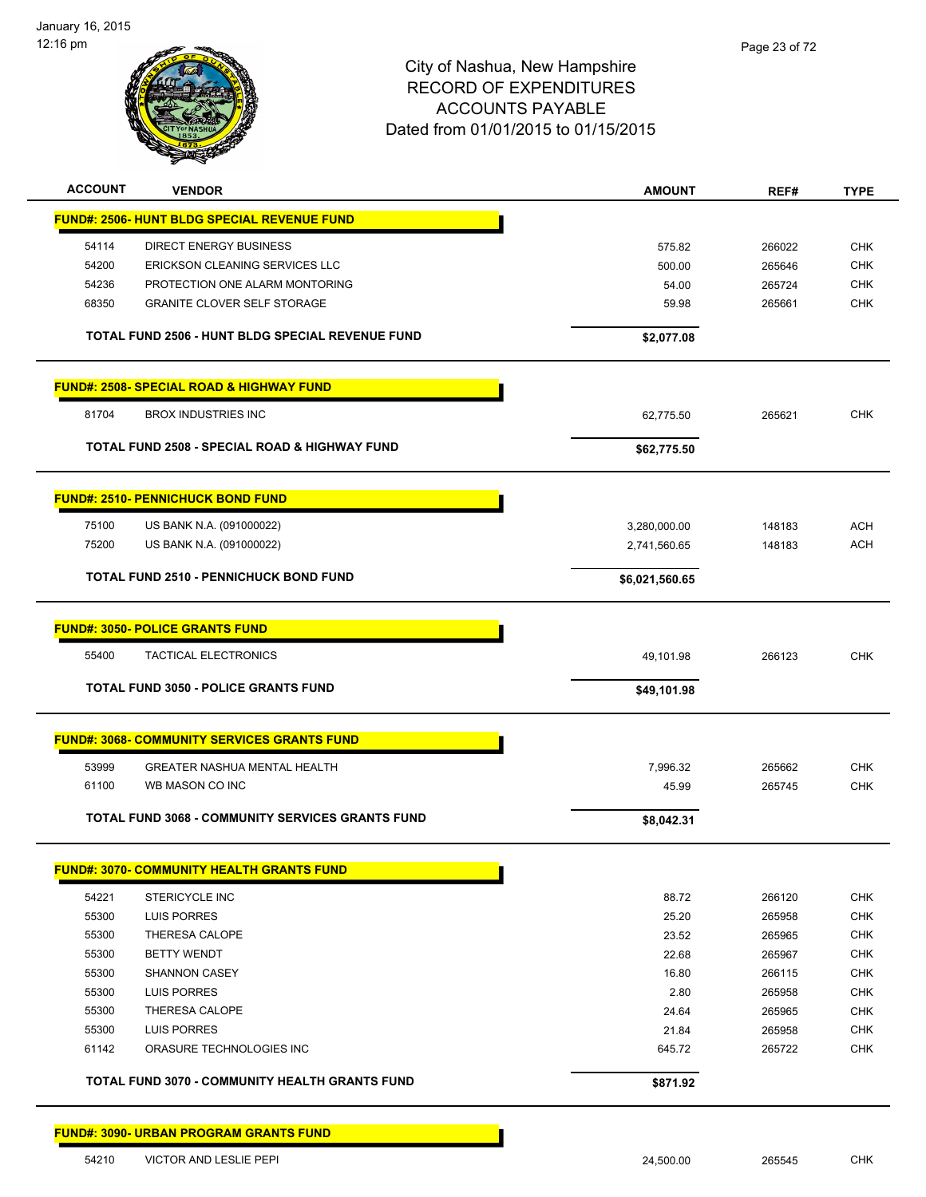# City of Nashua, New Hampshire
## RECORD OF EXPENDITURES
## ACCOUNTS PAYABLE
### Dated from 01/01/2015 to 01/15/2015

| ACCOUNT | VENDOR | AMOUNT | REF# | TYPE |
|---|---|---|---|---|
| **FUND#: 2506- HUNT BLDG SPECIAL REVENUE FUND** | | | | |
| 54114 | DIRECT ENERGY BUSINESS | 575.82 | 266022 | CHK |
| 54200 | ERICKSON CLEANING SERVICES LLC | 500.00 | 265646 | CHK |
| 54236 | PROTECTION ONE ALARM MONTORING | 54.00 | 265724 | CHK |
| 68350 | GRANITE CLOVER SELF STORAGE | 59.98 | 265661 | CHK |
| | **TOTAL FUND 2506 - HUNT BLDG SPECIAL REVENUE FUND** | **$2,077.08** | | |
| **FUND#: 2508- SPECIAL ROAD & HIGHWAY FUND** | | | | |
| 81704 | BROX INDUSTRIES INC | 62,775.50 | 265621 | CHK |
| | **TOTAL FUND 2508 - SPECIAL ROAD & HIGHWAY FUND** | **$62,775.50** | | |
| **FUND#: 2510- PENNICHUCK BOND FUND** | | | | |
| 75100 | US BANK N.A. (091000022) | 3,280,000.00 | 148183 | ACH |
| 75200 | US BANK N.A. (091000022) | 2,741,560.65 | 148183 | ACH |
| | **TOTAL FUND 2510 - PENNICHUCK BOND FUND** | **$6,021,560.65** | | |
| **FUND#: 3050- POLICE GRANTS FUND** | | | | |
| 55400 | TACTICAL ELECTRONICS | 49,101.98 | 266123 | CHK |
| | **TOTAL FUND 3050 - POLICE GRANTS FUND** | **$49,101.98** | | |
| **FUND#: 3068- COMMUNITY SERVICES GRANTS FUND** | | | | |
| 53999 | GREATER NASHUA MENTAL HEALTH | 7,996.32 | 265662 | CHK |
| 61100 | WB MASON CO INC | 45.99 | 265745 | CHK |
| | **TOTAL FUND 3068 - COMMUNITY SERVICES GRANTS FUND** | **$8,042.31** | | |
| **FUND#: 3070- COMMUNITY HEALTH GRANTS FUND** | | | | |
| 54221 | STERICYCLE INC | 88.72 | 266120 | CHK |
| 55300 | LUIS PORRES | 25.20 | 265958 | CHK |
| 55300 | THERESA CALOPE | 23.52 | 265965 | CHK |
| 55300 | BETTY WENDT | 22.68 | 265967 | CHK |
| 55300 | SHANNON CASEY | 16.80 | 266115 | CHK |
| 55300 | LUIS PORRES | 2.80 | 265958 | CHK |
| 55300 | THERESA CALOPE | 24.64 | 265965 | CHK |
| 55300 | LUIS PORRES | 21.84 | 265958 | CHK |
| 61142 | ORASURE TECHNOLOGIES INC | 645.72 | 265722 | CHK |
| | **TOTAL FUND 3070 - COMMUNITY HEALTH GRANTS FUND** | **$871.92** | | |
| **FUND#: 3090- URBAN PROGRAM GRANTS FUND** | | | | |
| 54210 | VICTOR AND LESLIE PEPI | 24,500.00 | 265545 | CHK |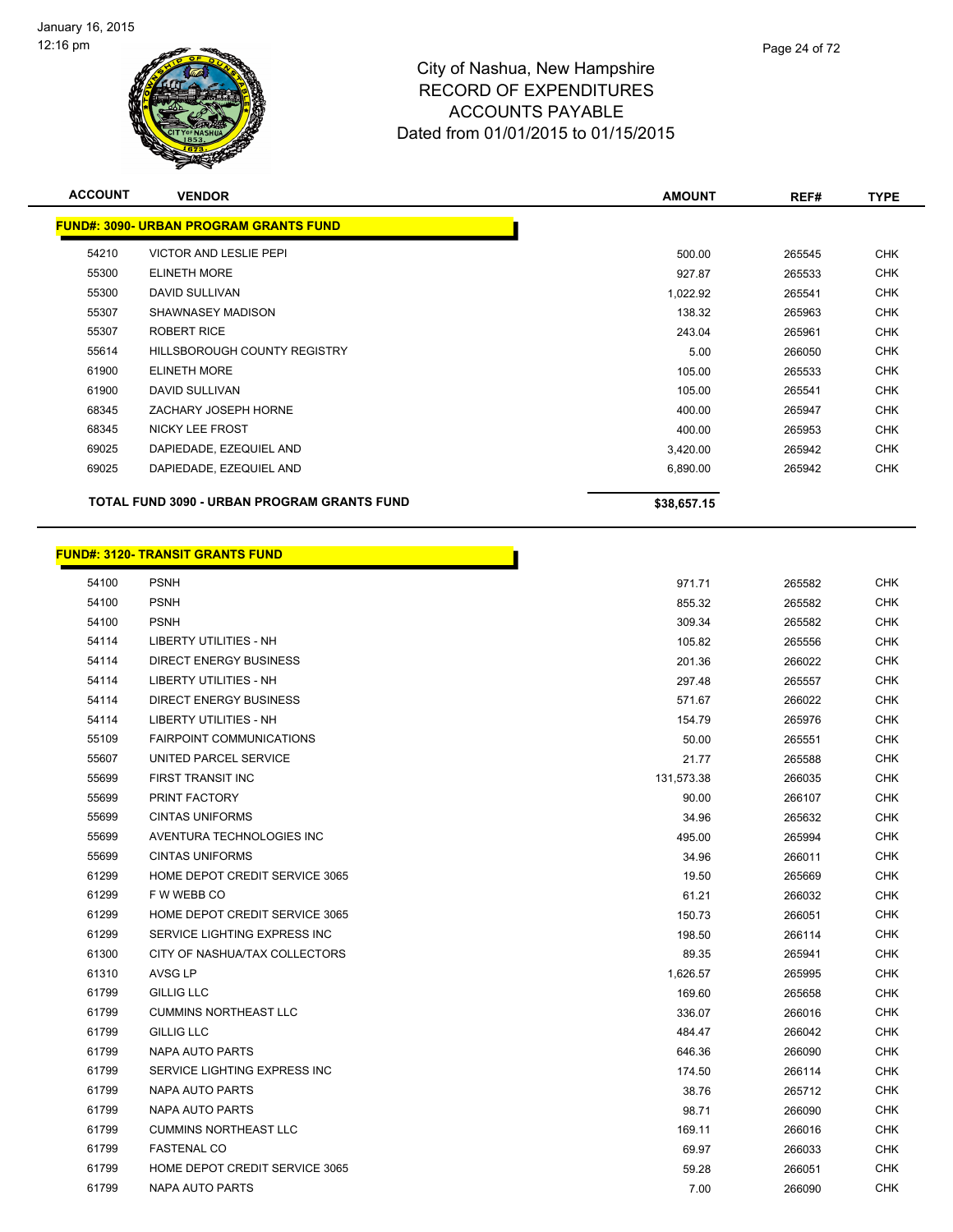City of Nashua, New Hampshire
RECORD OF EXPENDITURES
ACCOUNTS PAYABLE
Dated from 01/01/2015 to 01/15/2015

| ACCOUNT | VENDOR | AMOUNT | REF# | TYPE |
|---|---|---|---|---|
| **FUND#: 3090- URBAN PROGRAM GRANTS FUND** | | | | |
| 54210 | VICTOR AND LESLIE PEPI | 500.00 | 265545 | CHK |
| 55300 | ELINETH MORE | 927.87 | 265533 | CHK |
| 55300 | DAVID SULLIVAN | 1,022.92 | 265541 | CHK |
| 55307 | SHAWNASEY MADISON | 138.32 | 265963 | CHK |
| 55307 | ROBERT RICE | 243.04 | 265961 | CHK |
| 55614 | HILLSBOROUGH COUNTY REGISTRY | 5.00 | 266050 | CHK |
| 61900 | ELINETH MORE | 105.00 | 265533 | CHK |
| 61900 | DAVID SULLIVAN | 105.00 | 265541 | CHK |
| 68345 | ZACHARY JOSEPH HORNE | 400.00 | 265947 | CHK |
| 68345 | NICKY LEE FROST | 400.00 | 265953 | CHK |
| 69025 | DAPIEDADE, EZEQUIEL AND | 3,420.00 | 265942 | CHK |
| 69025 | DAPIEDADE, EZEQUIEL AND | 6,890.00 | 265942 | CHK |
| | **TOTAL FUND 3090 - URBAN PROGRAM GRANTS FUND** | **$38,657.15** | | |

| ACCOUNT | VENDOR | AMOUNT | REF# | TYPE |
|---|---|---|---|---|
| **FUND#: 3120- TRANSIT GRANTS FUND** | | | | |
| 54100 | PSNH | 971.71 | 265582 | CHK |
| 54100 | PSNH | 855.32 | 265582 | CHK |
| 54100 | PSNH | 309.34 | 265582 | CHK |
| 54114 | LIBERTY UTILITIES - NH | 105.82 | 265556 | CHK |
| 54114 | DIRECT ENERGY BUSINESS | 201.36 | 266022 | CHK |
| 54114 | LIBERTY UTILITIES - NH | 297.48 | 265557 | CHK |
| 54114 | DIRECT ENERGY BUSINESS | 571.67 | 266022 | CHK |
| 54114 | LIBERTY UTILITIES - NH | 154.79 | 265976 | CHK |
| 55109 | FAIRPOINT COMMUNICATIONS | 50.00 | 265551 | CHK |
| 55607 | UNITED PARCEL SERVICE | 21.77 | 265588 | CHK |
| 55699 | FIRST TRANSIT INC | 131,573.38 | 266035 | CHK |
| 55699 | PRINT FACTORY | 90.00 | 266107 | CHK |
| 55699 | CINTAS UNIFORMS | 34.96 | 265632 | CHK |
| 55699 | AVENTURA TECHNOLOGIES INC | 495.00 | 265994 | CHK |
| 55699 | CINTAS UNIFORMS | 34.96 | 266011 | CHK |
| 61299 | HOME DEPOT CREDIT SERVICE 3065 | 19.50 | 265669 | CHK |
| 61299 | F W WEBB CO | 61.21 | 266032 | CHK |
| 61299 | HOME DEPOT CREDIT SERVICE 3065 | 150.73 | 266051 | CHK |
| 61299 | SERVICE LIGHTING EXPRESS INC | 198.50 | 266114 | CHK |
| 61300 | CITY OF NASHUA/TAX COLLECTORS | 89.35 | 265941 | CHK |
| 61310 | AVSG LP | 1,626.57 | 265995 | CHK |
| 61799 | GILLIG LLC | 169.60 | 265658 | CHK |
| 61799 | CUMMINS NORTHEAST LLC | 336.07 | 266016 | CHK |
| 61799 | GILLIG LLC | 484.47 | 266042 | CHK |
| 61799 | NAPA AUTO PARTS | 646.36 | 266090 | CHK |
| 61799 | SERVICE LIGHTING EXPRESS INC | 174.50 | 266114 | CHK |
| 61799 | NAPA AUTO PARTS | 38.76 | 265712 | CHK |
| 61799 | NAPA AUTO PARTS | 98.71 | 266090 | CHK |
| 61799 | CUMMINS NORTHEAST LLC | 169.11 | 266016 | CHK |
| 61799 | FASTENAL CO | 69.97 | 266033 | CHK |
| 61799 | HOME DEPOT CREDIT SERVICE 3065 | 59.28 | 266051 | CHK |
| 61799 | NAPA AUTO PARTS | 7.00 | 266090 | CHK |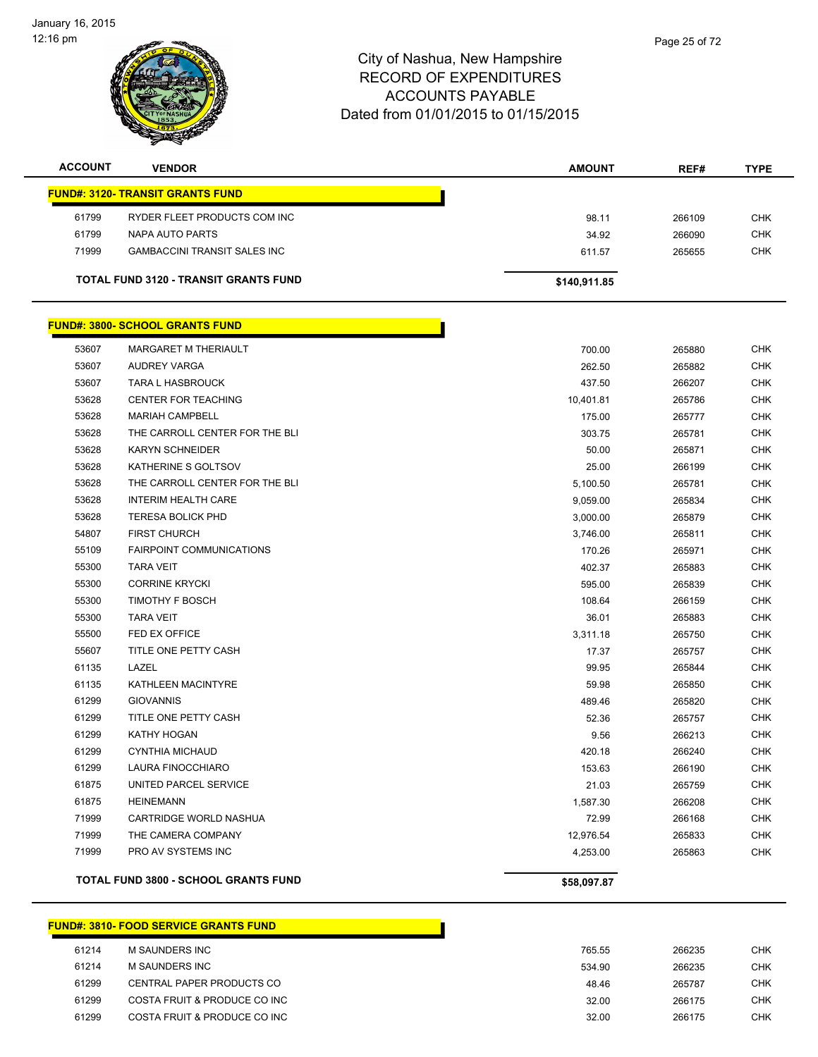# City of Nashua, New Hampshire
## RECORD OF EXPENDITURES
## ACCOUNTS PAYABLE
## Dated from 01/01/2015 to 01/15/2015

| ACCOUNT | VENDOR | AMOUNT | REF# | TYPE |
|---|---|---|---|---|
| **FUND#: 3120- TRANSIT GRANTS FUND** | | | | |
| 61799 | RYDER FLEET PRODUCTS COM INC | 98.11 | 266109 | CHK |
| 61799 | NAPA AUTO PARTS | 34.92 | 266090 | CHK |
| 71999 | GAMBACCINI TRANSIT SALES INC | 611.57 | 265655 | CHK |
| | **TOTAL FUND 3120 - TRANSIT GRANTS FUND** | **$140,911.85** | | |
| **FUND#: 3800- SCHOOL GRANTS FUND** | | | | |
| 53607 | MARGARET M THERIAULT | 700.00 | 265880 | CHK |
| 53607 | AUDREY VARGA | 262.50 | 265882 | CHK |
| 53607 | TARA L HASBROUCK | 437.50 | 266207 | CHK |
| 53628 | CENTER FOR TEACHING | 10,401.81 | 265786 | CHK |
| 53628 | MARIAH CAMPBELL | 175.00 | 265777 | CHK |
| 53628 | THE CARROLL CENTER FOR THE BLI | 303.75 | 265781 | CHK |
| 53628 | KARYN SCHNEIDER | 50.00 | 265871 | CHK |
| 53628 | KATHERINE S GOLTSOV | 25.00 | 266199 | CHK |
| 53628 | THE CARROLL CENTER FOR THE BLI | 5,100.50 | 265781 | CHK |
| 53628 | INTERIM HEALTH CARE | 9,059.00 | 265834 | CHK |
| 53628 | TERESA BOLICK PHD | 3,000.00 | 265879 | CHK |
| 54807 | FIRST CHURCH | 3,746.00 | 265811 | CHK |
| 55109 | FAIRPOINT COMMUNICATIONS | 170.26 | 265971 | CHK |
| 55300 | TARA VEIT | 402.37 | 265883 | CHK |
| 55300 | CORRINE KRYCKI | 595.00 | 265839 | CHK |
| 55300 | TIMOTHY F BOSCH | 108.64 | 266159 | CHK |
| 55300 | TARA VEIT | 36.01 | 265883 | CHK |
| 55500 | FED EX OFFICE | 3,311.18 | 265750 | CHK |
| 55607 | TITLE ONE PETTY CASH | 17.37 | 265757 | CHK |
| 61135 | LAZEL | 99.95 | 265844 | CHK |
| 61135 | KATHLEEN MACINTYRE | 59.98 | 265850 | CHK |
| 61299 | GIOVANNIS | 489.46 | 265820 | CHK |
| 61299 | TITLE ONE PETTY CASH | 52.36 | 265757 | CHK |
| 61299 | KATHY HOGAN | 9.56 | 266213 | CHK |
| 61299 | CYNTHIA MICHAUD | 420.18 | 266240 | CHK |
| 61299 | LAURA FINOCCHIARO | 153.63 | 266190 | CHK |
| 61875 | UNITED PARCEL SERVICE | 21.03 | 265759 | CHK |
| 61875 | HEINEMANN | 1,587.30 | 266208 | CHK |
| 71999 | CARTRIDGE WORLD NASHUA | 72.99 | 266168 | CHK |
| 71999 | THE CAMERA COMPANY | 12,976.54 | 265833 | CHK |
| 71999 | PRO AV SYSTEMS INC | 4,253.00 | 265863 | CHK |
| | **TOTAL FUND 3800 - SCHOOL GRANTS FUND** | **$58,097.87** | | |
| **FUND#: 3810- FOOD SERVICE GRANTS FUND** | | | | |
| 61214 | M SAUNDERS INC | 765.55 | 266235 | CHK |
| 61214 | M SAUNDERS INC | 534.90 | 266235 | CHK |
| 61299 | CENTRAL PAPER PRODUCTS CO | 48.46 | 265787 | CHK |
| 61299 | COSTA FRUIT & PRODUCE CO INC | 32.00 | 266175 | CHK |
| 61299 | COSTA FRUIT & PRODUCE CO INC | 32.00 | 266175 | CHK |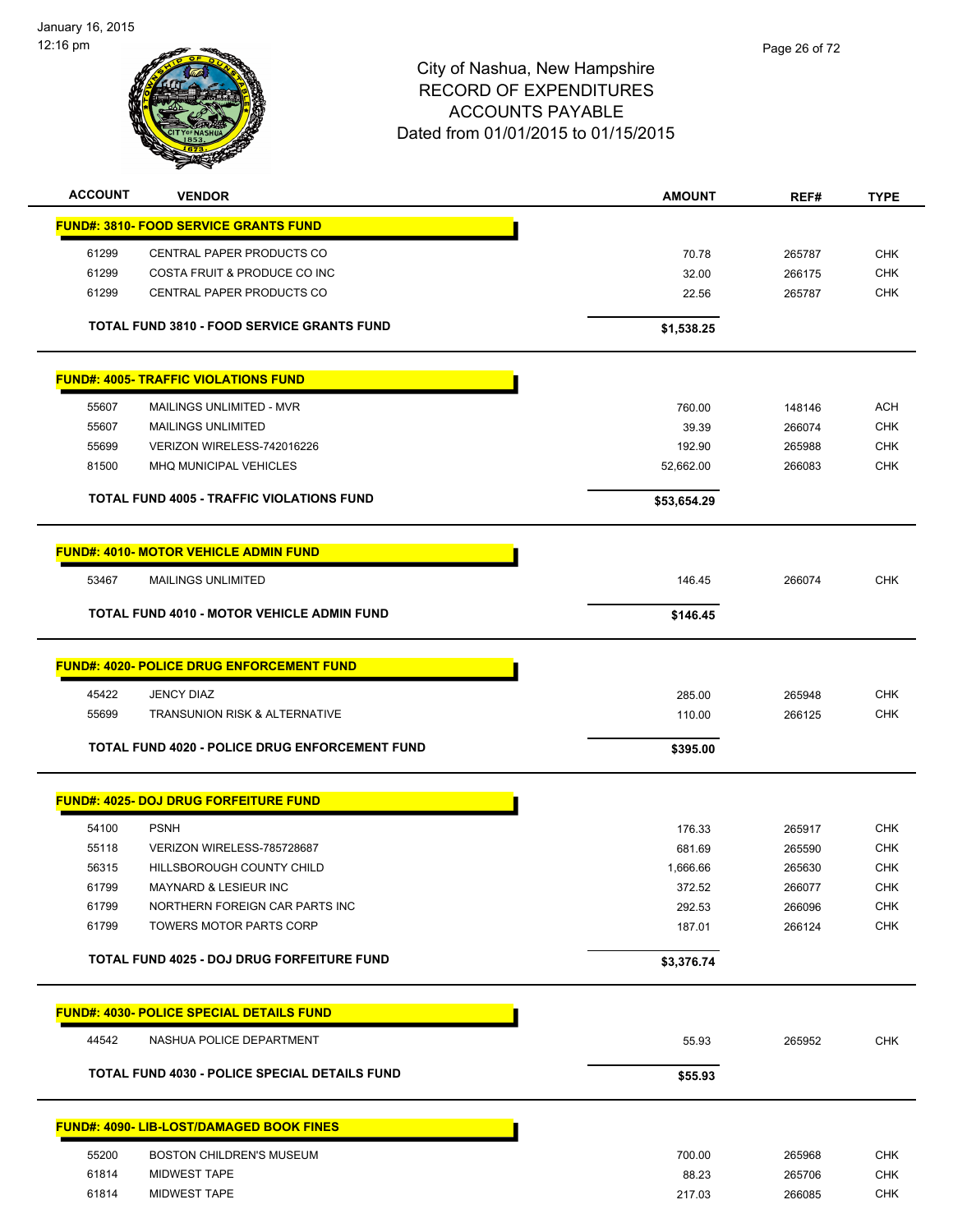City of Nashua, New Hampshire
RECORD OF EXPENDITURES
ACCOUNTS PAYABLE
Dated from 01/01/2015 to 01/15/2015

| ACCOUNT | VENDOR | AMOUNT | REF# | TYPE |
|---|---|---|---|---|
| **FUND#: 3810- FOOD SERVICE GRANTS FUND** | | | | |
| 61299 | CENTRAL PAPER PRODUCTS CO | 70.78 | 265787 | CHK |
| 61299 | COSTA FRUIT & PRODUCE CO INC | 32.00 | 266175 | CHK |
| 61299 | CENTRAL PAPER PRODUCTS CO | 22.56 | 265787 | CHK |
| **TOTAL FUND 3810 - FOOD SERVICE GRANTS FUND** | | **$1,538.25** | | |
| **FUND#: 4005- TRAFFIC VIOLATIONS FUND** | | | | |
| 55607 | MAILINGS UNLIMITED - MVR | 760.00 | 148146 | ACH |
| 55607 | MAILINGS UNLIMITED | 39.39 | 266074 | CHK |
| 55699 | VERIZON WIRELESS-742016226 | 192.90 | 265988 | CHK |
| 81500 | MHQ MUNICIPAL VEHICLES | 52,662.00 | 266083 | CHK |
| **TOTAL FUND 4005 - TRAFFIC VIOLATIONS FUND** | | **$53,654.29** | | |
| **FUND#: 4010- MOTOR VEHICLE ADMIN FUND** | | | | |
| 53467 | MAILINGS UNLIMITED | 146.45 | 266074 | CHK |
| **TOTAL FUND 4010 - MOTOR VEHICLE ADMIN FUND** | | **$146.45** | | |
| **FUND#: 4020- POLICE DRUG ENFORCEMENT FUND** | | | | |
| 45422 | JENCY DIAZ | 285.00 | 265948 | CHK |
| 55699 | TRANSUNION RISK & ALTERNATIVE | 110.00 | 266125 | CHK |
| **TOTAL FUND 4020 - POLICE DRUG ENFORCEMENT FUND** | | **$395.00** | | |
| **FUND#: 4025- DOJ DRUG FORFEITURE FUND** | | | | |
| 54100 | PSNH | 176.33 | 265917 | CHK |
| 55118 | VERIZON WIRELESS-785728687 | 681.69 | 265590 | CHK |
| 56315 | HILLSBOROUGH COUNTY CHILD | 1,666.66 | 265630 | CHK |
| 61799 | MAYNARD & LESIEUR INC | 372.52 | 266077 | CHK |
| 61799 | NORTHERN FOREIGN CAR PARTS INC | 292.53 | 266096 | CHK |
| 61799 | TOWERS MOTOR PARTS CORP | 187.01 | 266124 | CHK |
| **TOTAL FUND 4025 - DOJ DRUG FORFEITURE FUND** | | **$3,376.74** | | |
| **FUND#: 4030- POLICE SPECIAL DETAILS FUND** | | | | |
| 44542 | NASHUA POLICE DEPARTMENT | 55.93 | 265952 | CHK |
| **TOTAL FUND 4030 - POLICE SPECIAL DETAILS FUND** | | **$55.93** | | |
| **FUND#: 4090- LIB-LOST/DAMAGED BOOK FINES** | | | | |
| 55200 | BOSTON CHILDREN'S MUSEUM | 700.00 | 265968 | CHK |
| 61814 | MIDWEST TAPE | 88.23 | 265706 | CHK |
| 61814 | MIDWEST TAPE | 217.03 | 266085 | CHK |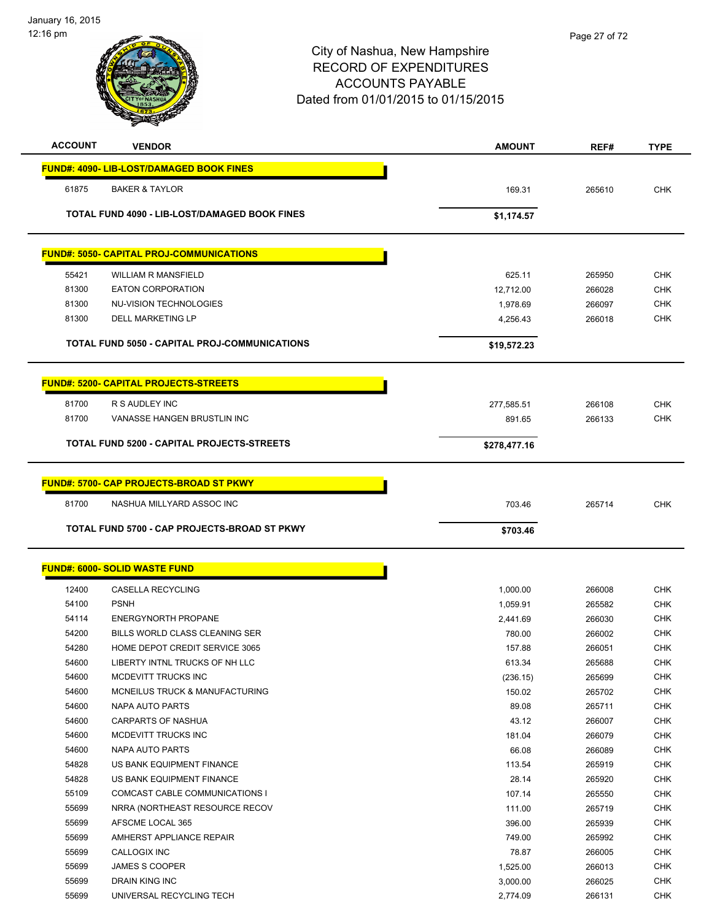# City of Nashua, New Hampshire
## RECORD OF EXPENDITURES
## ACCOUNTS PAYABLE
## Dated from 01/01/2015 to 01/15/2015

| ACCOUNT | VENDOR | AMOUNT | REF# | TYPE |
|---|---|---|---|---|
| **FUND#: 4090- LIB-LOST/DAMAGED BOOK FINES** | | | | |
| 61875 | BAKER & TAYLOR | 169.31 | 265610 | CHK |
| | **TOTAL FUND 4090 - LIB-LOST/DAMAGED BOOK FINES** | **$1,174.57** | | |
| **FUND#: 5050- CAPITAL PROJ-COMMUNICATIONS** | | | | |
| 55421 | WILLIAM R MANSFIELD | 625.11 | 265950 | CHK |
| 81300 | EATON CORPORATION | 12,712.00 | 266028 | CHK |
| 81300 | NU-VISION TECHNOLOGIES | 1,978.69 | 266097 | CHK |
| 81300 | DELL MARKETING LP | 4,256.43 | 266018 | CHK |
| | **TOTAL FUND 5050 - CAPITAL PROJ-COMMUNICATIONS** | **$19,572.23** | | |
| **FUND#: 5200- CAPITAL PROJECTS-STREETS** | | | | |
| 81700 | R S AUDLEY INC | 277,585.51 | 266108 | CHK |
| 81700 | VANASSE HANGEN BRUSTLIN INC | 891.65 | 266133 | CHK |
| | **TOTAL FUND 5200 - CAPITAL PROJECTS-STREETS** | **$278,477.16** | | |
| **FUND#: 5700- CAP PROJECTS-BROAD ST PKWY** | | | | |
| 81700 | NASHUA MILLYARD ASSOC INC | 703.46 | 265714 | CHK |
| | **TOTAL FUND 5700 - CAP PROJECTS-BROAD ST PKWY** | **$703.46** | | |
| **FUND#: 6000- SOLID WASTE FUND** | | | | |
| 12400 | CASELLA RECYCLING | 1,000.00 | 266008 | CHK |
| 54100 | PSNH | 1,059.91 | 265582 | CHK |
| 54114 | ENERGYNORTH PROPANE | 2,441.69 | 266030 | CHK |
| 54200 | BILLS WORLD CLASS CLEANING SER | 780.00 | 266002 | CHK |
| 54280 | HOME DEPOT CREDIT SERVICE 3065 | 157.88 | 266051 | CHK |
| 54600 | LIBERTY INTNL TRUCKS OF NH LLC | 613.34 | 265688 | CHK |
| 54600 | MCDEVITT TRUCKS INC | (236.15) | 265699 | CHK |
| 54600 | MCNEILUS TRUCK & MANUFACTURING | 150.02 | 265702 | CHK |
| 54600 | NAPA AUTO PARTS | 89.08 | 265711 | CHK |
| 54600 | CARPARTS OF NASHUA | 43.12 | 266007 | CHK |
| 54600 | MCDEVITT TRUCKS INC | 181.04 | 266079 | CHK |
| 54600 | NAPA AUTO PARTS | 66.08 | 266089 | CHK |
| 54828 | US BANK EQUIPMENT FINANCE | 113.54 | 265919 | CHK |
| 54828 | US BANK EQUIPMENT FINANCE | 28.14 | 265920 | CHK |
| 55109 | COMCAST CABLE COMMUNICATIONS I | 107.14 | 265550 | CHK |
| 55699 | NRRA (NORTHEAST RESOURCE RECOV | 111.00 | 265719 | CHK |
| 55699 | AFSCME LOCAL 365 | 396.00 | 265939 | CHK |
| 55699 | AMHERST APPLIANCE REPAIR | 749.00 | 265992 | CHK |
| 55699 | CALLOGIX INC | 78.87 | 266005 | CHK |
| 55699 | JAMES S COOPER | 1,525.00 | 266013 | CHK |
| 55699 | DRAIN KING INC | 3,000.00 | 266025 | CHK |
| 55699 | UNIVERSAL RECYCLING TECH | 2,774.09 | 266131 | CHK |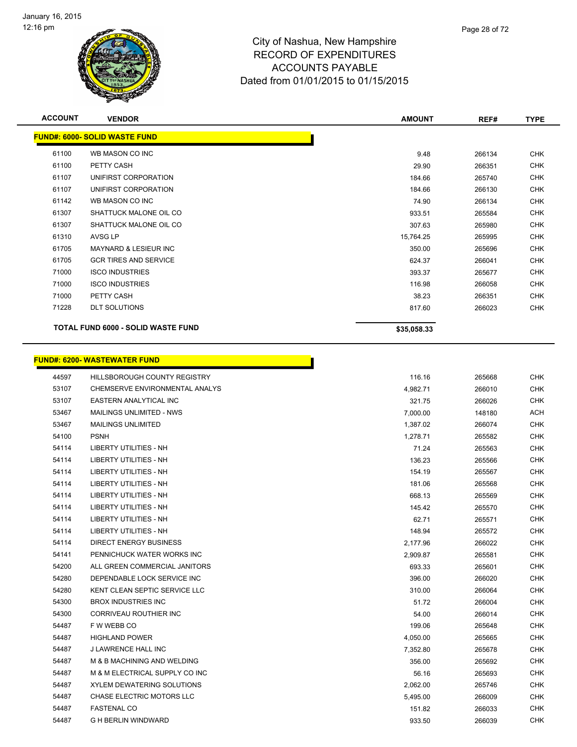# City of Nashua, New Hampshire
# RECORD OF EXPENDITURES
# ACCOUNTS PAYABLE
# Dated from 01/01/2015 to 01/15/2015

| ACCOUNT | VENDOR | AMOUNT | REF# | TYPE |
|---|---|---|---|---|
| **FUND#: 6000- SOLID WASTE FUND** | | | | |
| 61100 | WB MASON CO INC | 9.48 | 266134 | CHK |
| 61100 | PETTY CASH | 29.90 | 266351 | CHK |
| 61107 | UNIFIRST CORPORATION | 184.66 | 265740 | CHK |
| 61107 | UNIFIRST CORPORATION | 184.66 | 266130 | CHK |
| 61142 | WB MASON CO INC | 74.90 | 266134 | CHK |
| 61307 | SHATTUCK MALONE OIL CO | 933.51 | 265584 | CHK |
| 61307 | SHATTUCK MALONE OIL CO | 307.63 | 265980 | CHK |
| 61310 | AVSG LP | 15,764.25 | 265995 | CHK |
| 61705 | MAYNARD & LESIEUR INC | 350.00 | 265696 | CHK |
| 61705 | GCR TIRES AND SERVICE | 624.37 | 266041 | CHK |
| 71000 | ISCO INDUSTRIES | 393.37 | 265677 | CHK |
| 71000 | ISCO INDUSTRIES | 116.98 | 266058 | CHK |
| 71000 | PETTY CASH | 38.23 | 266351 | CHK |
| 71228 | DLT SOLUTIONS | 817.60 | 266023 | CHK |
| **TOTAL FUND 6000 - SOLID WASTE FUND** | | **$35,058.33** | | |

| ACCOUNT | VENDOR | AMOUNT | REF# | TYPE |
|---|---|---|---|---|
| **FUND#: 6200- WASTEWATER FUND** | | | | |
| 44597 | HILLSBOROUGH COUNTY REGISTRY | 116.16 | 265668 | CHK |
| 53107 | CHEMSERVE ENVIRONMENTAL ANALYS | 4,982.71 | 266010 | CHK |
| 53107 | EASTERN ANALYTICAL INC | 321.75 | 266026 | CHK |
| 53467 | MAILINGS UNLIMITED - NWS | 7,000.00 | 148180 | ACH |
| 53467 | MAILINGS UNLIMITED | 1,387.02 | 266074 | CHK |
| 54100 | PSNH | 1,278.71 | 265582 | CHK |
| 54114 | LIBERTY UTILITIES - NH | 71.24 | 265563 | CHK |
| 54114 | LIBERTY UTILITIES - NH | 136.23 | 265566 | CHK |
| 54114 | LIBERTY UTILITIES - NH | 154.19 | 265567 | CHK |
| 54114 | LIBERTY UTILITIES - NH | 181.06 | 265568 | CHK |
| 54114 | LIBERTY UTILITIES - NH | 668.13 | 265569 | CHK |
| 54114 | LIBERTY UTILITIES - NH | 145.42 | 265570 | CHK |
| 54114 | LIBERTY UTILITIES - NH | 62.71 | 265571 | CHK |
| 54114 | LIBERTY UTILITIES - NH | 148.94 | 265572 | CHK |
| 54114 | DIRECT ENERGY BUSINESS | 2,177.96 | 266022 | CHK |
| 54141 | PENNICHUCK WATER WORKS INC | 2,909.87 | 265581 | CHK |
| 54200 | ALL GREEN COMMERCIAL JANITORS | 693.33 | 265601 | CHK |
| 54280 | DEPENDABLE LOCK SERVICE INC | 396.00 | 266020 | CHK |
| 54280 | KENT CLEAN SEPTIC SERVICE LLC | 310.00 | 266064 | CHK |
| 54300 | BROX INDUSTRIES INC | 51.72 | 266004 | CHK |
| 54300 | CORRIVEAU ROUTHIER INC | 54.00 | 266014 | CHK |
| 54487 | F W WEBB CO | 199.06 | 265648 | CHK |
| 54487 | HIGHLAND POWER | 4,050.00 | 265665 | CHK |
| 54487 | J LAWRENCE HALL INC | 7,352.80 | 265678 | CHK |
| 54487 | M & B MACHINING AND WELDING | 356.00 | 265692 | CHK |
| 54487 | M & M ELECTRICAL SUPPLY CO INC | 56.16 | 265693 | CHK |
| 54487 | XYLEM DEWATERING SOLUTIONS | 2,062.00 | 265746 | CHK |
| 54487 | CHASE ELECTRIC MOTORS LLC | 5,495.00 | 266009 | CHK |
| 54487 | FASTENAL CO | 151.82 | 266033 | CHK |
| 54487 | G H BERLIN WINDWARD | 933.50 | 266039 | CHK |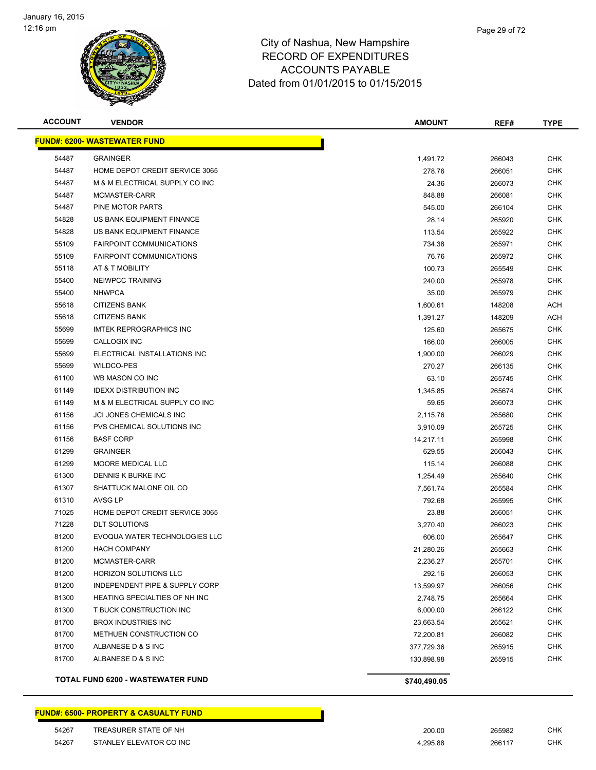# City of Nashua, New Hampshire
## RECORD OF EXPENDITURES
## ACCOUNTS PAYABLE
## Dated from 01/01/2015 to 01/15/2015

January 16, 2015
12:16 pm

| ACCOUNT | VENDOR | AMOUNT | REF# | TYPE |
|---|---|---|---|---|
| **FUND#: 6200- WASTEWATER FUND** | | | | |
| 54487 | GRAINGER | 1,491.72 | 266043 | CHK |
| 54487 | HOME DEPOT CREDIT SERVICE 3065 | 278.76 | 266051 | CHK |
| 54487 | M & M ELECTRICAL SUPPLY CO INC | 24.36 | 266073 | CHK |
| 54487 | MCMASTER-CARR | 848.88 | 266081 | CHK |
| 54487 | PINE MOTOR PARTS | 545.00 | 266104 | CHK |
| 54828 | US BANK EQUIPMENT FINANCE | 28.14 | 265920 | CHK |
| 54828 | US BANK EQUIPMENT FINANCE | 113.54 | 265922 | CHK |
| 55109 | FAIRPOINT COMMUNICATIONS | 734.38 | 265971 | CHK |
| 55109 | FAIRPOINT COMMUNICATIONS | 76.76 | 265972 | CHK |
| 55118 | AT & T MOBILITY | 100.73 | 265549 | CHK |
| 55400 | NEIWPCC TRAINING | 240.00 | 265978 | CHK |
| 55400 | NHWPCA | 35.00 | 265979 | CHK |
| 55618 | CITIZENS BANK | 1,600.61 | 148208 | ACH |
| 55618 | CITIZENS BANK | 1,391.27 | 148209 | ACH |
| 55699 | IMTEK REPROGRAPHICS INC | 125.60 | 265675 | CHK |
| 55699 | CALLOGIX INC | 166.00 | 266005 | CHK |
| 55699 | ELECTRICAL INSTALLATIONS INC | 1,900.00 | 266029 | CHK |
| 55699 | WILDCO-PES | 270.27 | 266135 | CHK |
| 61100 | WB MASON CO INC | 63.10 | 265745 | CHK |
| 61149 | IDEXX DISTRIBUTION INC | 1,345.85 | 265674 | CHK |
| 61149 | M & M ELECTRICAL SUPPLY CO INC | 59.65 | 266073 | CHK |
| 61156 | JCI JONES CHEMICALS INC | 2,115.76 | 265680 | CHK |
| 61156 | PVS CHEMICAL SOLUTIONS INC | 3,910.09 | 265725 | CHK |
| 61156 | BASF CORP | 14,217.11 | 265998 | CHK |
| 61299 | GRAINGER | 629.55 | 266043 | CHK |
| 61299 | MOORE MEDICAL LLC | 115.14 | 266088 | CHK |
| 61300 | DENNIS K BURKE INC | 1,254.49 | 265640 | CHK |
| 61307 | SHATTUCK MALONE OIL CO | 7,561.74 | 265584 | CHK |
| 61310 | AVSG LP | 792.68 | 265995 | CHK |
| 71025 | HOME DEPOT CREDIT SERVICE 3065 | 23.88 | 266051 | CHK |
| 71228 | DLT SOLUTIONS | 3,270.40 | 266023 | CHK |
| 81200 | EVOQUA WATER TECHNOLOGIES LLC | 606.00 | 265647 | CHK |
| 81200 | HACH COMPANY | 21,280.26 | 265663 | CHK |
| 81200 | MCMASTER-CARR | 2,236.27 | 265701 | CHK |
| 81200 | HORIZON SOLUTIONS LLC | 292.16 | 266053 | CHK |
| 81200 | INDEPENDENT PIPE & SUPPLY CORP | 13,599.97 | 266056 | CHK |
| 81300 | HEATING SPECIALTIES OF NH INC | 2,748.75 | 265664 | CHK |
| 81300 | T BUCK CONSTRUCTION INC | 6,000.00 | 266122 | CHK |
| 81700 | BROX INDUSTRIES INC | 23,663.54 | 265621 | CHK |
| 81700 | METHUEN CONSTRUCTION CO | 72,200.81 | 266082 | CHK |
| 81700 | ALBANESE D & S INC | 377,729.36 | 265915 | CHK |
| 81700 | ALBANESE D & S INC | 130,898.98 | 265915 | CHK |
| | **TOTAL FUND 6200 - WASTEWATER FUND** | **$740,490.05** | | |

| ACCOUNT | VENDOR | AMOUNT | REF# | TYPE |
|---|---|---|---|---|
| **FUND#: 6500- PROPERTY & CASUALTY FUND** | | | | |
| 54267 | TREASURER STATE OF NH | 200.00 | 265982 | CHK |
| 54267 | STANLEY ELEVATOR CO INC | 4,295.88 | 266117 | CHK |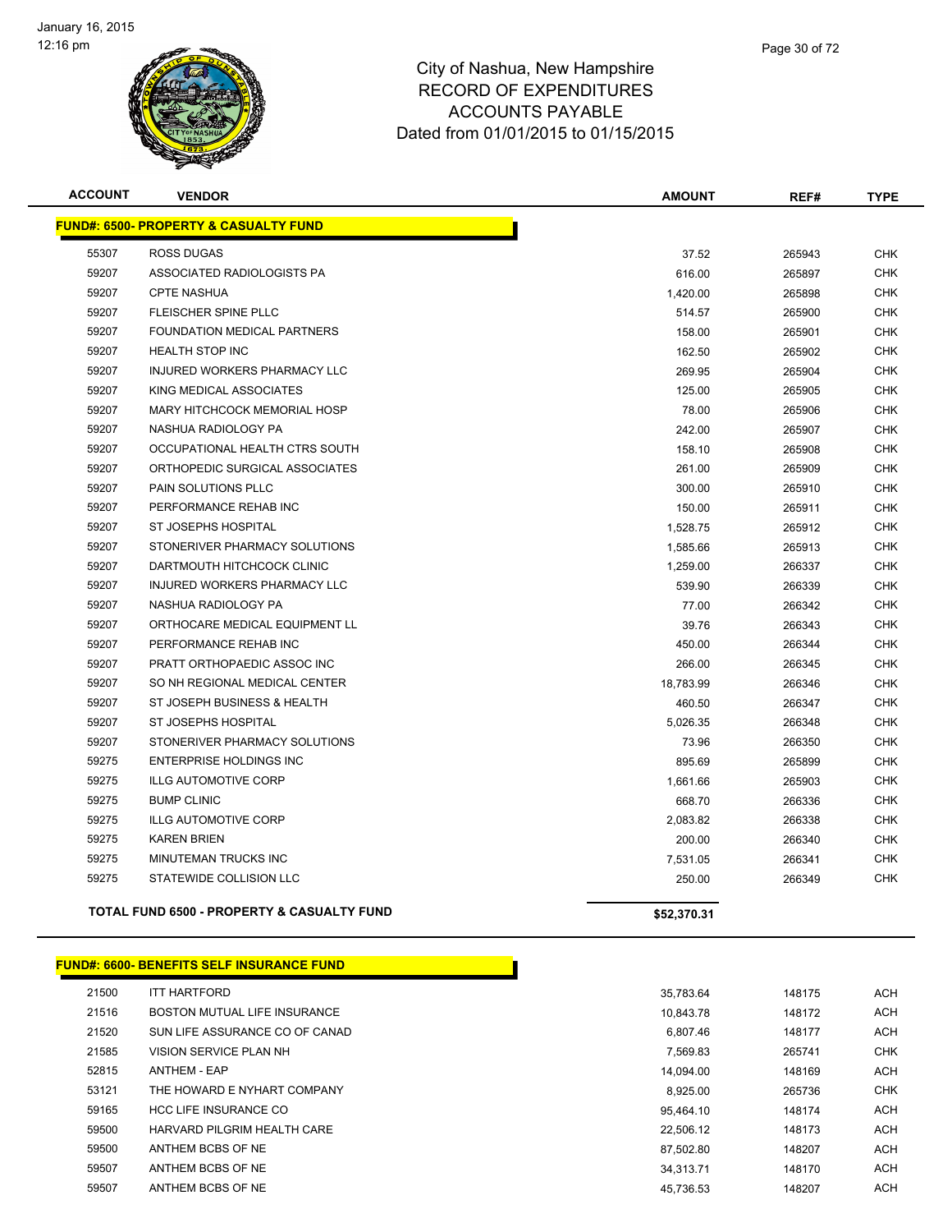# City of Nashua, New Hampshire
## RECORD OF EXPENDITURES
## ACCOUNTS PAYABLE
## Dated from 01/01/2015 to 01/15/2015

January 16, 2015
12:16 pm

| ACCOUNT | VENDOR | AMOUNT | REF# | TYPE |
|---|---|---|---|---|
| **FUND#: 6500- PROPERTY & CASUALTY FUND** | | | | |
| 55307 | ROSS DUGAS | 37.52 | 265943 | CHK |
| 59207 | ASSOCIATED RADIOLOGISTS PA | 616.00 | 265897 | CHK |
| 59207 | CPTE NASHUA | 1,420.00 | 265898 | CHK |
| 59207 | FLEISCHER SPINE PLLC | 514.57 | 265900 | CHK |
| 59207 | FOUNDATION MEDICAL PARTNERS | 158.00 | 265901 | CHK |
| 59207 | HEALTH STOP INC | 162.50 | 265902 | CHK |
| 59207 | INJURED WORKERS PHARMACY LLC | 269.95 | 265904 | CHK |
| 59207 | KING MEDICAL ASSOCIATES | 125.00 | 265905 | CHK |
| 59207 | MARY HITCHCOCK MEMORIAL HOSP | 78.00 | 265906 | CHK |
| 59207 | NASHUA RADIOLOGY PA | 242.00 | 265907 | CHK |
| 59207 | OCCUPATIONAL HEALTH CTRS SOUTH | 158.10 | 265908 | CHK |
| 59207 | ORTHOPEDIC SURGICAL ASSOCIATES | 261.00 | 265909 | CHK |
| 59207 | PAIN SOLUTIONS PLLC | 300.00 | 265910 | CHK |
| 59207 | PERFORMANCE REHAB INC | 150.00 | 265911 | CHK |
| 59207 | ST JOSEPHS HOSPITAL | 1,528.75 | 265912 | CHK |
| 59207 | STONERIVER PHARMACY SOLUTIONS | 1,585.66 | 265913 | CHK |
| 59207 | DARTMOUTH HITCHCOCK CLINIC | 1,259.00 | 266337 | CHK |
| 59207 | INJURED WORKERS PHARMACY LLC | 539.90 | 266339 | CHK |
| 59207 | NASHUA RADIOLOGY PA | 77.00 | 266342 | CHK |
| 59207 | ORTHOCARE MEDICAL EQUIPMENT LL | 39.76 | 266343 | CHK |
| 59207 | PERFORMANCE REHAB INC | 450.00 | 266344 | CHK |
| 59207 | PRATT ORTHOPAEDIC ASSOC INC | 266.00 | 266345 | CHK |
| 59207 | SO NH REGIONAL MEDICAL CENTER | 18,783.99 | 266346 | CHK |
| 59207 | ST JOSEPH BUSINESS & HEALTH | 460.50 | 266347 | CHK |
| 59207 | ST JOSEPHS HOSPITAL | 5,026.35 | 266348 | CHK |
| 59207 | STONERIVER PHARMACY SOLUTIONS | 73.96 | 266350 | CHK |
| 59275 | ENTERPRISE HOLDINGS INC | 895.69 | 265899 | CHK |
| 59275 | ILLG AUTOMOTIVE CORP | 1,661.66 | 265903 | CHK |
| 59275 | BUMP CLINIC | 668.70 | 266336 | CHK |
| 59275 | ILLG AUTOMOTIVE CORP | 2,083.82 | 266338 | CHK |
| 59275 | KAREN BRIEN | 200.00 | 266340 | CHK |
| 59275 | MINUTEMAN TRUCKS INC | 7,531.05 | 266341 | CHK |
| 59275 | STATEWIDE COLLISION LLC | 250.00 | 266349 | CHK |
| **TOTAL FUND 6500 - PROPERTY & CASUALTY FUND** | | **$52,370.31** | | |

| ACCOUNT | VENDOR | AMOUNT | REF# | TYPE |
|---|---|---|---|---|
| **FUND#: 6600- BENEFITS SELF INSURANCE FUND** | | | | |
| 21500 | ITT HARTFORD | 35,783.64 | 148175 | ACH |
| 21516 | BOSTON MUTUAL LIFE INSURANCE | 10,843.78 | 148172 | ACH |
| 21520 | SUN LIFE ASSURANCE CO OF CANAD | 6,807.46 | 148177 | ACH |
| 21585 | VISION SERVICE PLAN NH | 7,569.83 | 265741 | CHK |
| 52815 | ANTHEM - EAP | 14,094.00 | 148169 | ACH |
| 53121 | THE HOWARD E NYHART COMPANY | 8,925.00 | 265736 | CHK |
| 59165 | HCC LIFE INSURANCE CO | 95,464.10 | 148174 | ACH |
| 59500 | HARVARD PILGRIM HEALTH CARE | 22,506.12 | 148173 | ACH |
| 59500 | ANTHEM BCBS OF NE | 87,502.80 | 148207 | ACH |
| 59507 | ANTHEM BCBS OF NE | 34,313.71 | 148170 | ACH |
| 59507 | ANTHEM BCBS OF NE | 45,736.53 | 148207 | ACH |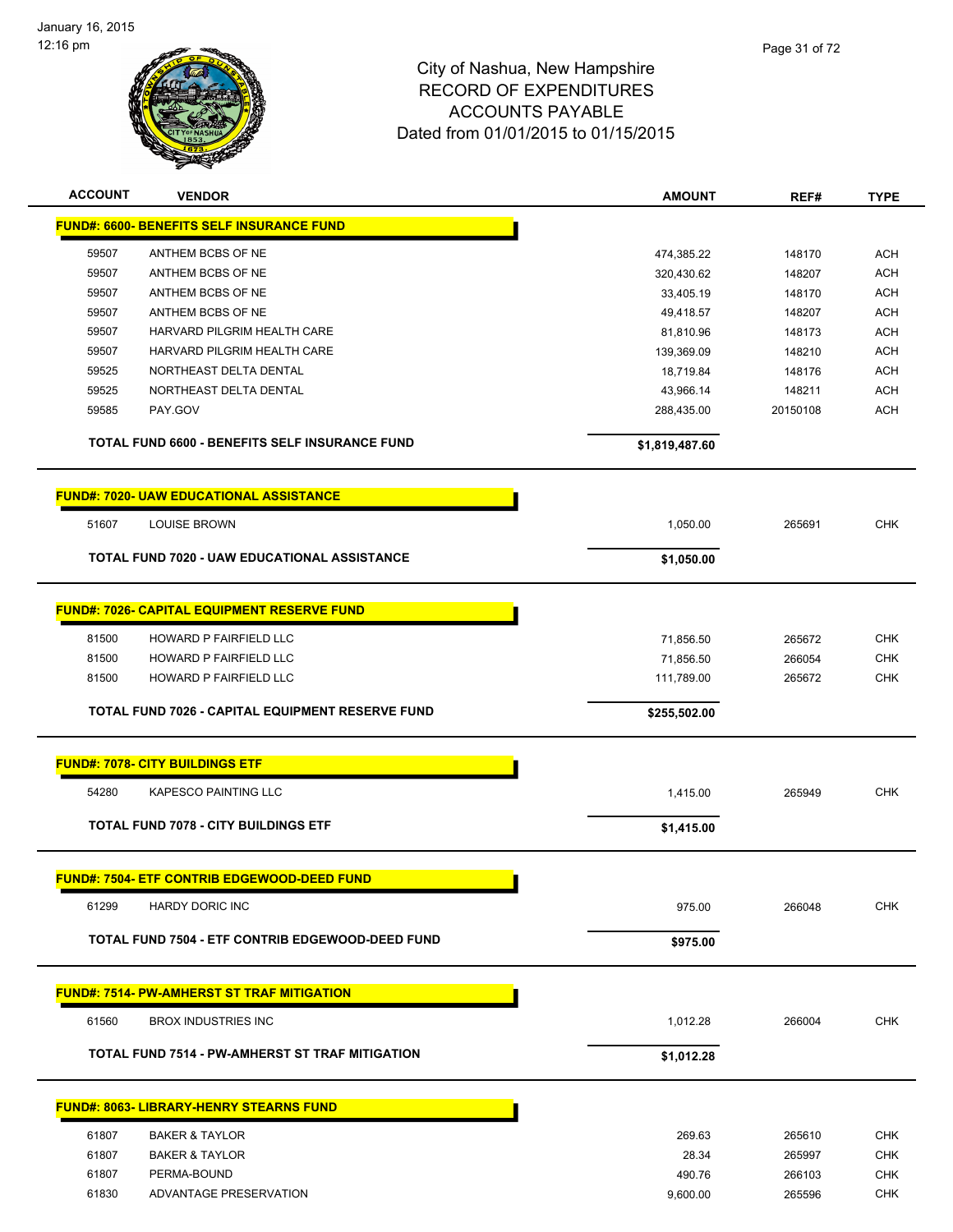# City of Nashua, New Hampshire
## RECORD OF EXPENDITURES
## ACCOUNTS PAYABLE
### Dated from 01/01/2015 to 01/15/2015

| ACCOUNT | VENDOR | AMOUNT | REF# | TYPE |
|---|---|---|---|---|
| **FUND#: 6600- BENEFITS SELF INSURANCE FUND** | | | | |
| 59507 | ANTHEM BCBS OF NE | 474,385.22 | 148170 | ACH |
| 59507 | ANTHEM BCBS OF NE | 320,430.62 | 148207 | ACH |
| 59507 | ANTHEM BCBS OF NE | 33,405.19 | 148170 | ACH |
| 59507 | ANTHEM BCBS OF NE | 49,418.57 | 148207 | ACH |
| 59507 | HARVARD PILGRIM HEALTH CARE | 81,810.96 | 148173 | ACH |
| 59507 | HARVARD PILGRIM HEALTH CARE | 139,369.09 | 148210 | ACH |
| 59525 | NORTHEAST DELTA DENTAL | 18,719.84 | 148176 | ACH |
| 59525 | NORTHEAST DELTA DENTAL | 43,966.14 | 148211 | ACH |
| 59585 | PAY.GOV | 288,435.00 | 20150108 | ACH |
| | **TOTAL FUND 6600 - BENEFITS SELF INSURANCE FUND** | **$1,819,487.60** | | |
| **FUND#: 7020- UAW EDUCATIONAL ASSISTANCE** | | | | |
| 51607 | LOUISE BROWN | 1,050.00 | 265691 | CHK |
| | **TOTAL FUND 7020 - UAW EDUCATIONAL ASSISTANCE** | **$1,050.00** | | |
| **FUND#: 7026- CAPITAL EQUIPMENT RESERVE FUND** | | | | |
| 81500 | HOWARD P FAIRFIELD LLC | 71,856.50 | 265672 | CHK |
| 81500 | HOWARD P FAIRFIELD LLC | 71,856.50 | 266054 | CHK |
| 81500 | HOWARD P FAIRFIELD LLC | 111,789.00 | 265672 | CHK |
| | **TOTAL FUND 7026 - CAPITAL EQUIPMENT RESERVE FUND** | **$255,502.00** | | |
| **FUND#: 7078- CITY BUILDINGS ETF** | | | | |
| 54280 | KAPESCO PAINTING LLC | 1,415.00 | 265949 | CHK |
| | **TOTAL FUND 7078 - CITY BUILDINGS ETF** | **$1,415.00** | | |
| **FUND#: 7504- ETF CONTRIB EDGEWOOD-DEED FUND** | | | | |
| 61299 | HARDY DORIC INC | 975.00 | 266048 | CHK |
| | **TOTAL FUND 7504 - ETF CONTRIB EDGEWOOD-DEED FUND** | **$975.00** | | |
| **FUND#: 7514- PW-AMHERST ST TRAF MITIGATION** | | | | |
| 61560 | BROX INDUSTRIES INC | 1,012.28 | 266004 | CHK |
| | **TOTAL FUND 7514 - PW-AMHERST ST TRAF MITIGATION** | **$1,012.28** | | |
| **FUND#: 8063- LIBRARY-HENRY STEARNS FUND** | | | | |
| 61807 | BAKER & TAYLOR | 269.63 | 265610 | CHK |
| 61807 | BAKER & TAYLOR | 28.34 | 265997 | CHK |
| 61807 | PERMA-BOUND | 490.76 | 266103 | CHK |
| 61830 | ADVANTAGE PRESERVATION | 9,600.00 | 265596 | CHK |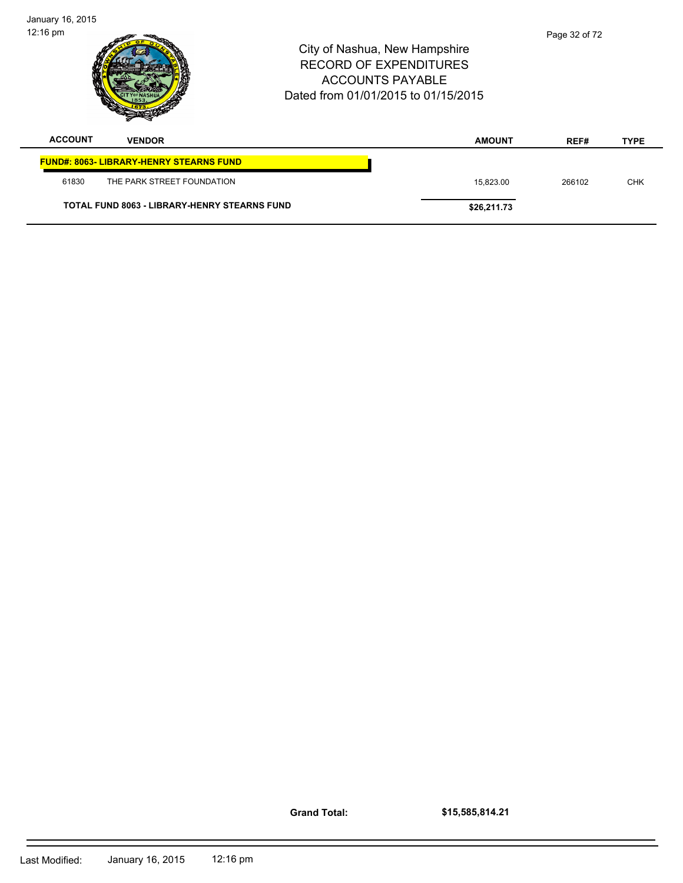# City of Nashua, New Hampshire
## RECORD OF EXPENDITURES
## ACCOUNTS PAYABLE
## Dated from 01/01/2015 to 01/15/2015

| ACCOUNT | VENDOR | AMOUNT | REF# | TYPE |
|---|---|---|---|---|
| **FUND#: 8063- LIBRARY-HENRY STEARNS FUND** | | | | |
| 61830 | THE PARK STREET FOUNDATION | 15,823.00 | 266102 | CHK |
| **TOTAL FUND 8063 - LIBRARY-HENRY STEARNS FUND** | | **$26,211.73** | | |

**Grand Total:** **$15,585,814.21**

Last Modified: January 16, 2015 12:16 pm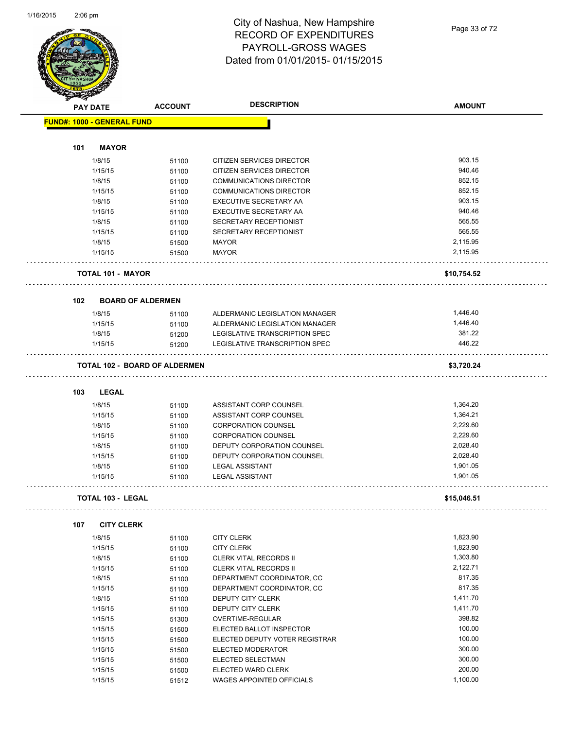# City of Nashua, New Hampshire
## RECORD OF EXPENDITURES
## PAYROLL-GROSS WAGES
## Dated from 01/01/2015- 01/15/2015

**FUND#: 1000 - GENERAL FUND**

| PAY DATE | ACCOUNT | DESCRIPTION | AMOUNT |
|---|---|---|---|
| **101 MAYOR** | | | |
| 1/8/15 | 51100 | CITIZEN SERVICES DIRECTOR | 903.15 |
| 1/15/15 | 51100 | CITIZEN SERVICES DIRECTOR | 940.46 |
| 1/8/15 | 51100 | COMMUNICATIONS DIRECTOR | 852.15 |
| 1/15/15 | 51100 | COMMUNICATIONS DIRECTOR | 852.15 |
| 1/8/15 | 51100 | EXECUTIVE SECRETARY AA | 903.15 |
| 1/15/15 | 51100 | EXECUTIVE SECRETARY AA | 940.46 |
| 1/8/15 | 51100 | SECRETARY RECEPTIONIST | 565.55 |
| 1/15/15 | 51100 | SECRETARY RECEPTIONIST | 565.55 |
| 1/8/15 | 51500 | MAYOR | 2,115.95 |
| 1/15/15 | 51500 | MAYOR | 2,115.95 |
| **TOTAL 101 - MAYOR** | | | **$10,754.52** |
| **102 BOARD OF ALDERMEN** | | | |
| 1/8/15 | 51100 | ALDERMANIC LEGISLATION MANAGER | 1,446.40 |
| 1/15/15 | 51100 | ALDERMANIC LEGISLATION MANAGER | 1,446.40 |
| 1/8/15 | 51200 | LEGISLATIVE TRANSCRIPTION SPEC | 381.22 |
| 1/15/15 | 51200 | LEGISLATIVE TRANSCRIPTION SPEC | 446.22 |
| **TOTAL 102 - BOARD OF ALDERMEN** | | | **$3,720.24** |
| **103 LEGAL** | | | |
| 1/8/15 | 51100 | ASSISTANT CORP COUNSEL | 1,364.20 |
| 1/15/15 | 51100 | ASSISTANT CORP COUNSEL | 1,364.21 |
| 1/8/15 | 51100 | CORPORATION COUNSEL | 2,229.60 |
| 1/15/15 | 51100 | CORPORATION COUNSEL | 2,229.60 |
| 1/8/15 | 51100 | DEPUTY CORPORATION COUNSEL | 2,028.40 |
| 1/15/15 | 51100 | DEPUTY CORPORATION COUNSEL | 2,028.40 |
| 1/8/15 | 51100 | LEGAL ASSISTANT | 1,901.05 |
| 1/15/15 | 51100 | LEGAL ASSISTANT | 1,901.05 |
| **TOTAL 103 - LEGAL** | | | **$15,046.51** |
| **107 CITY CLERK** | | | |
| 1/8/15 | 51100 | CITY CLERK | 1,823.90 |
| 1/15/15 | 51100 | CITY CLERK | 1,823.90 |
| 1/8/15 | 51100 | CLERK VITAL RECORDS II | 1,303.80 |
| 1/15/15 | 51100 | CLERK VITAL RECORDS II | 2,122.71 |
| 1/8/15 | 51100 | DEPARTMENT COORDINATOR, CC | 817.35 |
| 1/15/15 | 51100 | DEPARTMENT COORDINATOR, CC | 817.35 |
| 1/8/15 | 51100 | DEPUTY CITY CLERK | 1,411.70 |
| 1/15/15 | 51100 | DEPUTY CITY CLERK | 1,411.70 |
| 1/15/15 | 51300 | OVERTIME-REGULAR | 398.82 |
| 1/15/15 | 51500 | ELECTED BALLOT INSPECTOR | 100.00 |
| 1/15/15 | 51500 | ELECTED DEPUTY VOTER REGISTRAR | 100.00 |
| 1/15/15 | 51500 | ELECTED MODERATOR | 300.00 |
| 1/15/15 | 51500 | ELECTED SELECTMAN | 300.00 |
| 1/15/15 | 51500 | ELECTED WARD CLERK | 200.00 |
| 1/15/15 | 51512 | WAGES APPOINTED OFFICIALS | 1,100.00 |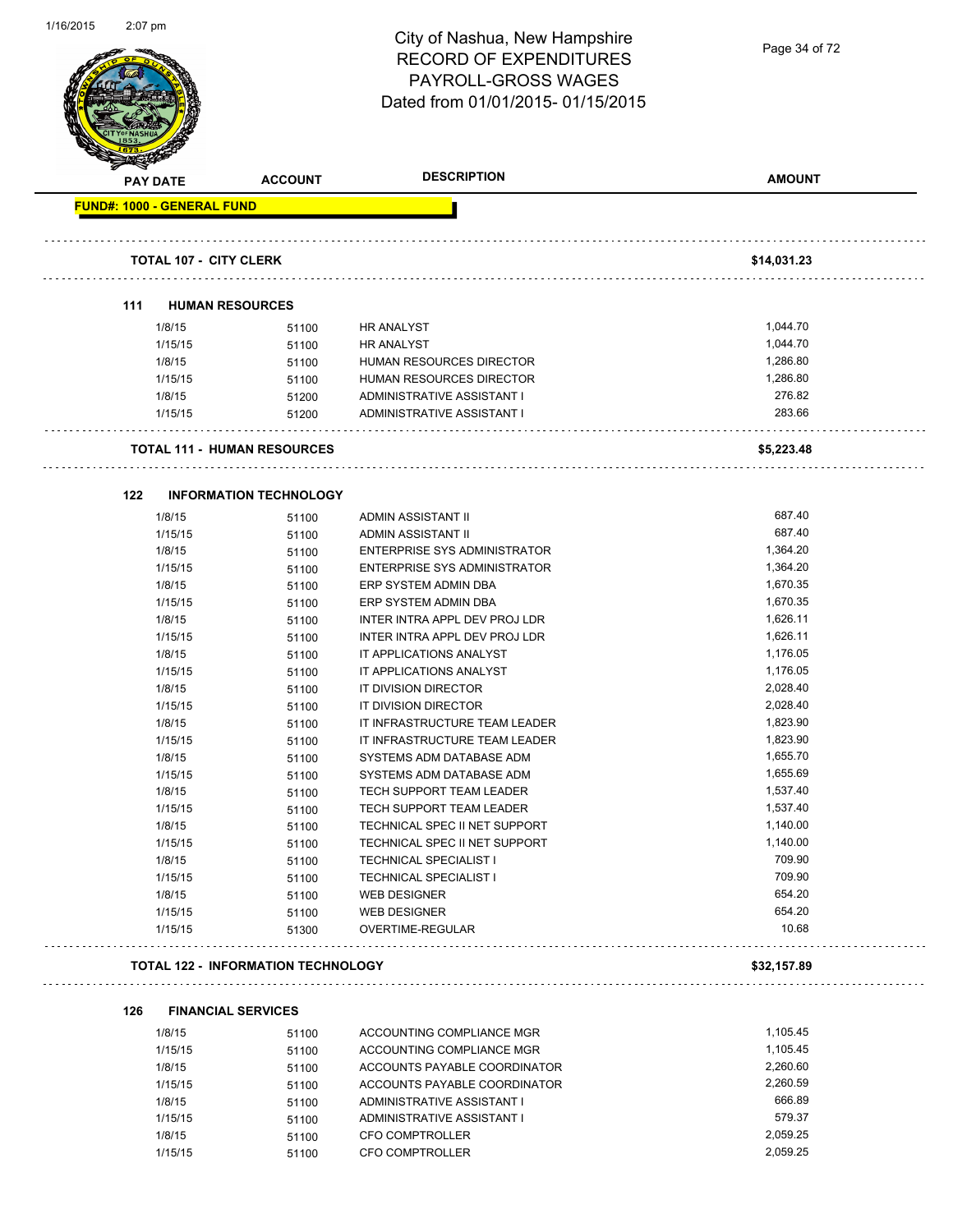# City of Nashua, New Hampshire
## RECORD OF EXPENDITURES
## PAYROLL-GROSS WAGES
## Dated from 01/01/2015- 01/15/2015

| PAY DATE | ACCOUNT | DESCRIPTION | AMOUNT |
|---|---|---|---|
| **FUND#: 1000 - GENERAL FUND** | | | |
| **TOTAL 107 - CITY CLERK** | | | **$14,031.23** |
| **111 HUMAN RESOURCES** | | | |
| 1/8/15 | 51100 | HR ANALYST | 1,044.70 |
| 1/15/15 | 51100 | HR ANALYST | 1,044.70 |
| 1/8/15 | 51100 | HUMAN RESOURCES DIRECTOR | 1,286.80 |
| 1/15/15 | 51100 | HUMAN RESOURCES DIRECTOR | 1,286.80 |
| 1/8/15 | 51200 | ADMINISTRATIVE ASSISTANT I | 276.82 |
| 1/15/15 | 51200 | ADMINISTRATIVE ASSISTANT I | 283.66 |
| **TOTAL 111 - HUMAN RESOURCES** | | | **$5,223.48** |
| **122 INFORMATION TECHNOLOGY** | | | |
| 1/8/15 | 51100 | ADMIN ASSISTANT II | 687.40 |
| 1/15/15 | 51100 | ADMIN ASSISTANT II | 687.40 |
| 1/8/15 | 51100 | ENTERPRISE SYS ADMINISTRATOR | 1,364.20 |
| 1/15/15 | 51100 | ENTERPRISE SYS ADMINISTRATOR | 1,364.20 |
| 1/8/15 | 51100 | ERP SYSTEM ADMIN DBA | 1,670.35 |
| 1/15/15 | 51100 | ERP SYSTEM ADMIN DBA | 1,670.35 |
| 1/8/15 | 51100 | INTER INTRA APPL DEV PROJ LDR | 1,626.11 |
| 1/15/15 | 51100 | INTER INTRA APPL DEV PROJ LDR | 1,626.11 |
| 1/8/15 | 51100 | IT APPLICATIONS ANALYST | 1,176.05 |
| 1/15/15 | 51100 | IT APPLICATIONS ANALYST | 1,176.05 |
| 1/8/15 | 51100 | IT DIVISION DIRECTOR | 2,028.40 |
| 1/15/15 | 51100 | IT DIVISION DIRECTOR | 2,028.40 |
| 1/8/15 | 51100 | IT INFRASTRUCTURE TEAM LEADER | 1,823.90 |
| 1/15/15 | 51100 | IT INFRASTRUCTURE TEAM LEADER | 1,823.90 |
| 1/8/15 | 51100 | SYSTEMS ADM DATABASE ADM | 1,655.70 |
| 1/15/15 | 51100 | SYSTEMS ADM DATABASE ADM | 1,655.69 |
| 1/8/15 | 51100 | TECH SUPPORT TEAM LEADER | 1,537.40 |
| 1/15/15 | 51100 | TECH SUPPORT TEAM LEADER | 1,537.40 |
| 1/8/15 | 51100 | TECHNICAL SPEC II NET SUPPORT | 1,140.00 |
| 1/15/15 | 51100 | TECHNICAL SPEC II NET SUPPORT | 1,140.00 |
| 1/8/15 | 51100 | TECHNICAL SPECIALIST I | 709.90 |
| 1/15/15 | 51100 | TECHNICAL SPECIALIST I | 709.90 |
| 1/8/15 | 51100 | WEB DESIGNER | 654.20 |
| 1/15/15 | 51100 | WEB DESIGNER | 654.20 |
| 1/15/15 | 51300 | OVERTIME-REGULAR | 10.68 |
| **TOTAL 122 - INFORMATION TECHNOLOGY** | | | **$32,157.89** |
| **126 FINANCIAL SERVICES** | | | |
| 1/8/15 | 51100 | ACCOUNTING COMPLIANCE MGR | 1,105.45 |
| 1/15/15 | 51100 | ACCOUNTING COMPLIANCE MGR | 1,105.45 |
| 1/8/15 | 51100 | ACCOUNTS PAYABLE COORDINATOR | 2,260.60 |
| 1/15/15 | 51100 | ACCOUNTS PAYABLE COORDINATOR | 2,260.59 |
| 1/8/15 | 51100 | ADMINISTRATIVE ASSISTANT I | 666.89 |
| 1/15/15 | 51100 | ADMINISTRATIVE ASSISTANT I | 579.37 |
| 1/8/15 | 51100 | CFO COMPTROLLER | 2,059.25 |
| 1/15/15 | 51100 | CFO COMPTROLLER | 2,059.25 |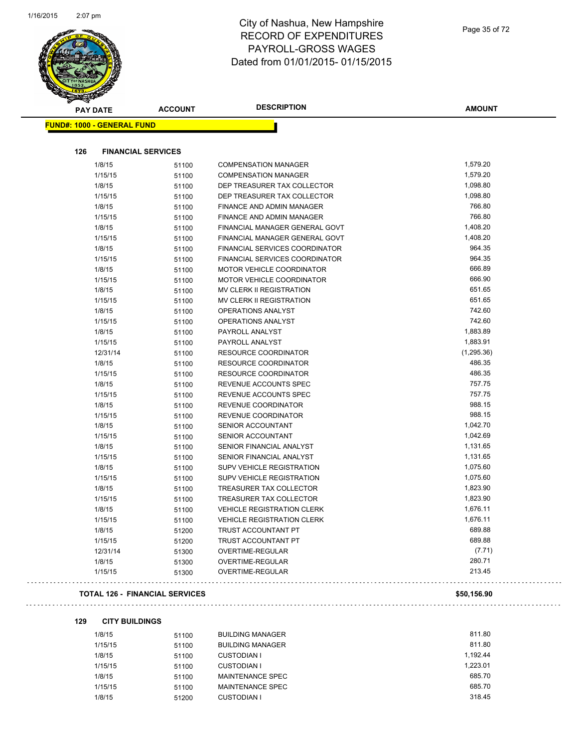# City of Nashua, New Hampshire
## RECORD OF EXPENDITURES
## PAYROLL-GROSS WAGES
## Dated from 01/01/2015- 01/15/2015

**FUND#: 1000 - GENERAL FUND**

### 126 FINANCIAL SERVICES

| PAY DATE | ACCOUNT | DESCRIPTION | AMOUNT |
|---|---|---|---|
| 1/8/15 | 51100 | COMPENSATION MANAGER | 1,579.20 |
| 1/15/15 | 51100 | COMPENSATION MANAGER | 1,579.20 |
| 1/8/15 | 51100 | DEP TREASURER TAX COLLECTOR | 1,098.80 |
| 1/15/15 | 51100 | DEP TREASURER TAX COLLECTOR | 1,098.80 |
| 1/8/15 | 51100 | FINANCE AND ADMIN MANAGER | 766.80 |
| 1/15/15 | 51100 | FINANCE AND ADMIN MANAGER | 766.80 |
| 1/8/15 | 51100 | FINANCIAL MANAGER GENERAL GOVT | 1,408.20 |
| 1/15/15 | 51100 | FINANCIAL MANAGER GENERAL GOVT | 1,408.20 |
| 1/8/15 | 51100 | FINANCIAL SERVICES COORDINATOR | 964.35 |
| 1/15/15 | 51100 | FINANCIAL SERVICES COORDINATOR | 964.35 |
| 1/8/15 | 51100 | MOTOR VEHICLE COORDINATOR | 666.89 |
| 1/15/15 | 51100 | MOTOR VEHICLE COORDINATOR | 666.90 |
| 1/8/15 | 51100 | MV CLERK II REGISTRATION | 651.65 |
| 1/15/15 | 51100 | MV CLERK II REGISTRATION | 651.65 |
| 1/8/15 | 51100 | OPERATIONS ANALYST | 742.60 |
| 1/15/15 | 51100 | OPERATIONS ANALYST | 742.60 |
| 1/8/15 | 51100 | PAYROLL ANALYST | 1,883.89 |
| 1/15/15 | 51100 | PAYROLL ANALYST | 1,883.91 |
| 12/31/14 | 51100 | RESOURCE COORDINATOR | (1,295.36) |
| 1/8/15 | 51100 | RESOURCE COORDINATOR | 486.35 |
| 1/15/15 | 51100 | RESOURCE COORDINATOR | 486.35 |
| 1/8/15 | 51100 | REVENUE ACCOUNTS SPEC | 757.75 |
| 1/15/15 | 51100 | REVENUE ACCOUNTS SPEC | 757.75 |
| 1/8/15 | 51100 | REVENUE COORDINATOR | 988.15 |
| 1/15/15 | 51100 | REVENUE COORDINATOR | 988.15 |
| 1/8/15 | 51100 | SENIOR ACCOUNTANT | 1,042.70 |
| 1/15/15 | 51100 | SENIOR ACCOUNTANT | 1,042.69 |
| 1/8/15 | 51100 | SENIOR FINANCIAL ANALYST | 1,131.65 |
| 1/15/15 | 51100 | SENIOR FINANCIAL ANALYST | 1,131.65 |
| 1/8/15 | 51100 | SUPV VEHICLE REGISTRATION | 1,075.60 |
| 1/15/15 | 51100 | SUPV VEHICLE REGISTRATION | 1,075.60 |
| 1/8/15 | 51100 | TREASURER TAX COLLECTOR | 1,823.90 |
| 1/15/15 | 51100 | TREASURER TAX COLLECTOR | 1,823.90 |
| 1/8/15 | 51100 | VEHICLE REGISTRATION CLERK | 1,676.11 |
| 1/15/15 | 51100 | VEHICLE REGISTRATION CLERK | 1,676.11 |
| 1/8/15 | 51200 | TRUST ACCOUNTANT PT | 689.88 |
| 1/15/15 | 51200 | TRUST ACCOUNTANT PT | 689.88 |
| 12/31/14 | 51300 | OVERTIME-REGULAR | (7.71) |
| 1/8/15 | 51300 | OVERTIME-REGULAR | 280.71 |
| 1/15/15 | 51300 | OVERTIME-REGULAR | 213.45 |

**TOTAL 126 - FINANCIAL SERVICES** **$50,156.90**

### 129 CITY BUILDINGS

| PAY DATE | ACCOUNT | DESCRIPTION | AMOUNT |
|---|---|---|---|
| 1/8/15 | 51100 | BUILDING MANAGER | 811.80 |
| 1/15/15 | 51100 | BUILDING MANAGER | 811.80 |
| 1/8/15 | 51100 | CUSTODIAN I | 1,192.44 |
| 1/15/15 | 51100 | CUSTODIAN I | 1,223.01 |
| 1/8/15 | 51100 | MAINTENANCE SPEC | 685.70 |
| 1/15/15 | 51100 | MAINTENANCE SPEC | 685.70 |
| 1/8/15 | 51200 | CUSTODIAN I | 318.45 |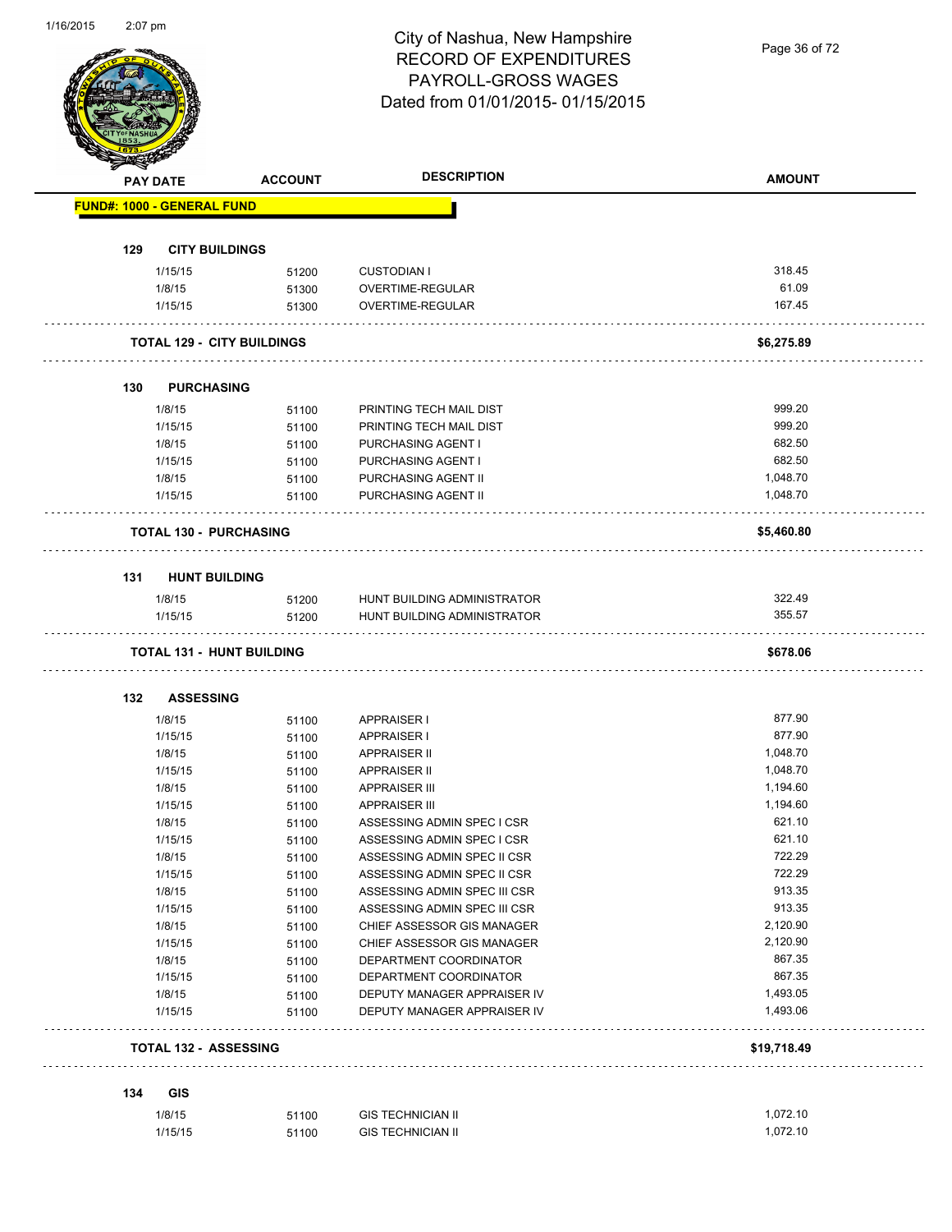# City of Nashua, New Hampshire
## RECORD OF EXPENDITURES
## PAYROLL-GROSS WAGES
## Dated from 01/01/2015- 01/15/2015

| PAY DATE | ACCOUNT | DESCRIPTION | AMOUNT |
|---|---|---|---|
| **FUND#: 1000 - GENERAL FUND** | | | |
| **129 CITY BUILDINGS** | | | |
| 1/15/15 | 51200 | CUSTODIAN I | 318.45 |
| 1/8/15 | 51300 | OVERTIME-REGULAR | 61.09 |
| 1/15/15 | 51300 | OVERTIME-REGULAR | 167.45 |
| **TOTAL 129 - CITY BUILDINGS** | | | **$6,275.89** |
| **130 PURCHASING** | | | |
| 1/8/15 | 51100 | PRINTING TECH MAIL DIST | 999.20 |
| 1/15/15 | 51100 | PRINTING TECH MAIL DIST | 999.20 |
| 1/8/15 | 51100 | PURCHASING AGENT I | 682.50 |
| 1/15/15 | 51100 | PURCHASING AGENT I | 682.50 |
| 1/8/15 | 51100 | PURCHASING AGENT II | 1,048.70 |
| 1/15/15 | 51100 | PURCHASING AGENT II | 1,048.70 |
| **TOTAL 130 - PURCHASING** | | | **$5,460.80** |
| **131 HUNT BUILDING** | | | |
| 1/8/15 | 51200 | HUNT BUILDING ADMINISTRATOR | 322.49 |
| 1/15/15 | 51200 | HUNT BUILDING ADMINISTRATOR | 355.57 |
| **TOTAL 131 - HUNT BUILDING** | | | **$678.06** |
| **132 ASSESSING** | | | |
| 1/8/15 | 51100 | APPRAISER I | 877.90 |
| 1/15/15 | 51100 | APPRAISER I | 877.90 |
| 1/8/15 | 51100 | APPRAISER II | 1,048.70 |
| 1/15/15 | 51100 | APPRAISER II | 1,048.70 |
| 1/8/15 | 51100 | APPRAISER III | 1,194.60 |
| 1/15/15 | 51100 | APPRAISER III | 1,194.60 |
| 1/8/15 | 51100 | ASSESSING ADMIN SPEC I CSR | 621.10 |
| 1/15/15 | 51100 | ASSESSING ADMIN SPEC I CSR | 621.10 |
| 1/8/15 | 51100 | ASSESSING ADMIN SPEC II CSR | 722.29 |
| 1/15/15 | 51100 | ASSESSING ADMIN SPEC II CSR | 722.29 |
| 1/8/15 | 51100 | ASSESSING ADMIN SPEC III CSR | 913.35 |
| 1/15/15 | 51100 | ASSESSING ADMIN SPEC III CSR | 913.35 |
| 1/8/15 | 51100 | CHIEF ASSESSOR GIS MANAGER | 2,120.90 |
| 1/15/15 | 51100 | CHIEF ASSESSOR GIS MANAGER | 2,120.90 |
| 1/8/15 | 51100 | DEPARTMENT COORDINATOR | 867.35 |
| 1/15/15 | 51100 | DEPARTMENT COORDINATOR | 867.35 |
| 1/8/15 | 51100 | DEPUTY MANAGER APPRAISER IV | 1,493.05 |
| 1/15/15 | 51100 | DEPUTY MANAGER APPRAISER IV | 1,493.06 |
| **TOTAL 132 - ASSESSING** | | | **$19,718.49** |
| **134 GIS** | | | |
| 1/8/15 | 51100 | GIS TECHNICIAN II | 1,072.10 |
| 1/15/15 | 51100 | GIS TECHNICIAN II | 1,072.10 |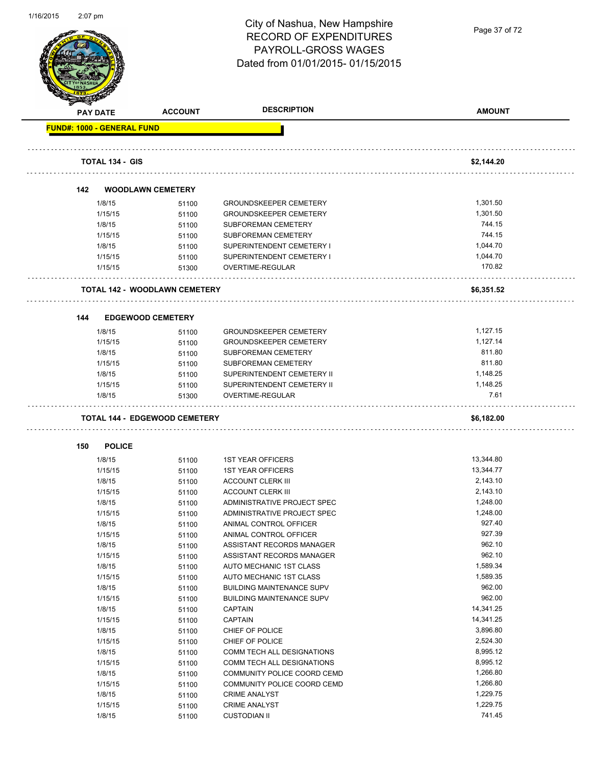# City of Nashua, New Hampshire
## RECORD OF EXPENDITURES
## PAYROLL-GROSS WAGES
## Dated from 01/01/2015- 01/15/2015

| PAY DATE | ACCOUNT | DESCRIPTION | AMOUNT |
|---|---|---|---|
| **FUND#: 1000 - GENERAL FUND** | | | |
| **TOTAL 134 - GIS** | | | **$2,144.20** |
| **142 WOODLAWN CEMETERY** | | | |
| 1/8/15 | 51100 | GROUNDSKEEPER CEMETERY | 1,301.50 |
| 1/15/15 | 51100 | GROUNDSKEEPER CEMETERY | 1,301.50 |
| 1/8/15 | 51100 | SUBFOREMAN CEMETERY | 744.15 |
| 1/15/15 | 51100 | SUBFOREMAN CEMETERY | 744.15 |
| 1/8/15 | 51100 | SUPERINTENDENT CEMETERY I | 1,044.70 |
| 1/15/15 | 51100 | SUPERINTENDENT CEMETERY I | 1,044.70 |
| 1/15/15 | 51300 | OVERTIME-REGULAR | 170.82 |
| **TOTAL 142 - WOODLAWN CEMETERY** | | | **$6,351.52** |
| **144 EDGEWOOD CEMETERY** | | | |
| 1/8/15 | 51100 | GROUNDSKEEPER CEMETERY | 1,127.15 |
| 1/15/15 | 51100 | GROUNDSKEEPER CEMETERY | 1,127.14 |
| 1/8/15 | 51100 | SUBFOREMAN CEMETERY | 811.80 |
| 1/15/15 | 51100 | SUBFOREMAN CEMETERY | 811.80 |
| 1/8/15 | 51100 | SUPERINTENDENT CEMETERY II | 1,148.25 |
| 1/15/15 | 51100 | SUPERINTENDENT CEMETERY II | 1,148.25 |
| 1/8/15 | 51300 | OVERTIME-REGULAR | 7.61 |
| **TOTAL 144 - EDGEWOOD CEMETERY** | | | **$6,182.00** |
| **150 POLICE** | | | |
| 1/8/15 | 51100 | 1ST YEAR OFFICERS | 13,344.80 |
| 1/15/15 | 51100 | 1ST YEAR OFFICERS | 13,344.77 |
| 1/8/15 | 51100 | ACCOUNT CLERK III | 2,143.10 |
| 1/15/15 | 51100 | ACCOUNT CLERK III | 2,143.10 |
| 1/8/15 | 51100 | ADMINISTRATIVE PROJECT SPEC | 1,248.00 |
| 1/15/15 | 51100 | ADMINISTRATIVE PROJECT SPEC | 1,248.00 |
| 1/8/15 | 51100 | ANIMAL CONTROL OFFICER | 927.40 |
| 1/15/15 | 51100 | ANIMAL CONTROL OFFICER | 927.39 |
| 1/8/15 | 51100 | ASSISTANT RECORDS MANAGER | 962.10 |
| 1/15/15 | 51100 | ASSISTANT RECORDS MANAGER | 962.10 |
| 1/8/15 | 51100 | AUTO MECHANIC 1ST CLASS | 1,589.34 |
| 1/15/15 | 51100 | AUTO MECHANIC 1ST CLASS | 1,589.35 |
| 1/8/15 | 51100 | BUILDING MAINTENANCE SUPV | 962.00 |
| 1/15/15 | 51100 | BUILDING MAINTENANCE SUPV | 962.00 |
| 1/8/15 | 51100 | CAPTAIN | 14,341.25 |
| 1/15/15 | 51100 | CAPTAIN | 14,341.25 |
| 1/8/15 | 51100 | CHIEF OF POLICE | 3,896.80 |
| 1/15/15 | 51100 | CHIEF OF POLICE | 2,524.30 |
| 1/8/15 | 51100 | COMM TECH ALL DESIGNATIONS | 8,995.12 |
| 1/15/15 | 51100 | COMM TECH ALL DESIGNATIONS | 8,995.12 |
| 1/8/15 | 51100 | COMMUNITY POLICE COORD CEMD | 1,266.80 |
| 1/15/15 | 51100 | COMMUNITY POLICE COORD CEMD | 1,266.80 |
| 1/8/15 | 51100 | CRIME ANALYST | 1,229.75 |
| 1/15/15 | 51100 | CRIME ANALYST | 1,229.75 |
| 1/8/15 | 51100 | CUSTODIAN II | 741.45 |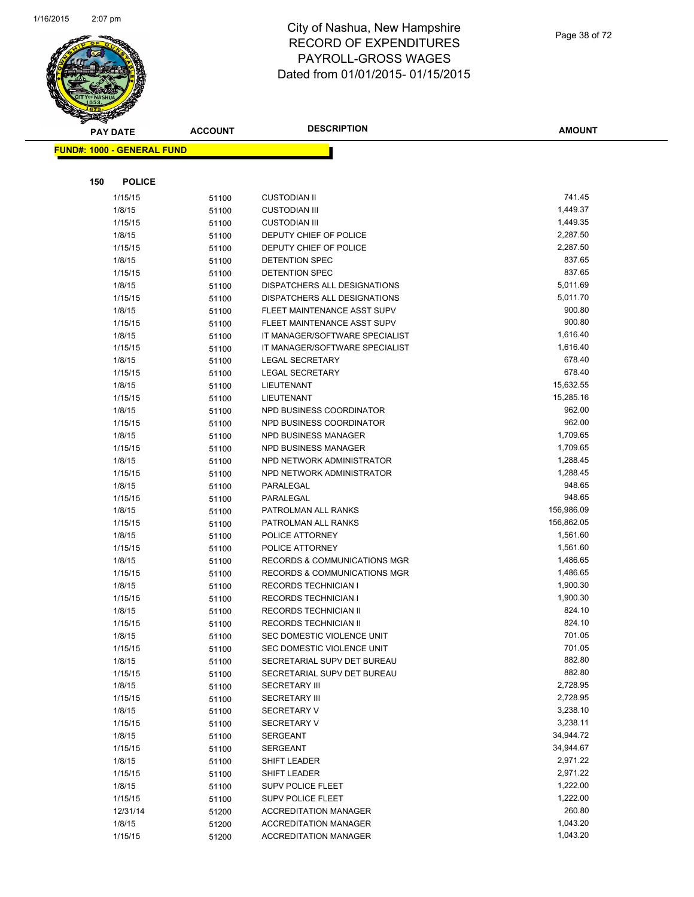# City of Nashua, New Hampshire
## RECORD OF EXPENDITURES
## PAYROLL-GROSS WAGES
## Dated from 01/01/2015- 01/15/2015

**FUND#: 1000 - GENERAL FUND**

**150 POLICE**

| PAY DATE | ACCOUNT | DESCRIPTION | AMOUNT |
|---|---|---|---|
| 1/15/15 | 51100 | CUSTODIAN II | 741.45 |
| 1/8/15 | 51100 | CUSTODIAN III | 1,449.37 |
| 1/15/15 | 51100 | CUSTODIAN III | 1,449.35 |
| 1/8/15 | 51100 | DEPUTY CHIEF OF POLICE | 2,287.50 |
| 1/15/15 | 51100 | DEPUTY CHIEF OF POLICE | 2,287.50 |
| 1/8/15 | 51100 | DETENTION SPEC | 837.65 |
| 1/15/15 | 51100 | DETENTION SPEC | 837.65 |
| 1/8/15 | 51100 | DISPATCHERS ALL DESIGNATIONS | 5,011.69 |
| 1/15/15 | 51100 | DISPATCHERS ALL DESIGNATIONS | 5,011.70 |
| 1/8/15 | 51100 | FLEET MAINTENANCE ASST SUPV | 900.80 |
| 1/15/15 | 51100 | FLEET MAINTENANCE ASST SUPV | 900.80 |
| 1/8/15 | 51100 | IT MANAGER/SOFTWARE SPECIALIST | 1,616.40 |
| 1/15/15 | 51100 | IT MANAGER/SOFTWARE SPECIALIST | 1,616.40 |
| 1/8/15 | 51100 | LEGAL SECRETARY | 678.40 |
| 1/15/15 | 51100 | LEGAL SECRETARY | 678.40 |
| 1/8/15 | 51100 | LIEUTENANT | 15,632.55 |
| 1/15/15 | 51100 | LIEUTENANT | 15,285.16 |
| 1/8/15 | 51100 | NPD BUSINESS COORDINATOR | 962.00 |
| 1/15/15 | 51100 | NPD BUSINESS COORDINATOR | 962.00 |
| 1/8/15 | 51100 | NPD BUSINESS MANAGER | 1,709.65 |
| 1/15/15 | 51100 | NPD BUSINESS MANAGER | 1,709.65 |
| 1/8/15 | 51100 | NPD NETWORK ADMINISTRATOR | 1,288.45 |
| 1/15/15 | 51100 | NPD NETWORK ADMINISTRATOR | 1,288.45 |
| 1/8/15 | 51100 | PARALEGAL | 948.65 |
| 1/15/15 | 51100 | PARALEGAL | 948.65 |
| 1/8/15 | 51100 | PATROLMAN ALL RANKS | 156,986.09 |
| 1/15/15 | 51100 | PATROLMAN ALL RANKS | 156,862.05 |
| 1/8/15 | 51100 | POLICE ATTORNEY | 1,561.60 |
| 1/15/15 | 51100 | POLICE ATTORNEY | 1,561.60 |
| 1/8/15 | 51100 | RECORDS & COMMUNICATIONS MGR | 1,486.65 |
| 1/15/15 | 51100 | RECORDS & COMMUNICATIONS MGR | 1,486.65 |
| 1/8/15 | 51100 | RECORDS TECHNICIAN I | 1,900.30 |
| 1/15/15 | 51100 | RECORDS TECHNICIAN I | 1,900.30 |
| 1/8/15 | 51100 | RECORDS TECHNICIAN II | 824.10 |
| 1/15/15 | 51100 | RECORDS TECHNICIAN II | 824.10 |
| 1/8/15 | 51100 | SEC DOMESTIC VIOLENCE UNIT | 701.05 |
| 1/15/15 | 51100 | SEC DOMESTIC VIOLENCE UNIT | 701.05 |
| 1/8/15 | 51100 | SECRETARIAL SUPV DET BUREAU | 882.80 |
| 1/15/15 | 51100 | SECRETARIAL SUPV DET BUREAU | 882.80 |
| 1/8/15 | 51100 | SECRETARY III | 2,728.95 |
| 1/15/15 | 51100 | SECRETARY III | 2,728.95 |
| 1/8/15 | 51100 | SECRETARY V | 3,238.10 |
| 1/15/15 | 51100 | SECRETARY V | 3,238.11 |
| 1/8/15 | 51100 | SERGEANT | 34,944.72 |
| 1/15/15 | 51100 | SERGEANT | 34,944.67 |
| 1/8/15 | 51100 | SHIFT LEADER | 2,971.22 |
| 1/15/15 | 51100 | SHIFT LEADER | 2,971.22 |
| 1/8/15 | 51100 | SUPV POLICE FLEET | 1,222.00 |
| 1/15/15 | 51100 | SUPV POLICE FLEET | 1,222.00 |
| 12/31/14 | 51200 | ACCREDITATION MANAGER | 260.80 |
| 1/8/15 | 51200 | ACCREDITATION MANAGER | 1,043.20 |
| 1/15/15 | 51200 | ACCREDITATION MANAGER | 1,043.20 |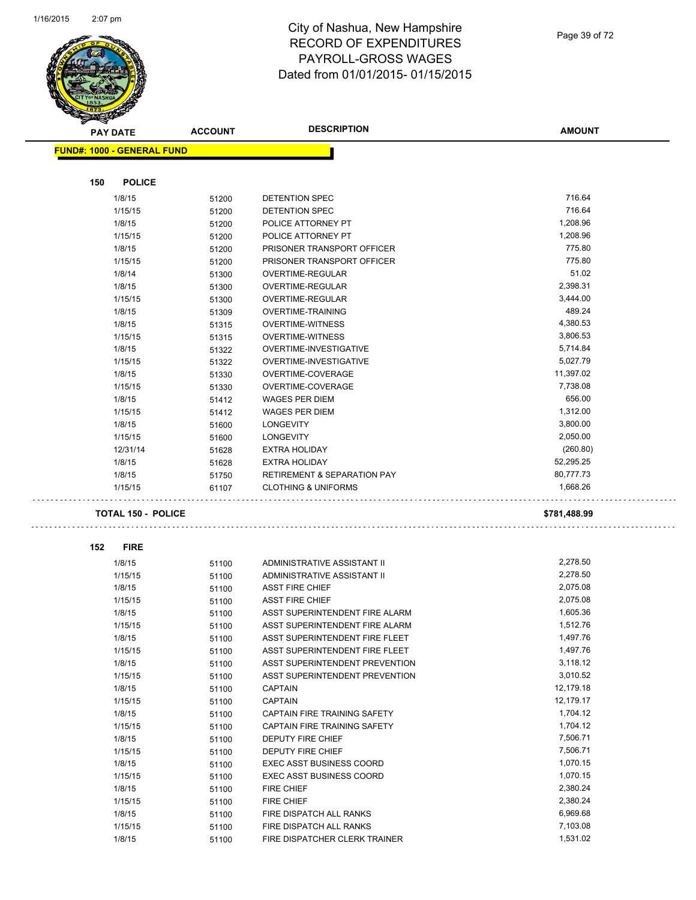# City of Nashua, New Hampshire
## RECORD OF EXPENDITURES
## PAYROLL-GROSS WAGES
## Dated from 01/01/2015- 01/15/2015

**FUND#: 1000 - GENERAL FUND**

### 150 POLICE

| PAY DATE | ACCOUNT | DESCRIPTION | AMOUNT |
|---|---|---|---|
| 1/8/15 | 51200 | DETENTION SPEC | 716.64 |
| 1/15/15 | 51200 | DETENTION SPEC | 716.64 |
| 1/8/15 | 51200 | POLICE ATTORNEY PT | 1,208.96 |
| 1/15/15 | 51200 | POLICE ATTORNEY PT | 1,208.96 |
| 1/8/15 | 51200 | PRISONER TRANSPORT OFFICER | 775.80 |
| 1/15/15 | 51200 | PRISONER TRANSPORT OFFICER | 775.80 |
| 1/8/14 | 51300 | OVERTIME-REGULAR | 51.02 |
| 1/8/15 | 51300 | OVERTIME-REGULAR | 2,398.31 |
| 1/15/15 | 51300 | OVERTIME-REGULAR | 3,444.00 |
| 1/8/15 | 51309 | OVERTIME-TRAINING | 489.24 |
| 1/8/15 | 51315 | OVERTIME-WITNESS | 4,380.53 |
| 1/15/15 | 51315 | OVERTIME-WITNESS | 3,806.53 |
| 1/8/15 | 51322 | OVERTIME-INVESTIGATIVE | 5,714.84 |
| 1/15/15 | 51322 | OVERTIME-INVESTIGATIVE | 5,027.79 |
| 1/8/15 | 51330 | OVERTIME-COVERAGE | 11,397.02 |
| 1/15/15 | 51330 | OVERTIME-COVERAGE | 7,738.08 |
| 1/8/15 | 51412 | WAGES PER DIEM | 656.00 |
| 1/15/15 | 51412 | WAGES PER DIEM | 1,312.00 |
| 1/8/15 | 51600 | LONGEVITY | 3,800.00 |
| 1/15/15 | 51600 | LONGEVITY | 2,050.00 |
| 12/31/14 | 51628 | EXTRA HOLIDAY | (260.80) |
| 1/8/15 | 51628 | EXTRA HOLIDAY | 52,295.25 |
| 1/8/15 | 51750 | RETIREMENT & SEPARATION PAY | 80,777.73 |
| 1/15/15 | 61107 | CLOTHING & UNIFORMS | 1,668.26 |

**TOTAL 150 - POLICE** **$781,488.99**

### 152 FIRE

| PAY DATE | ACCOUNT | DESCRIPTION | AMOUNT |
|---|---|---|---|
| 1/8/15 | 51100 | ADMINISTRATIVE ASSISTANT II | 2,278.50 |
| 1/15/15 | 51100 | ADMINISTRATIVE ASSISTANT II | 2,278.50 |
| 1/8/15 | 51100 | ASST FIRE CHIEF | 2,075.08 |
| 1/15/15 | 51100 | ASST FIRE CHIEF | 2,075.08 |
| 1/8/15 | 51100 | ASST SUPERINTENDENT FIRE ALARM | 1,605.36 |
| 1/15/15 | 51100 | ASST SUPERINTENDENT FIRE ALARM | 1,512.76 |
| 1/8/15 | 51100 | ASST SUPERINTENDENT FIRE FLEET | 1,497.76 |
| 1/15/15 | 51100 | ASST SUPERINTENDENT FIRE FLEET | 1,497.76 |
| 1/8/15 | 51100 | ASST SUPERINTENDENT PREVENTION | 3,118.12 |
| 1/15/15 | 51100 | ASST SUPERINTENDENT PREVENTION | 3,010.52 |
| 1/8/15 | 51100 | CAPTAIN | 12,179.18 |
| 1/15/15 | 51100 | CAPTAIN | 12,179.17 |
| 1/8/15 | 51100 | CAPTAIN FIRE TRAINING SAFETY | 1,704.12 |
| 1/15/15 | 51100 | CAPTAIN FIRE TRAINING SAFETY | 1,704.12 |
| 1/8/15 | 51100 | DEPUTY FIRE CHIEF | 7,506.71 |
| 1/15/15 | 51100 | DEPUTY FIRE CHIEF | 7,506.71 |
| 1/8/15 | 51100 | EXEC ASST BUSINESS COORD | 1,070.15 |
| 1/15/15 | 51100 | EXEC ASST BUSINESS COORD | 1,070.15 |
| 1/8/15 | 51100 | FIRE CHIEF | 2,380.24 |
| 1/15/15 | 51100 | FIRE CHIEF | 2,380.24 |
| 1/8/15 | 51100 | FIRE DISPATCH ALL RANKS | 6,969.68 |
| 1/15/15 | 51100 | FIRE DISPATCH ALL RANKS | 7,103.08 |
| 1/8/15 | 51100 | FIRE DISPATCHER CLERK TRAINER | 1,531.02 |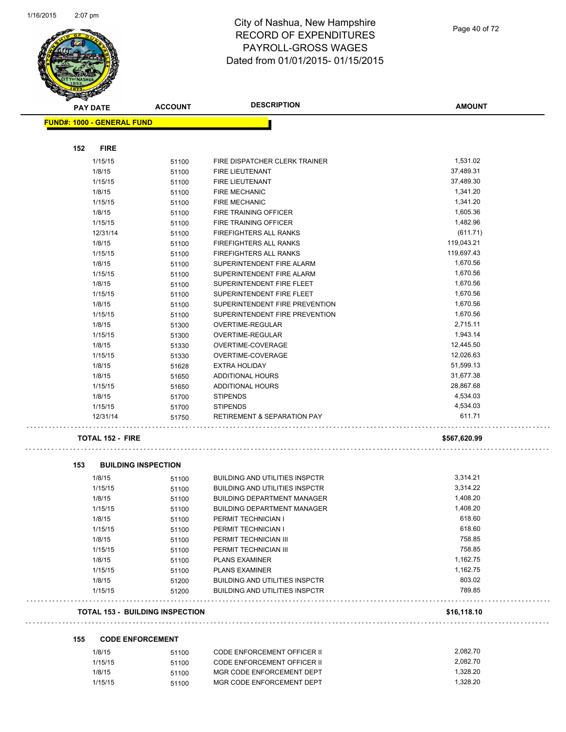# City of Nashua, New Hampshire
# RECORD OF EXPENDITURES
# PAYROLL-GROSS WAGES
# Dated from 01/01/2015- 01/15/2015

| PAY DATE | ACCOUNT | DESCRIPTION | AMOUNT |
|---|---|---|---|
| **FUND#: 1000 - GENERAL FUND** | | | |
| **152 FIRE** | | | |
| 1/15/15 | 51100 | FIRE DISPATCHER CLERK TRAINER | 1,531.02 |
| 1/8/15 | 51100 | FIRE LIEUTENANT | 37,489.31 |
| 1/15/15 | 51100 | FIRE LIEUTENANT | 37,489.30 |
| 1/8/15 | 51100 | FIRE MECHANIC | 1,341.20 |
| 1/15/15 | 51100 | FIRE MECHANIC | 1,341.20 |
| 1/8/15 | 51100 | FIRE TRAINING OFFICER | 1,605.36 |
| 1/15/15 | 51100 | FIRE TRAINING OFFICER | 1,482.96 |
| 12/31/14 | 51100 | FIREFIGHTERS ALL RANKS | (611.71) |
| 1/8/15 | 51100 | FIREFIGHTERS ALL RANKS | 119,043.21 |
| 1/15/15 | 51100 | FIREFIGHTERS ALL RANKS | 119,697.43 |
| 1/8/15 | 51100 | SUPERINTENDENT FIRE ALARM | 1,670.56 |
| 1/15/15 | 51100 | SUPERINTENDENT FIRE ALARM | 1,670.56 |
| 1/8/15 | 51100 | SUPERINTENDENT FIRE FLEET | 1,670.56 |
| 1/15/15 | 51100 | SUPERINTENDENT FIRE FLEET | 1,670.56 |
| 1/8/15 | 51100 | SUPERINTENDENT FIRE PREVENTION | 1,670.56 |
| 1/15/15 | 51100 | SUPERINTENDENT FIRE PREVENTION | 1,670.56 |
| 1/8/15 | 51300 | OVERTIME-REGULAR | 2,715.11 |
| 1/15/15 | 51300 | OVERTIME-REGULAR | 1,943.14 |
| 1/8/15 | 51330 | OVERTIME-COVERAGE | 12,445.50 |
| 1/15/15 | 51330 | OVERTIME-COVERAGE | 12,026.63 |
| 1/8/15 | 51628 | EXTRA HOLIDAY | 51,599.13 |
| 1/8/15 | 51650 | ADDITIONAL HOURS | 31,677.38 |
| 1/15/15 | 51650 | ADDITIONAL HOURS | 28,867.68 |
| 1/8/15 | 51700 | STIPENDS | 4,534.03 |
| 1/15/15 | 51700 | STIPENDS | 4,534.03 |
| 12/31/14 | 51750 | RETIREMENT & SEPARATION PAY | 611.71 |
| **TOTAL 152 - FIRE** | | | **$567,620.99** |
| **153 BUILDING INSPECTION** | | | |
| 1/8/15 | 51100 | BUILDING AND UTILITIES INSPCTR | 3,314.21 |
| 1/15/15 | 51100 | BUILDING AND UTILITIES INSPCTR | 3,314.22 |
| 1/8/15 | 51100 | BUILDING DEPARTMENT MANAGER | 1,408.20 |
| 1/15/15 | 51100 | BUILDING DEPARTMENT MANAGER | 1,408.20 |
| 1/8/15 | 51100 | PERMIT TECHNICIAN I | 618.60 |
| 1/15/15 | 51100 | PERMIT TECHNICIAN I | 618.60 |
| 1/8/15 | 51100 | PERMIT TECHNICIAN III | 758.85 |
| 1/15/15 | 51100 | PERMIT TECHNICIAN III | 758.85 |
| 1/8/15 | 51100 | PLANS EXAMINER | 1,162.75 |
| 1/15/15 | 51100 | PLANS EXAMINER | 1,162.75 |
| 1/8/15 | 51200 | BUILDING AND UTILITIES INSPCTR | 803.02 |
| 1/15/15 | 51200 | BUILDING AND UTILITIES INSPCTR | 789.85 |
| **TOTAL 153 - BUILDING INSPECTION** | | | **$16,118.10** |
| **155 CODE ENFORCEMENT** | | | |
| 1/8/15 | 51100 | CODE ENFORCEMENT OFFICER II | 2,082.70 |
| 1/15/15 | 51100 | CODE ENFORCEMENT OFFICER II | 2,082.70 |
| 1/8/15 | 51100 | MGR CODE ENFORCEMENT DEPT | 1,328.20 |
| 1/15/15 | 51100 | MGR CODE ENFORCEMENT DEPT | 1,328.20 |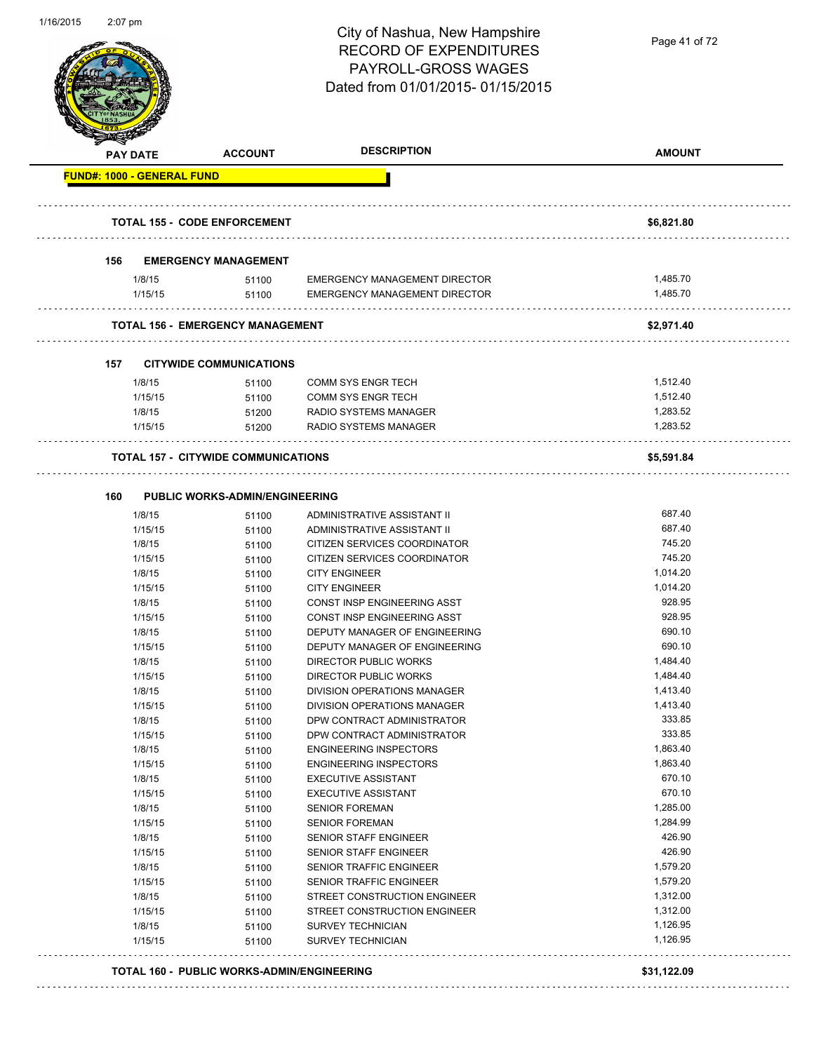# City of Nashua, New Hampshire
## RECORD OF EXPENDITURES
## PAYROLL-GROSS WAGES
## Dated from 01/01/2015- 01/15/2015

| PAY DATE | ACCOUNT | DESCRIPTION | AMOUNT |
|---|---|---|---|
| **FUND#: 1000 - GENERAL FUND** | | | |
| **TOTAL 155 - CODE ENFORCEMENT** | | | **$6,821.80** |
| **156 EMERGENCY MANAGEMENT** | | | |
| 1/8/15 | 51100 | EMERGENCY MANAGEMENT DIRECTOR | 1,485.70 |
| 1/15/15 | 51100 | EMERGENCY MANAGEMENT DIRECTOR | 1,485.70 |
| **TOTAL 156 - EMERGENCY MANAGEMENT** | | | **$2,971.40** |
| **157 CITYWIDE COMMUNICATIONS** | | | |
| 1/8/15 | 51100 | COMM SYS ENGR TECH | 1,512.40 |
| 1/15/15 | 51100 | COMM SYS ENGR TECH | 1,512.40 |
| 1/8/15 | 51200 | RADIO SYSTEMS MANAGER | 1,283.52 |
| 1/15/15 | 51200 | RADIO SYSTEMS MANAGER | 1,283.52 |
| **TOTAL 157 - CITYWIDE COMMUNICATIONS** | | | **$5,591.84** |
| **160 PUBLIC WORKS-ADMIN/ENGINEERING** | | | |
| 1/8/15 | 51100 | ADMINISTRATIVE ASSISTANT II | 687.40 |
| 1/15/15 | 51100 | ADMINISTRATIVE ASSISTANT II | 687.40 |
| 1/8/15 | 51100 | CITIZEN SERVICES COORDINATOR | 745.20 |
| 1/15/15 | 51100 | CITIZEN SERVICES COORDINATOR | 745.20 |
| 1/8/15 | 51100 | CITY ENGINEER | 1,014.20 |
| 1/15/15 | 51100 | CITY ENGINEER | 1,014.20 |
| 1/8/15 | 51100 | CONST INSP ENGINEERING ASST | 928.95 |
| 1/15/15 | 51100 | CONST INSP ENGINEERING ASST | 928.95 |
| 1/8/15 | 51100 | DEPUTY MANAGER OF ENGINEERING | 690.10 |
| 1/15/15 | 51100 | DEPUTY MANAGER OF ENGINEERING | 690.10 |
| 1/8/15 | 51100 | DIRECTOR PUBLIC WORKS | 1,484.40 |
| 1/15/15 | 51100 | DIRECTOR PUBLIC WORKS | 1,484.40 |
| 1/8/15 | 51100 | DIVISION OPERATIONS MANAGER | 1,413.40 |
| 1/15/15 | 51100 | DIVISION OPERATIONS MANAGER | 1,413.40 |
| 1/8/15 | 51100 | DPW CONTRACT ADMINISTRATOR | 333.85 |
| 1/15/15 | 51100 | DPW CONTRACT ADMINISTRATOR | 333.85 |
| 1/8/15 | 51100 | ENGINEERING INSPECTORS | 1,863.40 |
| 1/15/15 | 51100 | ENGINEERING INSPECTORS | 1,863.40 |
| 1/8/15 | 51100 | EXECUTIVE ASSISTANT | 670.10 |
| 1/15/15 | 51100 | EXECUTIVE ASSISTANT | 670.10 |
| 1/8/15 | 51100 | SENIOR FOREMAN | 1,285.00 |
| 1/15/15 | 51100 | SENIOR FOREMAN | 1,284.99 |
| 1/8/15 | 51100 | SENIOR STAFF ENGINEER | 426.90 |
| 1/15/15 | 51100 | SENIOR STAFF ENGINEER | 426.90 |
| 1/8/15 | 51100 | SENIOR TRAFFIC ENGINEER | 1,579.20 |
| 1/15/15 | 51100 | SENIOR TRAFFIC ENGINEER | 1,579.20 |
| 1/8/15 | 51100 | STREET CONSTRUCTION ENGINEER | 1,312.00 |
| 1/15/15 | 51100 | STREET CONSTRUCTION ENGINEER | 1,312.00 |
| 1/8/15 | 51100 | SURVEY TECHNICIAN | 1,126.95 |
| 1/15/15 | 51100 | SURVEY TECHNICIAN | 1,126.95 |
| **TOTAL 160 - PUBLIC WORKS-ADMIN/ENGINEERING** | | | **$31,122.09** |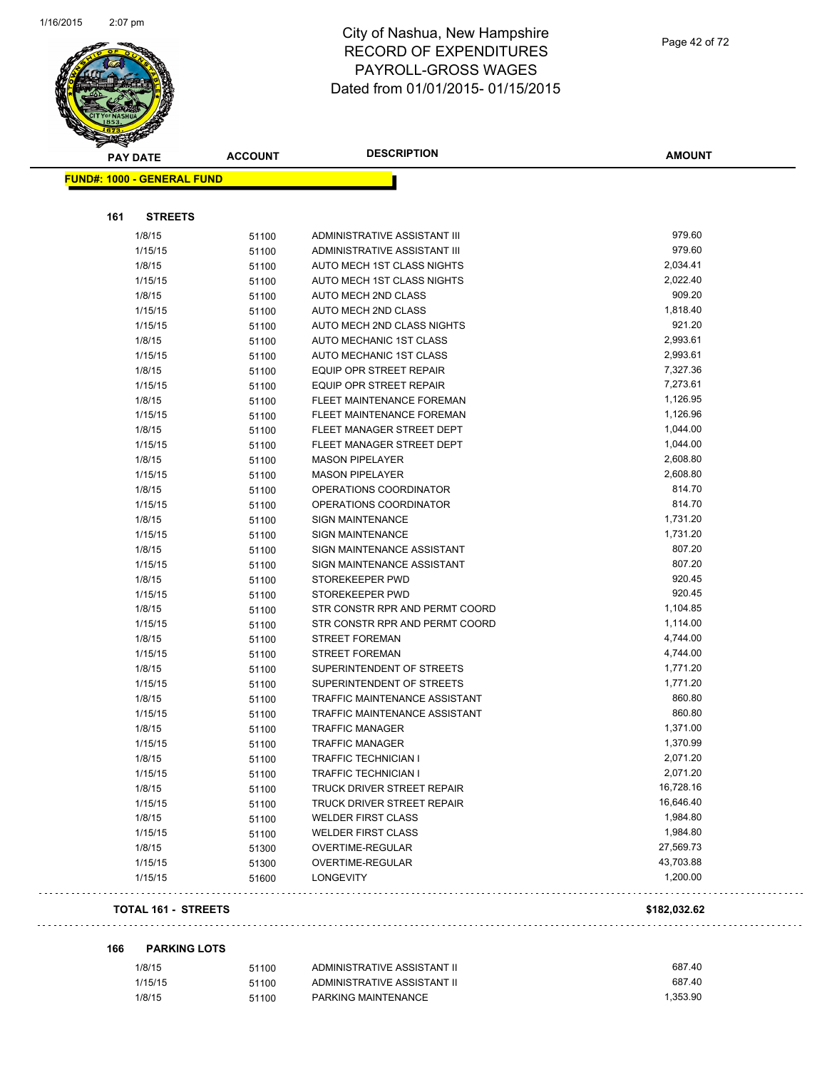# City of Nashua, New Hampshire
# RECORD OF EXPENDITURES
# PAYROLL-GROSS WAGES
# Dated from 01/01/2015- 01/15/2015

**FUND#: 1000 - GENERAL FUND**

## 161 STREETS

| PAY DATE | ACCOUNT | DESCRIPTION | AMOUNT |
|---|---|---|---|
| 1/8/15 | 51100 | ADMINISTRATIVE ASSISTANT III | 979.60 |
| 1/15/15 | 51100 | ADMINISTRATIVE ASSISTANT III | 979.60 |
| 1/8/15 | 51100 | AUTO MECH 1ST CLASS NIGHTS | 2,034.41 |
| 1/15/15 | 51100 | AUTO MECH 1ST CLASS NIGHTS | 2,022.40 |
| 1/8/15 | 51100 | AUTO MECH 2ND CLASS | 909.20 |
| 1/15/15 | 51100 | AUTO MECH 2ND CLASS | 1,818.40 |
| 1/15/15 | 51100 | AUTO MECH 2ND CLASS NIGHTS | 921.20 |
| 1/8/15 | 51100 | AUTO MECHANIC 1ST CLASS | 2,993.61 |
| 1/15/15 | 51100 | AUTO MECHANIC 1ST CLASS | 2,993.61 |
| 1/8/15 | 51100 | EQUIP OPR STREET REPAIR | 7,327.36 |
| 1/15/15 | 51100 | EQUIP OPR STREET REPAIR | 7,273.61 |
| 1/8/15 | 51100 | FLEET MAINTENANCE FOREMAN | 1,126.95 |
| 1/15/15 | 51100 | FLEET MAINTENANCE FOREMAN | 1,126.96 |
| 1/8/15 | 51100 | FLEET MANAGER STREET DEPT | 1,044.00 |
| 1/15/15 | 51100 | FLEET MANAGER STREET DEPT | 1,044.00 |
| 1/8/15 | 51100 | MASON PIPELAYER | 2,608.80 |
| 1/15/15 | 51100 | MASON PIPELAYER | 2,608.80 |
| 1/8/15 | 51100 | OPERATIONS COORDINATOR | 814.70 |
| 1/15/15 | 51100 | OPERATIONS COORDINATOR | 814.70 |
| 1/8/15 | 51100 | SIGN MAINTENANCE | 1,731.20 |
| 1/15/15 | 51100 | SIGN MAINTENANCE | 1,731.20 |
| 1/8/15 | 51100 | SIGN MAINTENANCE ASSISTANT | 807.20 |
| 1/15/15 | 51100 | SIGN MAINTENANCE ASSISTANT | 807.20 |
| 1/8/15 | 51100 | STOREKEEPER PWD | 920.45 |
| 1/15/15 | 51100 | STOREKEEPER PWD | 920.45 |
| 1/8/15 | 51100 | STR CONSTR RPR AND PERMT COORD | 1,104.85 |
| 1/15/15 | 51100 | STR CONSTR RPR AND PERMT COORD | 1,114.00 |
| 1/8/15 | 51100 | STREET FOREMAN | 4,744.00 |
| 1/15/15 | 51100 | STREET FOREMAN | 4,744.00 |
| 1/8/15 | 51100 | SUPERINTENDENT OF STREETS | 1,771.20 |
| 1/15/15 | 51100 | SUPERINTENDENT OF STREETS | 1,771.20 |
| 1/8/15 | 51100 | TRAFFIC MAINTENANCE ASSISTANT | 860.80 |
| 1/15/15 | 51100 | TRAFFIC MAINTENANCE ASSISTANT | 860.80 |
| 1/8/15 | 51100 | TRAFFIC MANAGER | 1,371.00 |
| 1/15/15 | 51100 | TRAFFIC MANAGER | 1,370.99 |
| 1/8/15 | 51100 | TRAFFIC TECHNICIAN I | 2,071.20 |
| 1/15/15 | 51100 | TRAFFIC TECHNICIAN I | 2,071.20 |
| 1/8/15 | 51100 | TRUCK DRIVER STREET REPAIR | 16,728.16 |
| 1/15/15 | 51100 | TRUCK DRIVER STREET REPAIR | 16,646.40 |
| 1/8/15 | 51100 | WELDER FIRST CLASS | 1,984.80 |
| 1/15/15 | 51100 | WELDER FIRST CLASS | 1,984.80 |
| 1/8/15 | 51300 | OVERTIME-REGULAR | 27,569.73 |
| 1/15/15 | 51300 | OVERTIME-REGULAR | 43,703.88 |
| 1/15/15 | 51600 | LONGEVITY | 1,200.00 |

**TOTAL 161 - STREETS** **$182,032.62**

## 166 PARKING LOTS

| PAY DATE | ACCOUNT | DESCRIPTION | AMOUNT |
|---|---|---|---|
| 1/8/15 | 51100 | ADMINISTRATIVE ASSISTANT II | 687.40 |
| 1/15/15 | 51100 | ADMINISTRATIVE ASSISTANT II | 687.40 |
| 1/8/15 | 51100 | PARKING MAINTENANCE | 1,353.90 |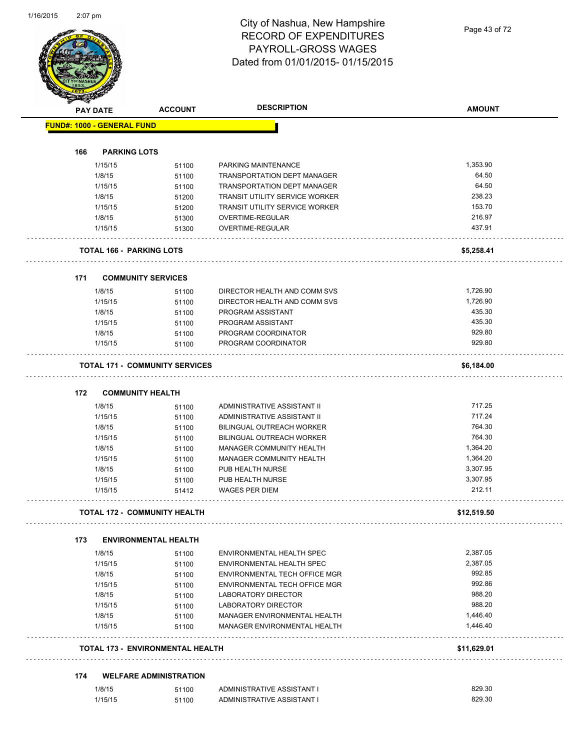# City of Nashua, New Hampshire
## RECORD OF EXPENDITURES
## PAYROLL-GROSS WAGES
## Dated from 01/01/2015- 01/15/2015

| PAY DATE | ACCOUNT | DESCRIPTION | AMOUNT |
|---|---|---|---|
| **FUND#: 1000 - GENERAL FUND** | | | |
| **166 PARKING LOTS** | | | |
| 1/15/15 | 51100 | PARKING MAINTENANCE | 1,353.90 |
| 1/8/15 | 51100 | TRANSPORTATION DEPT MANAGER | 64.50 |
| 1/15/15 | 51100 | TRANSPORTATION DEPT MANAGER | 64.50 |
| 1/8/15 | 51200 | TRANSIT UTILITY SERVICE WORKER | 238.23 |
| 1/15/15 | 51200 | TRANSIT UTILITY SERVICE WORKER | 153.70 |
| 1/8/15 | 51300 | OVERTIME-REGULAR | 216.97 |
| 1/15/15 | 51300 | OVERTIME-REGULAR | 437.91 |
| **TOTAL 166 - PARKING LOTS** | | | **$5,258.41** |
| **171 COMMUNITY SERVICES** | | | |
| 1/8/15 | 51100 | DIRECTOR HEALTH AND COMM SVS | 1,726.90 |
| 1/15/15 | 51100 | DIRECTOR HEALTH AND COMM SVS | 1,726.90 |
| 1/8/15 | 51100 | PROGRAM ASSISTANT | 435.30 |
| 1/15/15 | 51100 | PROGRAM ASSISTANT | 435.30 |
| 1/8/15 | 51100 | PROGRAM COORDINATOR | 929.80 |
| 1/15/15 | 51100 | PROGRAM COORDINATOR | 929.80 |
| **TOTAL 171 - COMMUNITY SERVICES** | | | **$6,184.00** |
| **172 COMMUNITY HEALTH** | | | |
| 1/8/15 | 51100 | ADMINISTRATIVE ASSISTANT II | 717.25 |
| 1/15/15 | 51100 | ADMINISTRATIVE ASSISTANT II | 717.24 |
| 1/8/15 | 51100 | BILINGUAL OUTREACH WORKER | 764.30 |
| 1/15/15 | 51100 | BILINGUAL OUTREACH WORKER | 764.30 |
| 1/8/15 | 51100 | MANAGER COMMUNITY HEALTH | 1,364.20 |
| 1/15/15 | 51100 | MANAGER COMMUNITY HEALTH | 1,364.20 |
| 1/8/15 | 51100 | PUB HEALTH NURSE | 3,307.95 |
| 1/15/15 | 51100 | PUB HEALTH NURSE | 3,307.95 |
| 1/15/15 | 51412 | WAGES PER DIEM | 212.11 |
| **TOTAL 172 - COMMUNITY HEALTH** | | | **$12,519.50** |
| **173 ENVIRONMENTAL HEALTH** | | | |
| 1/8/15 | 51100 | ENVIRONMENTAL HEALTH SPEC | 2,387.05 |
| 1/15/15 | 51100 | ENVIRONMENTAL HEALTH SPEC | 2,387.05 |
| 1/8/15 | 51100 | ENVIRONMENTAL TECH OFFICE MGR | 992.85 |
| 1/15/15 | 51100 | ENVIRONMENTAL TECH OFFICE MGR | 992.86 |
| 1/8/15 | 51100 | LABORATORY DIRECTOR | 988.20 |
| 1/15/15 | 51100 | LABORATORY DIRECTOR | 988.20 |
| 1/8/15 | 51100 | MANAGER ENVIRONMENTAL HEALTH | 1,446.40 |
| 1/15/15 | 51100 | MANAGER ENVIRONMENTAL HEALTH | 1,446.40 |
| **TOTAL 173 - ENVIRONMENTAL HEALTH** | | | **$11,629.01** |
| **174 WELFARE ADMINISTRATION** | | | |
| 1/8/15 | 51100 | ADMINISTRATIVE ASSISTANT I | 829.30 |
| 1/15/15 | 51100 | ADMINISTRATIVE ASSISTANT I | 829.30 |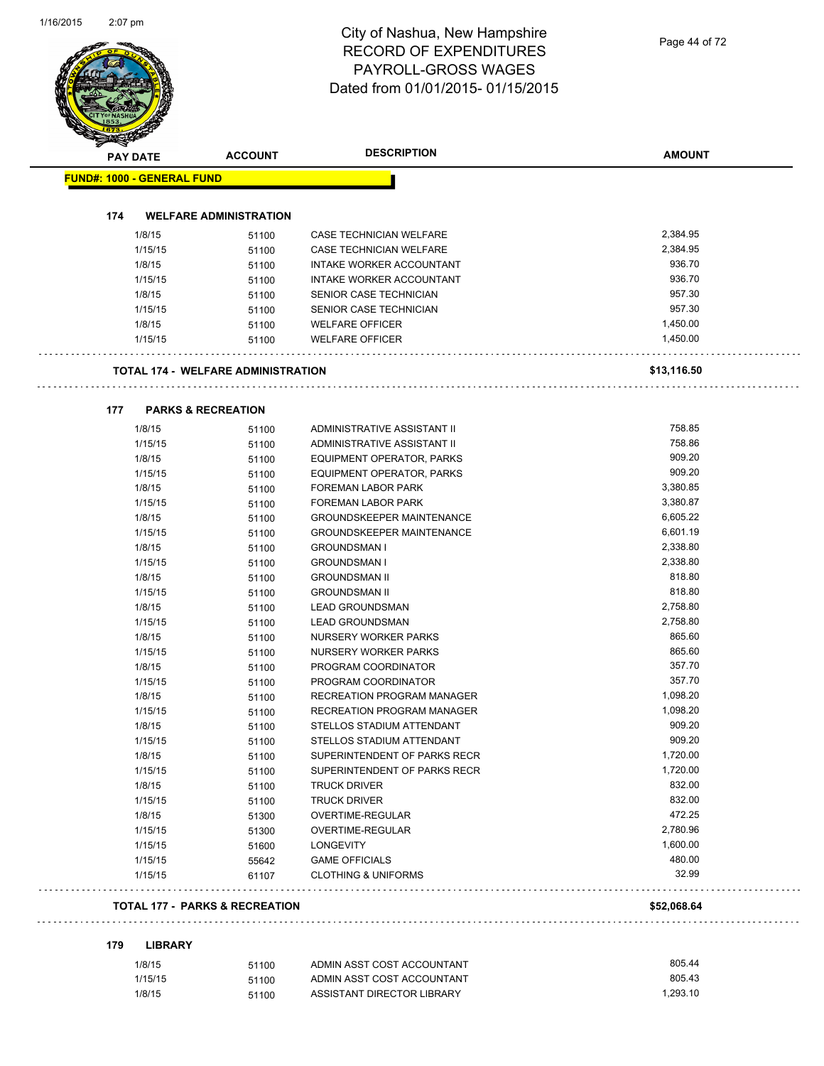# City of Nashua, New Hampshire
## RECORD OF EXPENDITURES
## PAYROLL-GROSS WAGES
## Dated from 01/01/2015- 01/15/2015

| PAY DATE | ACCOUNT | DESCRIPTION | AMOUNT |
|---|---|---|---|
| **FUND#: 1000 - GENERAL FUND** | | | |
| **174 WELFARE ADMINISTRATION** | | | |
| 1/8/15 | 51100 | CASE TECHNICIAN WELFARE | 2,384.95 |
| 1/15/15 | 51100 | CASE TECHNICIAN WELFARE | 2,384.95 |
| 1/8/15 | 51100 | INTAKE WORKER ACCOUNTANT | 936.70 |
| 1/15/15 | 51100 | INTAKE WORKER ACCOUNTANT | 936.70 |
| 1/8/15 | 51100 | SENIOR CASE TECHNICIAN | 957.30 |
| 1/15/15 | 51100 | SENIOR CASE TECHNICIAN | 957.30 |
| 1/8/15 | 51100 | WELFARE OFFICER | 1,450.00 |
| 1/15/15 | 51100 | WELFARE OFFICER | 1,450.00 |
| **TOTAL 174 - WELFARE ADMINISTRATION** | | | **$13,116.50** |
| **177 PARKS & RECREATION** | | | |
| 1/8/15 | 51100 | ADMINISTRATIVE ASSISTANT II | 758.85 |
| 1/15/15 | 51100 | ADMINISTRATIVE ASSISTANT II | 758.86 |
| 1/8/15 | 51100 | EQUIPMENT OPERATOR, PARKS | 909.20 |
| 1/15/15 | 51100 | EQUIPMENT OPERATOR, PARKS | 909.20 |
| 1/8/15 | 51100 | FOREMAN LABOR PARK | 3,380.85 |
| 1/15/15 | 51100 | FOREMAN LABOR PARK | 3,380.87 |
| 1/8/15 | 51100 | GROUNDSKEEPER MAINTENANCE | 6,605.22 |
| 1/15/15 | 51100 | GROUNDSKEEPER MAINTENANCE | 6,601.19 |
| 1/8/15 | 51100 | GROUNDSMAN I | 2,338.80 |
| 1/15/15 | 51100 | GROUNDSMAN I | 2,338.80 |
| 1/8/15 | 51100 | GROUNDSMAN II | 818.80 |
| 1/15/15 | 51100 | GROUNDSMAN II | 818.80 |
| 1/8/15 | 51100 | LEAD GROUNDSMAN | 2,758.80 |
| 1/15/15 | 51100 | LEAD GROUNDSMAN | 2,758.80 |
| 1/8/15 | 51100 | NURSERY WORKER PARKS | 865.60 |
| 1/15/15 | 51100 | NURSERY WORKER PARKS | 865.60 |
| 1/8/15 | 51100 | PROGRAM COORDINATOR | 357.70 |
| 1/15/15 | 51100 | PROGRAM COORDINATOR | 357.70 |
| 1/8/15 | 51100 | RECREATION PROGRAM MANAGER | 1,098.20 |
| 1/15/15 | 51100 | RECREATION PROGRAM MANAGER | 1,098.20 |
| 1/8/15 | 51100 | STELLOS STADIUM ATTENDANT | 909.20 |
| 1/15/15 | 51100 | STELLOS STADIUM ATTENDANT | 909.20 |
| 1/8/15 | 51100 | SUPERINTENDENT OF PARKS RECR | 1,720.00 |
| 1/15/15 | 51100 | SUPERINTENDENT OF PARKS RECR | 1,720.00 |
| 1/8/15 | 51100 | TRUCK DRIVER | 832.00 |
| 1/15/15 | 51100 | TRUCK DRIVER | 832.00 |
| 1/8/15 | 51300 | OVERTIME-REGULAR | 472.25 |
| 1/15/15 | 51300 | OVERTIME-REGULAR | 2,780.96 |
| 1/15/15 | 51600 | LONGEVITY | 1,600.00 |
| 1/15/15 | 55642 | GAME OFFICIALS | 480.00 |
| 1/15/15 | 61107 | CLOTHING & UNIFORMS | 32.99 |
| **TOTAL 177 - PARKS & RECREATION** | | | **$52,068.64** |
| **179 LIBRARY** | | | |
| 1/8/15 | 51100 | ADMIN ASST COST ACCOUNTANT | 805.44 |
| 1/15/15 | 51100 | ADMIN ASST COST ACCOUNTANT | 805.43 |
| 1/8/15 | 51100 | ASSISTANT DIRECTOR LIBRARY | 1,293.10 |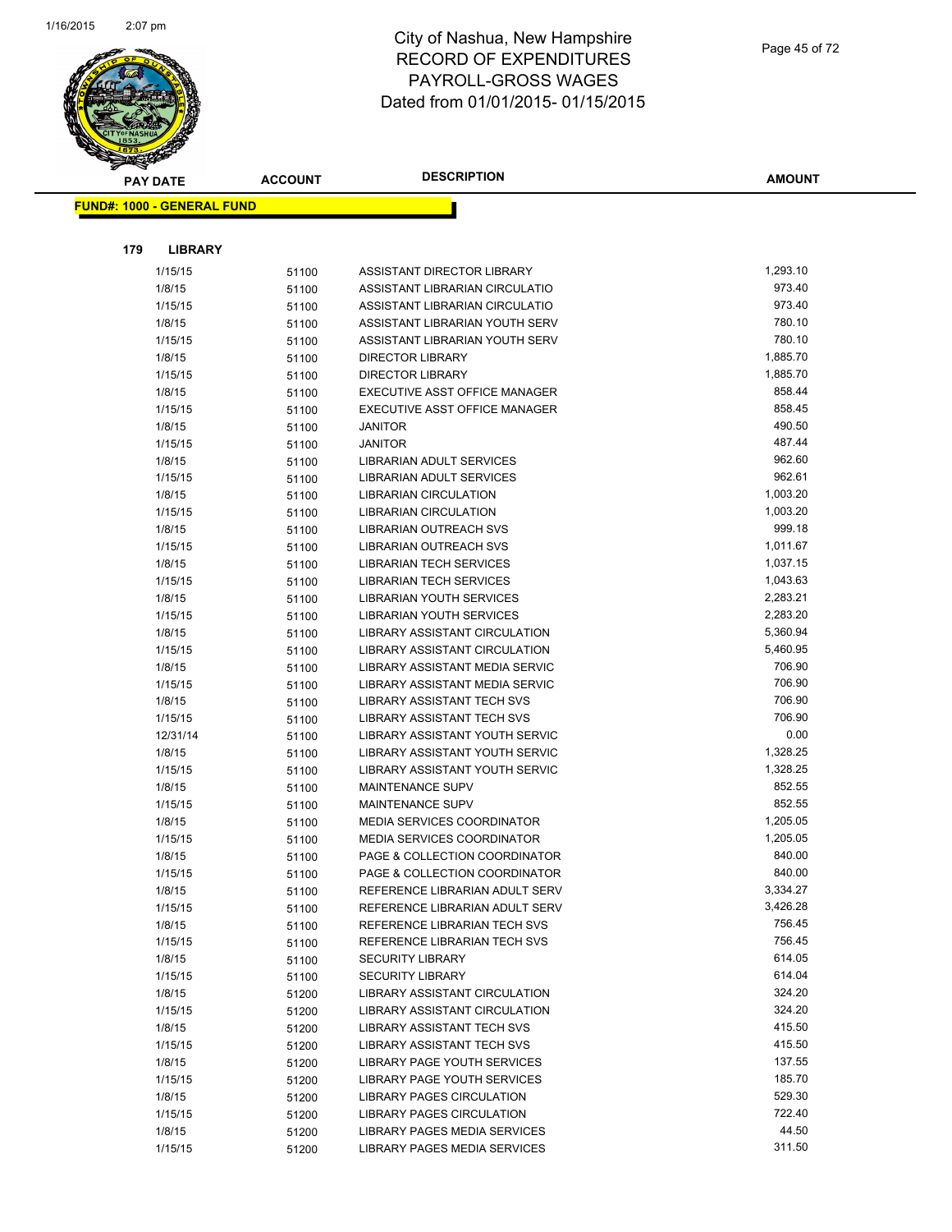# City of Nashua, New Hampshire
## RECORD OF EXPENDITURES
## PAYROLL-GROSS WAGES
## Dated from 01/01/2015- 01/15/2015

**FUND#: 1000 - GENERAL FUND**

**179 LIBRARY**

| PAY DATE | ACCOUNT | DESCRIPTION | AMOUNT |
|---|---|---|---|
| 1/15/15 | 51100 | ASSISTANT DIRECTOR LIBRARY | 1,293.10 |
| 1/8/15 | 51100 | ASSISTANT LIBRARIAN CIRCULATIO | 973.40 |
| 1/15/15 | 51100 | ASSISTANT LIBRARIAN CIRCULATIO | 973.40 |
| 1/8/15 | 51100 | ASSISTANT LIBRARIAN YOUTH SERV | 780.10 |
| 1/15/15 | 51100 | ASSISTANT LIBRARIAN YOUTH SERV | 780.10 |
| 1/8/15 | 51100 | DIRECTOR LIBRARY | 1,885.70 |
| 1/15/15 | 51100 | DIRECTOR LIBRARY | 1,885.70 |
| 1/8/15 | 51100 | EXECUTIVE ASST OFFICE MANAGER | 858.44 |
| 1/15/15 | 51100 | EXECUTIVE ASST OFFICE MANAGER | 858.45 |
| 1/8/15 | 51100 | JANITOR | 490.50 |
| 1/15/15 | 51100 | JANITOR | 487.44 |
| 1/8/15 | 51100 | LIBRARIAN ADULT SERVICES | 962.60 |
| 1/15/15 | 51100 | LIBRARIAN ADULT SERVICES | 962.61 |
| 1/8/15 | 51100 | LIBRARIAN CIRCULATION | 1,003.20 |
| 1/15/15 | 51100 | LIBRARIAN CIRCULATION | 1,003.20 |
| 1/8/15 | 51100 | LIBRARIAN OUTREACH SVS | 999.18 |
| 1/15/15 | 51100 | LIBRARIAN OUTREACH SVS | 1,011.67 |
| 1/8/15 | 51100 | LIBRARIAN TECH SERVICES | 1,037.15 |
| 1/15/15 | 51100 | LIBRARIAN TECH SERVICES | 1,043.63 |
| 1/8/15 | 51100 | LIBRARIAN YOUTH SERVICES | 2,283.21 |
| 1/15/15 | 51100 | LIBRARIAN YOUTH SERVICES | 2,283.20 |
| 1/8/15 | 51100 | LIBRARY ASSISTANT CIRCULATION | 5,360.94 |
| 1/15/15 | 51100 | LIBRARY ASSISTANT CIRCULATION | 5,460.95 |
| 1/8/15 | 51100 | LIBRARY ASSISTANT MEDIA SERVIC | 706.90 |
| 1/15/15 | 51100 | LIBRARY ASSISTANT MEDIA SERVIC | 706.90 |
| 1/8/15 | 51100 | LIBRARY ASSISTANT TECH SVS | 706.90 |
| 1/15/15 | 51100 | LIBRARY ASSISTANT TECH SVS | 706.90 |
| 12/31/14 | 51100 | LIBRARY ASSISTANT YOUTH SERVIC | 0.00 |
| 1/8/15 | 51100 | LIBRARY ASSISTANT YOUTH SERVIC | 1,328.25 |
| 1/15/15 | 51100 | LIBRARY ASSISTANT YOUTH SERVIC | 1,328.25 |
| 1/8/15 | 51100 | MAINTENANCE SUPV | 852.55 |
| 1/15/15 | 51100 | MAINTENANCE SUPV | 852.55 |
| 1/8/15 | 51100 | MEDIA SERVICES COORDINATOR | 1,205.05 |
| 1/15/15 | 51100 | MEDIA SERVICES COORDINATOR | 1,205.05 |
| 1/8/15 | 51100 | PAGE & COLLECTION COORDINATOR | 840.00 |
| 1/15/15 | 51100 | PAGE & COLLECTION COORDINATOR | 840.00 |
| 1/8/15 | 51100 | REFERENCE LIBRARIAN ADULT SERV | 3,334.27 |
| 1/15/15 | 51100 | REFERENCE LIBRARIAN ADULT SERV | 3,426.28 |
| 1/8/15 | 51100 | REFERENCE LIBRARIAN TECH SVS | 756.45 |
| 1/15/15 | 51100 | REFERENCE LIBRARIAN TECH SVS | 756.45 |
| 1/8/15 | 51100 | SECURITY LIBRARY | 614.05 |
| 1/15/15 | 51100 | SECURITY LIBRARY | 614.04 |
| 1/8/15 | 51200 | LIBRARY ASSISTANT CIRCULATION | 324.20 |
| 1/15/15 | 51200 | LIBRARY ASSISTANT CIRCULATION | 324.20 |
| 1/8/15 | 51200 | LIBRARY ASSISTANT TECH SVS | 415.50 |
| 1/15/15 | 51200 | LIBRARY ASSISTANT TECH SVS | 415.50 |
| 1/8/15 | 51200 | LIBRARY PAGE YOUTH SERVICES | 137.55 |
| 1/15/15 | 51200 | LIBRARY PAGE YOUTH SERVICES | 185.70 |
| 1/8/15 | 51200 | LIBRARY PAGES CIRCULATION | 529.30 |
| 1/15/15 | 51200 | LIBRARY PAGES CIRCULATION | 722.40 |
| 1/8/15 | 51200 | LIBRARY PAGES MEDIA SERVICES | 44.50 |
| 1/15/15 | 51200 | LIBRARY PAGES MEDIA SERVICES | 311.50 |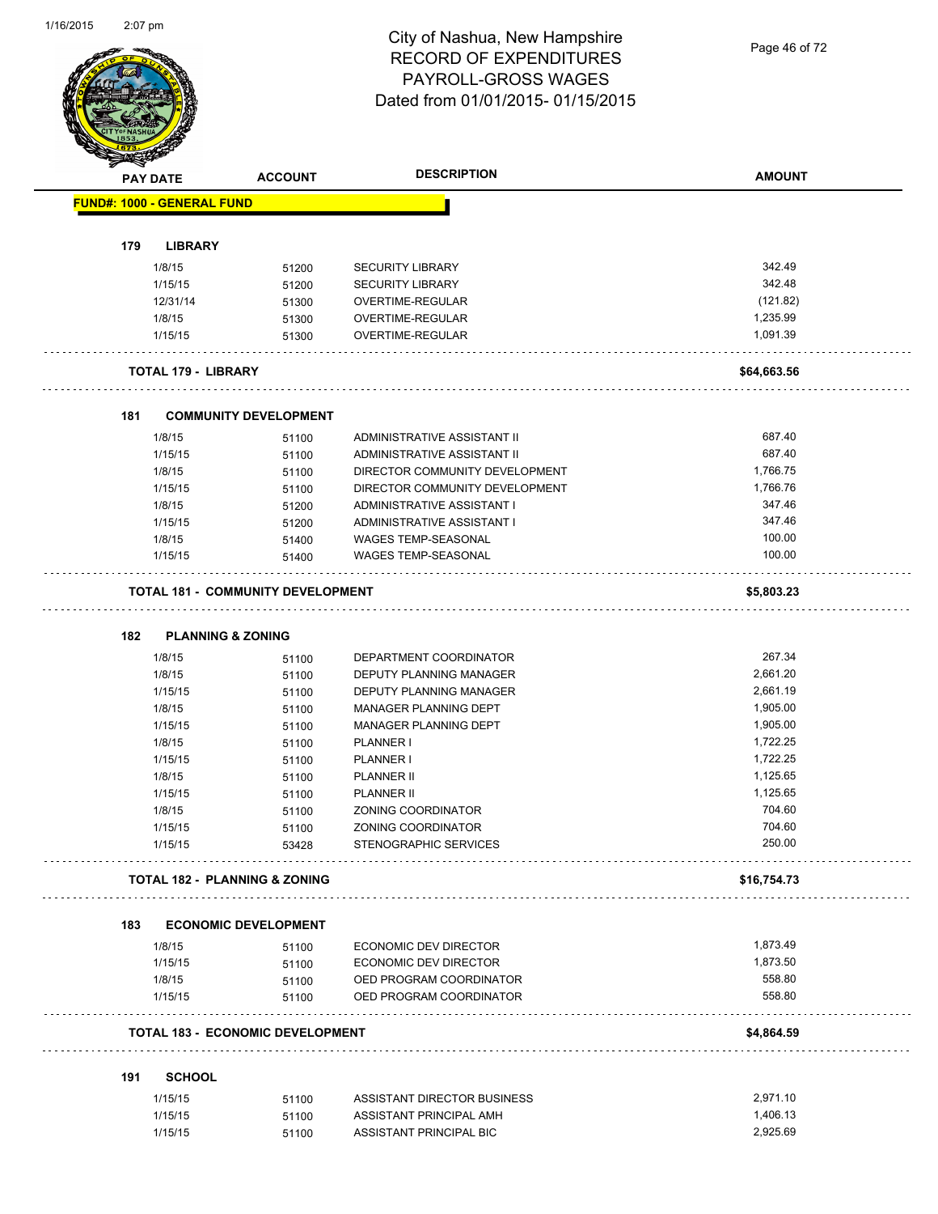# City of Nashua, New Hampshire
## RECORD OF EXPENDITURES
## PAYROLL-GROSS WAGES
## Dated from 01/01/2015- 01/15/2015

| PAY DATE | ACCOUNT | DESCRIPTION | AMOUNT |
|---|---|---|---|
| **FUND#: 1000 - GENERAL FUND** | | | |
| **179 LIBRARY** | | | |
| 1/8/15 | 51200 | SECURITY LIBRARY | 342.49 |
| 1/15/15 | 51200 | SECURITY LIBRARY | 342.48 |
| 12/31/14 | 51300 | OVERTIME-REGULAR | (121.82) |
| 1/8/15 | 51300 | OVERTIME-REGULAR | 1,235.99 |
| 1/15/15 | 51300 | OVERTIME-REGULAR | 1,091.39 |
| **TOTAL 179 - LIBRARY** | | | **$64,663.56** |
| **181 COMMUNITY DEVELOPMENT** | | | |
| 1/8/15 | 51100 | ADMINISTRATIVE ASSISTANT II | 687.40 |
| 1/15/15 | 51100 | ADMINISTRATIVE ASSISTANT II | 687.40 |
| 1/8/15 | 51100 | DIRECTOR COMMUNITY DEVELOPMENT | 1,766.75 |
| 1/15/15 | 51100 | DIRECTOR COMMUNITY DEVELOPMENT | 1,766.76 |
| 1/8/15 | 51200 | ADMINISTRATIVE ASSISTANT I | 347.46 |
| 1/15/15 | 51200 | ADMINISTRATIVE ASSISTANT I | 347.46 |
| 1/8/15 | 51400 | WAGES TEMP-SEASONAL | 100.00 |
| 1/15/15 | 51400 | WAGES TEMP-SEASONAL | 100.00 |
| **TOTAL 181 - COMMUNITY DEVELOPMENT** | | | **$5,803.23** |
| **182 PLANNING & ZONING** | | | |
| 1/8/15 | 51100 | DEPARTMENT COORDINATOR | 267.34 |
| 1/8/15 | 51100 | DEPUTY PLANNING MANAGER | 2,661.20 |
| 1/15/15 | 51100 | DEPUTY PLANNING MANAGER | 2,661.19 |
| 1/8/15 | 51100 | MANAGER PLANNING DEPT | 1,905.00 |
| 1/15/15 | 51100 | MANAGER PLANNING DEPT | 1,905.00 |
| 1/8/15 | 51100 | PLANNER I | 1,722.25 |
| 1/15/15 | 51100 | PLANNER I | 1,722.25 |
| 1/8/15 | 51100 | PLANNER II | 1,125.65 |
| 1/15/15 | 51100 | PLANNER II | 1,125.65 |
| 1/8/15 | 51100 | ZONING COORDINATOR | 704.60 |
| 1/15/15 | 51100 | ZONING COORDINATOR | 704.60 |
| 1/15/15 | 53428 | STENOGRAPHIC SERVICES | 250.00 |
| **TOTAL 182 - PLANNING & ZONING** | | | **$16,754.73** |
| **183 ECONOMIC DEVELOPMENT** | | | |
| 1/8/15 | 51100 | ECONOMIC DEV DIRECTOR | 1,873.49 |
| 1/15/15 | 51100 | ECONOMIC DEV DIRECTOR | 1,873.50 |
| 1/8/15 | 51100 | OED PROGRAM COORDINATOR | 558.80 |
| 1/15/15 | 51100 | OED PROGRAM COORDINATOR | 558.80 |
| **TOTAL 183 - ECONOMIC DEVELOPMENT** | | | **$4,864.59** |
| **191 SCHOOL** | | | |
| 1/15/15 | 51100 | ASSISTANT DIRECTOR BUSINESS | 2,971.10 |
| 1/15/15 | 51100 | ASSISTANT PRINCIPAL AMH | 1,406.13 |
| 1/15/15 | 51100 | ASSISTANT PRINCIPAL BIC | 2,925.69 |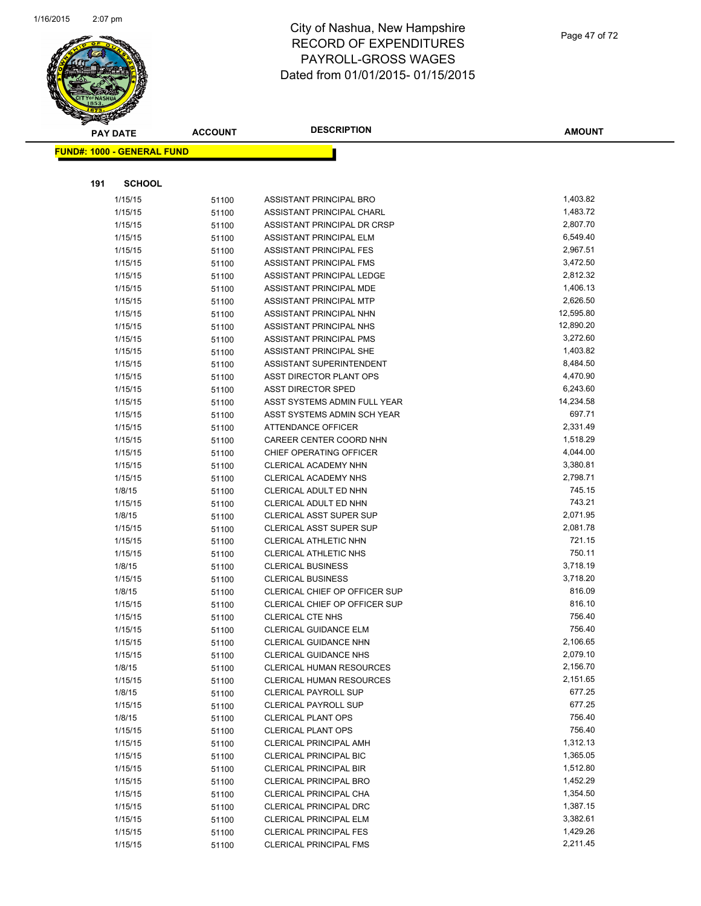# City of Nashua, New Hampshire
## RECORD OF EXPENDITURES
## PAYROLL-GROSS WAGES
## Dated from 01/01/2015- 01/15/2015

**FUND#: 1000 - GENERAL FUND**

**191 SCHOOL**

| PAY DATE | ACCOUNT | DESCRIPTION | AMOUNT |
|---|---|---|---|
| 1/15/15 | 51100 | ASSISTANT PRINCIPAL BRO | 1,403.82 |
| 1/15/15 | 51100 | ASSISTANT PRINCIPAL CHARL | 1,483.72 |
| 1/15/15 | 51100 | ASSISTANT PRINCIPAL DR CRSP | 2,807.70 |
| 1/15/15 | 51100 | ASSISTANT PRINCIPAL ELM | 6,549.40 |
| 1/15/15 | 51100 | ASSISTANT PRINCIPAL FES | 2,967.51 |
| 1/15/15 | 51100 | ASSISTANT PRINCIPAL FMS | 3,472.50 |
| 1/15/15 | 51100 | ASSISTANT PRINCIPAL LEDGE | 2,812.32 |
| 1/15/15 | 51100 | ASSISTANT PRINCIPAL MDE | 1,406.13 |
| 1/15/15 | 51100 | ASSISTANT PRINCIPAL MTP | 2,626.50 |
| 1/15/15 | 51100 | ASSISTANT PRINCIPAL NHN | 12,595.80 |
| 1/15/15 | 51100 | ASSISTANT PRINCIPAL NHS | 12,890.20 |
| 1/15/15 | 51100 | ASSISTANT PRINCIPAL PMS | 3,272.60 |
| 1/15/15 | 51100 | ASSISTANT PRINCIPAL SHE | 1,403.82 |
| 1/15/15 | 51100 | ASSISTANT SUPERINTENDENT | 8,484.50 |
| 1/15/15 | 51100 | ASST DIRECTOR PLANT OPS | 4,470.90 |
| 1/15/15 | 51100 | ASST DIRECTOR SPED | 6,243.60 |
| 1/15/15 | 51100 | ASST SYSTEMS ADMIN FULL YEAR | 14,234.58 |
| 1/15/15 | 51100 | ASST SYSTEMS ADMIN SCH YEAR | 697.71 |
| 1/15/15 | 51100 | ATTENDANCE OFFICER | 2,331.49 |
| 1/15/15 | 51100 | CAREER CENTER COORD NHN | 1,518.29 |
| 1/15/15 | 51100 | CHIEF OPERATING OFFICER | 4,044.00 |
| 1/15/15 | 51100 | CLERICAL ACADEMY NHN | 3,380.81 |
| 1/15/15 | 51100 | CLERICAL ACADEMY NHS | 2,798.71 |
| 1/8/15 | 51100 | CLERICAL ADULT ED NHN | 745.15 |
| 1/15/15 | 51100 | CLERICAL ADULT ED NHN | 743.21 |
| 1/8/15 | 51100 | CLERICAL ASST SUPER SUP | 2,071.95 |
| 1/15/15 | 51100 | CLERICAL ASST SUPER SUP | 2,081.78 |
| 1/15/15 | 51100 | CLERICAL ATHLETIC NHN | 721.15 |
| 1/15/15 | 51100 | CLERICAL ATHLETIC NHS | 750.11 |
| 1/8/15 | 51100 | CLERICAL BUSINESS | 3,718.19 |
| 1/15/15 | 51100 | CLERICAL BUSINESS | 3,718.20 |
| 1/8/15 | 51100 | CLERICAL CHIEF OP OFFICER SUP | 816.09 |
| 1/15/15 | 51100 | CLERICAL CHIEF OP OFFICER SUP | 816.10 |
| 1/15/15 | 51100 | CLERICAL CTE NHS | 756.40 |
| 1/15/15 | 51100 | CLERICAL GUIDANCE ELM | 756.40 |
| 1/15/15 | 51100 | CLERICAL GUIDANCE NHN | 2,106.65 |
| 1/15/15 | 51100 | CLERICAL GUIDANCE NHS | 2,079.10 |
| 1/8/15 | 51100 | CLERICAL HUMAN RESOURCES | 2,156.70 |
| 1/15/15 | 51100 | CLERICAL HUMAN RESOURCES | 2,151.65 |
| 1/8/15 | 51100 | CLERICAL PAYROLL SUP | 677.25 |
| 1/15/15 | 51100 | CLERICAL PAYROLL SUP | 677.25 |
| 1/8/15 | 51100 | CLERICAL PLANT OPS | 756.40 |
| 1/15/15 | 51100 | CLERICAL PLANT OPS | 756.40 |
| 1/15/15 | 51100 | CLERICAL PRINCIPAL AMH | 1,312.13 |
| 1/15/15 | 51100 | CLERICAL PRINCIPAL BIC | 1,365.05 |
| 1/15/15 | 51100 | CLERICAL PRINCIPAL BIR | 1,512.80 |
| 1/15/15 | 51100 | CLERICAL PRINCIPAL BRO | 1,452.29 |
| 1/15/15 | 51100 | CLERICAL PRINCIPAL CHA | 1,354.50 |
| 1/15/15 | 51100 | CLERICAL PRINCIPAL DRC | 1,387.15 |
| 1/15/15 | 51100 | CLERICAL PRINCIPAL ELM | 3,382.61 |
| 1/15/15 | 51100 | CLERICAL PRINCIPAL FES | 1,429.26 |
| 1/15/15 | 51100 | CLERICAL PRINCIPAL FMS | 2,211.45 |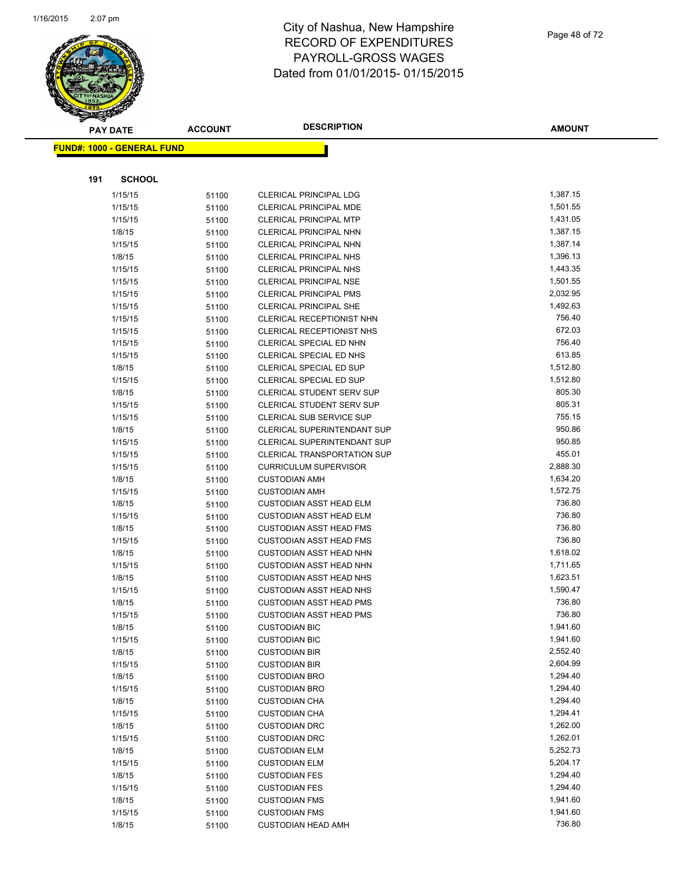# City of Nashua, New Hampshire
# RECORD OF EXPENDITURES
# PAYROLL-GROSS WAGES
# Dated from 01/01/2015- 01/15/2015

**FUND#: 1000 - GENERAL FUND**

**191 SCHOOL**

| PAY DATE | ACCOUNT | DESCRIPTION | AMOUNT |
|---|---|---|---|
| 1/15/15 | 51100 | CLERICAL PRINCIPAL LDG | 1,387.15 |
| 1/15/15 | 51100 | CLERICAL PRINCIPAL MDE | 1,501.55 |
| 1/15/15 | 51100 | CLERICAL PRINCIPAL MTP | 1,431.05 |
| 1/8/15 | 51100 | CLERICAL PRINCIPAL NHN | 1,387.15 |
| 1/15/15 | 51100 | CLERICAL PRINCIPAL NHN | 1,387.14 |
| 1/8/15 | 51100 | CLERICAL PRINCIPAL NHS | 1,396.13 |
| 1/15/15 | 51100 | CLERICAL PRINCIPAL NHS | 1,443.35 |
| 1/15/15 | 51100 | CLERICAL PRINCIPAL NSE | 1,501.55 |
| 1/15/15 | 51100 | CLERICAL PRINCIPAL PMS | 2,032.95 |
| 1/15/15 | 51100 | CLERICAL PRINCIPAL SHE | 1,492.63 |
| 1/15/15 | 51100 | CLERICAL RECEPTIONIST NHN | 756.40 |
| 1/15/15 | 51100 | CLERICAL RECEPTIONIST NHS | 672.03 |
| 1/15/15 | 51100 | CLERICAL SPECIAL ED NHN | 756.40 |
| 1/15/15 | 51100 | CLERICAL SPECIAL ED NHS | 613.85 |
| 1/8/15 | 51100 | CLERICAL SPECIAL ED SUP | 1,512.80 |
| 1/15/15 | 51100 | CLERICAL SPECIAL ED SUP | 1,512.80 |
| 1/8/15 | 51100 | CLERICAL STUDENT SERV SUP | 805.30 |
| 1/15/15 | 51100 | CLERICAL STUDENT SERV SUP | 805.31 |
| 1/15/15 | 51100 | CLERICAL SUB SERVICE SUP | 755.15 |
| 1/8/15 | 51100 | CLERICAL SUPERINTENDANT SUP | 950.86 |
| 1/15/15 | 51100 | CLERICAL SUPERINTENDANT SUP | 950.85 |
| 1/15/15 | 51100 | CLERICAL TRANSPORTATION SUP | 455.01 |
| 1/15/15 | 51100 | CURRICULUM SUPERVISOR | 2,888.30 |
| 1/8/15 | 51100 | CUSTODIAN AMH | 1,634.20 |
| 1/15/15 | 51100 | CUSTODIAN AMH | 1,572.75 |
| 1/8/15 | 51100 | CUSTODIAN ASST HEAD ELM | 736.80 |
| 1/15/15 | 51100 | CUSTODIAN ASST HEAD ELM | 736.80 |
| 1/8/15 | 51100 | CUSTODIAN ASST HEAD FMS | 736.80 |
| 1/15/15 | 51100 | CUSTODIAN ASST HEAD FMS | 736.80 |
| 1/8/15 | 51100 | CUSTODIAN ASST HEAD NHN | 1,618.02 |
| 1/15/15 | 51100 | CUSTODIAN ASST HEAD NHN | 1,711.65 |
| 1/8/15 | 51100 | CUSTODIAN ASST HEAD NHS | 1,623.51 |
| 1/15/15 | 51100 | CUSTODIAN ASST HEAD NHS | 1,590.47 |
| 1/8/15 | 51100 | CUSTODIAN ASST HEAD PMS | 736.80 |
| 1/15/15 | 51100 | CUSTODIAN ASST HEAD PMS | 736.80 |
| 1/8/15 | 51100 | CUSTODIAN BIC | 1,941.60 |
| 1/15/15 | 51100 | CUSTODIAN BIC | 1,941.60 |
| 1/8/15 | 51100 | CUSTODIAN BIR | 2,552.40 |
| 1/15/15 | 51100 | CUSTODIAN BIR | 2,604.99 |
| 1/8/15 | 51100 | CUSTODIAN BRO | 1,294.40 |
| 1/15/15 | 51100 | CUSTODIAN BRO | 1,294.40 |
| 1/8/15 | 51100 | CUSTODIAN CHA | 1,294.40 |
| 1/15/15 | 51100 | CUSTODIAN CHA | 1,294.41 |
| 1/8/15 | 51100 | CUSTODIAN DRC | 1,262.00 |
| 1/15/15 | 51100 | CUSTODIAN DRC | 1,262.01 |
| 1/8/15 | 51100 | CUSTODIAN ELM | 5,252.73 |
| 1/15/15 | 51100 | CUSTODIAN ELM | 5,204.17 |
| 1/8/15 | 51100 | CUSTODIAN FES | 1,294.40 |
| 1/15/15 | 51100 | CUSTODIAN FES | 1,294.40 |
| 1/8/15 | 51100 | CUSTODIAN FMS | 1,941.60 |
| 1/15/15 | 51100 | CUSTODIAN FMS | 1,941.60 |
| 1/8/15 | 51100 | CUSTODIAN HEAD AMH | 736.80 |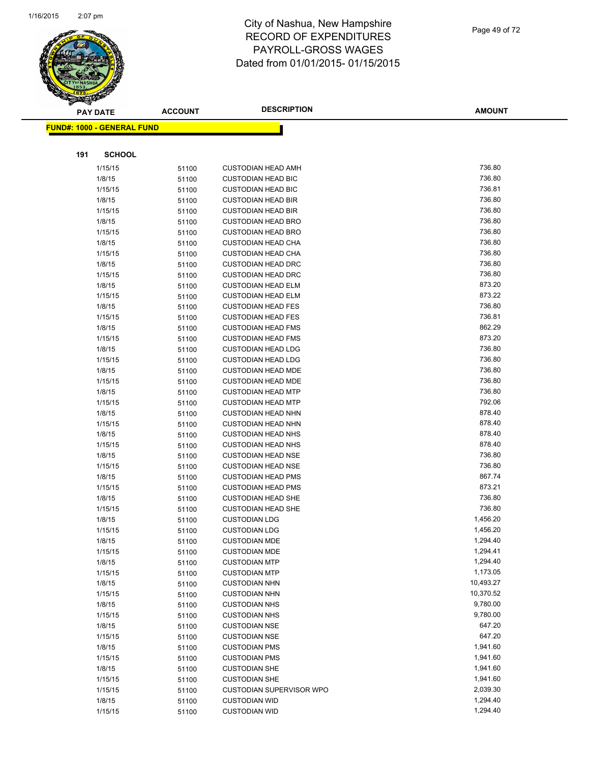# City of Nashua, New Hampshire
## RECORD OF EXPENDITURES
## PAYROLL-GROSS WAGES
## Dated from 01/01/2015- 01/15/2015

**FUND#: 1000 - GENERAL FUND**

**191 SCHOOL**

| PAY DATE | ACCOUNT | DESCRIPTION | AMOUNT |
|---|---|---|---|
| 1/15/15 | 51100 | CUSTODIAN HEAD AMH | 736.80 |
| 1/8/15 | 51100 | CUSTODIAN HEAD BIC | 736.80 |
| 1/15/15 | 51100 | CUSTODIAN HEAD BIC | 736.81 |
| 1/8/15 | 51100 | CUSTODIAN HEAD BIR | 736.80 |
| 1/15/15 | 51100 | CUSTODIAN HEAD BIR | 736.80 |
| 1/8/15 | 51100 | CUSTODIAN HEAD BRO | 736.80 |
| 1/15/15 | 51100 | CUSTODIAN HEAD BRO | 736.80 |
| 1/8/15 | 51100 | CUSTODIAN HEAD CHA | 736.80 |
| 1/15/15 | 51100 | CUSTODIAN HEAD CHA | 736.80 |
| 1/8/15 | 51100 | CUSTODIAN HEAD DRC | 736.80 |
| 1/15/15 | 51100 | CUSTODIAN HEAD DRC | 736.80 |
| 1/8/15 | 51100 | CUSTODIAN HEAD ELM | 873.20 |
| 1/15/15 | 51100 | CUSTODIAN HEAD ELM | 873.22 |
| 1/8/15 | 51100 | CUSTODIAN HEAD FES | 736.80 |
| 1/15/15 | 51100 | CUSTODIAN HEAD FES | 736.81 |
| 1/8/15 | 51100 | CUSTODIAN HEAD FMS | 862.29 |
| 1/15/15 | 51100 | CUSTODIAN HEAD FMS | 873.20 |
| 1/8/15 | 51100 | CUSTODIAN HEAD LDG | 736.80 |
| 1/15/15 | 51100 | CUSTODIAN HEAD LDG | 736.80 |
| 1/8/15 | 51100 | CUSTODIAN HEAD MDE | 736.80 |
| 1/15/15 | 51100 | CUSTODIAN HEAD MDE | 736.80 |
| 1/8/15 | 51100 | CUSTODIAN HEAD MTP | 736.80 |
| 1/15/15 | 51100 | CUSTODIAN HEAD MTP | 792.06 |
| 1/8/15 | 51100 | CUSTODIAN HEAD NHN | 878.40 |
| 1/15/15 | 51100 | CUSTODIAN HEAD NHN | 878.40 |
| 1/8/15 | 51100 | CUSTODIAN HEAD NHS | 878.40 |
| 1/15/15 | 51100 | CUSTODIAN HEAD NHS | 878.40 |
| 1/8/15 | 51100 | CUSTODIAN HEAD NSE | 736.80 |
| 1/15/15 | 51100 | CUSTODIAN HEAD NSE | 736.80 |
| 1/8/15 | 51100 | CUSTODIAN HEAD PMS | 867.74 |
| 1/15/15 | 51100 | CUSTODIAN HEAD PMS | 873.21 |
| 1/8/15 | 51100 | CUSTODIAN HEAD SHE | 736.80 |
| 1/15/15 | 51100 | CUSTODIAN HEAD SHE | 736.80 |
| 1/8/15 | 51100 | CUSTODIAN LDG | 1,456.20 |
| 1/15/15 | 51100 | CUSTODIAN LDG | 1,456.20 |
| 1/8/15 | 51100 | CUSTODIAN MDE | 1,294.40 |
| 1/15/15 | 51100 | CUSTODIAN MDE | 1,294.41 |
| 1/8/15 | 51100 | CUSTODIAN MTP | 1,294.40 |
| 1/15/15 | 51100 | CUSTODIAN MTP | 1,173.05 |
| 1/8/15 | 51100 | CUSTODIAN NHN | 10,493.27 |
| 1/15/15 | 51100 | CUSTODIAN NHN | 10,370.52 |
| 1/8/15 | 51100 | CUSTODIAN NHS | 9,780.00 |
| 1/15/15 | 51100 | CUSTODIAN NHS | 9,780.00 |
| 1/8/15 | 51100 | CUSTODIAN NSE | 647.20 |
| 1/15/15 | 51100 | CUSTODIAN NSE | 647.20 |
| 1/8/15 | 51100 | CUSTODIAN PMS | 1,941.60 |
| 1/15/15 | 51100 | CUSTODIAN PMS | 1,941.60 |
| 1/8/15 | 51100 | CUSTODIAN SHE | 1,941.60 |
| 1/15/15 | 51100 | CUSTODIAN SHE | 1,941.60 |
| 1/15/15 | 51100 | CUSTODIAN SUPERVISOR WPO | 2,039.30 |
| 1/8/15 | 51100 | CUSTODIAN WID | 1,294.40 |
| 1/15/15 | 51100 | CUSTODIAN WID | 1,294.40 |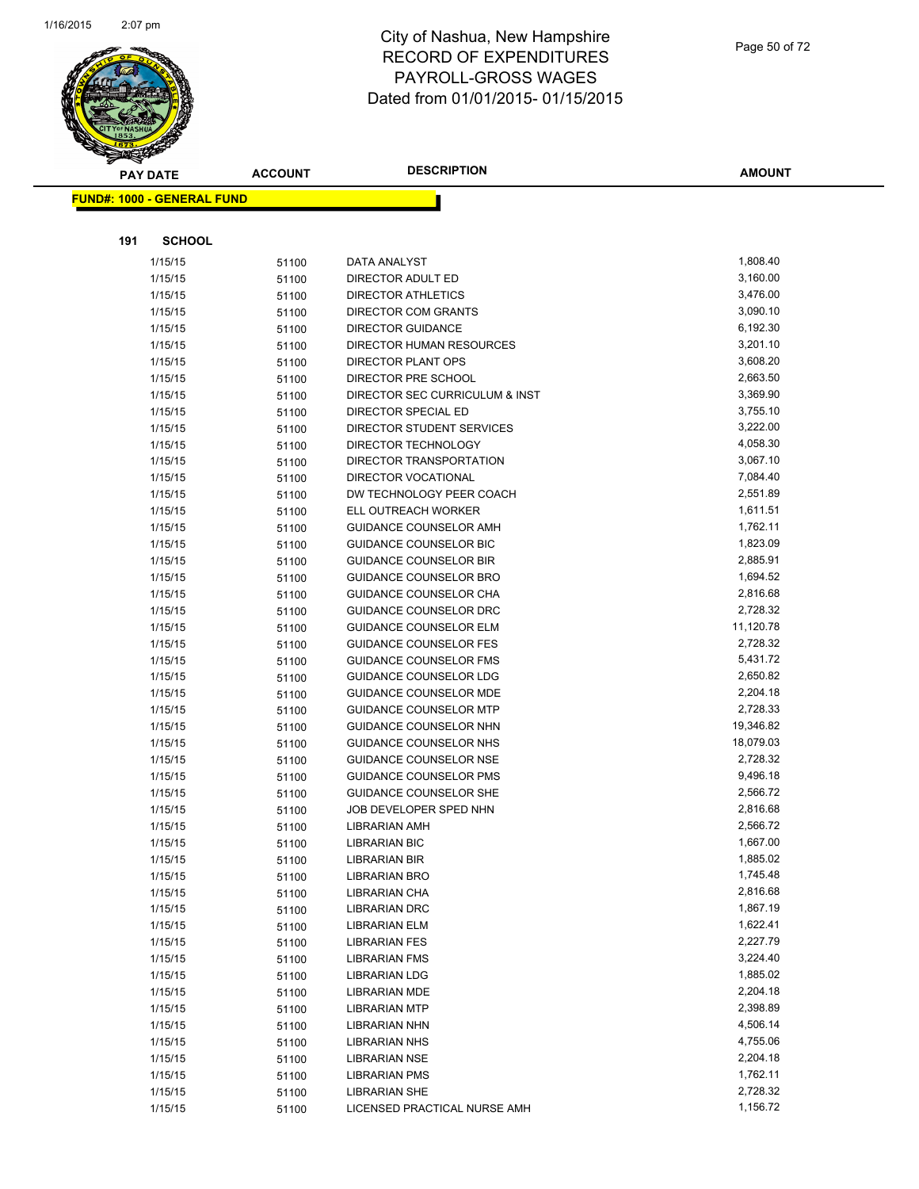# City of Nashua, New Hampshire
# RECORD OF EXPENDITURES
# PAYROLL-GROSS WAGES
# Dated from 01/01/2015- 01/15/2015

**FUND#: 1000 - GENERAL FUND**

**191 SCHOOL**

| PAY DATE | ACCOUNT | DESCRIPTION | AMOUNT |
|---|---|---|---|
| 1/15/15 | 51100 | DATA ANALYST | 1,808.40 |
| 1/15/15 | 51100 | DIRECTOR ADULT ED | 3,160.00 |
| 1/15/15 | 51100 | DIRECTOR ATHLETICS | 3,476.00 |
| 1/15/15 | 51100 | DIRECTOR COM GRANTS | 3,090.10 |
| 1/15/15 | 51100 | DIRECTOR GUIDANCE | 6,192.30 |
| 1/15/15 | 51100 | DIRECTOR HUMAN RESOURCES | 3,201.10 |
| 1/15/15 | 51100 | DIRECTOR PLANT OPS | 3,608.20 |
| 1/15/15 | 51100 | DIRECTOR PRE SCHOOL | 2,663.50 |
| 1/15/15 | 51100 | DIRECTOR SEC CURRICULUM & INST | 3,369.90 |
| 1/15/15 | 51100 | DIRECTOR SPECIAL ED | 3,755.10 |
| 1/15/15 | 51100 | DIRECTOR STUDENT SERVICES | 3,222.00 |
| 1/15/15 | 51100 | DIRECTOR TECHNOLOGY | 4,058.30 |
| 1/15/15 | 51100 | DIRECTOR TRANSPORTATION | 3,067.10 |
| 1/15/15 | 51100 | DIRECTOR VOCATIONAL | 7,084.40 |
| 1/15/15 | 51100 | DW TECHNOLOGY PEER COACH | 2,551.89 |
| 1/15/15 | 51100 | ELL OUTREACH WORKER | 1,611.51 |
| 1/15/15 | 51100 | GUIDANCE COUNSELOR AMH | 1,762.11 |
| 1/15/15 | 51100 | GUIDANCE COUNSELOR BIC | 1,823.09 |
| 1/15/15 | 51100 | GUIDANCE COUNSELOR BIR | 2,885.91 |
| 1/15/15 | 51100 | GUIDANCE COUNSELOR BRO | 1,694.52 |
| 1/15/15 | 51100 | GUIDANCE COUNSELOR CHA | 2,816.68 |
| 1/15/15 | 51100 | GUIDANCE COUNSELOR DRC | 2,728.32 |
| 1/15/15 | 51100 | GUIDANCE COUNSELOR ELM | 11,120.78 |
| 1/15/15 | 51100 | GUIDANCE COUNSELOR FES | 2,728.32 |
| 1/15/15 | 51100 | GUIDANCE COUNSELOR FMS | 5,431.72 |
| 1/15/15 | 51100 | GUIDANCE COUNSELOR LDG | 2,650.82 |
| 1/15/15 | 51100 | GUIDANCE COUNSELOR MDE | 2,204.18 |
| 1/15/15 | 51100 | GUIDANCE COUNSELOR MTP | 2,728.33 |
| 1/15/15 | 51100 | GUIDANCE COUNSELOR NHN | 19,346.82 |
| 1/15/15 | 51100 | GUIDANCE COUNSELOR NHS | 18,079.03 |
| 1/15/15 | 51100 | GUIDANCE COUNSELOR NSE | 2,728.32 |
| 1/15/15 | 51100 | GUIDANCE COUNSELOR PMS | 9,496.18 |
| 1/15/15 | 51100 | GUIDANCE COUNSELOR SHE | 2,566.72 |
| 1/15/15 | 51100 | JOB DEVELOPER SPED NHN | 2,816.68 |
| 1/15/15 | 51100 | LIBRARIAN AMH | 2,566.72 |
| 1/15/15 | 51100 | LIBRARIAN BIC | 1,667.00 |
| 1/15/15 | 51100 | LIBRARIAN BIR | 1,885.02 |
| 1/15/15 | 51100 | LIBRARIAN BRO | 1,745.48 |
| 1/15/15 | 51100 | LIBRARIAN CHA | 2,816.68 |
| 1/15/15 | 51100 | LIBRARIAN DRC | 1,867.19 |
| 1/15/15 | 51100 | LIBRARIAN ELM | 1,622.41 |
| 1/15/15 | 51100 | LIBRARIAN FES | 2,227.79 |
| 1/15/15 | 51100 | LIBRARIAN FMS | 3,224.40 |
| 1/15/15 | 51100 | LIBRARIAN LDG | 1,885.02 |
| 1/15/15 | 51100 | LIBRARIAN MDE | 2,204.18 |
| 1/15/15 | 51100 | LIBRARIAN MTP | 2,398.89 |
| 1/15/15 | 51100 | LIBRARIAN NHN | 4,506.14 |
| 1/15/15 | 51100 | LIBRARIAN NHS | 4,755.06 |
| 1/15/15 | 51100 | LIBRARIAN NSE | 2,204.18 |
| 1/15/15 | 51100 | LIBRARIAN PMS | 1,762.11 |
| 1/15/15 | 51100 | LIBRARIAN SHE | 2,728.32 |
| 1/15/15 | 51100 | LICENSED PRACTICAL NURSE AMH | 1,156.72 |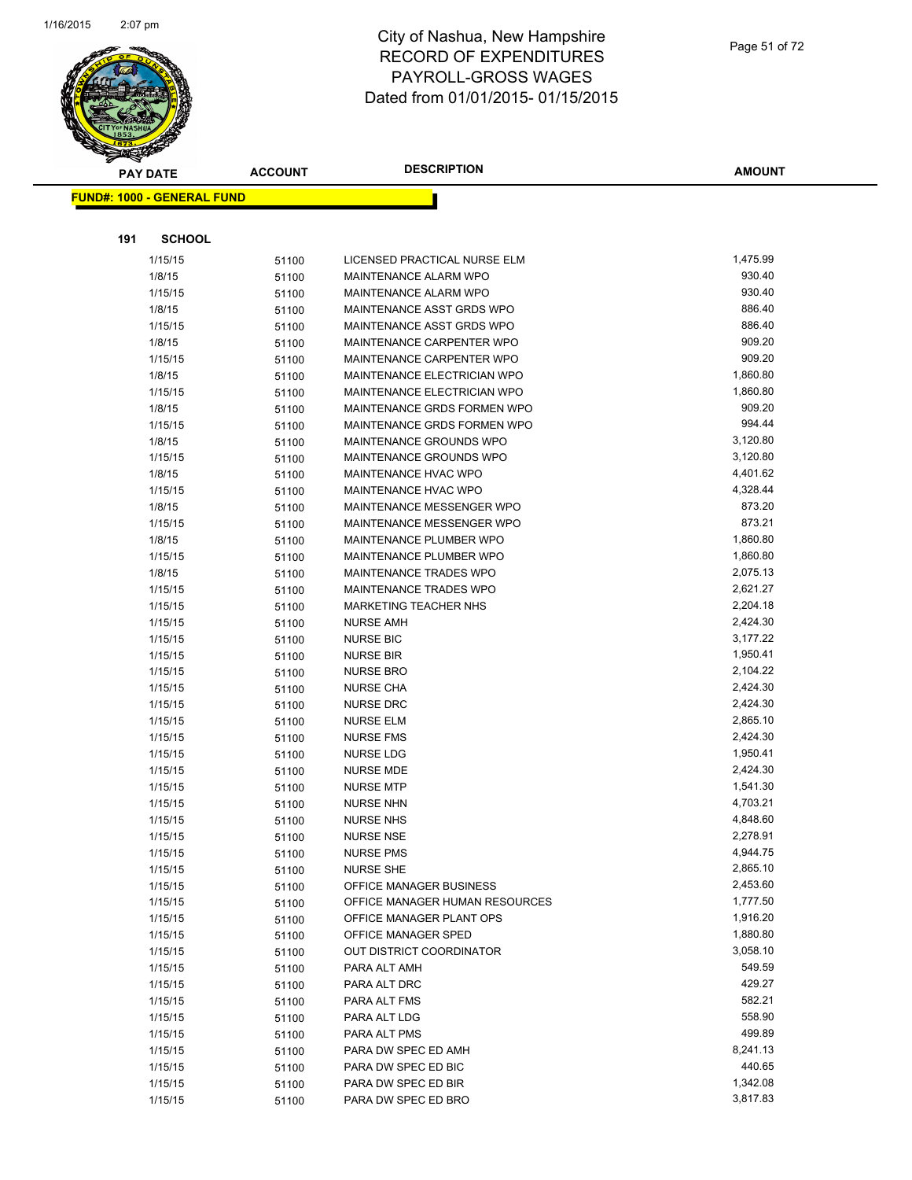# City of Nashua, New Hampshire
## RECORD OF EXPENDITURES
## PAYROLL-GROSS WAGES
## Dated from 01/01/2015- 01/15/2015

**FUND#: 1000 - GENERAL FUND**

**191 SCHOOL**

| PAY DATE | ACCOUNT | DESCRIPTION | AMOUNT |
|---|---|---|---|
| 1/15/15 | 51100 | LICENSED PRACTICAL NURSE ELM | 1,475.99 |
| 1/8/15 | 51100 | MAINTENANCE ALARM WPO | 930.40 |
| 1/15/15 | 51100 | MAINTENANCE ALARM WPO | 930.40 |
| 1/8/15 | 51100 | MAINTENANCE ASST GRDS WPO | 886.40 |
| 1/15/15 | 51100 | MAINTENANCE ASST GRDS WPO | 886.40 |
| 1/8/15 | 51100 | MAINTENANCE CARPENTER WPO | 909.20 |
| 1/15/15 | 51100 | MAINTENANCE CARPENTER WPO | 909.20 |
| 1/8/15 | 51100 | MAINTENANCE ELECTRICIAN WPO | 1,860.80 |
| 1/15/15 | 51100 | MAINTENANCE ELECTRICIAN WPO | 1,860.80 |
| 1/8/15 | 51100 | MAINTENANCE GRDS FORMEN WPO | 909.20 |
| 1/15/15 | 51100 | MAINTENANCE GRDS FORMEN WPO | 994.44 |
| 1/8/15 | 51100 | MAINTENANCE GROUNDS WPO | 3,120.80 |
| 1/15/15 | 51100 | MAINTENANCE GROUNDS WPO | 3,120.80 |
| 1/8/15 | 51100 | MAINTENANCE HVAC WPO | 4,401.62 |
| 1/15/15 | 51100 | MAINTENANCE HVAC WPO | 4,328.44 |
| 1/8/15 | 51100 | MAINTENANCE MESSENGER WPO | 873.20 |
| 1/15/15 | 51100 | MAINTENANCE MESSENGER WPO | 873.21 |
| 1/8/15 | 51100 | MAINTENANCE PLUMBER WPO | 1,860.80 |
| 1/15/15 | 51100 | MAINTENANCE PLUMBER WPO | 1,860.80 |
| 1/8/15 | 51100 | MAINTENANCE TRADES WPO | 2,075.13 |
| 1/15/15 | 51100 | MAINTENANCE TRADES WPO | 2,621.27 |
| 1/15/15 | 51100 | MARKETING TEACHER NHS | 2,204.18 |
| 1/15/15 | 51100 | NURSE AMH | 2,424.30 |
| 1/15/15 | 51100 | NURSE BIC | 3,177.22 |
| 1/15/15 | 51100 | NURSE BIR | 1,950.41 |
| 1/15/15 | 51100 | NURSE BRO | 2,104.22 |
| 1/15/15 | 51100 | NURSE CHA | 2,424.30 |
| 1/15/15 | 51100 | NURSE DRC | 2,424.30 |
| 1/15/15 | 51100 | NURSE ELM | 2,865.10 |
| 1/15/15 | 51100 | NURSE FMS | 2,424.30 |
| 1/15/15 | 51100 | NURSE LDG | 1,950.41 |
| 1/15/15 | 51100 | NURSE MDE | 2,424.30 |
| 1/15/15 | 51100 | NURSE MTP | 1,541.30 |
| 1/15/15 | 51100 | NURSE NHN | 4,703.21 |
| 1/15/15 | 51100 | NURSE NHS | 4,848.60 |
| 1/15/15 | 51100 | NURSE NSE | 2,278.91 |
| 1/15/15 | 51100 | NURSE PMS | 4,944.75 |
| 1/15/15 | 51100 | NURSE SHE | 2,865.10 |
| 1/15/15 | 51100 | OFFICE MANAGER BUSINESS | 2,453.60 |
| 1/15/15 | 51100 | OFFICE MANAGER HUMAN RESOURCES | 1,777.50 |
| 1/15/15 | 51100 | OFFICE MANAGER PLANT OPS | 1,916.20 |
| 1/15/15 | 51100 | OFFICE MANAGER SPED | 1,880.80 |
| 1/15/15 | 51100 | OUT DISTRICT COORDINATOR | 3,058.10 |
| 1/15/15 | 51100 | PARA ALT AMH | 549.59 |
| 1/15/15 | 51100 | PARA ALT DRC | 429.27 |
| 1/15/15 | 51100 | PARA ALT FMS | 582.21 |
| 1/15/15 | 51100 | PARA ALT LDG | 558.90 |
| 1/15/15 | 51100 | PARA ALT PMS | 499.89 |
| 1/15/15 | 51100 | PARA DW SPEC ED AMH | 8,241.13 |
| 1/15/15 | 51100 | PARA DW SPEC ED BIC | 440.65 |
| 1/15/15 | 51100 | PARA DW SPEC ED BIR | 1,342.08 |
| 1/15/15 | 51100 | PARA DW SPEC ED BRO | 3,817.83 |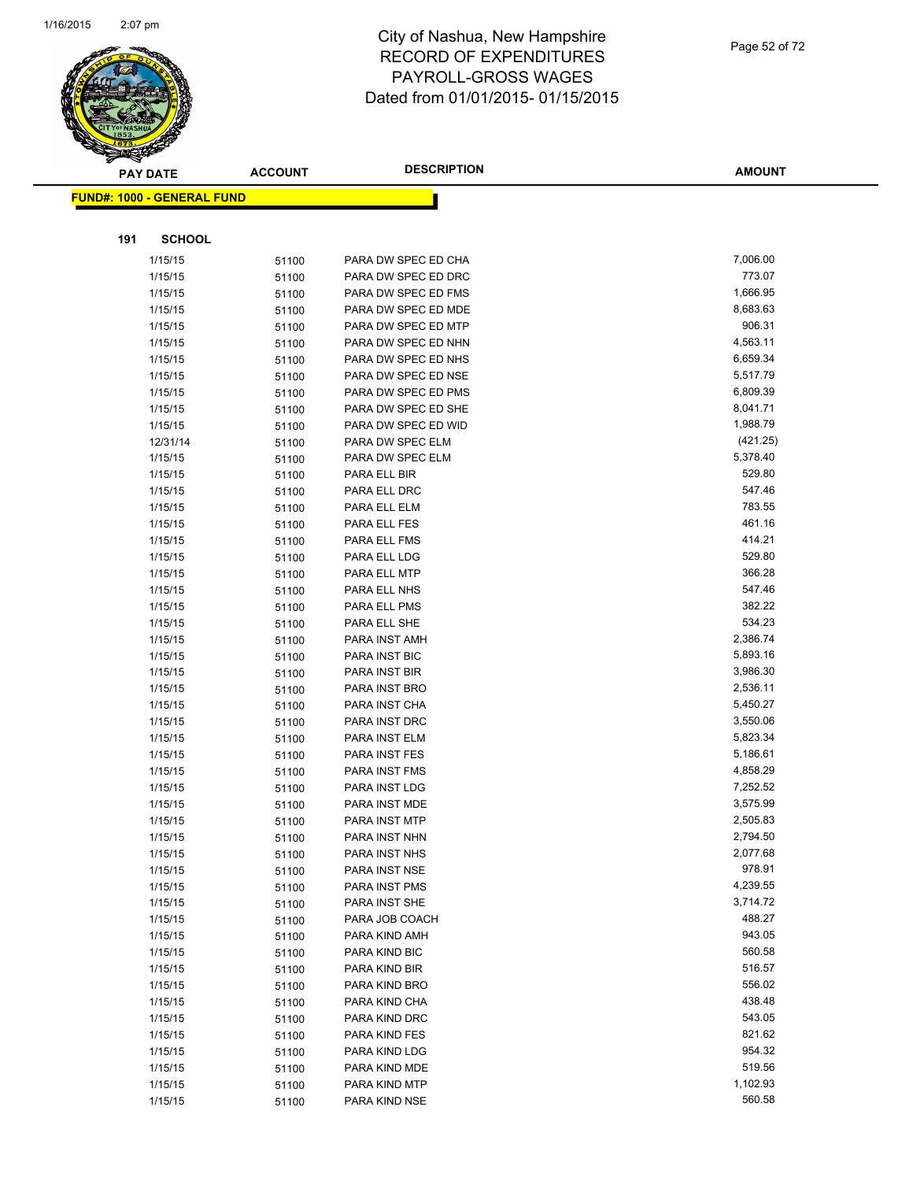# City of Nashua, New Hampshire
## RECORD OF EXPENDITURES
## PAYROLL-GROSS WAGES
## Dated from 01/01/2015- 01/15/2015

**FUND#: 1000 - GENERAL FUND**

**191 SCHOOL**

| PAY DATE | ACCOUNT | DESCRIPTION | AMOUNT |
|---|---|---|---|
| 1/15/15 | 51100 | PARA DW SPEC ED CHA | 7,006.00 |
| 1/15/15 | 51100 | PARA DW SPEC ED DRC | 773.07 |
| 1/15/15 | 51100 | PARA DW SPEC ED FMS | 1,666.95 |
| 1/15/15 | 51100 | PARA DW SPEC ED MDE | 8,683.63 |
| 1/15/15 | 51100 | PARA DW SPEC ED MTP | 906.31 |
| 1/15/15 | 51100 | PARA DW SPEC ED NHN | 4,563.11 |
| 1/15/15 | 51100 | PARA DW SPEC ED NHS | 6,659.34 |
| 1/15/15 | 51100 | PARA DW SPEC ED NSE | 5,517.79 |
| 1/15/15 | 51100 | PARA DW SPEC ED PMS | 6,809.39 |
| 1/15/15 | 51100 | PARA DW SPEC ED SHE | 8,041.71 |
| 1/15/15 | 51100 | PARA DW SPEC ED WID | 1,988.79 |
| 12/31/14 | 51100 | PARA DW SPEC ELM | (421.25) |
| 1/15/15 | 51100 | PARA DW SPEC ELM | 5,378.40 |
| 1/15/15 | 51100 | PARA ELL BIR | 529.80 |
| 1/15/15 | 51100 | PARA ELL DRC | 547.46 |
| 1/15/15 | 51100 | PARA ELL ELM | 783.55 |
| 1/15/15 | 51100 | PARA ELL FES | 461.16 |
| 1/15/15 | 51100 | PARA ELL FMS | 414.21 |
| 1/15/15 | 51100 | PARA ELL LDG | 529.80 |
| 1/15/15 | 51100 | PARA ELL MTP | 366.28 |
| 1/15/15 | 51100 | PARA ELL NHS | 547.46 |
| 1/15/15 | 51100 | PARA ELL PMS | 382.22 |
| 1/15/15 | 51100 | PARA ELL SHE | 534.23 |
| 1/15/15 | 51100 | PARA INST AMH | 2,386.74 |
| 1/15/15 | 51100 | PARA INST BIC | 5,893.16 |
| 1/15/15 | 51100 | PARA INST BIR | 3,986.30 |
| 1/15/15 | 51100 | PARA INST BRO | 2,536.11 |
| 1/15/15 | 51100 | PARA INST CHA | 5,450.27 |
| 1/15/15 | 51100 | PARA INST DRC | 3,550.06 |
| 1/15/15 | 51100 | PARA INST ELM | 5,823.34 |
| 1/15/15 | 51100 | PARA INST FES | 5,186.61 |
| 1/15/15 | 51100 | PARA INST FMS | 4,858.29 |
| 1/15/15 | 51100 | PARA INST LDG | 7,252.52 |
| 1/15/15 | 51100 | PARA INST MDE | 3,575.99 |
| 1/15/15 | 51100 | PARA INST MTP | 2,505.83 |
| 1/15/15 | 51100 | PARA INST NHN | 2,794.50 |
| 1/15/15 | 51100 | PARA INST NHS | 2,077.68 |
| 1/15/15 | 51100 | PARA INST NSE | 978.91 |
| 1/15/15 | 51100 | PARA INST PMS | 4,239.55 |
| 1/15/15 | 51100 | PARA INST SHE | 3,714.72 |
| 1/15/15 | 51100 | PARA JOB COACH | 488.27 |
| 1/15/15 | 51100 | PARA KIND AMH | 943.05 |
| 1/15/15 | 51100 | PARA KIND BIC | 560.58 |
| 1/15/15 | 51100 | PARA KIND BIR | 516.57 |
| 1/15/15 | 51100 | PARA KIND BRO | 556.02 |
| 1/15/15 | 51100 | PARA KIND CHA | 438.48 |
| 1/15/15 | 51100 | PARA KIND DRC | 543.05 |
| 1/15/15 | 51100 | PARA KIND FES | 821.62 |
| 1/15/15 | 51100 | PARA KIND LDG | 954.32 |
| 1/15/15 | 51100 | PARA KIND MDE | 519.56 |
| 1/15/15 | 51100 | PARA KIND MTP | 1,102.93 |
| 1/15/15 | 51100 | PARA KIND NSE | 560.58 |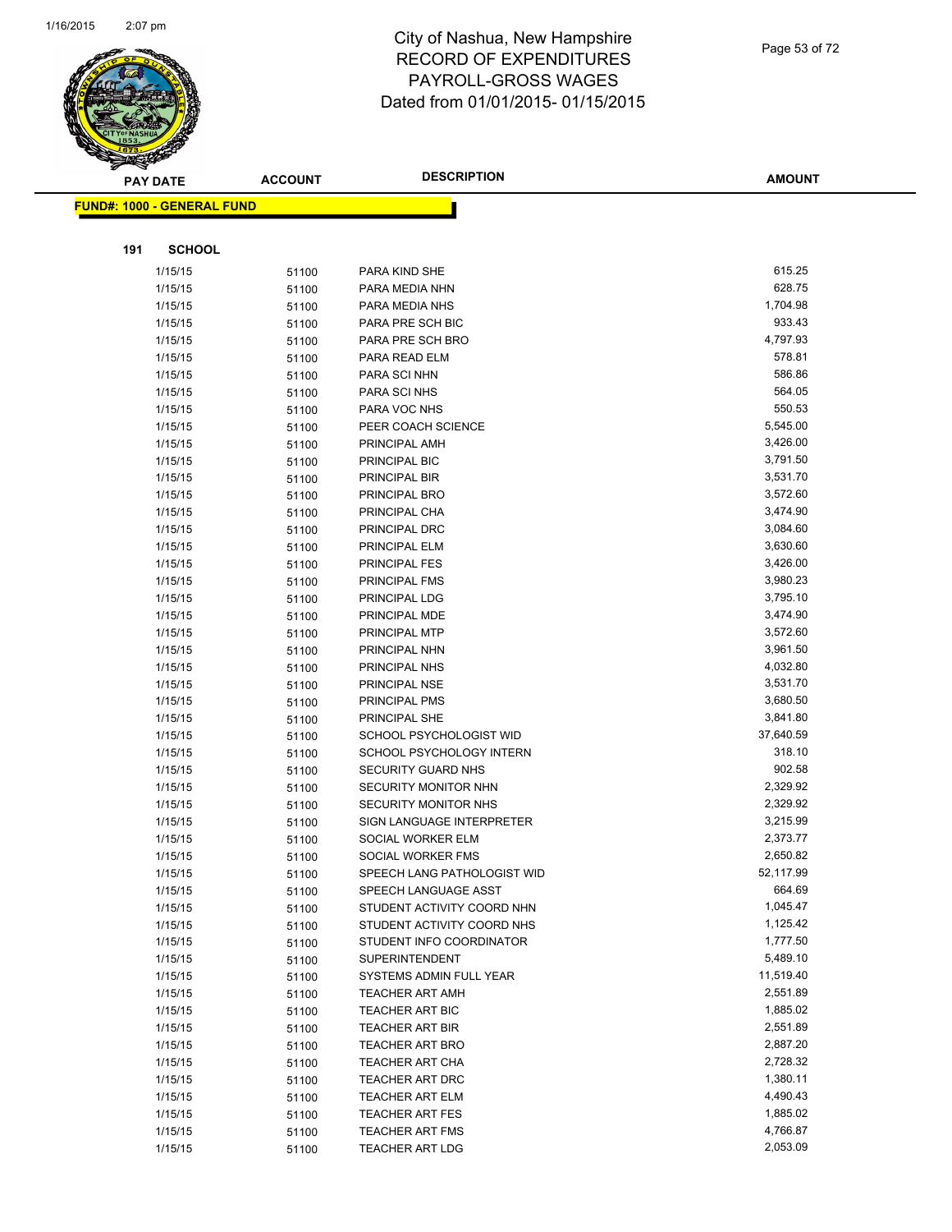# City of Nashua, New Hampshire
# RECORD OF EXPENDITURES
# PAYROLL-GROSS WAGES
# Dated from 01/01/2015- 01/15/2015

**FUND#: 1000 - GENERAL FUND**

**191 SCHOOL**

| PAY DATE | ACCOUNT | DESCRIPTION | AMOUNT |
|---|---|---|---|
| 1/15/15 | 51100 | PARA KIND SHE | 615.25 |
| 1/15/15 | 51100 | PARA MEDIA NHN | 628.75 |
| 1/15/15 | 51100 | PARA MEDIA NHS | 1,704.98 |
| 1/15/15 | 51100 | PARA PRE SCH BIC | 933.43 |
| 1/15/15 | 51100 | PARA PRE SCH BRO | 4,797.93 |
| 1/15/15 | 51100 | PARA READ ELM | 578.81 |
| 1/15/15 | 51100 | PARA SCI NHN | 586.86 |
| 1/15/15 | 51100 | PARA SCI NHS | 564.05 |
| 1/15/15 | 51100 | PARA VOC NHS | 550.53 |
| 1/15/15 | 51100 | PEER COACH SCIENCE | 5,545.00 |
| 1/15/15 | 51100 | PRINCIPAL AMH | 3,426.00 |
| 1/15/15 | 51100 | PRINCIPAL BIC | 3,791.50 |
| 1/15/15 | 51100 | PRINCIPAL BIR | 3,531.70 |
| 1/15/15 | 51100 | PRINCIPAL BRO | 3,572.60 |
| 1/15/15 | 51100 | PRINCIPAL CHA | 3,474.90 |
| 1/15/15 | 51100 | PRINCIPAL DRC | 3,084.60 |
| 1/15/15 | 51100 | PRINCIPAL ELM | 3,630.60 |
| 1/15/15 | 51100 | PRINCIPAL FES | 3,426.00 |
| 1/15/15 | 51100 | PRINCIPAL FMS | 3,980.23 |
| 1/15/15 | 51100 | PRINCIPAL LDG | 3,795.10 |
| 1/15/15 | 51100 | PRINCIPAL MDE | 3,474.90 |
| 1/15/15 | 51100 | PRINCIPAL MTP | 3,572.60 |
| 1/15/15 | 51100 | PRINCIPAL NHN | 3,961.50 |
| 1/15/15 | 51100 | PRINCIPAL NHS | 4,032.80 |
| 1/15/15 | 51100 | PRINCIPAL NSE | 3,531.70 |
| 1/15/15 | 51100 | PRINCIPAL PMS | 3,680.50 |
| 1/15/15 | 51100 | PRINCIPAL SHE | 3,841.80 |
| 1/15/15 | 51100 | SCHOOL PSYCHOLOGIST WID | 37,640.59 |
| 1/15/15 | 51100 | SCHOOL PSYCHOLOGY INTERN | 318.10 |
| 1/15/15 | 51100 | SECURITY GUARD NHS | 902.58 |
| 1/15/15 | 51100 | SECURITY MONITOR NHN | 2,329.92 |
| 1/15/15 | 51100 | SECURITY MONITOR NHS | 2,329.92 |
| 1/15/15 | 51100 | SIGN LANGUAGE INTERPRETER | 3,215.99 |
| 1/15/15 | 51100 | SOCIAL WORKER ELM | 2,373.77 |
| 1/15/15 | 51100 | SOCIAL WORKER FMS | 2,650.82 |
| 1/15/15 | 51100 | SPEECH LANG PATHOLOGIST WID | 52,117.99 |
| 1/15/15 | 51100 | SPEECH LANGUAGE ASST | 664.69 |
| 1/15/15 | 51100 | STUDENT ACTIVITY COORD NHN | 1,045.47 |
| 1/15/15 | 51100 | STUDENT ACTIVITY COORD NHS | 1,125.42 |
| 1/15/15 | 51100 | STUDENT INFO COORDINATOR | 1,777.50 |
| 1/15/15 | 51100 | SUPERINTENDENT | 5,489.10 |
| 1/15/15 | 51100 | SYSTEMS ADMIN FULL YEAR | 11,519.40 |
| 1/15/15 | 51100 | TEACHER ART AMH | 2,551.89 |
| 1/15/15 | 51100 | TEACHER ART BIC | 1,885.02 |
| 1/15/15 | 51100 | TEACHER ART BIR | 2,551.89 |
| 1/15/15 | 51100 | TEACHER ART BRO | 2,887.20 |
| 1/15/15 | 51100 | TEACHER ART CHA | 2,728.32 |
| 1/15/15 | 51100 | TEACHER ART DRC | 1,380.11 |
| 1/15/15 | 51100 | TEACHER ART ELM | 4,490.43 |
| 1/15/15 | 51100 | TEACHER ART FES | 1,885.02 |
| 1/15/15 | 51100 | TEACHER ART FMS | 4,766.87 |
| 1/15/15 | 51100 | TEACHER ART LDG | 2,053.09 |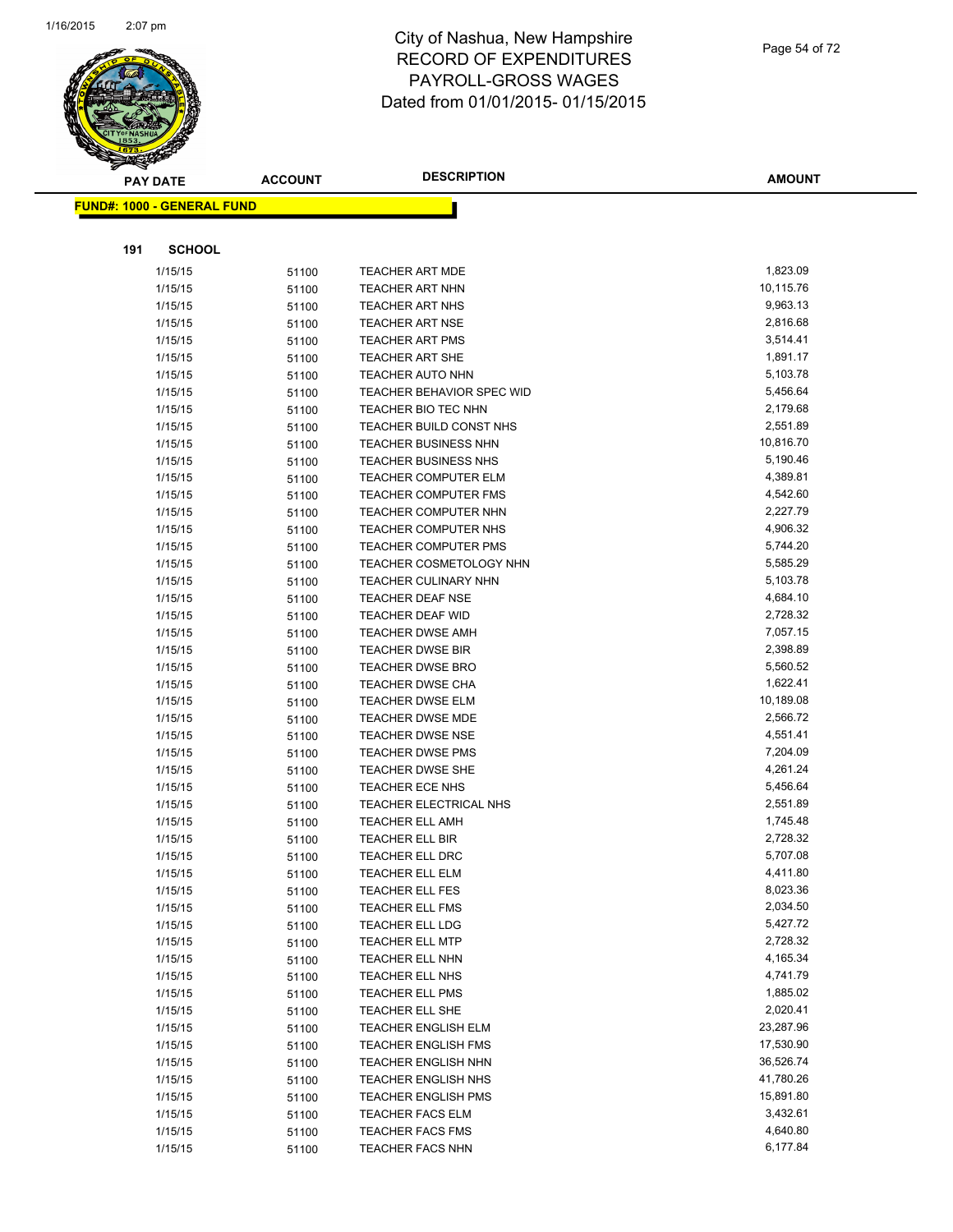# City of Nashua, New Hampshire
## RECORD OF EXPENDITURES
## PAYROLL-GROSS WAGES
## Dated from 01/01/2015- 01/15/2015

**FUND#: 1000 - GENERAL FUND**

**191 SCHOOL**

| PAY DATE | ACCOUNT | DESCRIPTION | AMOUNT |
|---|---|---|---|
| 1/15/15 | 51100 | TEACHER ART MDE | 1,823.09 |
| 1/15/15 | 51100 | TEACHER ART NHN | 10,115.76 |
| 1/15/15 | 51100 | TEACHER ART NHS | 9,963.13 |
| 1/15/15 | 51100 | TEACHER ART NSE | 2,816.68 |
| 1/15/15 | 51100 | TEACHER ART PMS | 3,514.41 |
| 1/15/15 | 51100 | TEACHER ART SHE | 1,891.17 |
| 1/15/15 | 51100 | TEACHER AUTO NHN | 5,103.78 |
| 1/15/15 | 51100 | TEACHER BEHAVIOR SPEC WID | 5,456.64 |
| 1/15/15 | 51100 | TEACHER BIO TEC NHN | 2,179.68 |
| 1/15/15 | 51100 | TEACHER BUILD CONST NHS | 2,551.89 |
| 1/15/15 | 51100 | TEACHER BUSINESS NHN | 10,816.70 |
| 1/15/15 | 51100 | TEACHER BUSINESS NHS | 5,190.46 |
| 1/15/15 | 51100 | TEACHER COMPUTER ELM | 4,389.81 |
| 1/15/15 | 51100 | TEACHER COMPUTER FMS | 4,542.60 |
| 1/15/15 | 51100 | TEACHER COMPUTER NHN | 2,227.79 |
| 1/15/15 | 51100 | TEACHER COMPUTER NHS | 4,906.32 |
| 1/15/15 | 51100 | TEACHER COMPUTER PMS | 5,744.20 |
| 1/15/15 | 51100 | TEACHER COSMETOLOGY NHN | 5,585.29 |
| 1/15/15 | 51100 | TEACHER CULINARY NHN | 5,103.78 |
| 1/15/15 | 51100 | TEACHER DEAF NSE | 4,684.10 |
| 1/15/15 | 51100 | TEACHER DEAF WID | 2,728.32 |
| 1/15/15 | 51100 | TEACHER DWSE AMH | 7,057.15 |
| 1/15/15 | 51100 | TEACHER DWSE BIR | 2,398.89 |
| 1/15/15 | 51100 | TEACHER DWSE BRO | 5,560.52 |
| 1/15/15 | 51100 | TEACHER DWSE CHA | 1,622.41 |
| 1/15/15 | 51100 | TEACHER DWSE ELM | 10,189.08 |
| 1/15/15 | 51100 | TEACHER DWSE MDE | 2,566.72 |
| 1/15/15 | 51100 | TEACHER DWSE NSE | 4,551.41 |
| 1/15/15 | 51100 | TEACHER DWSE PMS | 7,204.09 |
| 1/15/15 | 51100 | TEACHER DWSE SHE | 4,261.24 |
| 1/15/15 | 51100 | TEACHER ECE NHS | 5,456.64 |
| 1/15/15 | 51100 | TEACHER ELECTRICAL NHS | 2,551.89 |
| 1/15/15 | 51100 | TEACHER ELL AMH | 1,745.48 |
| 1/15/15 | 51100 | TEACHER ELL BIR | 2,728.32 |
| 1/15/15 | 51100 | TEACHER ELL DRC | 5,707.08 |
| 1/15/15 | 51100 | TEACHER ELL ELM | 4,411.80 |
| 1/15/15 | 51100 | TEACHER ELL FES | 8,023.36 |
| 1/15/15 | 51100 | TEACHER ELL FMS | 2,034.50 |
| 1/15/15 | 51100 | TEACHER ELL LDG | 5,427.72 |
| 1/15/15 | 51100 | TEACHER ELL MTP | 2,728.32 |
| 1/15/15 | 51100 | TEACHER ELL NHN | 4,165.34 |
| 1/15/15 | 51100 | TEACHER ELL NHS | 4,741.79 |
| 1/15/15 | 51100 | TEACHER ELL PMS | 1,885.02 |
| 1/15/15 | 51100 | TEACHER ELL SHE | 2,020.41 |
| 1/15/15 | 51100 | TEACHER ENGLISH ELM | 23,287.96 |
| 1/15/15 | 51100 | TEACHER ENGLISH FMS | 17,530.90 |
| 1/15/15 | 51100 | TEACHER ENGLISH NHN | 36,526.74 |
| 1/15/15 | 51100 | TEACHER ENGLISH NHS | 41,780.26 |
| 1/15/15 | 51100 | TEACHER ENGLISH PMS | 15,891.80 |
| 1/15/15 | 51100 | TEACHER FACS ELM | 3,432.61 |
| 1/15/15 | 51100 | TEACHER FACS FMS | 4,640.80 |
| 1/15/15 | 51100 | TEACHER FACS NHN | 6,177.84 |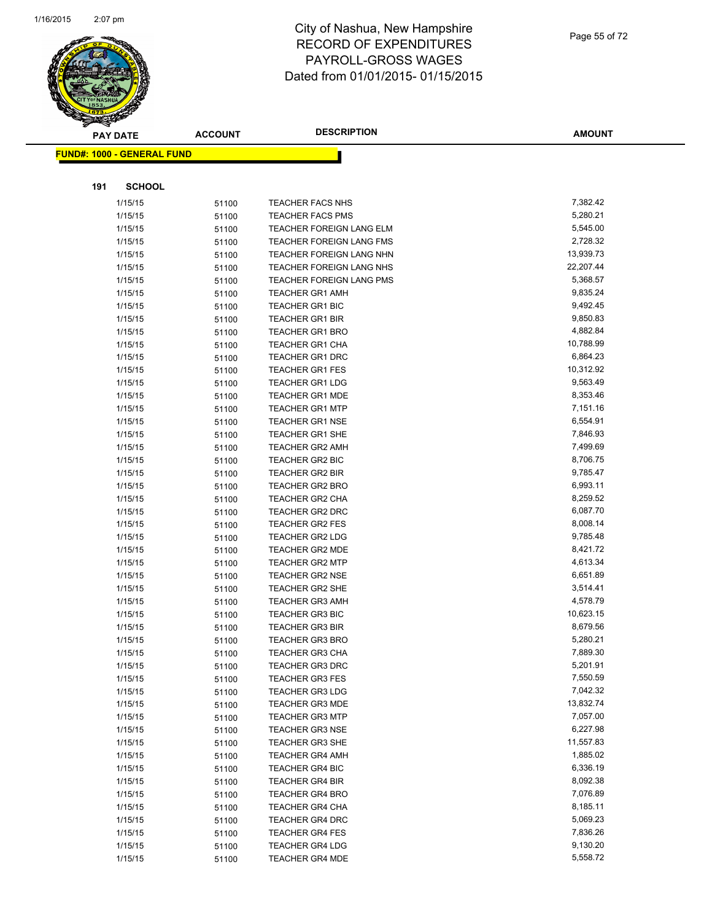# City of Nashua, New Hampshire
## RECORD OF EXPENDITURES
## PAYROLL-GROSS WAGES
## Dated from 01/01/2015- 01/15/2015

**FUND#: 1000 - GENERAL FUND**

**191 SCHOOL**

| PAY DATE | ACCOUNT | DESCRIPTION | AMOUNT |
|---|---|---|---|
| 1/15/15 | 51100 | TEACHER FACS NHS | 7,382.42 |
| 1/15/15 | 51100 | TEACHER FACS PMS | 5,280.21 |
| 1/15/15 | 51100 | TEACHER FOREIGN LANG ELM | 5,545.00 |
| 1/15/15 | 51100 | TEACHER FOREIGN LANG FMS | 2,728.32 |
| 1/15/15 | 51100 | TEACHER FOREIGN LANG NHN | 13,939.73 |
| 1/15/15 | 51100 | TEACHER FOREIGN LANG NHS | 22,207.44 |
| 1/15/15 | 51100 | TEACHER FOREIGN LANG PMS | 5,368.57 |
| 1/15/15 | 51100 | TEACHER GR1 AMH | 9,835.24 |
| 1/15/15 | 51100 | TEACHER GR1 BIC | 9,492.45 |
| 1/15/15 | 51100 | TEACHER GR1 BIR | 9,850.83 |
| 1/15/15 | 51100 | TEACHER GR1 BRO | 4,882.84 |
| 1/15/15 | 51100 | TEACHER GR1 CHA | 10,788.99 |
| 1/15/15 | 51100 | TEACHER GR1 DRC | 6,864.23 |
| 1/15/15 | 51100 | TEACHER GR1 FES | 10,312.92 |
| 1/15/15 | 51100 | TEACHER GR1 LDG | 9,563.49 |
| 1/15/15 | 51100 | TEACHER GR1 MDE | 8,353.46 |
| 1/15/15 | 51100 | TEACHER GR1 MTP | 7,151.16 |
| 1/15/15 | 51100 | TEACHER GR1 NSE | 6,554.91 |
| 1/15/15 | 51100 | TEACHER GR1 SHE | 7,846.93 |
| 1/15/15 | 51100 | TEACHER GR2 AMH | 7,499.69 |
| 1/15/15 | 51100 | TEACHER GR2 BIC | 8,706.75 |
| 1/15/15 | 51100 | TEACHER GR2 BIR | 9,785.47 |
| 1/15/15 | 51100 | TEACHER GR2 BRO | 6,993.11 |
| 1/15/15 | 51100 | TEACHER GR2 CHA | 8,259.52 |
| 1/15/15 | 51100 | TEACHER GR2 DRC | 6,087.70 |
| 1/15/15 | 51100 | TEACHER GR2 FES | 8,008.14 |
| 1/15/15 | 51100 | TEACHER GR2 LDG | 9,785.48 |
| 1/15/15 | 51100 | TEACHER GR2 MDE | 8,421.72 |
| 1/15/15 | 51100 | TEACHER GR2 MTP | 4,613.34 |
| 1/15/15 | 51100 | TEACHER GR2 NSE | 6,651.89 |
| 1/15/15 | 51100 | TEACHER GR2 SHE | 3,514.41 |
| 1/15/15 | 51100 | TEACHER GR3 AMH | 4,578.79 |
| 1/15/15 | 51100 | TEACHER GR3 BIC | 10,623.15 |
| 1/15/15 | 51100 | TEACHER GR3 BIR | 8,679.56 |
| 1/15/15 | 51100 | TEACHER GR3 BRO | 5,280.21 |
| 1/15/15 | 51100 | TEACHER GR3 CHA | 7,889.30 |
| 1/15/15 | 51100 | TEACHER GR3 DRC | 5,201.91 |
| 1/15/15 | 51100 | TEACHER GR3 FES | 7,550.59 |
| 1/15/15 | 51100 | TEACHER GR3 LDG | 7,042.32 |
| 1/15/15 | 51100 | TEACHER GR3 MDE | 13,832.74 |
| 1/15/15 | 51100 | TEACHER GR3 MTP | 7,057.00 |
| 1/15/15 | 51100 | TEACHER GR3 NSE | 6,227.98 |
| 1/15/15 | 51100 | TEACHER GR3 SHE | 11,557.83 |
| 1/15/15 | 51100 | TEACHER GR4 AMH | 1,885.02 |
| 1/15/15 | 51100 | TEACHER GR4 BIC | 6,336.19 |
| 1/15/15 | 51100 | TEACHER GR4 BIR | 8,092.38 |
| 1/15/15 | 51100 | TEACHER GR4 BRO | 7,076.89 |
| 1/15/15 | 51100 | TEACHER GR4 CHA | 8,185.11 |
| 1/15/15 | 51100 | TEACHER GR4 DRC | 5,069.23 |
| 1/15/15 | 51100 | TEACHER GR4 FES | 7,836.26 |
| 1/15/15 | 51100 | TEACHER GR4 LDG | 9,130.20 |
| 1/15/15 | 51100 | TEACHER GR4 MDE | 5,558.72 |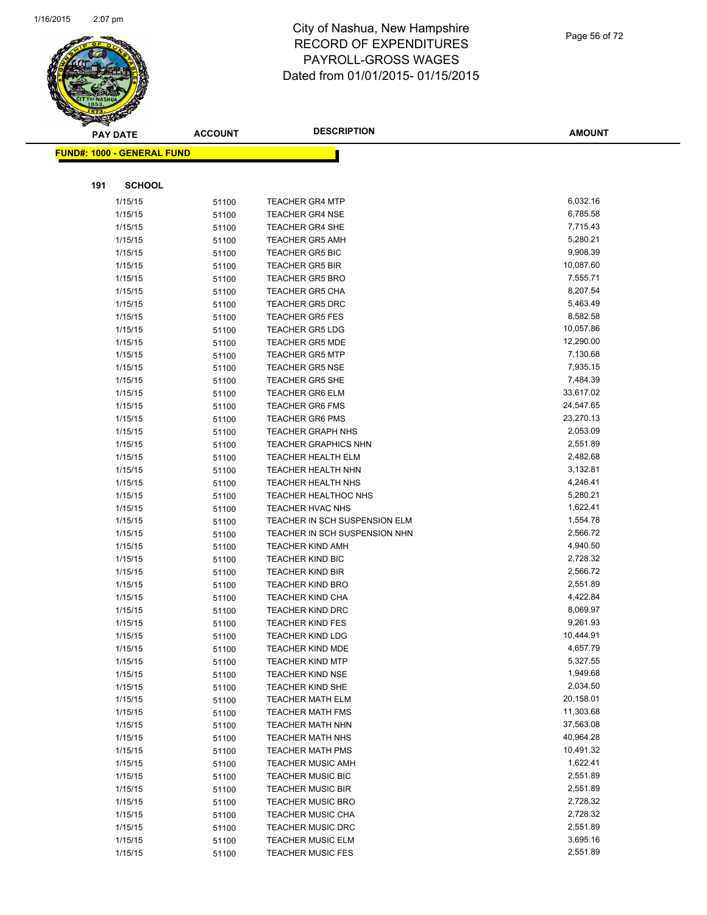# City of Nashua, New Hampshire
## RECORD OF EXPENDITURES
## PAYROLL-GROSS WAGES
## Dated from 01/01/2015- 01/15/2015

**FUND#: 1000 - GENERAL FUND**

**191 SCHOOL**

| PAY DATE | ACCOUNT | DESCRIPTION | AMOUNT |
|---|---|---|---|
| 1/15/15 | 51100 | TEACHER GR4 MTP | 6,032.16 |
| 1/15/15 | 51100 | TEACHER GR4 NSE | 6,785.58 |
| 1/15/15 | 51100 | TEACHER GR4 SHE | 7,715.43 |
| 1/15/15 | 51100 | TEACHER GR5 AMH | 5,280.21 |
| 1/15/15 | 51100 | TEACHER GR5 BIC | 9,908.39 |
| 1/15/15 | 51100 | TEACHER GR5 BIR | 10,087.60 |
| 1/15/15 | 51100 | TEACHER GR5 BRO | 7,555.71 |
| 1/15/15 | 51100 | TEACHER GR5 CHA | 8,207.54 |
| 1/15/15 | 51100 | TEACHER GR5 DRC | 5,463.49 |
| 1/15/15 | 51100 | TEACHER GR5 FES | 8,582.58 |
| 1/15/15 | 51100 | TEACHER GR5 LDG | 10,057.86 |
| 1/15/15 | 51100 | TEACHER GR5 MDE | 12,290.00 |
| 1/15/15 | 51100 | TEACHER GR5 MTP | 7,130.68 |
| 1/15/15 | 51100 | TEACHER GR5 NSE | 7,935.15 |
| 1/15/15 | 51100 | TEACHER GR5 SHE | 7,484.39 |
| 1/15/15 | 51100 | TEACHER GR6 ELM | 33,617.02 |
| 1/15/15 | 51100 | TEACHER GR6 FMS | 24,547.65 |
| 1/15/15 | 51100 | TEACHER GR6 PMS | 23,270.13 |
| 1/15/15 | 51100 | TEACHER GRAPH NHS | 2,053.09 |
| 1/15/15 | 51100 | TEACHER GRAPHICS NHN | 2,551.89 |
| 1/15/15 | 51100 | TEACHER HEALTH ELM | 2,482.68 |
| 1/15/15 | 51100 | TEACHER HEALTH NHN | 3,132.81 |
| 1/15/15 | 51100 | TEACHER HEALTH NHS | 4,246.41 |
| 1/15/15 | 51100 | TEACHER HEALTHOC NHS | 5,280.21 |
| 1/15/15 | 51100 | TEACHER HVAC NHS | 1,622.41 |
| 1/15/15 | 51100 | TEACHER IN SCH SUSPENSION ELM | 1,554.78 |
| 1/15/15 | 51100 | TEACHER IN SCH SUSPENSION NHN | 2,566.72 |
| 1/15/15 | 51100 | TEACHER KIND AMH | 4,940.50 |
| 1/15/15 | 51100 | TEACHER KIND BIC | 2,728.32 |
| 1/15/15 | 51100 | TEACHER KIND BIR | 2,566.72 |
| 1/15/15 | 51100 | TEACHER KIND BRO | 2,551.89 |
| 1/15/15 | 51100 | TEACHER KIND CHA | 4,422.84 |
| 1/15/15 | 51100 | TEACHER KIND DRC | 8,069.97 |
| 1/15/15 | 51100 | TEACHER KIND FES | 9,261.93 |
| 1/15/15 | 51100 | TEACHER KIND LDG | 10,444.91 |
| 1/15/15 | 51100 | TEACHER KIND MDE | 4,657.79 |
| 1/15/15 | 51100 | TEACHER KIND MTP | 5,327.55 |
| 1/15/15 | 51100 | TEACHER KIND NSE | 1,949.68 |
| 1/15/15 | 51100 | TEACHER KIND SHE | 2,034.50 |
| 1/15/15 | 51100 | TEACHER MATH ELM | 20,158.01 |
| 1/15/15 | 51100 | TEACHER MATH FMS | 11,303.68 |
| 1/15/15 | 51100 | TEACHER MATH NHN | 37,563.08 |
| 1/15/15 | 51100 | TEACHER MATH NHS | 40,964.28 |
| 1/15/15 | 51100 | TEACHER MATH PMS | 10,491.32 |
| 1/15/15 | 51100 | TEACHER MUSIC AMH | 1,622.41 |
| 1/15/15 | 51100 | TEACHER MUSIC BIC | 2,551.89 |
| 1/15/15 | 51100 | TEACHER MUSIC BIR | 2,551.89 |
| 1/15/15 | 51100 | TEACHER MUSIC BRO | 2,728.32 |
| 1/15/15 | 51100 | TEACHER MUSIC CHA | 2,728.32 |
| 1/15/15 | 51100 | TEACHER MUSIC DRC | 2,551.89 |
| 1/15/15 | 51100 | TEACHER MUSIC ELM | 3,695.16 |
| 1/15/15 | 51100 | TEACHER MUSIC FES | 2,551.89 |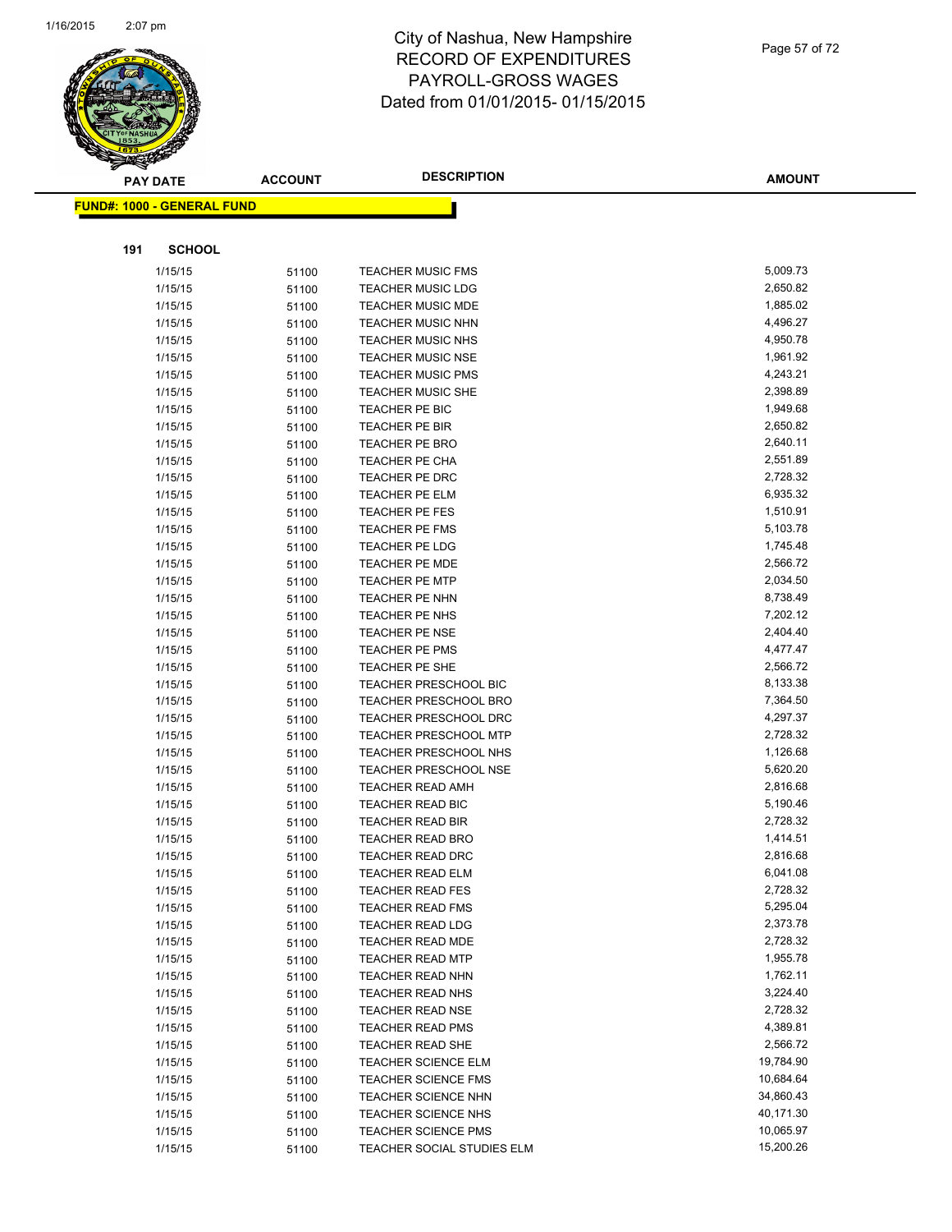# City of Nashua, New Hampshire
## RECORD OF EXPENDITURES
## PAYROLL-GROSS WAGES
## Dated from 01/01/2015- 01/15/2015

**FUND#: 1000 - GENERAL FUND**

**191 SCHOOL**

| PAY DATE | ACCOUNT | DESCRIPTION | AMOUNT |
|---|---|---|---|
| 1/15/15 | 51100 | TEACHER MUSIC FMS | 5,009.73 |
| 1/15/15 | 51100 | TEACHER MUSIC LDG | 2,650.82 |
| 1/15/15 | 51100 | TEACHER MUSIC MDE | 1,885.02 |
| 1/15/15 | 51100 | TEACHER MUSIC NHN | 4,496.27 |
| 1/15/15 | 51100 | TEACHER MUSIC NHS | 4,950.78 |
| 1/15/15 | 51100 | TEACHER MUSIC NSE | 1,961.92 |
| 1/15/15 | 51100 | TEACHER MUSIC PMS | 4,243.21 |
| 1/15/15 | 51100 | TEACHER MUSIC SHE | 2,398.89 |
| 1/15/15 | 51100 | TEACHER PE BIC | 1,949.68 |
| 1/15/15 | 51100 | TEACHER PE BIR | 2,650.82 |
| 1/15/15 | 51100 | TEACHER PE BRO | 2,640.11 |
| 1/15/15 | 51100 | TEACHER PE CHA | 2,551.89 |
| 1/15/15 | 51100 | TEACHER PE DRC | 2,728.32 |
| 1/15/15 | 51100 | TEACHER PE ELM | 6,935.32 |
| 1/15/15 | 51100 | TEACHER PE FES | 1,510.91 |
| 1/15/15 | 51100 | TEACHER PE FMS | 5,103.78 |
| 1/15/15 | 51100 | TEACHER PE LDG | 1,745.48 |
| 1/15/15 | 51100 | TEACHER PE MDE | 2,566.72 |
| 1/15/15 | 51100 | TEACHER PE MTP | 2,034.50 |
| 1/15/15 | 51100 | TEACHER PE NHN | 8,738.49 |
| 1/15/15 | 51100 | TEACHER PE NHS | 7,202.12 |
| 1/15/15 | 51100 | TEACHER PE NSE | 2,404.40 |
| 1/15/15 | 51100 | TEACHER PE PMS | 4,477.47 |
| 1/15/15 | 51100 | TEACHER PE SHE | 2,566.72 |
| 1/15/15 | 51100 | TEACHER PRESCHOOL BIC | 8,133.38 |
| 1/15/15 | 51100 | TEACHER PRESCHOOL BRO | 7,364.50 |
| 1/15/15 | 51100 | TEACHER PRESCHOOL DRC | 4,297.37 |
| 1/15/15 | 51100 | TEACHER PRESCHOOL MTP | 2,728.32 |
| 1/15/15 | 51100 | TEACHER PRESCHOOL NHS | 1,126.68 |
| 1/15/15 | 51100 | TEACHER PRESCHOOL NSE | 5,620.20 |
| 1/15/15 | 51100 | TEACHER READ AMH | 2,816.68 |
| 1/15/15 | 51100 | TEACHER READ BIC | 5,190.46 |
| 1/15/15 | 51100 | TEACHER READ BIR | 2,728.32 |
| 1/15/15 | 51100 | TEACHER READ BRO | 1,414.51 |
| 1/15/15 | 51100 | TEACHER READ DRC | 2,816.68 |
| 1/15/15 | 51100 | TEACHER READ ELM | 6,041.08 |
| 1/15/15 | 51100 | TEACHER READ FES | 2,728.32 |
| 1/15/15 | 51100 | TEACHER READ FMS | 5,295.04 |
| 1/15/15 | 51100 | TEACHER READ LDG | 2,373.78 |
| 1/15/15 | 51100 | TEACHER READ MDE | 2,728.32 |
| 1/15/15 | 51100 | TEACHER READ MTP | 1,955.78 |
| 1/15/15 | 51100 | TEACHER READ NHN | 1,762.11 |
| 1/15/15 | 51100 | TEACHER READ NHS | 3,224.40 |
| 1/15/15 | 51100 | TEACHER READ NSE | 2,728.32 |
| 1/15/15 | 51100 | TEACHER READ PMS | 4,389.81 |
| 1/15/15 | 51100 | TEACHER READ SHE | 2,566.72 |
| 1/15/15 | 51100 | TEACHER SCIENCE ELM | 19,784.90 |
| 1/15/15 | 51100 | TEACHER SCIENCE FMS | 10,684.64 |
| 1/15/15 | 51100 | TEACHER SCIENCE NHN | 34,860.43 |
| 1/15/15 | 51100 | TEACHER SCIENCE NHS | 40,171.30 |
| 1/15/15 | 51100 | TEACHER SCIENCE PMS | 10,065.97 |
| 1/15/15 | 51100 | TEACHER SOCIAL STUDIES ELM | 15,200.26 |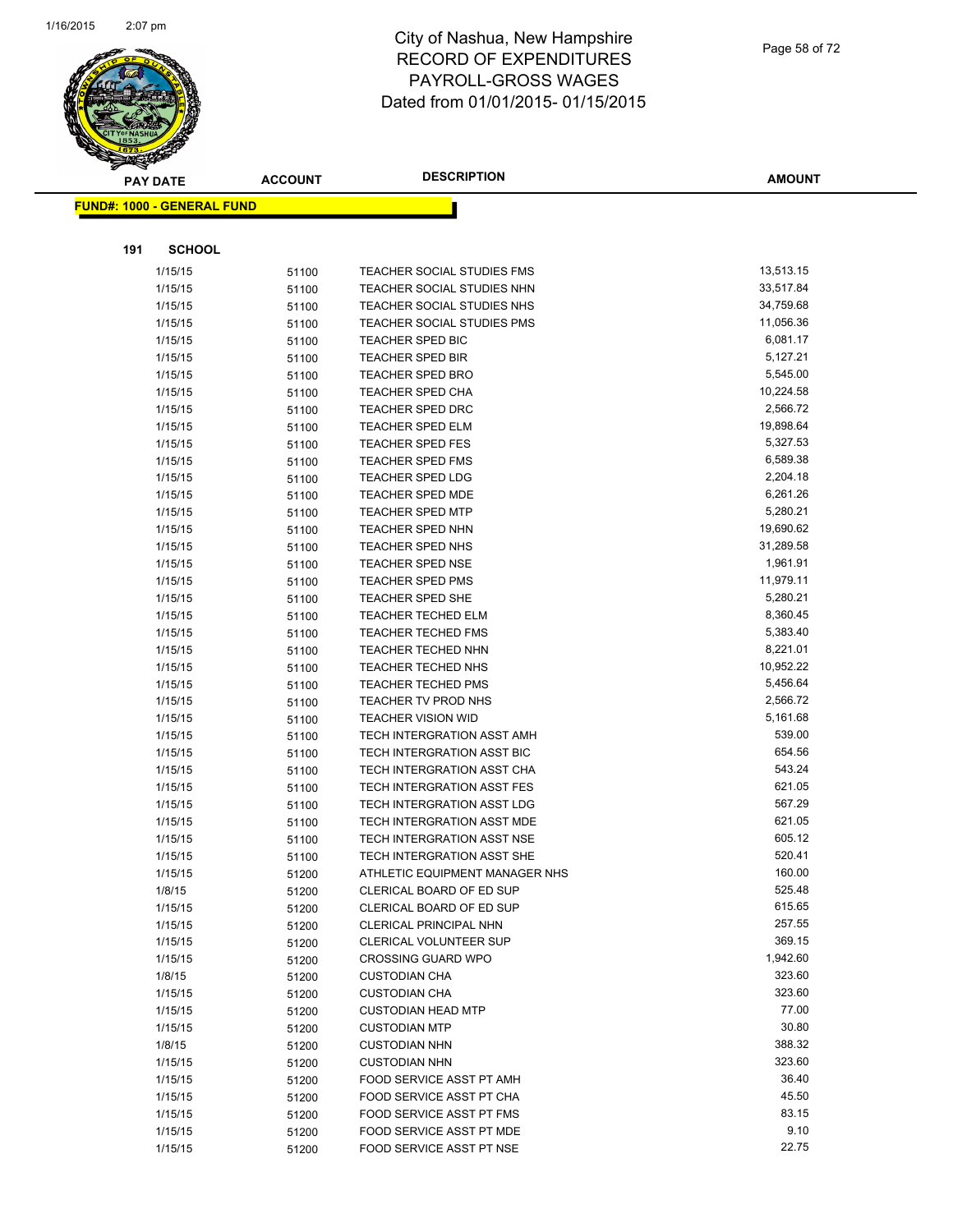# City of Nashua, New Hampshire
# RECORD OF EXPENDITURES
# PAYROLL-GROSS WAGES
# Dated from 01/01/2015- 01/15/2015

**FUND#: 1000 - GENERAL FUND**

**191 SCHOOL**

| PAY DATE | ACCOUNT | DESCRIPTION | AMOUNT |
|---|---|---|---|
| 1/15/15 | 51100 | TEACHER SOCIAL STUDIES FMS | 13,513.15 |
| 1/15/15 | 51100 | TEACHER SOCIAL STUDIES NHN | 33,517.84 |
| 1/15/15 | 51100 | TEACHER SOCIAL STUDIES NHS | 34,759.68 |
| 1/15/15 | 51100 | TEACHER SOCIAL STUDIES PMS | 11,056.36 |
| 1/15/15 | 51100 | TEACHER SPED BIC | 6,081.17 |
| 1/15/15 | 51100 | TEACHER SPED BIR | 5,127.21 |
| 1/15/15 | 51100 | TEACHER SPED BRO | 5,545.00 |
| 1/15/15 | 51100 | TEACHER SPED CHA | 10,224.58 |
| 1/15/15 | 51100 | TEACHER SPED DRC | 2,566.72 |
| 1/15/15 | 51100 | TEACHER SPED ELM | 19,898.64 |
| 1/15/15 | 51100 | TEACHER SPED FES | 5,327.53 |
| 1/15/15 | 51100 | TEACHER SPED FMS | 6,589.38 |
| 1/15/15 | 51100 | TEACHER SPED LDG | 2,204.18 |
| 1/15/15 | 51100 | TEACHER SPED MDE | 6,261.26 |
| 1/15/15 | 51100 | TEACHER SPED MTP | 5,280.21 |
| 1/15/15 | 51100 | TEACHER SPED NHN | 19,690.62 |
| 1/15/15 | 51100 | TEACHER SPED NHS | 31,289.58 |
| 1/15/15 | 51100 | TEACHER SPED NSE | 1,961.91 |
| 1/15/15 | 51100 | TEACHER SPED PMS | 11,979.11 |
| 1/15/15 | 51100 | TEACHER SPED SHE | 5,280.21 |
| 1/15/15 | 51100 | TEACHER TECHED ELM | 8,360.45 |
| 1/15/15 | 51100 | TEACHER TECHED FMS | 5,383.40 |
| 1/15/15 | 51100 | TEACHER TECHED NHN | 8,221.01 |
| 1/15/15 | 51100 | TEACHER TECHED NHS | 10,952.22 |
| 1/15/15 | 51100 | TEACHER TECHED PMS | 5,456.64 |
| 1/15/15 | 51100 | TEACHER TV PROD NHS | 2,566.72 |
| 1/15/15 | 51100 | TEACHER VISION WID | 5,161.68 |
| 1/15/15 | 51100 | TECH INTERGRATION ASST AMH | 539.00 |
| 1/15/15 | 51100 | TECH INTERGRATION ASST BIC | 654.56 |
| 1/15/15 | 51100 | TECH INTERGRATION ASST CHA | 543.24 |
| 1/15/15 | 51100 | TECH INTERGRATION ASST FES | 621.05 |
| 1/15/15 | 51100 | TECH INTERGRATION ASST LDG | 567.29 |
| 1/15/15 | 51100 | TECH INTERGRATION ASST MDE | 621.05 |
| 1/15/15 | 51100 | TECH INTERGRATION ASST NSE | 605.12 |
| 1/15/15 | 51100 | TECH INTERGRATION ASST SHE | 520.41 |
| 1/15/15 | 51200 | ATHLETIC EQUIPMENT MANAGER NHS | 160.00 |
| 1/8/15 | 51200 | CLERICAL BOARD OF ED SUP | 525.48 |
| 1/15/15 | 51200 | CLERICAL BOARD OF ED SUP | 615.65 |
| 1/15/15 | 51200 | CLERICAL PRINCIPAL NHN | 257.55 |
| 1/15/15 | 51200 | CLERICAL VOLUNTEER SUP | 369.15 |
| 1/15/15 | 51200 | CROSSING GUARD WPO | 1,942.60 |
| 1/8/15 | 51200 | CUSTODIAN CHA | 323.60 |
| 1/15/15 | 51200 | CUSTODIAN CHA | 323.60 |
| 1/15/15 | 51200 | CUSTODIAN HEAD MTP | 77.00 |
| 1/15/15 | 51200 | CUSTODIAN MTP | 30.80 |
| 1/8/15 | 51200 | CUSTODIAN NHN | 388.32 |
| 1/15/15 | 51200 | CUSTODIAN NHN | 323.60 |
| 1/15/15 | 51200 | FOOD SERVICE ASST PT AMH | 36.40 |
| 1/15/15 | 51200 | FOOD SERVICE ASST PT CHA | 45.50 |
| 1/15/15 | 51200 | FOOD SERVICE ASST PT FMS | 83.15 |
| 1/15/15 | 51200 | FOOD SERVICE ASST PT MDE | 9.10 |
| 1/15/15 | 51200 | FOOD SERVICE ASST PT NSE | 22.75 |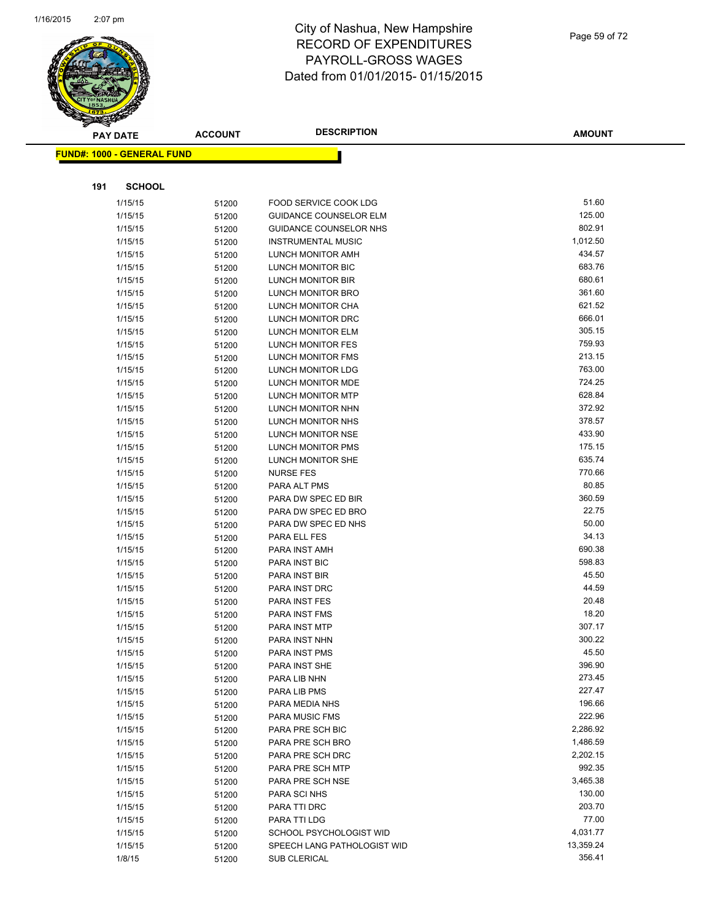# City of Nashua, New Hampshire
# RECORD OF EXPENDITURES
# PAYROLL-GROSS WAGES
# Dated from 01/01/2015- 01/15/2015

| PAY DATE | ACCOUNT | DESCRIPTION | AMOUNT |
|---|---|---|---|

**FUND#: 1000 - GENERAL FUND**

**191 SCHOOL**

| PAY DATE | ACCOUNT | DESCRIPTION | AMOUNT |
|---|---|---|---|
| 1/15/15 | 51200 | FOOD SERVICE COOK LDG | 51.60 |
| 1/15/15 | 51200 | GUIDANCE COUNSELOR ELM | 125.00 |
| 1/15/15 | 51200 | GUIDANCE COUNSELOR NHS | 802.91 |
| 1/15/15 | 51200 | INSTRUMENTAL MUSIC | 1,012.50 |
| 1/15/15 | 51200 | LUNCH MONITOR AMH | 434.57 |
| 1/15/15 | 51200 | LUNCH MONITOR BIC | 683.76 |
| 1/15/15 | 51200 | LUNCH MONITOR BIR | 680.61 |
| 1/15/15 | 51200 | LUNCH MONITOR BRO | 361.60 |
| 1/15/15 | 51200 | LUNCH MONITOR CHA | 621.52 |
| 1/15/15 | 51200 | LUNCH MONITOR DRC | 666.01 |
| 1/15/15 | 51200 | LUNCH MONITOR ELM | 305.15 |
| 1/15/15 | 51200 | LUNCH MONITOR FES | 759.93 |
| 1/15/15 | 51200 | LUNCH MONITOR FMS | 213.15 |
| 1/15/15 | 51200 | LUNCH MONITOR LDG | 763.00 |
| 1/15/15 | 51200 | LUNCH MONITOR MDE | 724.25 |
| 1/15/15 | 51200 | LUNCH MONITOR MTP | 628.84 |
| 1/15/15 | 51200 | LUNCH MONITOR NHN | 372.92 |
| 1/15/15 | 51200 | LUNCH MONITOR NHS | 378.57 |
| 1/15/15 | 51200 | LUNCH MONITOR NSE | 433.90 |
| 1/15/15 | 51200 | LUNCH MONITOR PMS | 175.15 |
| 1/15/15 | 51200 | LUNCH MONITOR SHE | 635.74 |
| 1/15/15 | 51200 | NURSE FES | 770.66 |
| 1/15/15 | 51200 | PARA ALT PMS | 80.85 |
| 1/15/15 | 51200 | PARA DW SPEC ED BIR | 360.59 |
| 1/15/15 | 51200 | PARA DW SPEC ED BRO | 22.75 |
| 1/15/15 | 51200 | PARA DW SPEC ED NHS | 50.00 |
| 1/15/15 | 51200 | PARA ELL FES | 34.13 |
| 1/15/15 | 51200 | PARA INST AMH | 690.38 |
| 1/15/15 | 51200 | PARA INST BIC | 598.83 |
| 1/15/15 | 51200 | PARA INST BIR | 45.50 |
| 1/15/15 | 51200 | PARA INST DRC | 44.59 |
| 1/15/15 | 51200 | PARA INST FES | 20.48 |
| 1/15/15 | 51200 | PARA INST FMS | 18.20 |
| 1/15/15 | 51200 | PARA INST MTP | 307.17 |
| 1/15/15 | 51200 | PARA INST NHN | 300.22 |
| 1/15/15 | 51200 | PARA INST PMS | 45.50 |
| 1/15/15 | 51200 | PARA INST SHE | 396.90 |
| 1/15/15 | 51200 | PARA LIB NHN | 273.45 |
| 1/15/15 | 51200 | PARA LIB PMS | 227.47 |
| 1/15/15 | 51200 | PARA MEDIA NHS | 196.66 |
| 1/15/15 | 51200 | PARA MUSIC FMS | 222.96 |
| 1/15/15 | 51200 | PARA PRE SCH BIC | 2,286.92 |
| 1/15/15 | 51200 | PARA PRE SCH BRO | 1,486.59 |
| 1/15/15 | 51200 | PARA PRE SCH DRC | 2,202.15 |
| 1/15/15 | 51200 | PARA PRE SCH MTP | 992.35 |
| 1/15/15 | 51200 | PARA PRE SCH NSE | 3,465.38 |
| 1/15/15 | 51200 | PARA SCI NHS | 130.00 |
| 1/15/15 | 51200 | PARA TTI DRC | 203.70 |
| 1/15/15 | 51200 | PARA TTI LDG | 77.00 |
| 1/15/15 | 51200 | SCHOOL PSYCHOLOGIST WID | 4,031.77 |
| 1/15/15 | 51200 | SPEECH LANG PATHOLOGIST WID | 13,359.24 |
| 1/8/15 | 51200 | SUB CLERICAL | 356.41 |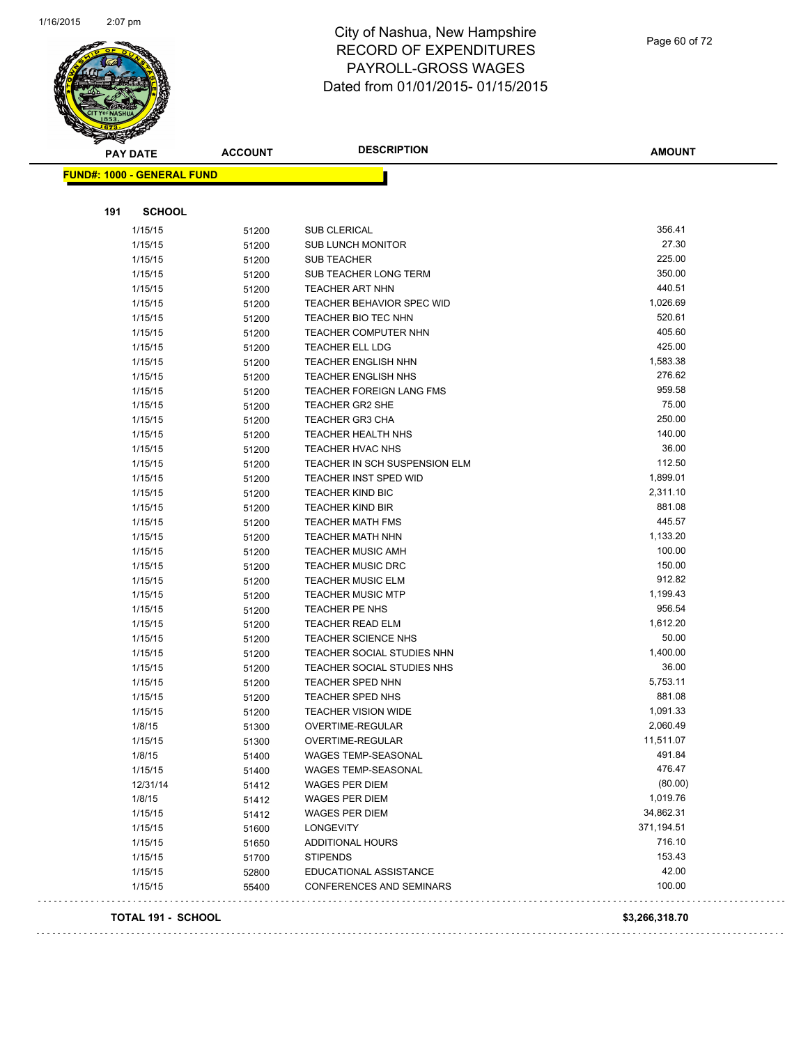# City of Nashua, New Hampshire
## RECORD OF EXPENDITURES
## PAYROLL-GROSS WAGES
## Dated from 01/01/2015- 01/15/2015

**FUND#: 1000 - GENERAL FUND**

**191 SCHOOL**

| PAY DATE | ACCOUNT | DESCRIPTION | AMOUNT |
|---|---|---|---|
| 1/15/15 | 51200 | SUB CLERICAL | 356.41 |
| 1/15/15 | 51200 | SUB LUNCH MONITOR | 27.30 |
| 1/15/15 | 51200 | SUB TEACHER | 225.00 |
| 1/15/15 | 51200 | SUB TEACHER LONG TERM | 350.00 |
| 1/15/15 | 51200 | TEACHER ART NHN | 440.51 |
| 1/15/15 | 51200 | TEACHER BEHAVIOR SPEC WID | 1,026.69 |
| 1/15/15 | 51200 | TEACHER BIO TEC NHN | 520.61 |
| 1/15/15 | 51200 | TEACHER COMPUTER NHN | 405.60 |
| 1/15/15 | 51200 | TEACHER ELL LDG | 425.00 |
| 1/15/15 | 51200 | TEACHER ENGLISH NHN | 1,583.38 |
| 1/15/15 | 51200 | TEACHER ENGLISH NHS | 276.62 |
| 1/15/15 | 51200 | TEACHER FOREIGN LANG FMS | 959.58 |
| 1/15/15 | 51200 | TEACHER GR2 SHE | 75.00 |
| 1/15/15 | 51200 | TEACHER GR3 CHA | 250.00 |
| 1/15/15 | 51200 | TEACHER HEALTH NHS | 140.00 |
| 1/15/15 | 51200 | TEACHER HVAC NHS | 36.00 |
| 1/15/15 | 51200 | TEACHER IN SCH SUSPENSION ELM | 112.50 |
| 1/15/15 | 51200 | TEACHER INST SPED WID | 1,899.01 |
| 1/15/15 | 51200 | TEACHER KIND BIC | 2,311.10 |
| 1/15/15 | 51200 | TEACHER KIND BIR | 881.08 |
| 1/15/15 | 51200 | TEACHER MATH FMS | 445.57 |
| 1/15/15 | 51200 | TEACHER MATH NHN | 1,133.20 |
| 1/15/15 | 51200 | TEACHER MUSIC AMH | 100.00 |
| 1/15/15 | 51200 | TEACHER MUSIC DRC | 150.00 |
| 1/15/15 | 51200 | TEACHER MUSIC ELM | 912.82 |
| 1/15/15 | 51200 | TEACHER MUSIC MTP | 1,199.43 |
| 1/15/15 | 51200 | TEACHER PE NHS | 956.54 |
| 1/15/15 | 51200 | TEACHER READ ELM | 1,612.20 |
| 1/15/15 | 51200 | TEACHER SCIENCE NHS | 50.00 |
| 1/15/15 | 51200 | TEACHER SOCIAL STUDIES NHN | 1,400.00 |
| 1/15/15 | 51200 | TEACHER SOCIAL STUDIES NHS | 36.00 |
| 1/15/15 | 51200 | TEACHER SPED NHN | 5,753.11 |
| 1/15/15 | 51200 | TEACHER SPED NHS | 881.08 |
| 1/15/15 | 51200 | TEACHER VISION WIDE | 1,091.33 |
| 1/8/15 | 51300 | OVERTIME-REGULAR | 2,060.49 |
| 1/15/15 | 51300 | OVERTIME-REGULAR | 11,511.07 |
| 1/8/15 | 51400 | WAGES TEMP-SEASONAL | 491.84 |
| 1/15/15 | 51400 | WAGES TEMP-SEASONAL | 476.47 |
| 12/31/14 | 51412 | WAGES PER DIEM | (80.00) |
| 1/8/15 | 51412 | WAGES PER DIEM | 1,019.76 |
| 1/15/15 | 51412 | WAGES PER DIEM | 34,862.31 |
| 1/15/15 | 51600 | LONGEVITY | 371,194.51 |
| 1/15/15 | 51650 | ADDITIONAL HOURS | 716.10 |
| 1/15/15 | 51700 | STIPENDS | 153.43 |
| 1/15/15 | 52800 | EDUCATIONAL ASSISTANCE | 42.00 |
| 1/15/15 | 55400 | CONFERENCES AND SEMINARS | 100.00 |

**TOTAL 191 - SCHOOL** **$3,266,318.70**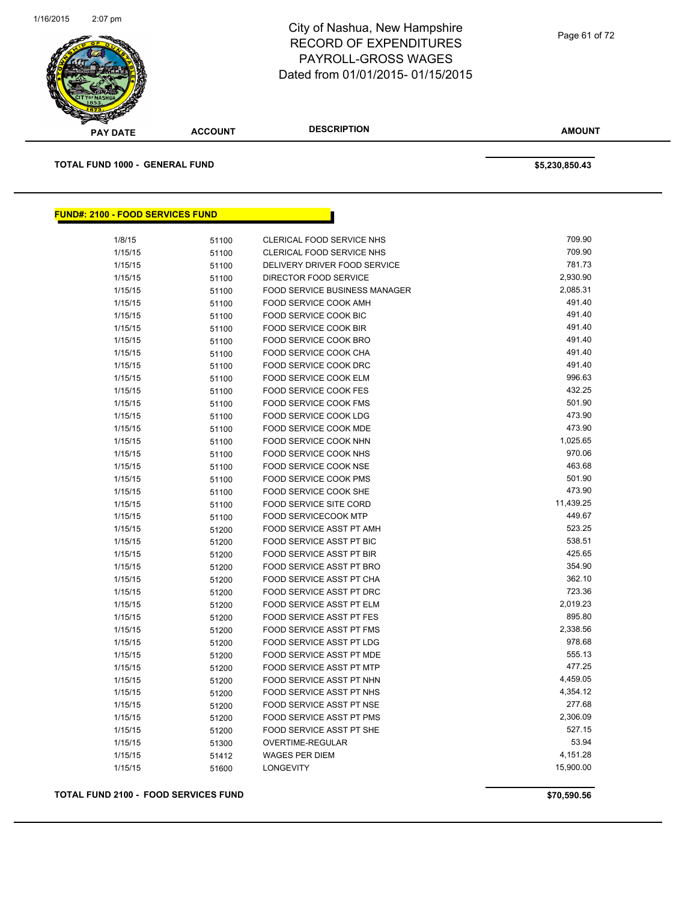| PAY DATE | ACCOUNT | DESCRIPTION | AMOUNT |
|---|---|---|---|

**TOTAL FUND 1000 - GENERAL FUND** **$5,230,850.43**

**FUND#: 2100 - FOOD SERVICES FUND**

| PAY DATE | ACCOUNT | DESCRIPTION | AMOUNT |
|---|---|---|---|
| 1/8/15 | 51100 | CLERICAL FOOD SERVICE NHS | 709.90 |
| 1/15/15 | 51100 | CLERICAL FOOD SERVICE NHS | 709.90 |
| 1/15/15 | 51100 | DELIVERY DRIVER FOOD SERVICE | 781.73 |
| 1/15/15 | 51100 | DIRECTOR FOOD SERVICE | 2,930.90 |
| 1/15/15 | 51100 | FOOD SERVICE BUSINESS MANAGER | 2,085.31 |
| 1/15/15 | 51100 | FOOD SERVICE COOK AMH | 491.40 |
| 1/15/15 | 51100 | FOOD SERVICE COOK BIC | 491.40 |
| 1/15/15 | 51100 | FOOD SERVICE COOK BIR | 491.40 |
| 1/15/15 | 51100 | FOOD SERVICE COOK BRO | 491.40 |
| 1/15/15 | 51100 | FOOD SERVICE COOK CHA | 491.40 |
| 1/15/15 | 51100 | FOOD SERVICE COOK DRC | 491.40 |
| 1/15/15 | 51100 | FOOD SERVICE COOK ELM | 996.63 |
| 1/15/15 | 51100 | FOOD SERVICE COOK FES | 432.25 |
| 1/15/15 | 51100 | FOOD SERVICE COOK FMS | 501.90 |
| 1/15/15 | 51100 | FOOD SERVICE COOK LDG | 473.90 |
| 1/15/15 | 51100 | FOOD SERVICE COOK MDE | 473.90 |
| 1/15/15 | 51100 | FOOD SERVICE COOK NHN | 1,025.65 |
| 1/15/15 | 51100 | FOOD SERVICE COOK NHS | 970.06 |
| 1/15/15 | 51100 | FOOD SERVICE COOK NSE | 463.68 |
| 1/15/15 | 51100 | FOOD SERVICE COOK PMS | 501.90 |
| 1/15/15 | 51100 | FOOD SERVICE COOK SHE | 473.90 |
| 1/15/15 | 51100 | FOOD SERVICE SITE CORD | 11,439.25 |
| 1/15/15 | 51100 | FOOD SERVICECOOK MTP | 449.67 |
| 1/15/15 | 51200 | FOOD SERVICE ASST PT AMH | 523.25 |
| 1/15/15 | 51200 | FOOD SERVICE ASST PT BIC | 538.51 |
| 1/15/15 | 51200 | FOOD SERVICE ASST PT BIR | 425.65 |
| 1/15/15 | 51200 | FOOD SERVICE ASST PT BRO | 354.90 |
| 1/15/15 | 51200 | FOOD SERVICE ASST PT CHA | 362.10 |
| 1/15/15 | 51200 | FOOD SERVICE ASST PT DRC | 723.36 |
| 1/15/15 | 51200 | FOOD SERVICE ASST PT ELM | 2,019.23 |
| 1/15/15 | 51200 | FOOD SERVICE ASST PT FES | 895.80 |
| 1/15/15 | 51200 | FOOD SERVICE ASST PT FMS | 2,338.56 |
| 1/15/15 | 51200 | FOOD SERVICE ASST PT LDG | 978.68 |
| 1/15/15 | 51200 | FOOD SERVICE ASST PT MDE | 555.13 |
| 1/15/15 | 51200 | FOOD SERVICE ASST PT MTP | 477.25 |
| 1/15/15 | 51200 | FOOD SERVICE ASST PT NHN | 4,459.05 |
| 1/15/15 | 51200 | FOOD SERVICE ASST PT NHS | 4,354.12 |
| 1/15/15 | 51200 | FOOD SERVICE ASST PT NSE | 277.68 |
| 1/15/15 | 51200 | FOOD SERVICE ASST PT PMS | 2,306.09 |
| 1/15/15 | 51200 | FOOD SERVICE ASST PT SHE | 527.15 |
| 1/15/15 | 51300 | OVERTIME-REGULAR | 53.94 |
| 1/15/15 | 51412 | WAGES PER DIEM | 4,151.28 |
| 1/15/15 | 51600 | LONGEVITY | 15,900.00 |

**TOTAL FUND 2100 - FOOD SERVICES FUND** **$70,590.56**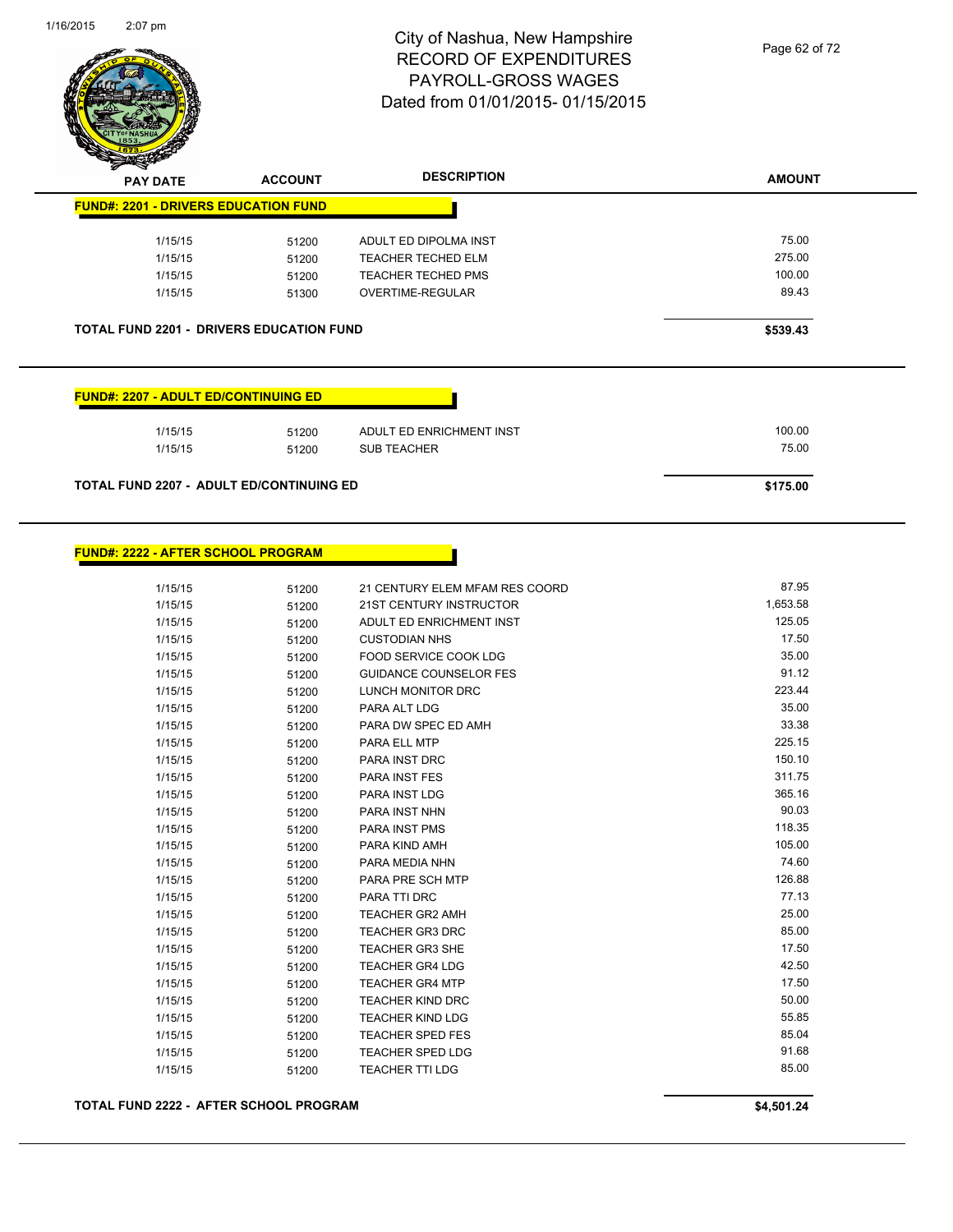# City of Nashua, New Hampshire
## RECORD OF EXPENDITURES
## PAYROLL-GROSS WAGES
### Dated from 01/01/2015- 01/15/2015

| PAY DATE | ACCOUNT | DESCRIPTION | AMOUNT |
|---|---|---|---|
| **FUND#: 2201 - DRIVERS EDUCATION FUND** | | | |
| 1/15/15 | 51200 | ADULT ED DIPOLMA INST | 75.00 |
| 1/15/15 | 51200 | TEACHER TECHED ELM | 275.00 |
| 1/15/15 | 51200 | TEACHER TECHED PMS | 100.00 |
| 1/15/15 | 51300 | OVERTIME-REGULAR | 89.43 |
| **TOTAL FUND 2201 - DRIVERS EDUCATION FUND** | | | **$539.43** |

| PAY DATE | ACCOUNT | DESCRIPTION | AMOUNT |
|---|---|---|---|
| **FUND#: 2207 - ADULT ED/CONTINUING ED** | | | |
| 1/15/15 | 51200 | ADULT ED ENRICHMENT INST | 100.00 |
| 1/15/15 | 51200 | SUB TEACHER | 75.00 |
| **TOTAL FUND 2207 - ADULT ED/CONTINUING ED** | | | **$175.00** |

| PAY DATE | ACCOUNT | DESCRIPTION | AMOUNT |
|---|---|---|---|
| **FUND#: 2222 - AFTER SCHOOL PROGRAM** | | | |
| 1/15/15 | 51200 | 21 CENTURY ELEM MFAM RES COORD | 87.95 |
| 1/15/15 | 51200 | 21ST CENTURY INSTRUCTOR | 1,653.58 |
| 1/15/15 | 51200 | ADULT ED ENRICHMENT INST | 125.05 |
| 1/15/15 | 51200 | CUSTODIAN NHS | 17.50 |
| 1/15/15 | 51200 | FOOD SERVICE COOK LDG | 35.00 |
| 1/15/15 | 51200 | GUIDANCE COUNSELOR FES | 91.12 |
| 1/15/15 | 51200 | LUNCH MONITOR DRC | 223.44 |
| 1/15/15 | 51200 | PARA ALT LDG | 35.00 |
| 1/15/15 | 51200 | PARA DW SPEC ED AMH | 33.38 |
| 1/15/15 | 51200 | PARA ELL MTP | 225.15 |
| 1/15/15 | 51200 | PARA INST DRC | 150.10 |
| 1/15/15 | 51200 | PARA INST FES | 311.75 |
| 1/15/15 | 51200 | PARA INST LDG | 365.16 |
| 1/15/15 | 51200 | PARA INST NHN | 90.03 |
| 1/15/15 | 51200 | PARA INST PMS | 118.35 |
| 1/15/15 | 51200 | PARA KIND AMH | 105.00 |
| 1/15/15 | 51200 | PARA MEDIA NHN | 74.60 |
| 1/15/15 | 51200 | PARA PRE SCH MTP | 126.88 |
| 1/15/15 | 51200 | PARA TTI DRC | 77.13 |
| 1/15/15 | 51200 | TEACHER GR2 AMH | 25.00 |
| 1/15/15 | 51200 | TEACHER GR3 DRC | 85.00 |
| 1/15/15 | 51200 | TEACHER GR3 SHE | 17.50 |
| 1/15/15 | 51200 | TEACHER GR4 LDG | 42.50 |
| 1/15/15 | 51200 | TEACHER GR4 MTP | 17.50 |
| 1/15/15 | 51200 | TEACHER KIND DRC | 50.00 |
| 1/15/15 | 51200 | TEACHER KIND LDG | 55.85 |
| 1/15/15 | 51200 | TEACHER SPED FES | 85.04 |
| 1/15/15 | 51200 | TEACHER SPED LDG | 91.68 |
| 1/15/15 | 51200 | TEACHER TTI LDG | 85.00 |
| **TOTAL FUND 2222 - AFTER SCHOOL PROGRAM** | | | **$4,501.24** |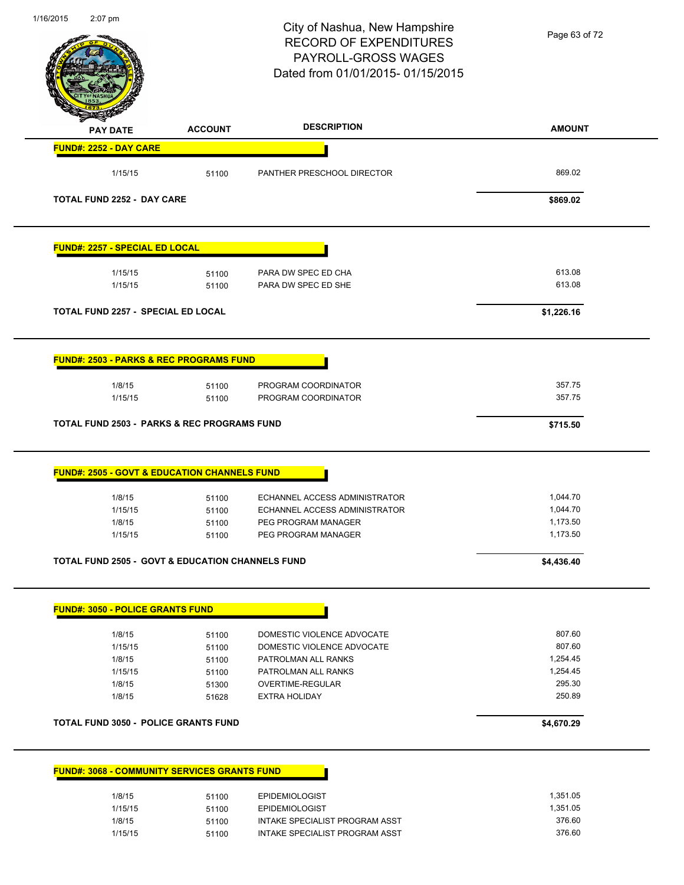# City of Nashua, New Hampshire
# RECORD OF EXPENDITURES
# PAYROLL-GROSS WAGES
# Dated from 01/01/2015- 01/15/2015

| PAY DATE | ACCOUNT | DESCRIPTION | AMOUNT |
|---|---|---|---|
| **FUND#: 2252 - DAY CARE** | | | |
| 1/15/15 | 51100 | PANTHER PRESCHOOL DIRECTOR | 869.02 |
| **TOTAL FUND 2252 - DAY CARE** | | | **$869.02** |
| **FUND#: 2257 - SPECIAL ED LOCAL** | | | |
| 1/15/15 | 51100 | PARA DW SPEC ED CHA | 613.08 |
| 1/15/15 | 51100 | PARA DW SPEC ED SHE | 613.08 |
| **TOTAL FUND 2257 - SPECIAL ED LOCAL** | | | **$1,226.16** |
| **FUND#: 2503 - PARKS & REC PROGRAMS FUND** | | | |
| 1/8/15 | 51100 | PROGRAM COORDINATOR | 357.75 |
| 1/15/15 | 51100 | PROGRAM COORDINATOR | 357.75 |
| **TOTAL FUND 2503 - PARKS & REC PROGRAMS FUND** | | | **$715.50** |
| **FUND#: 2505 - GOVT & EDUCATION CHANNELS FUND** | | | |
| 1/8/15 | 51100 | ECHANNEL ACCESS ADMINISTRATOR | 1,044.70 |
| 1/15/15 | 51100 | ECHANNEL ACCESS ADMINISTRATOR | 1,044.70 |
| 1/8/15 | 51100 | PEG PROGRAM MANAGER | 1,173.50 |
| 1/15/15 | 51100 | PEG PROGRAM MANAGER | 1,173.50 |
| **TOTAL FUND 2505 - GOVT & EDUCATION CHANNELS FUND** | | | **$4,436.40** |
| **FUND#: 3050 - POLICE GRANTS FUND** | | | |
| 1/8/15 | 51100 | DOMESTIC VIOLENCE ADVOCATE | 807.60 |
| 1/15/15 | 51100 | DOMESTIC VIOLENCE ADVOCATE | 807.60 |
| 1/8/15 | 51100 | PATROLMAN ALL RANKS | 1,254.45 |
| 1/15/15 | 51100 | PATROLMAN ALL RANKS | 1,254.45 |
| 1/8/15 | 51300 | OVERTIME-REGULAR | 295.30 |
| 1/8/15 | 51628 | EXTRA HOLIDAY | 250.89 |
| **TOTAL FUND 3050 - POLICE GRANTS FUND** | | | **$4,670.29** |
| **FUND#: 3068 - COMMUNITY SERVICES GRANTS FUND** | | | |
| 1/8/15 | 51100 | EPIDEMIOLOGIST | 1,351.05 |
| 1/15/15 | 51100 | EPIDEMIOLOGIST | 1,351.05 |
| 1/8/15 | 51100 | INTAKE SPECIALIST PROGRAM ASST | 376.60 |
| 1/15/15 | 51100 | INTAKE SPECIALIST PROGRAM ASST | 376.60 |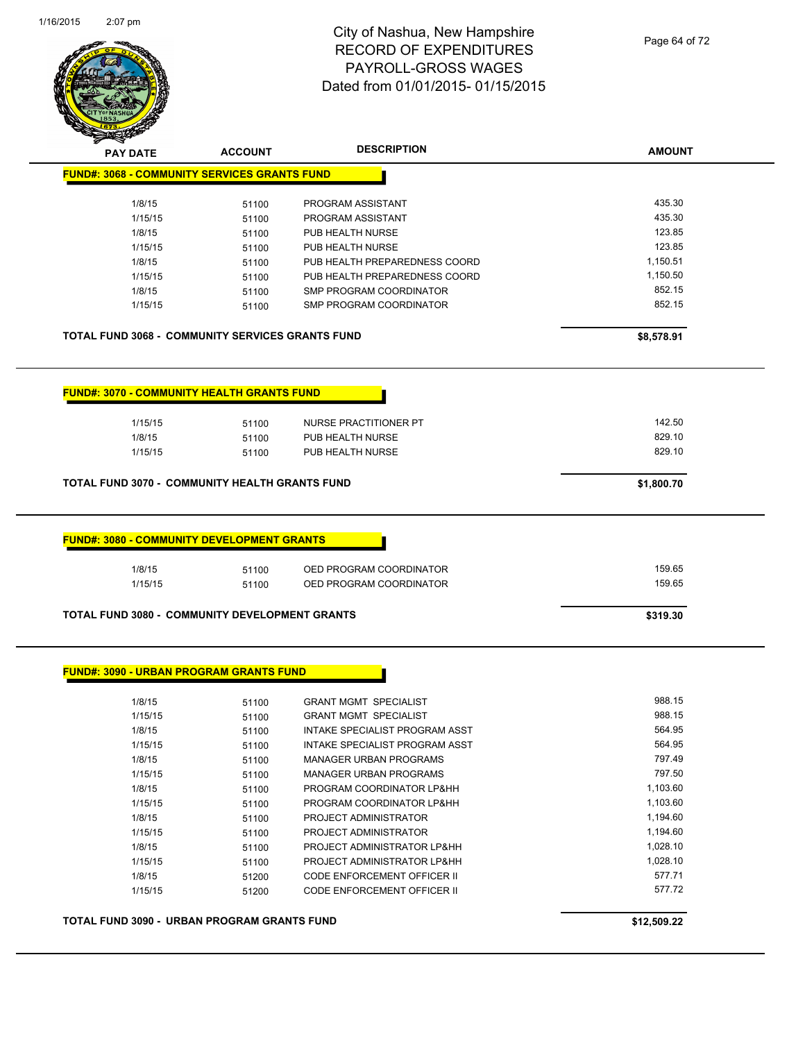# City of Nashua, New Hampshire
## RECORD OF EXPENDITURES
## PAYROLL-GROSS WAGES
## Dated from 01/01/2015- 01/15/2015

| PAY DATE | ACCOUNT | DESCRIPTION | AMOUNT |
|---|---|---|---|
| **FUND#: 3068 - COMMUNITY SERVICES GRANTS FUND** | | | |
| 1/8/15 | 51100 | PROGRAM ASSISTANT | 435.30 |
| 1/15/15 | 51100 | PROGRAM ASSISTANT | 435.30 |
| 1/8/15 | 51100 | PUB HEALTH NURSE | 123.85 |
| 1/15/15 | 51100 | PUB HEALTH NURSE | 123.85 |
| 1/8/15 | 51100 | PUB HEALTH PREPAREDNESS COORD | 1,150.51 |
| 1/15/15 | 51100 | PUB HEALTH PREPAREDNESS COORD | 1,150.50 |
| 1/8/15 | 51100 | SMP PROGRAM COORDINATOR | 852.15 |
| 1/15/15 | 51100 | SMP PROGRAM COORDINATOR | 852.15 |
| **TOTAL FUND 3068 - COMMUNITY SERVICES GRANTS FUND** | | | **$8,578.91** |
| **FUND#: 3070 - COMMUNITY HEALTH GRANTS FUND** | | | |
| 1/15/15 | 51100 | NURSE PRACTITIONER PT | 142.50 |
| 1/8/15 | 51100 | PUB HEALTH NURSE | 829.10 |
| 1/15/15 | 51100 | PUB HEALTH NURSE | 829.10 |
| **TOTAL FUND 3070 - COMMUNITY HEALTH GRANTS FUND** | | | **$1,800.70** |
| **FUND#: 3080 - COMMUNITY DEVELOPMENT GRANTS** | | | |
| 1/8/15 | 51100 | OED PROGRAM COORDINATOR | 159.65 |
| 1/15/15 | 51100 | OED PROGRAM COORDINATOR | 159.65 |
| **TOTAL FUND 3080 - COMMUNITY DEVELOPMENT GRANTS** | | | **$319.30** |
| **FUND#: 3090 - URBAN PROGRAM GRANTS FUND** | | | |
| 1/8/15 | 51100 | GRANT MGMT SPECIALIST | 988.15 |
| 1/15/15 | 51100 | GRANT MGMT SPECIALIST | 988.15 |
| 1/8/15 | 51100 | INTAKE SPECIALIST PROGRAM ASST | 564.95 |
| 1/15/15 | 51100 | INTAKE SPECIALIST PROGRAM ASST | 564.95 |
| 1/8/15 | 51100 | MANAGER URBAN PROGRAMS | 797.49 |
| 1/15/15 | 51100 | MANAGER URBAN PROGRAMS | 797.50 |
| 1/8/15 | 51100 | PROGRAM COORDINATOR LP&HH | 1,103.60 |
| 1/15/15 | 51100 | PROGRAM COORDINATOR LP&HH | 1,103.60 |
| 1/8/15 | 51100 | PROJECT ADMINISTRATOR | 1,194.60 |
| 1/15/15 | 51100 | PROJECT ADMINISTRATOR | 1,194.60 |
| 1/8/15 | 51100 | PROJECT ADMINISTRATOR LP&HH | 1,028.10 |
| 1/15/15 | 51100 | PROJECT ADMINISTRATOR LP&HH | 1,028.10 |
| 1/8/15 | 51200 | CODE ENFORCEMENT OFFICER II | 577.71 |
| 1/15/15 | 51200 | CODE ENFORCEMENT OFFICER II | 577.72 |
| **TOTAL FUND 3090 - URBAN PROGRAM GRANTS FUND** | | | **$12,509.22** |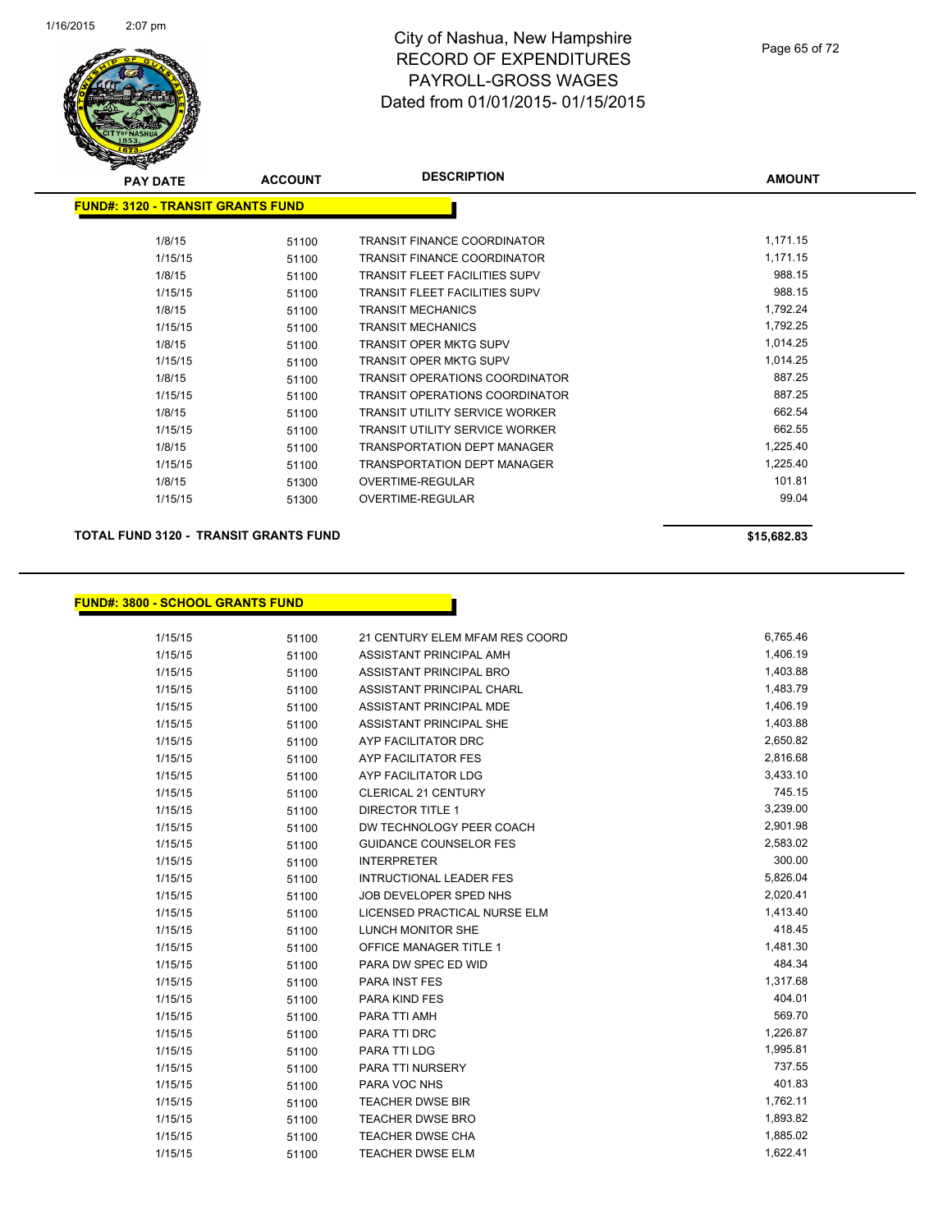# City of Nashua, New Hampshire
# RECORD OF EXPENDITURES
# PAYROLL-GROSS WAGES
# Dated from 01/01/2015- 01/15/2015

| PAY DATE | ACCOUNT | DESCRIPTION | AMOUNT |
|---|---|---|---|

**FUND#: 3120 - TRANSIT GRANTS FUND**

| PAY DATE | ACCOUNT | DESCRIPTION | AMOUNT |
|---|---|---|---|
| 1/8/15 | 51100 | TRANSIT FINANCE COORDINATOR | 1,171.15 |
| 1/15/15 | 51100 | TRANSIT FINANCE COORDINATOR | 1,171.15 |
| 1/8/15 | 51100 | TRANSIT FLEET FACILITIES SUPV | 988.15 |
| 1/15/15 | 51100 | TRANSIT FLEET FACILITIES SUPV | 988.15 |
| 1/8/15 | 51100 | TRANSIT MECHANICS | 1,792.24 |
| 1/15/15 | 51100 | TRANSIT MECHANICS | 1,792.25 |
| 1/8/15 | 51100 | TRANSIT OPER MKTG SUPV | 1,014.25 |
| 1/15/15 | 51100 | TRANSIT OPER MKTG SUPV | 1,014.25 |
| 1/8/15 | 51100 | TRANSIT OPERATIONS COORDINATOR | 887.25 |
| 1/15/15 | 51100 | TRANSIT OPERATIONS COORDINATOR | 887.25 |
| 1/8/15 | 51100 | TRANSIT UTILITY SERVICE WORKER | 662.54 |
| 1/15/15 | 51100 | TRANSIT UTILITY SERVICE WORKER | 662.55 |
| 1/8/15 | 51100 | TRANSPORTATION DEPT MANAGER | 1,225.40 |
| 1/15/15 | 51100 | TRANSPORTATION DEPT MANAGER | 1,225.40 |
| 1/8/15 | 51300 | OVERTIME-REGULAR | 101.81 |
| 1/15/15 | 51300 | OVERTIME-REGULAR | 99.04 |

**TOTAL FUND 3120 - TRANSIT GRANTS FUND** **$15,682.83**

**FUND#: 3800 - SCHOOL GRANTS FUND**

| PAY DATE | ACCOUNT | DESCRIPTION | AMOUNT |
|---|---|---|---|
| 1/15/15 | 51100 | 21 CENTURY ELEM MFAM RES COORD | 6,765.46 |
| 1/15/15 | 51100 | ASSISTANT PRINCIPAL AMH | 1,406.19 |
| 1/15/15 | 51100 | ASSISTANT PRINCIPAL BRO | 1,403.88 |
| 1/15/15 | 51100 | ASSISTANT PRINCIPAL CHARL | 1,483.79 |
| 1/15/15 | 51100 | ASSISTANT PRINCIPAL MDE | 1,406.19 |
| 1/15/15 | 51100 | ASSISTANT PRINCIPAL SHE | 1,403.88 |
| 1/15/15 | 51100 | AYP FACILITATOR DRC | 2,650.82 |
| 1/15/15 | 51100 | AYP FACILITATOR FES | 2,816.68 |
| 1/15/15 | 51100 | AYP FACILITATOR LDG | 3,433.10 |
| 1/15/15 | 51100 | CLERICAL 21 CENTURY | 745.15 |
| 1/15/15 | 51100 | DIRECTOR TITLE 1 | 3,239.00 |
| 1/15/15 | 51100 | DW TECHNOLOGY PEER COACH | 2,901.98 |
| 1/15/15 | 51100 | GUIDANCE COUNSELOR FES | 2,583.02 |
| 1/15/15 | 51100 | INTERPRETER | 300.00 |
| 1/15/15 | 51100 | INTRUCTIONAL LEADER FES | 5,826.04 |
| 1/15/15 | 51100 | JOB DEVELOPER SPED NHS | 2,020.41 |
| 1/15/15 | 51100 | LICENSED PRACTICAL NURSE ELM | 1,413.40 |
| 1/15/15 | 51100 | LUNCH MONITOR SHE | 418.45 |
| 1/15/15 | 51100 | OFFICE MANAGER TITLE 1 | 1,481.30 |
| 1/15/15 | 51100 | PARA DW SPEC ED WID | 484.34 |
| 1/15/15 | 51100 | PARA INST FES | 1,317.68 |
| 1/15/15 | 51100 | PARA KIND FES | 404.01 |
| 1/15/15 | 51100 | PARA TTI AMH | 569.70 |
| 1/15/15 | 51100 | PARA TTI DRC | 1,226.87 |
| 1/15/15 | 51100 | PARA TTI LDG | 1,995.81 |
| 1/15/15 | 51100 | PARA TTI NURSERY | 737.55 |
| 1/15/15 | 51100 | PARA VOC NHS | 401.83 |
| 1/15/15 | 51100 | TEACHER DWSE BIR | 1,762.11 |
| 1/15/15 | 51100 | TEACHER DWSE BRO | 1,893.82 |
| 1/15/15 | 51100 | TEACHER DWSE CHA | 1,885.02 |
| 1/15/15 | 51100 | TEACHER DWSE ELM | 1,622.41 |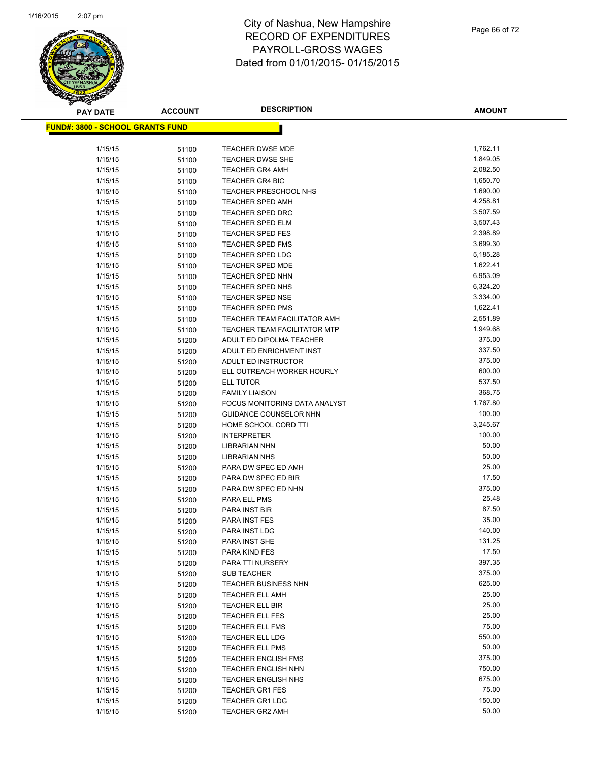# City of Nashua, New Hampshire
## RECORD OF EXPENDITURES
## PAYROLL-GROSS WAGES
## Dated from 01/01/2015- 01/15/2015

**FUND#: 3800 - SCHOOL GRANTS FUND**

| PAY DATE | ACCOUNT | DESCRIPTION | AMOUNT |
|---|---|---|---|
| 1/15/15 | 51100 | TEACHER DWSE MDE | 1,762.11 |
| 1/15/15 | 51100 | TEACHER DWSE SHE | 1,849.05 |
| 1/15/15 | 51100 | TEACHER GR4 AMH | 2,082.50 |
| 1/15/15 | 51100 | TEACHER GR4 BIC | 1,650.70 |
| 1/15/15 | 51100 | TEACHER PRESCHOOL NHS | 1,690.00 |
| 1/15/15 | 51100 | TEACHER SPED AMH | 4,258.81 |
| 1/15/15 | 51100 | TEACHER SPED DRC | 3,507.59 |
| 1/15/15 | 51100 | TEACHER SPED ELM | 3,507.43 |
| 1/15/15 | 51100 | TEACHER SPED FES | 2,398.89 |
| 1/15/15 | 51100 | TEACHER SPED FMS | 3,699.30 |
| 1/15/15 | 51100 | TEACHER SPED LDG | 5,185.28 |
| 1/15/15 | 51100 | TEACHER SPED MDE | 1,622.41 |
| 1/15/15 | 51100 | TEACHER SPED NHN | 6,953.09 |
| 1/15/15 | 51100 | TEACHER SPED NHS | 6,324.20 |
| 1/15/15 | 51100 | TEACHER SPED NSE | 3,334.00 |
| 1/15/15 | 51100 | TEACHER SPED PMS | 1,622.41 |
| 1/15/15 | 51100 | TEACHER TEAM FACILITATOR AMH | 2,551.89 |
| 1/15/15 | 51100 | TEACHER TEAM FACILITATOR MTP | 1,949.68 |
| 1/15/15 | 51200 | ADULT ED DIPOLMA TEACHER | 375.00 |
| 1/15/15 | 51200 | ADULT ED ENRICHMENT INST | 337.50 |
| 1/15/15 | 51200 | ADULT ED INSTRUCTOR | 375.00 |
| 1/15/15 | 51200 | ELL OUTREACH WORKER HOURLY | 600.00 |
| 1/15/15 | 51200 | ELL TUTOR | 537.50 |
| 1/15/15 | 51200 | FAMILY LIAISON | 368.75 |
| 1/15/15 | 51200 | FOCUS MONITORING DATA ANALYST | 1,767.80 |
| 1/15/15 | 51200 | GUIDANCE COUNSELOR NHN | 100.00 |
| 1/15/15 | 51200 | HOME SCHOOL CORD TTI | 3,245.67 |
| 1/15/15 | 51200 | INTERPRETER | 100.00 |
| 1/15/15 | 51200 | LIBRARIAN NHN | 50.00 |
| 1/15/15 | 51200 | LIBRARIAN NHS | 50.00 |
| 1/15/15 | 51200 | PARA DW SPEC ED AMH | 25.00 |
| 1/15/15 | 51200 | PARA DW SPEC ED BIR | 17.50 |
| 1/15/15 | 51200 | PARA DW SPEC ED NHN | 375.00 |
| 1/15/15 | 51200 | PARA ELL PMS | 25.48 |
| 1/15/15 | 51200 | PARA INST BIR | 87.50 |
| 1/15/15 | 51200 | PARA INST FES | 35.00 |
| 1/15/15 | 51200 | PARA INST LDG | 140.00 |
| 1/15/15 | 51200 | PARA INST SHE | 131.25 |
| 1/15/15 | 51200 | PARA KIND FES | 17.50 |
| 1/15/15 | 51200 | PARA TTI NURSERY | 397.35 |
| 1/15/15 | 51200 | SUB TEACHER | 375.00 |
| 1/15/15 | 51200 | TEACHER BUSINESS NHN | 625.00 |
| 1/15/15 | 51200 | TEACHER ELL AMH | 25.00 |
| 1/15/15 | 51200 | TEACHER ELL BIR | 25.00 |
| 1/15/15 | 51200 | TEACHER ELL FES | 25.00 |
| 1/15/15 | 51200 | TEACHER ELL FMS | 75.00 |
| 1/15/15 | 51200 | TEACHER ELL LDG | 550.00 |
| 1/15/15 | 51200 | TEACHER ELL PMS | 50.00 |
| 1/15/15 | 51200 | TEACHER ENGLISH FMS | 375.00 |
| 1/15/15 | 51200 | TEACHER ENGLISH NHN | 750.00 |
| 1/15/15 | 51200 | TEACHER ENGLISH NHS | 675.00 |
| 1/15/15 | 51200 | TEACHER GR1 FES | 75.00 |
| 1/15/15 | 51200 | TEACHER GR1 LDG | 150.00 |
| 1/15/15 | 51200 | TEACHER GR2 AMH | 50.00 |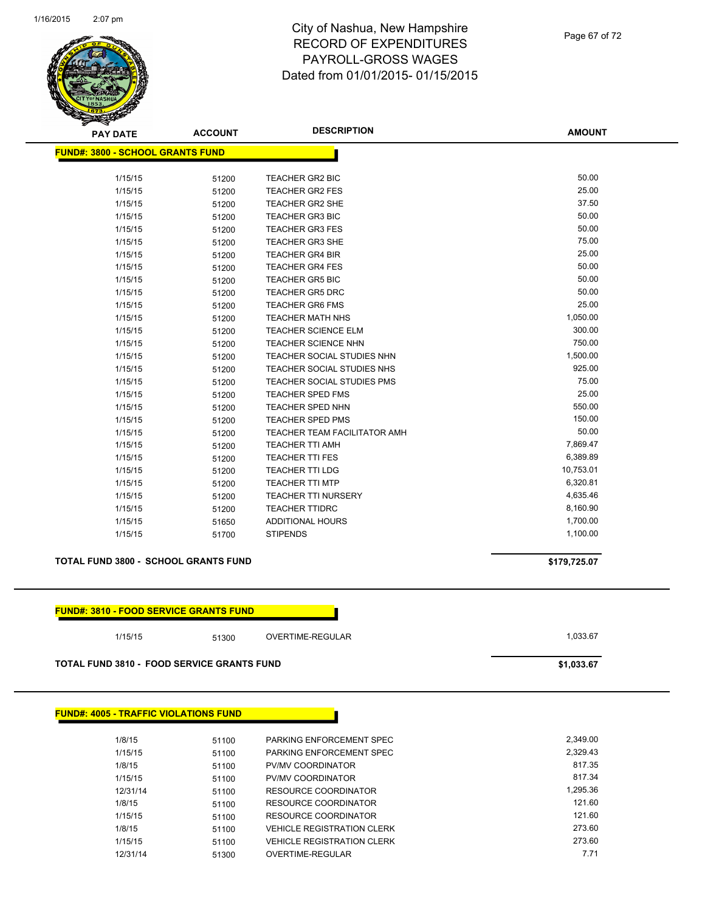# City of Nashua, New Hampshire
## RECORD OF EXPENDITURES
## PAYROLL-GROSS WAGES
## Dated from 01/01/2015- 01/15/2015

| PAY DATE | ACCOUNT | DESCRIPTION | AMOUNT |
|---|---|---|---|
| **FUND#: 3800 - SCHOOL GRANTS FUND** | | | |
| 1/15/15 | 51200 | TEACHER GR2 BIC | 50.00 |
| 1/15/15 | 51200 | TEACHER GR2 FES | 25.00 |
| 1/15/15 | 51200 | TEACHER GR2 SHE | 37.50 |
| 1/15/15 | 51200 | TEACHER GR3 BIC | 50.00 |
| 1/15/15 | 51200 | TEACHER GR3 FES | 50.00 |
| 1/15/15 | 51200 | TEACHER GR3 SHE | 75.00 |
| 1/15/15 | 51200 | TEACHER GR4 BIR | 25.00 |
| 1/15/15 | 51200 | TEACHER GR4 FES | 50.00 |
| 1/15/15 | 51200 | TEACHER GR5 BIC | 50.00 |
| 1/15/15 | 51200 | TEACHER GR5 DRC | 50.00 |
| 1/15/15 | 51200 | TEACHER GR6 FMS | 25.00 |
| 1/15/15 | 51200 | TEACHER MATH NHS | 1,050.00 |
| 1/15/15 | 51200 | TEACHER SCIENCE ELM | 300.00 |
| 1/15/15 | 51200 | TEACHER SCIENCE NHN | 750.00 |
| 1/15/15 | 51200 | TEACHER SOCIAL STUDIES NHN | 1,500.00 |
| 1/15/15 | 51200 | TEACHER SOCIAL STUDIES NHS | 925.00 |
| 1/15/15 | 51200 | TEACHER SOCIAL STUDIES PMS | 75.00 |
| 1/15/15 | 51200 | TEACHER SPED FMS | 25.00 |
| 1/15/15 | 51200 | TEACHER SPED NHN | 550.00 |
| 1/15/15 | 51200 | TEACHER SPED PMS | 150.00 |
| 1/15/15 | 51200 | TEACHER TEAM FACILITATOR AMH | 50.00 |
| 1/15/15 | 51200 | TEACHER TTI AMH | 7,869.47 |
| 1/15/15 | 51200 | TEACHER TTI FES | 6,389.89 |
| 1/15/15 | 51200 | TEACHER TTI LDG | 10,753.01 |
| 1/15/15 | 51200 | TEACHER TTI MTP | 6,320.81 |
| 1/15/15 | 51200 | TEACHER TTI NURSERY | 4,635.46 |
| 1/15/15 | 51200 | TEACHER TTIDRC | 8,160.90 |
| 1/15/15 | 51650 | ADDITIONAL HOURS | 1,700.00 |
| 1/15/15 | 51700 | STIPENDS | 1,100.00 |
| **TOTAL FUND 3800 - SCHOOL GRANTS FUND** | | | **$179,725.07** |
| **FUND#: 3810 - FOOD SERVICE GRANTS FUND** | | | |
| 1/15/15 | 51300 | OVERTIME-REGULAR | 1,033.67 |
| **TOTAL FUND 3810 - FOOD SERVICE GRANTS FUND** | | | **$1,033.67** |
| **FUND#: 4005 - TRAFFIC VIOLATIONS FUND** | | | |
| 1/8/15 | 51100 | PARKING ENFORCEMENT SPEC | 2,349.00 |
| 1/15/15 | 51100 | PARKING ENFORCEMENT SPEC | 2,329.43 |
| 1/8/15 | 51100 | PV/MV COORDINATOR | 817.35 |
| 1/15/15 | 51100 | PV/MV COORDINATOR | 817.34 |
| 12/31/14 | 51100 | RESOURCE COORDINATOR | 1,295.36 |
| 1/8/15 | 51100 | RESOURCE COORDINATOR | 121.60 |
| 1/15/15 | 51100 | RESOURCE COORDINATOR | 121.60 |
| 1/8/15 | 51100 | VEHICLE REGISTRATION CLERK | 273.60 |
| 1/15/15 | 51100 | VEHICLE REGISTRATION CLERK | 273.60 |
| 12/31/14 | 51300 | OVERTIME-REGULAR | 7.71 |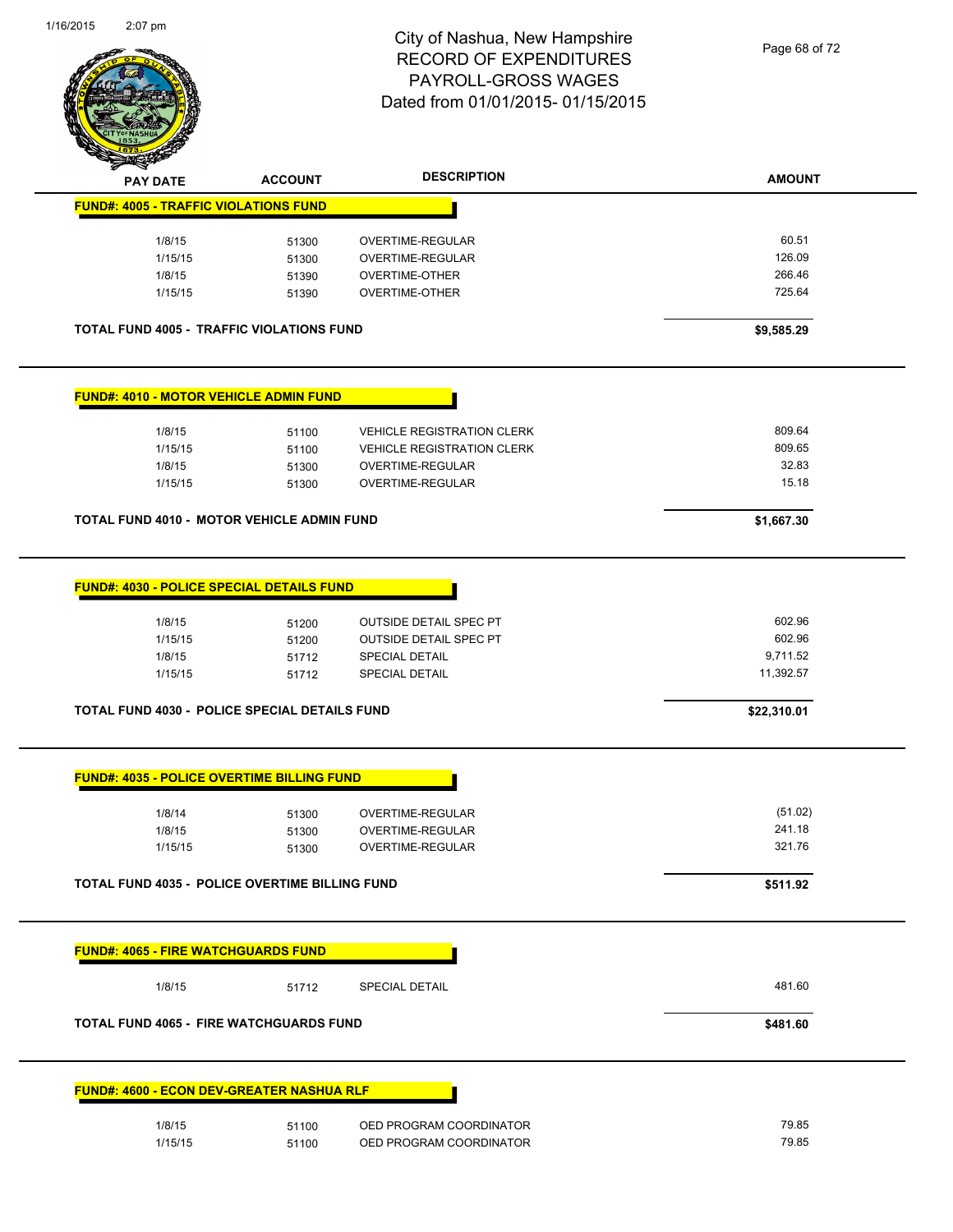City of Nashua, New Hampshire
RECORD OF EXPENDITURES
PAYROLL-GROSS WAGES
Dated from 01/01/2015- 01/15/2015

| PAY DATE | ACCOUNT | DESCRIPTION | AMOUNT |
|---|---|---|---|
| **FUND#: 4005 - TRAFFIC VIOLATIONS FUND** | | | |
| 1/8/15 | 51300 | OVERTIME-REGULAR | 60.51 |
| 1/15/15 | 51300 | OVERTIME-REGULAR | 126.09 |
| 1/8/15 | 51390 | OVERTIME-OTHER | 266.46 |
| 1/15/15 | 51390 | OVERTIME-OTHER | 725.64 |
| **TOTAL FUND 4005 - TRAFFIC VIOLATIONS FUND** | | | **$9,585.29** |
| **FUND#: 4010 - MOTOR VEHICLE ADMIN FUND** | | | |
| 1/8/15 | 51100 | VEHICLE REGISTRATION CLERK | 809.64 |
| 1/15/15 | 51100 | VEHICLE REGISTRATION CLERK | 809.65 |
| 1/8/15 | 51300 | OVERTIME-REGULAR | 32.83 |
| 1/15/15 | 51300 | OVERTIME-REGULAR | 15.18 |
| **TOTAL FUND 4010 - MOTOR VEHICLE ADMIN FUND** | | | **$1,667.30** |
| **FUND#: 4030 - POLICE SPECIAL DETAILS FUND** | | | |
| 1/8/15 | 51200 | OUTSIDE DETAIL SPEC PT | 602.96 |
| 1/15/15 | 51200 | OUTSIDE DETAIL SPEC PT | 602.96 |
| 1/8/15 | 51712 | SPECIAL DETAIL | 9,711.52 |
| 1/15/15 | 51712 | SPECIAL DETAIL | 11,392.57 |
| **TOTAL FUND 4030 - POLICE SPECIAL DETAILS FUND** | | | **$22,310.01** |
| **FUND#: 4035 - POLICE OVERTIME BILLING FUND** | | | |
| 1/8/14 | 51300 | OVERTIME-REGULAR | (51.02) |
| 1/8/15 | 51300 | OVERTIME-REGULAR | 241.18 |
| 1/15/15 | 51300 | OVERTIME-REGULAR | 321.76 |
| **TOTAL FUND 4035 - POLICE OVERTIME BILLING FUND** | | | **$511.92** |
| **FUND#: 4065 - FIRE WATCHGUARDS FUND** | | | |
| 1/8/15 | 51712 | SPECIAL DETAIL | 481.60 |
| **TOTAL FUND 4065 - FIRE WATCHGUARDS FUND** | | | **$481.60** |
| **FUND#: 4600 - ECON DEV-GREATER NASHUA RLF** | | | |
| 1/8/15 | 51100 | OED PROGRAM COORDINATOR | 79.85 |
| 1/15/15 | 51100 | OED PROGRAM COORDINATOR | 79.85 |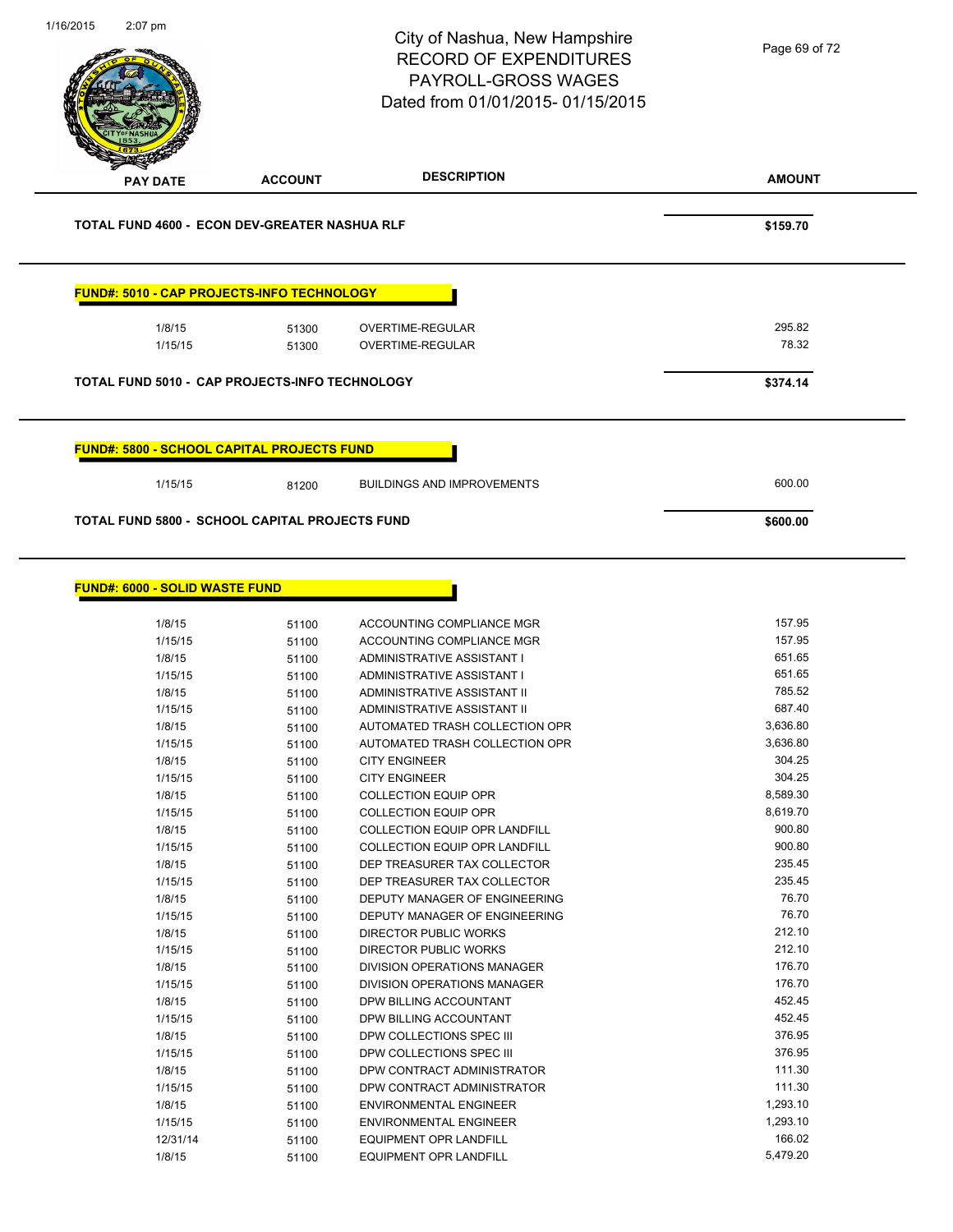City of Nashua, New Hampshire
RECORD OF EXPENDITURES
PAYROLL-GROSS WAGES
Dated from 01/01/2015- 01/15/2015

| PAY DATE | ACCOUNT | DESCRIPTION | AMOUNT |
|---|---|---|---|
| **TOTAL FUND 4600 - ECON DEV-GREATER NASHUA RLF** | | | **$159.70** |

**FUND#: 5010 - CAP PROJECTS-INFO TECHNOLOGY**

| PAY DATE | ACCOUNT | DESCRIPTION | AMOUNT |
|---|---|---|---|
| 1/8/15 | 51300 | OVERTIME-REGULAR | 295.82 |
| 1/15/15 | 51300 | OVERTIME-REGULAR | 78.32 |
| **TOTAL FUND 5010 - CAP PROJECTS-INFO TECHNOLOGY** | | | **$374.14** |

**FUND#: 5800 - SCHOOL CAPITAL PROJECTS FUND**

| PAY DATE | ACCOUNT | DESCRIPTION | AMOUNT |
|---|---|---|---|
| 1/15/15 | 81200 | BUILDINGS AND IMPROVEMENTS | 600.00 |
| **TOTAL FUND 5800 - SCHOOL CAPITAL PROJECTS FUND** | | | **$600.00** |

**FUND#: 6000 - SOLID WASTE FUND**

| PAY DATE | ACCOUNT | DESCRIPTION | AMOUNT |
|---|---|---|---|
| 1/8/15 | 51100 | ACCOUNTING COMPLIANCE MGR | 157.95 |
| 1/15/15 | 51100 | ACCOUNTING COMPLIANCE MGR | 157.95 |
| 1/8/15 | 51100 | ADMINISTRATIVE ASSISTANT I | 651.65 |
| 1/15/15 | 51100 | ADMINISTRATIVE ASSISTANT I | 651.65 |
| 1/8/15 | 51100 | ADMINISTRATIVE ASSISTANT II | 785.52 |
| 1/15/15 | 51100 | ADMINISTRATIVE ASSISTANT II | 687.40 |
| 1/8/15 | 51100 | AUTOMATED TRASH COLLECTION OPR | 3,636.80 |
| 1/15/15 | 51100 | AUTOMATED TRASH COLLECTION OPR | 3,636.80 |
| 1/8/15 | 51100 | CITY ENGINEER | 304.25 |
| 1/15/15 | 51100 | CITY ENGINEER | 304.25 |
| 1/8/15 | 51100 | COLLECTION EQUIP OPR | 8,589.30 |
| 1/15/15 | 51100 | COLLECTION EQUIP OPR | 8,619.70 |
| 1/8/15 | 51100 | COLLECTION EQUIP OPR LANDFILL | 900.80 |
| 1/15/15 | 51100 | COLLECTION EQUIP OPR LANDFILL | 900.80 |
| 1/8/15 | 51100 | DEP TREASURER TAX COLLECTOR | 235.45 |
| 1/15/15 | 51100 | DEP TREASURER TAX COLLECTOR | 235.45 |
| 1/8/15 | 51100 | DEPUTY MANAGER OF ENGINEERING | 76.70 |
| 1/15/15 | 51100 | DEPUTY MANAGER OF ENGINEERING | 76.70 |
| 1/8/15 | 51100 | DIRECTOR PUBLIC WORKS | 212.10 |
| 1/15/15 | 51100 | DIRECTOR PUBLIC WORKS | 212.10 |
| 1/8/15 | 51100 | DIVISION OPERATIONS MANAGER | 176.70 |
| 1/15/15 | 51100 | DIVISION OPERATIONS MANAGER | 176.70 |
| 1/8/15 | 51100 | DPW BILLING ACCOUNTANT | 452.45 |
| 1/15/15 | 51100 | DPW BILLING ACCOUNTANT | 452.45 |
| 1/8/15 | 51100 | DPW COLLECTIONS SPEC III | 376.95 |
| 1/15/15 | 51100 | DPW COLLECTIONS SPEC III | 376.95 |
| 1/8/15 | 51100 | DPW CONTRACT ADMINISTRATOR | 111.30 |
| 1/15/15 | 51100 | DPW CONTRACT ADMINISTRATOR | 111.30 |
| 1/8/15 | 51100 | ENVIRONMENTAL ENGINEER | 1,293.10 |
| 1/15/15 | 51100 | ENVIRONMENTAL ENGINEER | 1,293.10 |
| 12/31/14 | 51100 | EQUIPMENT OPR LANDFILL | 166.02 |
| 1/8/15 | 51100 | EQUIPMENT OPR LANDFILL | 5,479.20 |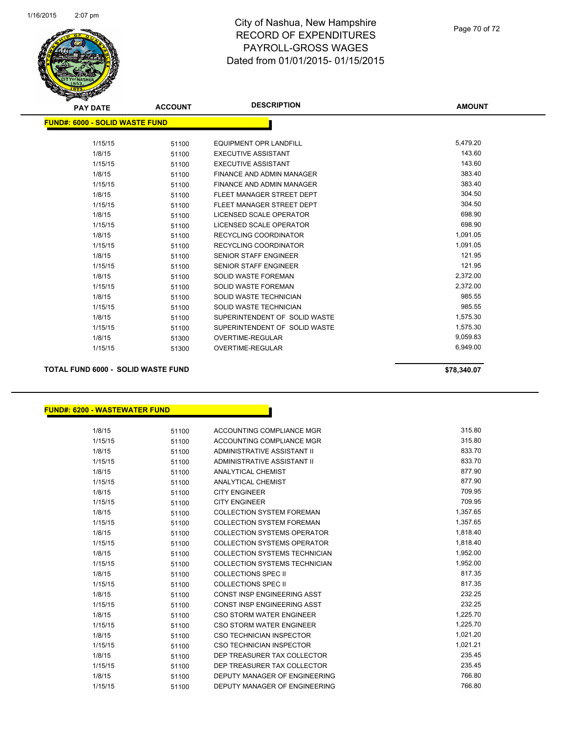# City of Nashua, New Hampshire
## RECORD OF EXPENDITURES
## PAYROLL-GROSS WAGES
## Dated from 01/01/2015- 01/15/2015

| PAY DATE | ACCOUNT | DESCRIPTION | AMOUNT |
|---|---|---|---|
| **FUND#: 6000 - SOLID WASTE FUND** | | | |
| 1/15/15 | 51100 | EQUIPMENT OPR LANDFILL | 5,479.20 |
| 1/8/15 | 51100 | EXECUTIVE ASSISTANT | 143.60 |
| 1/15/15 | 51100 | EXECUTIVE ASSISTANT | 143.60 |
| 1/8/15 | 51100 | FINANCE AND ADMIN MANAGER | 383.40 |
| 1/15/15 | 51100 | FINANCE AND ADMIN MANAGER | 383.40 |
| 1/8/15 | 51100 | FLEET MANAGER STREET DEPT | 304.50 |
| 1/15/15 | 51100 | FLEET MANAGER STREET DEPT | 304.50 |
| 1/8/15 | 51100 | LICENSED SCALE OPERATOR | 698.90 |
| 1/15/15 | 51100 | LICENSED SCALE OPERATOR | 698.90 |
| 1/8/15 | 51100 | RECYCLING COORDINATOR | 1,091.05 |
| 1/15/15 | 51100 | RECYCLING COORDINATOR | 1,091.05 |
| 1/8/15 | 51100 | SENIOR STAFF ENGINEER | 121.95 |
| 1/15/15 | 51100 | SENIOR STAFF ENGINEER | 121.95 |
| 1/8/15 | 51100 | SOLID WASTE FOREMAN | 2,372.00 |
| 1/15/15 | 51100 | SOLID WASTE FOREMAN | 2,372.00 |
| 1/8/15 | 51100 | SOLID WASTE TECHNICIAN | 985.55 |
| 1/15/15 | 51100 | SOLID WASTE TECHNICIAN | 985.55 |
| 1/8/15 | 51100 | SUPERINTENDENT OF SOLID WASTE | 1,575.30 |
| 1/15/15 | 51100 | SUPERINTENDENT OF SOLID WASTE | 1,575.30 |
| 1/8/15 | 51300 | OVERTIME-REGULAR | 9,059.83 |
| 1/15/15 | 51300 | OVERTIME-REGULAR | 6,949.00 |
| **TOTAL FUND 6000 - SOLID WASTE FUND** | | | **$78,340.07** |

| PAY DATE | ACCOUNT | DESCRIPTION | AMOUNT |
|---|---|---|---|
| **FUND#: 6200 - WASTEWATER FUND** | | | |
| 1/8/15 | 51100 | ACCOUNTING COMPLIANCE MGR | 315.80 |
| 1/15/15 | 51100 | ACCOUNTING COMPLIANCE MGR | 315.80 |
| 1/8/15 | 51100 | ADMINISTRATIVE ASSISTANT II | 833.70 |
| 1/15/15 | 51100 | ADMINISTRATIVE ASSISTANT II | 833.70 |
| 1/8/15 | 51100 | ANALYTICAL CHEMIST | 877.90 |
| 1/15/15 | 51100 | ANALYTICAL CHEMIST | 877.90 |
| 1/8/15 | 51100 | CITY ENGINEER | 709.95 |
| 1/15/15 | 51100 | CITY ENGINEER | 709.95 |
| 1/8/15 | 51100 | COLLECTION SYSTEM FOREMAN | 1,357.65 |
| 1/15/15 | 51100 | COLLECTION SYSTEM FOREMAN | 1,357.65 |
| 1/8/15 | 51100 | COLLECTION SYSTEMS OPERATOR | 1,818.40 |
| 1/15/15 | 51100 | COLLECTION SYSTEMS OPERATOR | 1,818.40 |
| 1/8/15 | 51100 | COLLECTION SYSTEMS TECHNICIAN | 1,952.00 |
| 1/15/15 | 51100 | COLLECTION SYSTEMS TECHNICIAN | 1,952.00 |
| 1/8/15 | 51100 | COLLECTIONS SPEC II | 817.35 |
| 1/15/15 | 51100 | COLLECTIONS SPEC II | 817.35 |
| 1/8/15 | 51100 | CONST INSP ENGINEERING ASST | 232.25 |
| 1/15/15 | 51100 | CONST INSP ENGINEERING ASST | 232.25 |
| 1/8/15 | 51100 | CSO STORM WATER ENGINEER | 1,225.70 |
| 1/15/15 | 51100 | CSO STORM WATER ENGINEER | 1,225.70 |
| 1/8/15 | 51100 | CSO TECHNICIAN INSPECTOR | 1,021.20 |
| 1/15/15 | 51100 | CSO TECHNICIAN INSPECTOR | 1,021.21 |
| 1/8/15 | 51100 | DEP TREASURER TAX COLLECTOR | 235.45 |
| 1/15/15 | 51100 | DEP TREASURER TAX COLLECTOR | 235.45 |
| 1/8/15 | 51100 | DEPUTY MANAGER OF ENGINEERING | 766.80 |
| 1/15/15 | 51100 | DEPUTY MANAGER OF ENGINEERING | 766.80 |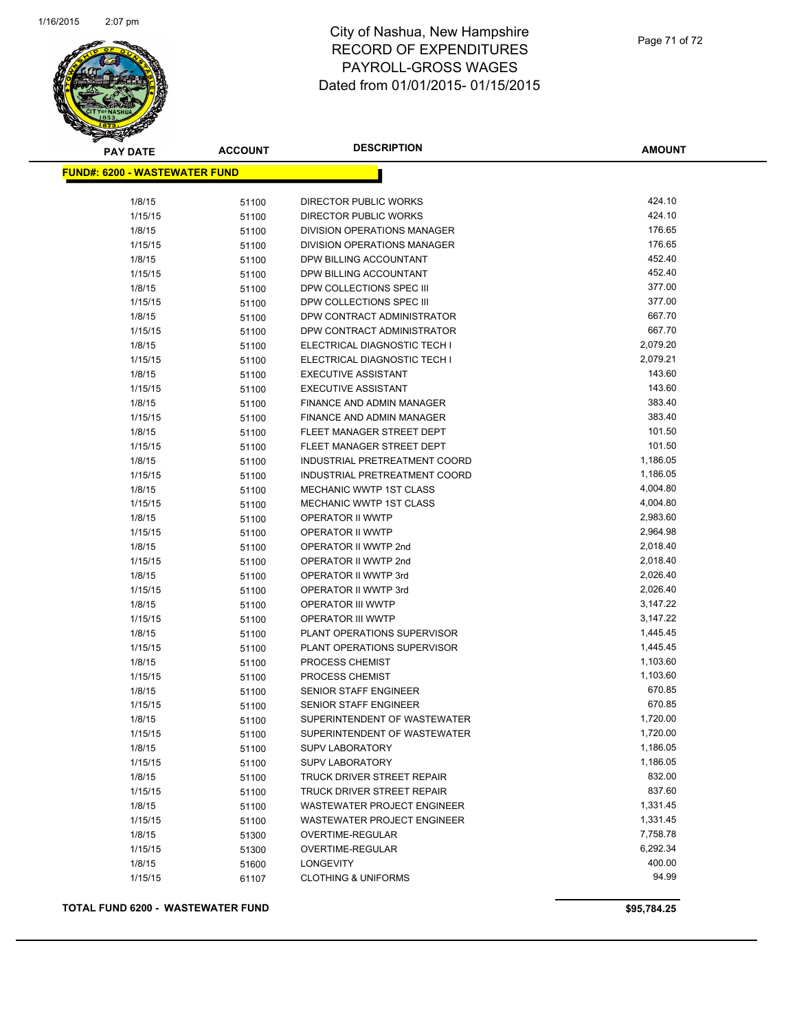# City of Nashua, New Hampshire
## RECORD OF EXPENDITURES
## PAYROLL-GROSS WAGES
## Dated from 01/01/2015- 01/15/2015

| PAY DATE | ACCOUNT | DESCRIPTION | AMOUNT |
|---|---|---|---|
| **FUND#: 6200 - WASTEWATER FUND** | | | |
| 1/8/15 | 51100 | DIRECTOR PUBLIC WORKS | 424.10 |
| 1/15/15 | 51100 | DIRECTOR PUBLIC WORKS | 424.10 |
| 1/8/15 | 51100 | DIVISION OPERATIONS MANAGER | 176.65 |
| 1/15/15 | 51100 | DIVISION OPERATIONS MANAGER | 176.65 |
| 1/8/15 | 51100 | DPW BILLING ACCOUNTANT | 452.40 |
| 1/15/15 | 51100 | DPW BILLING ACCOUNTANT | 452.40 |
| 1/8/15 | 51100 | DPW COLLECTIONS SPEC III | 377.00 |
| 1/15/15 | 51100 | DPW COLLECTIONS SPEC III | 377.00 |
| 1/8/15 | 51100 | DPW CONTRACT ADMINISTRATOR | 667.70 |
| 1/15/15 | 51100 | DPW CONTRACT ADMINISTRATOR | 667.70 |
| 1/8/15 | 51100 | ELECTRICAL DIAGNOSTIC TECH I | 2,079.20 |
| 1/15/15 | 51100 | ELECTRICAL DIAGNOSTIC TECH I | 2,079.21 |
| 1/8/15 | 51100 | EXECUTIVE ASSISTANT | 143.60 |
| 1/15/15 | 51100 | EXECUTIVE ASSISTANT | 143.60 |
| 1/8/15 | 51100 | FINANCE AND ADMIN MANAGER | 383.40 |
| 1/15/15 | 51100 | FINANCE AND ADMIN MANAGER | 383.40 |
| 1/8/15 | 51100 | FLEET MANAGER STREET DEPT | 101.50 |
| 1/15/15 | 51100 | FLEET MANAGER STREET DEPT | 101.50 |
| 1/8/15 | 51100 | INDUSTRIAL PRETREATMENT COORD | 1,186.05 |
| 1/15/15 | 51100 | INDUSTRIAL PRETREATMENT COORD | 1,186.05 |
| 1/8/15 | 51100 | MECHANIC WWTP 1ST CLASS | 4,004.80 |
| 1/15/15 | 51100 | MECHANIC WWTP 1ST CLASS | 4,004.80 |
| 1/8/15 | 51100 | OPERATOR II WWTP | 2,983.60 |
| 1/15/15 | 51100 | OPERATOR II WWTP | 2,964.98 |
| 1/8/15 | 51100 | OPERATOR II WWTP 2nd | 2,018.40 |
| 1/15/15 | 51100 | OPERATOR II WWTP 2nd | 2,018.40 |
| 1/8/15 | 51100 | OPERATOR II WWTP 3rd | 2,026.40 |
| 1/15/15 | 51100 | OPERATOR II WWTP 3rd | 2,026.40 |
| 1/8/15 | 51100 | OPERATOR III WWTP | 3,147.22 |
| 1/15/15 | 51100 | OPERATOR III WWTP | 3,147.22 |
| 1/8/15 | 51100 | PLANT OPERATIONS SUPERVISOR | 1,445.45 |
| 1/15/15 | 51100 | PLANT OPERATIONS SUPERVISOR | 1,445.45 |
| 1/8/15 | 51100 | PROCESS CHEMIST | 1,103.60 |
| 1/15/15 | 51100 | PROCESS CHEMIST | 1,103.60 |
| 1/8/15 | 51100 | SENIOR STAFF ENGINEER | 670.85 |
| 1/15/15 | 51100 | SENIOR STAFF ENGINEER | 670.85 |
| 1/8/15 | 51100 | SUPERINTENDENT OF WASTEWATER | 1,720.00 |
| 1/15/15 | 51100 | SUPERINTENDENT OF WASTEWATER | 1,720.00 |
| 1/8/15 | 51100 | SUPV LABORATORY | 1,186.05 |
| 1/15/15 | 51100 | SUPV LABORATORY | 1,186.05 |
| 1/8/15 | 51100 | TRUCK DRIVER STREET REPAIR | 832.00 |
| 1/15/15 | 51100 | TRUCK DRIVER STREET REPAIR | 837.60 |
| 1/8/15 | 51100 | WASTEWATER PROJECT ENGINEER | 1,331.45 |
| 1/15/15 | 51100 | WASTEWATER PROJECT ENGINEER | 1,331.45 |
| 1/8/15 | 51300 | OVERTIME-REGULAR | 7,758.78 |
| 1/15/15 | 51300 | OVERTIME-REGULAR | 6,292.34 |
| 1/8/15 | 51600 | LONGEVITY | 400.00 |
| 1/15/15 | 61107 | CLOTHING & UNIFORMS | 94.99 |

**TOTAL FUND 6200 - WASTEWATER FUND** **$95,784.25**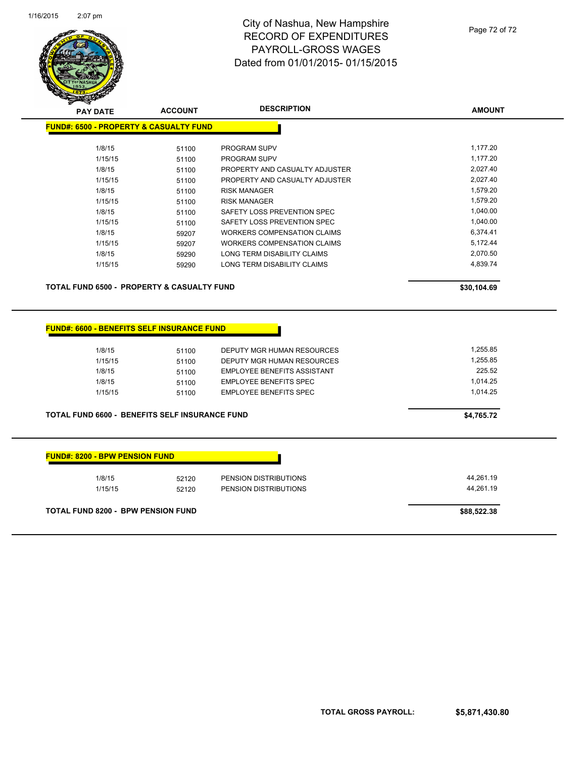# City of Nashua, New Hampshire
# RECORD OF EXPENDITURES
# PAYROLL-GROSS WAGES
# Dated from 01/01/2015- 01/15/2015

| PAY DATE | ACCOUNT | DESCRIPTION | AMOUNT |
|---|---|---|---|
| **FUND#: 6500 - PROPERTY & CASUALTY FUND** | | | |
| 1/8/15 | 51100 | PROGRAM SUPV | 1,177.20 |
| 1/15/15 | 51100 | PROGRAM SUPV | 1,177.20 |
| 1/8/15 | 51100 | PROPERTY AND CASUALTY ADJUSTER | 2,027.40 |
| 1/15/15 | 51100 | PROPERTY AND CASUALTY ADJUSTER | 2,027.40 |
| 1/8/15 | 51100 | RISK MANAGER | 1,579.20 |
| 1/15/15 | 51100 | RISK MANAGER | 1,579.20 |
| 1/8/15 | 51100 | SAFETY LOSS PREVENTION SPEC | 1,040.00 |
| 1/15/15 | 51100 | SAFETY LOSS PREVENTION SPEC | 1,040.00 |
| 1/8/15 | 59207 | WORKERS COMPENSATION CLAIMS | 6,374.41 |
| 1/15/15 | 59207 | WORKERS COMPENSATION CLAIMS | 5,172.44 |
| 1/8/15 | 59290 | LONG TERM DISABILITY CLAIMS | 2,070.50 |
| 1/15/15 | 59290 | LONG TERM DISABILITY CLAIMS | 4,839.74 |
| **TOTAL FUND 6500 - PROPERTY & CASUALTY FUND** | | | **$30,104.69** |
| **FUND#: 6600 - BENEFITS SELF INSURANCE FUND** | | | |
| 1/8/15 | 51100 | DEPUTY MGR HUMAN RESOURCES | 1,255.85 |
| 1/15/15 | 51100 | DEPUTY MGR HUMAN RESOURCES | 1,255.85 |
| 1/8/15 | 51100 | EMPLOYEE BENEFITS ASSISTANT | 225.52 |
| 1/8/15 | 51100 | EMPLOYEE BENEFITS SPEC | 1,014.25 |
| 1/15/15 | 51100 | EMPLOYEE BENEFITS SPEC | 1,014.25 |
| **TOTAL FUND 6600 - BENEFITS SELF INSURANCE FUND** | | | **$4,765.72** |
| **FUND#: 8200 - BPW PENSION FUND** | | | |
| 1/8/15 | 52120 | PENSION DISTRIBUTIONS | 44,261.19 |
| 1/15/15 | 52120 | PENSION DISTRIBUTIONS | 44,261.19 |
| **TOTAL FUND 8200 - BPW PENSION FUND** | | | **$88,522.38** |

**TOTAL GROSS PAYROLL: $5,871,430.80**